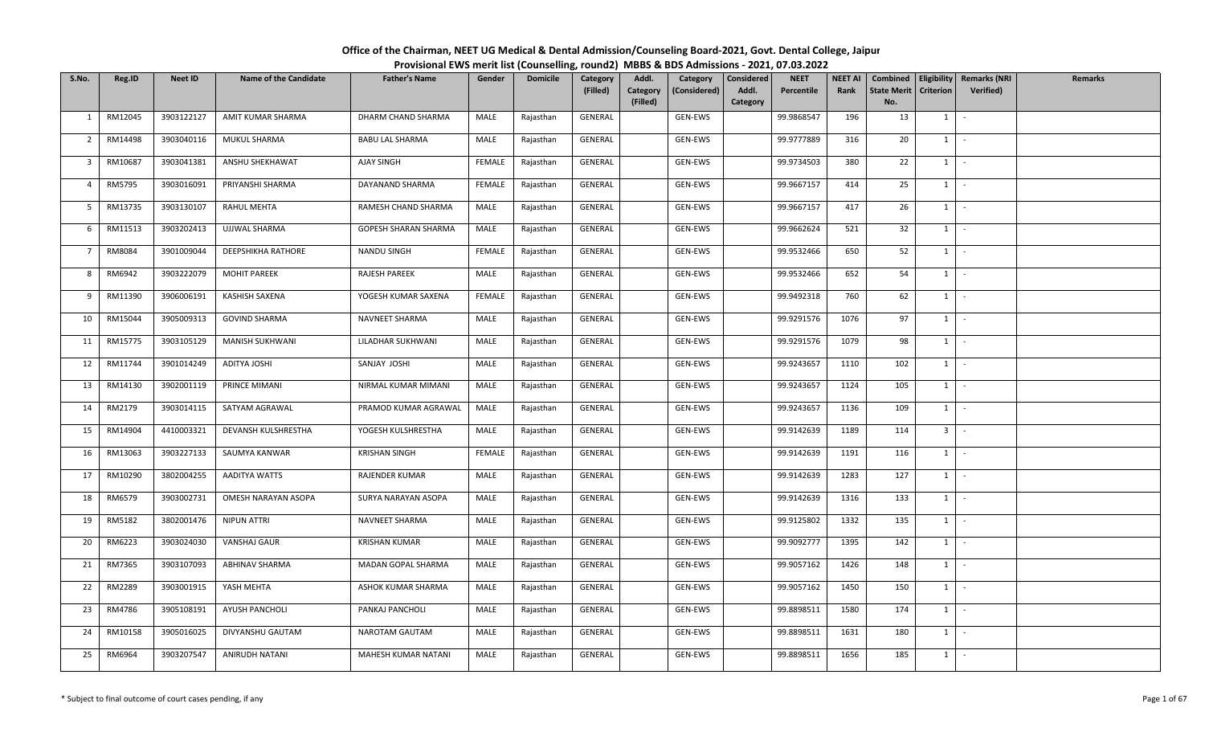# Office of the Chairman, NEET UG Medical & Dental Admission/Counseling Board-2021, Govt. Dental College, Jaipur

## Provisional EWS merit list (Counselling, round2) MBBS & BDS Admissions - 2021, 07.03.2022

| S.No. | Reg.ID | Neet ID | Name of the Candidate | Father's Name | Gender | Domicile | Category (Filled) | Addl. Category (Filled) | Category (Considered) | Considered Addl. Category | NEET Percentile | NEET AI Rank | Combined State Merit No. | Eligibility Criterion | Remarks (NRI Verified) | Remarks |
|---|---|---|---|---|---|---|---|---|---|---|---|---|---|---|---|---|
| 1 | RM12045 | 3903122127 | AMIT KUMAR SHARMA | DHARM CHAND SHARMA | MALE | Rajasthan | GENERAL | | GEN-EWS | | 99.9868547 | 196 | 13 | 1 | - | |
| 2 | RM14498 | 3903040116 | MUKUL SHARMA | BABU LAL SHARMA | MALE | Rajasthan | GENERAL | | GEN-EWS | | 99.9777889 | 316 | 20 | 1 | - | |
| 3 | RM10687 | 3903041381 | ANSHU SHEKHAWAT | AJAY SINGH | FEMALE | Rajasthan | GENERAL | | GEN-EWS | | 99.9734503 | 380 | 22 | 1 | - | |
| 4 | RM5795 | 3903016091 | PRIYANSHI SHARMA | DAYANAND SHARMA | FEMALE | Rajasthan | GENERAL | | GEN-EWS | | 99.9667157 | 414 | 25 | 1 | - | |
| 5 | RM13735 | 3903130107 | RAHUL MEHTA | RAMESH CHAND SHARMA | MALE | Rajasthan | GENERAL | | GEN-EWS | | 99.9667157 | 417 | 26 | 1 | - | |
| 6 | RM11513 | 3903202413 | UJJWAL SHARMA | GOPESH SHARAN SHARMA | MALE | Rajasthan | GENERAL | | GEN-EWS | | 99.9662624 | 521 | 32 | 1 | - | |
| 7 | RM8084 | 3901009044 | DEEPSHIKHA RATHORE | NANDU SINGH | FEMALE | Rajasthan | GENERAL | | GEN-EWS | | 99.9532466 | 650 | 52 | 1 | - | |
| 8 | RM6942 | 3903222079 | MOHIT PAREEK | RAJESH PAREEK | MALE | Rajasthan | GENERAL | | GEN-EWS | | 99.9532466 | 652 | 54 | 1 | - | |
| 9 | RM11390 | 3906006191 | KASHISH SAXENA | YOGESH KUMAR SAXENA | FEMALE | Rajasthan | GENERAL | | GEN-EWS | | 99.9492318 | 760 | 62 | 1 | - | |
| 10 | RM15044 | 3905009313 | GOVIND SHARMA | NAVNEET SHARMA | MALE | Rajasthan | GENERAL | | GEN-EWS | | 99.9291576 | 1076 | 97 | 1 | - | |
| 11 | RM15775 | 3903105129 | MANISH SUKHWANI | LILADHAR SUKHWANI | MALE | Rajasthan | GENERAL | | GEN-EWS | | 99.9291576 | 1079 | 98 | 1 | - | |
| 12 | RM11744 | 3901014249 | ADITYA JOSHI | SANJAY JOSHI | MALE | Rajasthan | GENERAL | | GEN-EWS | | 99.9243657 | 1110 | 102 | 1 | - | |
| 13 | RM14130 | 3902001119 | PRINCE MIMANI | NIRMAL KUMAR MIMANI | MALE | Rajasthan | GENERAL | | GEN-EWS | | 99.9243657 | 1124 | 105 | 1 | - | |
| 14 | RM2179 | 3903014115 | SATYAM AGRAWAL | PRAMOD KUMAR AGRAWAL | MALE | Rajasthan | GENERAL | | GEN-EWS | | 99.9243657 | 1136 | 109 | 1 | - | |
| 15 | RM14904 | 4410003321 | DEVANSH KULSHRESTHA | YOGESH KULSHRESTHA | MALE | Rajasthan | GENERAL | | GEN-EWS | | 99.9142639 | 1189 | 114 | 3 | - | |
| 16 | RM13063 | 3903227133 | SAUMYA KANWAR | KRISHAN SINGH | FEMALE | Rajasthan | GENERAL | | GEN-EWS | | 99.9142639 | 1191 | 116 | 1 | - | |
| 17 | RM10290 | 3802004255 | AADITYA WATTS | RAJENDER KUMAR | MALE | Rajasthan | GENERAL | | GEN-EWS | | 99.9142639 | 1283 | 127 | 1 | - | |
| 18 | RM6579 | 3903002731 | OMESH NARAYAN ASOPA | SURYA NARAYAN ASOPA | MALE | Rajasthan | GENERAL | | GEN-EWS | | 99.9142639 | 1316 | 133 | 1 | - | |
| 19 | RM5182 | 3802001476 | NIPUN ATTRI | NAVNEET SHARMA | MALE | Rajasthan | GENERAL | | GEN-EWS | | 99.9125802 | 1332 | 135 | 1 | - | |
| 20 | RM6223 | 3903024030 | VANSHAJ GAUR | KRISHAN KUMAR | MALE | Rajasthan | GENERAL | | GEN-EWS | | 99.9092777 | 1395 | 142 | 1 | - | |
| 21 | RM7365 | 3903107093 | ABHINAV SHARMA | MADAN GOPAL SHARMA | MALE | Rajasthan | GENERAL | | GEN-EWS | | 99.9057162 | 1426 | 148 | 1 | - | |
| 22 | RM2289 | 3903001915 | YASH MEHTA | ASHOK KUMAR SHARMA | MALE | Rajasthan | GENERAL | | GEN-EWS | | 99.9057162 | 1450 | 150 | 1 | - | |
| 23 | RM4786 | 3905108191 | AYUSH PANCHOLI | PANKAJ PANCHOLI | MALE | Rajasthan | GENERAL | | GEN-EWS | | 99.8898511 | 1580 | 174 | 1 | - | |
| 24 | RM10158 | 3905016025 | DIVYANSHU GAUTAM | NAROTAM GAUTAM | MALE | Rajasthan | GENERAL | | GEN-EWS | | 99.8898511 | 1631 | 180 | 1 | - | |
| 25 | RM6964 | 3903207547 | ANIRUDH NATANI | MAHESH KUMAR NATANI | MALE | Rajasthan | GENERAL | | GEN-EWS | | 99.8898511 | 1656 | 185 | 1 | - | |

\* Subject to final outcome of court cases pending, if any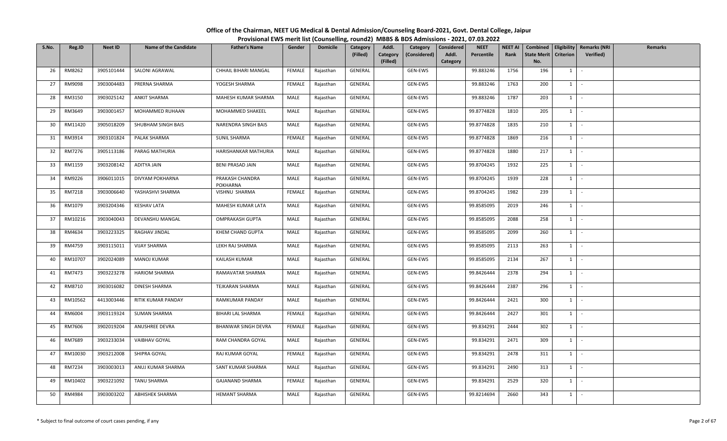# Office of the Chairman, NEET UG Medical & Dental Admission/Counseling Board-2021, Govt. Dental College, Jaipur

## Provisional EWS merit list (Counselling, round2) MBBS & BDS Admissions - 2021, 07.03.2022

| S.No. | Reg.ID | Neet ID | Name of the Candidate | Father's Name | Gender | Domicile | Category (Filled) | Addl. Category (Filled) | Category (Considered) | Considered Addl. Category | NEET Percentile | NEET AI Rank | Combined State Merit No. | Eligibility Criterion | Remarks (NRI Verified) | Remarks |
|---|---|---|---|---|---|---|---|---|---|---|---|---|---|---|---|---|
| 26 | RM8262 | 3905101444 | SALONI AGRAWAL | CHHAIL BIHARI MANGAL | FEMALE | Rajasthan | GENERAL | | GEN-EWS | | 99.883246 | 1756 | 196 | 1 | - | |
| 27 | RM9098 | 3903004483 | PRERNA SHARMA | YOGESH SHARMA | FEMALE | Rajasthan | GENERAL | | GEN-EWS | | 99.883246 | 1763 | 200 | 1 | - | |
| 28 | RM3150 | 3903025142 | ANKIT SHARMA | MAHESH KUMAR SHARMA | MALE | Rajasthan | GENERAL | | GEN-EWS | | 99.883246 | 1787 | 203 | 1 | - | |
| 29 | RM3649 | 3903001457 | MOHAMMED RUHAAN | MOHAMMED SHAKEEL | MALE | Rajasthan | GENERAL | | GEN-EWS | | 99.8774828 | 1810 | 205 | 1 | - | |
| 30 | RM11420 | 3905018209 | SHUBHAM SINGH BAIS | NARENDRA SINGH BAIS | MALE | Rajasthan | GENERAL | | GEN-EWS | | 99.8774828 | 1835 | 210 | 1 | - | |
| 31 | RM3914 | 3903101824 | PALAK SHARMA | SUNIL SHARMA | FEMALE | Rajasthan | GENERAL | | GEN-EWS | | 99.8774828 | 1869 | 216 | 1 | - | |
| 32 | RM7276 | 3905113186 | PARAG MATHURIA | HARISHANKAR MATHURIA | MALE | Rajasthan | GENERAL | | GEN-EWS | | 99.8774828 | 1880 | 217 | 1 | - | |
| 33 | RM1159 | 3903208142 | ADITYA JAIN | BENI PRASAD JAIN | MALE | Rajasthan | GENERAL | | GEN-EWS | | 99.8704245 | 1932 | 225 | 1 | - | |
| 34 | RM9226 | 3906011015 | DIVYAM POKHARNA | PRAKASH CHANDRA POKHARNA | MALE | Rajasthan | GENERAL | | GEN-EWS | | 99.8704245 | 1939 | 228 | 1 | - | |
| 35 | RM7218 | 3903006640 | YASHASHVI SHARMA | VISHNU SHARMA | FEMALE | Rajasthan | GENERAL | | GEN-EWS | | 99.8704245 | 1982 | 239 | 1 | - | |
| 36 | RM1079 | 3903204346 | KESHAV LATA | MAHESH KUMAR LATA | MALE | Rajasthan | GENERAL | | GEN-EWS | | 99.8585095 | 2019 | 246 | 1 | - | |
| 37 | RM10216 | 3903040043 | DEVANSHU MANGAL | OMPRAKASH GUPTA | MALE | Rajasthan | GENERAL | | GEN-EWS | | 99.8585095 | 2088 | 258 | 1 | - | |
| 38 | RM4634 | 3903223325 | RAGHAV JINDAL | KHEM CHAND GUPTA | MALE | Rajasthan | GENERAL | | GEN-EWS | | 99.8585095 | 2099 | 260 | 1 | - | |
| 39 | RM4759 | 3903115011 | VIJAY SHARMA | LEKH RAJ SHARMA | MALE | Rajasthan | GENERAL | | GEN-EWS | | 99.8585095 | 2113 | 263 | 1 | - | |
| 40 | RM10707 | 3902024089 | MANOJ KUMAR | KAILASH KUMAR | MALE | Rajasthan | GENERAL | | GEN-EWS | | 99.8585095 | 2134 | 267 | 1 | - | |
| 41 | RM7473 | 3903223278 | HARIOM SHARMA | RAMAVATAR SHARMA | MALE | Rajasthan | GENERAL | | GEN-EWS | | 99.8426444 | 2378 | 294 | 1 | - | |
| 42 | RM8710 | 3903016082 | DINESH SHARMA | TEJKARAN SHARMA | MALE | Rajasthan | GENERAL | | GEN-EWS | | 99.8426444 | 2387 | 296 | 1 | - | |
| 43 | RM10562 | 4413003446 | RITIK KUMAR PANDAY | RAMKUMAR PANDAY | MALE | Rajasthan | GENERAL | | GEN-EWS | | 99.8426444 | 2421 | 300 | 1 | - | |
| 44 | RM6004 | 3903119324 | SUMAN SHARMA | BIHARI LAL SHARMA | FEMALE | Rajasthan | GENERAL | | GEN-EWS | | 99.8426444 | 2427 | 301 | 1 | - | |
| 45 | RM7606 | 3902019204 | ANUSHREE DEVRA | BHANWAR SINGH DEVRA | FEMALE | Rajasthan | GENERAL | | GEN-EWS | | 99.834291 | 2444 | 302 | 1 | - | |
| 46 | RM7689 | 3903233034 | VAIBHAV GOYAL | RAM CHANDRA GOYAL | MALE | Rajasthan | GENERAL | | GEN-EWS | | 99.834291 | 2471 | 309 | 1 | - | |
| 47 | RM10030 | 3903212008 | SHIPRA GOYAL | RAJ KUMAR GOYAL | FEMALE | Rajasthan | GENERAL | | GEN-EWS | | 99.834291 | 2478 | 311 | 1 | - | |
| 48 | RM7234 | 3903003013 | ANUJ KUMAR SHARMA | SANT KUMAR SHARMA | MALE | Rajasthan | GENERAL | | GEN-EWS | | 99.834291 | 2490 | 313 | 1 | - | |
| 49 | RM10402 | 3903221092 | TANU SHARMA | GAJANAND SHARMA | FEMALE | Rajasthan | GENERAL | | GEN-EWS | | 99.834291 | 2529 | 320 | 1 | - | |
| 50 | RM4984 | 3903003202 | ABHISHEK SHARMA | HEMANT SHARMA | MALE | Rajasthan | GENERAL | | GEN-EWS | | 99.8214694 | 2660 | 343 | 1 | - | |

\* Subject to final outcome of court cases pending, if any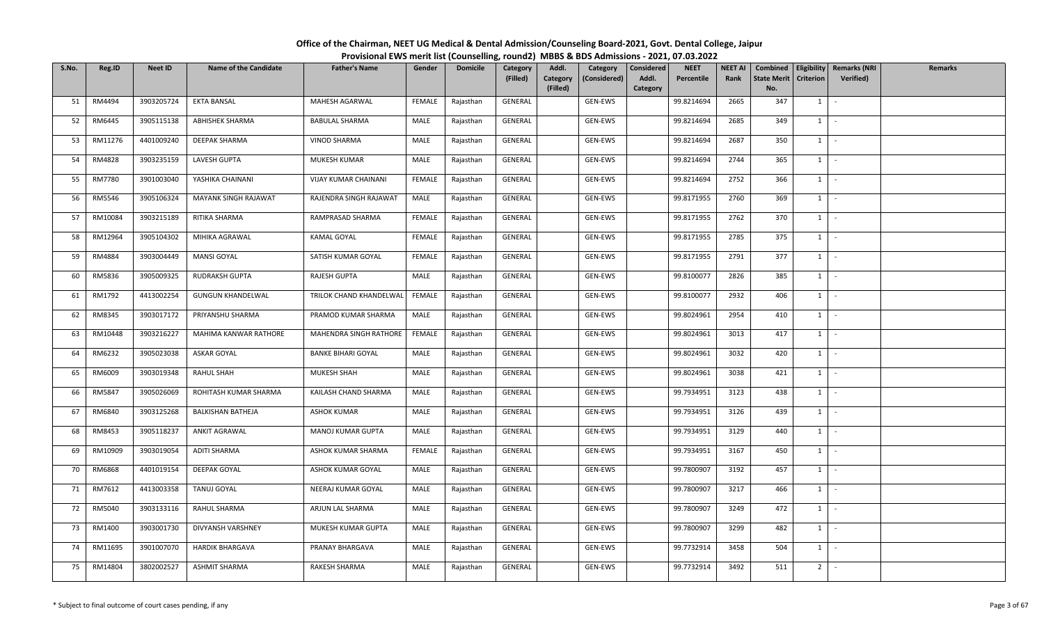# Office of the Chairman, NEET UG Medical & Dental Admission/Counseling Board-2021, Govt. Dental College, Jaipur

## Provisional EWS merit list (Counselling, round2) MBBS & BDS Admissions - 2021, 07.03.2022

| S.No. | Reg.ID | Neet ID | Name of the Candidate | Father's Name | Gender | Domicile | Category (Filled) | Addl. Category (Filled) | Category (Considered) | Considered Addl. Category | NEET Percentile | NEET AI Rank | Combined State Merit No. | Eligibility Criterion | Remarks (NRI Verified) | Remarks |
|---|---|---|---|---|---|---|---|---|---|---|---|---|---|---|---|---|
| 51 | RM4494 | 3903205724 | EKTA BANSAL | MAHESH AGARWAL | FEMALE | Rajasthan | GENERAL | | GEN-EWS | | 99.8214694 | 2665 | 347 | 1 | - | |
| 52 | RM6445 | 3905115138 | ABHISHEK SHARMA | BABULAL SHARMA | MALE | Rajasthan | GENERAL | | GEN-EWS | | 99.8214694 | 2685 | 349 | 1 | - | |
| 53 | RM11276 | 4401009240 | DEEPAK SHARMA | VINOD SHARMA | MALE | Rajasthan | GENERAL | | GEN-EWS | | 99.8214694 | 2687 | 350 | 1 | - | |
| 54 | RM4828 | 3903235159 | LAVESH GUPTA | MUKESH KUMAR | MALE | Rajasthan | GENERAL | | GEN-EWS | | 99.8214694 | 2744 | 365 | 1 | - | |
| 55 | RM7780 | 3901003040 | YASHIKA CHAINANI | VIJAY KUMAR CHAINANI | FEMALE | Rajasthan | GENERAL | | GEN-EWS | | 99.8214694 | 2752 | 366 | 1 | - | |
| 56 | RM5546 | 3905106324 | MAYANK SINGH RAJAWAT | RAJENDRA SINGH RAJAWAT | MALE | Rajasthan | GENERAL | | GEN-EWS | | 99.8171955 | 2760 | 369 | 1 | - | |
| 57 | RM10084 | 3903215189 | RITIKA SHARMA | RAMPRASAD SHARMA | FEMALE | Rajasthan | GENERAL | | GEN-EWS | | 99.8171955 | 2762 | 370 | 1 | - | |
| 58 | RM12964 | 3905104302 | MIHIKA AGRAWAL | KAMAL GOYAL | FEMALE | Rajasthan | GENERAL | | GEN-EWS | | 99.8171955 | 2785 | 375 | 1 | - | |
| 59 | RM4884 | 3903004449 | MANSI GOYAL | SATISH KUMAR GOYAL | FEMALE | Rajasthan | GENERAL | | GEN-EWS | | 99.8171955 | 2791 | 377 | 1 | - | |
| 60 | RM5836 | 3905009325 | RUDRAKSH GUPTA | RAJESH GUPTA | MALE | Rajasthan | GENERAL | | GEN-EWS | | 99.8100077 | 2826 | 385 | 1 | - | |
| 61 | RM1792 | 4413002254 | GUNGUN KHANDELWAL | TRILOK CHAND KHANDELWAL | FEMALE | Rajasthan | GENERAL | | GEN-EWS | | 99.8100077 | 2932 | 406 | 1 | - | |
| 62 | RM8345 | 3903017172 | PRIYANSHU SHARMA | PRAMOD KUMAR SHARMA | MALE | Rajasthan | GENERAL | | GEN-EWS | | 99.8024961 | 2954 | 410 | 1 | - | |
| 63 | RM10448 | 3903216227 | MAHIMA KANWAR RATHORE | MAHENDRA SINGH RATHORE | FEMALE | Rajasthan | GENERAL | | GEN-EWS | | 99.8024961 | 3013 | 417 | 1 | - | |
| 64 | RM6232 | 3905023038 | ASKAR GOYAL | BANKE BIHARI GOYAL | MALE | Rajasthan | GENERAL | | GEN-EWS | | 99.8024961 | 3032 | 420 | 1 | - | |
| 65 | RM6009 | 3903019348 | RAHUL SHAH | MUKESH SHAH | MALE | Rajasthan | GENERAL | | GEN-EWS | | 99.8024961 | 3038 | 421 | 1 | - | |
| 66 | RM5847 | 3905026069 | ROHITASH KUMAR SHARMA | KAILASH CHAND SHARMA | MALE | Rajasthan | GENERAL | | GEN-EWS | | 99.7934951 | 3123 | 438 | 1 | - | |
| 67 | RM6840 | 3903125268 | BALKISHAN BATHEJA | ASHOK KUMAR | MALE | Rajasthan | GENERAL | | GEN-EWS | | 99.7934951 | 3126 | 439 | 1 | - | |
| 68 | RM8453 | 3905118237 | ANKIT AGRAWAL | MANOJ KUMAR GUPTA | MALE | Rajasthan | GENERAL | | GEN-EWS | | 99.7934951 | 3129 | 440 | 1 | - | |
| 69 | RM10909 | 3903019054 | ADITI SHARMA | ASHOK KUMAR SHARMA | FEMALE | Rajasthan | GENERAL | | GEN-EWS | | 99.7934951 | 3167 | 450 | 1 | - | |
| 70 | RM6868 | 4401019154 | DEEPAK GOYAL | ASHOK KUMAR GOYAL | MALE | Rajasthan | GENERAL | | GEN-EWS | | 99.7800907 | 3192 | 457 | 1 | - | |
| 71 | RM7612 | 4413003358 | TANUJ GOYAL | NEERAJ KUMAR GOYAL | MALE | Rajasthan | GENERAL | | GEN-EWS | | 99.7800907 | 3217 | 466 | 1 | - | |
| 72 | RM5040 | 3903133116 | RAHUL SHARMA | ARJUN LAL SHARMA | MALE | Rajasthan | GENERAL | | GEN-EWS | | 99.7800907 | 3249 | 472 | 1 | - | |
| 73 | RM1400 | 3903001730 | DIVYANSH VARSHNEY | MUKESH KUMAR GUPTA | MALE | Rajasthan | GENERAL | | GEN-EWS | | 99.7800907 | 3299 | 482 | 1 | - | |
| 74 | RM11695 | 3901007070 | HARDIK BHARGAVA | PRANAY BHARGAVA | MALE | Rajasthan | GENERAL | | GEN-EWS | | 99.7732914 | 3458 | 504 | 1 | - | |
| 75 | RM14804 | 3802002527 | ASHMIT SHARMA | RAKESH SHARMA | MALE | Rajasthan | GENERAL | | GEN-EWS | | 99.7732914 | 3492 | 511 | 2 | - | |

\* Subject to final outcome of court cases pending, if any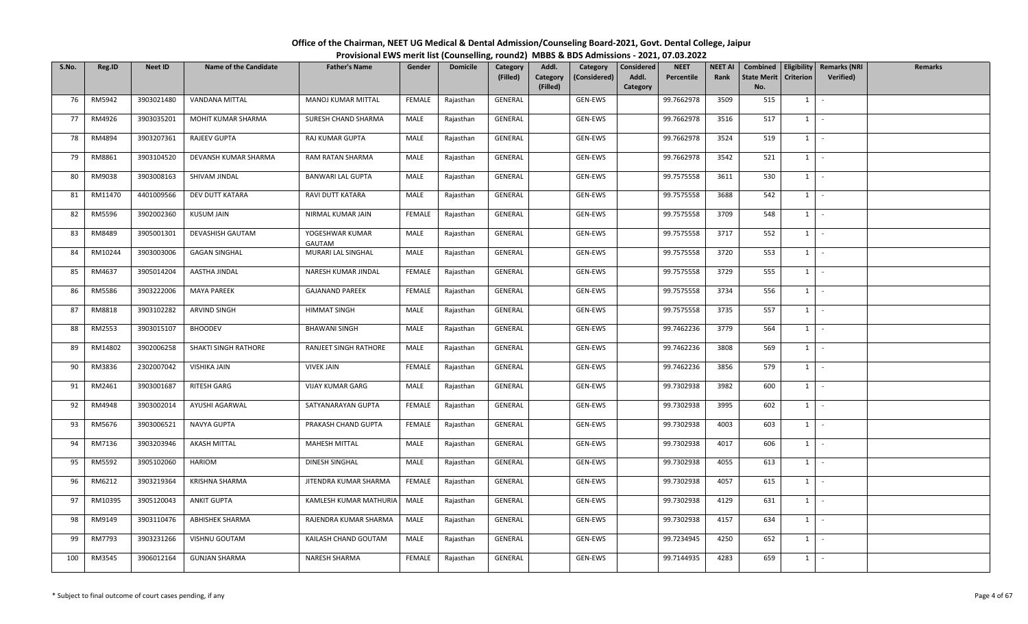**Office of the Chairman, NEET UG Medical & Dental Admission/Counseling Board-2021, Govt. Dental College, Jaipur**

**Provisional EWS merit list (Counselling, round2) MBBS & BDS Admissions - 2021, 07.03.2022**

| S.No. | Reg.ID | Neet ID | Name of the Candidate | Father's Name | Gender | Domicile | Category (Filled) | Addl. Category (Filled) | Category (Considered) | Considered Addl. Category | NEET Percentile | NEET AI Rank | Combined State Merit No. | Eligibility Criterion | Remarks (NRI Verified) | Remarks |
|---|---|---|---|---|---|---|---|---|---|---|---|---|---|---|---|---|
| 76 | RM5942 | 3903021480 | VANDANA MITTAL | MANOJ KUMAR MITTAL | FEMALE | Rajasthan | GENERAL | | GEN-EWS | | 99.7662978 | 3509 | 515 | 1 | - | |
| 77 | RM4926 | 3903035201 | MOHIT KUMAR SHARMA | SURESH CHAND SHARMA | MALE | Rajasthan | GENERAL | | GEN-EWS | | 99.7662978 | 3516 | 517 | 1 | - | |
| 78 | RM4894 | 3903207361 | RAJEEV GUPTA | RAJ KUMAR GUPTA | MALE | Rajasthan | GENERAL | | GEN-EWS | | 99.7662978 | 3524 | 519 | 1 | - | |
| 79 | RM8861 | 3903104520 | DEVANSH KUMAR SHARMA | RAM RATAN SHARMA | MALE | Rajasthan | GENERAL | | GEN-EWS | | 99.7662978 | 3542 | 521 | 1 | - | |
| 80 | RM9038 | 3903008163 | SHIVAM JINDAL | BANWARI LAL GUPTA | MALE | Rajasthan | GENERAL | | GEN-EWS | | 99.7575558 | 3611 | 530 | 1 | - | |
| 81 | RM11470 | 4401009566 | DEV DUTT KATARA | RAVI DUTT KATARA | MALE | Rajasthan | GENERAL | | GEN-EWS | | 99.7575558 | 3688 | 542 | 1 | - | |
| 82 | RM5596 | 3902002360 | KUSUM JAIN | NIRMAL KUMAR JAIN | FEMALE | Rajasthan | GENERAL | | GEN-EWS | | 99.7575558 | 3709 | 548 | 1 | - | |
| 83 | RM8489 | 3905001301 | DEVASHISH GAUTAM | YOGESHWAR KUMAR GAUTAM | MALE | Rajasthan | GENERAL | | GEN-EWS | | 99.7575558 | 3717 | 552 | 1 | - | |
| 84 | RM10244 | 3903003006 | GAGAN SINGHAL | MURARI LAL SINGHAL | MALE | Rajasthan | GENERAL | | GEN-EWS | | 99.7575558 | 3720 | 553 | 1 | - | |
| 85 | RM4637 | 3905014204 | AASTHA JINDAL | NARESH KUMAR JINDAL | FEMALE | Rajasthan | GENERAL | | GEN-EWS | | 99.7575558 | 3729 | 555 | 1 | - | |
| 86 | RM5586 | 3903222006 | MAYA PAREEK | GAJANAND PAREEK | FEMALE | Rajasthan | GENERAL | | GEN-EWS | | 99.7575558 | 3734 | 556 | 1 | - | |
| 87 | RM8818 | 3903102282 | ARVIND SINGH | HIMMAT SINGH | MALE | Rajasthan | GENERAL | | GEN-EWS | | 99.7575558 | 3735 | 557 | 1 | - | |
| 88 | RM2553 | 3903015107 | BHOODEV | BHAWANI SINGH | MALE | Rajasthan | GENERAL | | GEN-EWS | | 99.7462236 | 3779 | 564 | 1 | - | |
| 89 | RM14802 | 3902006258 | SHAKTI SINGH RATHORE | RANJEET SINGH RATHORE | MALE | Rajasthan | GENERAL | | GEN-EWS | | 99.7462236 | 3808 | 569 | 1 | - | |
| 90 | RM3836 | 2302007042 | VISHIKA JAIN | VIVEK JAIN | FEMALE | Rajasthan | GENERAL | | GEN-EWS | | 99.7462236 | 3856 | 579 | 1 | - | |
| 91 | RM2461 | 3903001687 | RITESH GARG | VIJAY KUMAR GARG | MALE | Rajasthan | GENERAL | | GEN-EWS | | 99.7302938 | 3982 | 600 | 1 | - | |
| 92 | RM4948 | 3903002014 | AYUSHI AGARWAL | SATYANARAYAN GUPTA | FEMALE | Rajasthan | GENERAL | | GEN-EWS | | 99.7302938 | 3995 | 602 | 1 | - | |
| 93 | RM5676 | 3903006521 | NAVYA GUPTA | PRAKASH CHAND GUPTA | FEMALE | Rajasthan | GENERAL | | GEN-EWS | | 99.7302938 | 4003 | 603 | 1 | - | |
| 94 | RM7136 | 3903203946 | AKASH MITTAL | MAHESH MITTAL | MALE | Rajasthan | GENERAL | | GEN-EWS | | 99.7302938 | 4017 | 606 | 1 | - | |
| 95 | RM5592 | 3905102060 | HARIOM | DINESH SINGHAL | MALE | Rajasthan | GENERAL | | GEN-EWS | | 99.7302938 | 4055 | 613 | 1 | - | |
| 96 | RM6212 | 3903219364 | KRISHNA SHARMA | JITENDRA KUMAR SHARMA | FEMALE | Rajasthan | GENERAL | | GEN-EWS | | 99.7302938 | 4057 | 615 | 1 | - | |
| 97 | RM10395 | 3905120043 | ANKIT GUPTA | KAMLESH KUMAR MATHURIA | MALE | Rajasthan | GENERAL | | GEN-EWS | | 99.7302938 | 4129 | 631 | 1 | - | |
| 98 | RM9149 | 3903110476 | ABHISHEK SHARMA | RAJENDRA KUMAR SHARMA | MALE | Rajasthan | GENERAL | | GEN-EWS | | 99.7302938 | 4157 | 634 | 1 | - | |
| 99 | RM7793 | 3903231266 | VISHNU GOUTAM | KAILASH CHAND GOUTAM | MALE | Rajasthan | GENERAL | | GEN-EWS | | 99.7234945 | 4250 | 652 | 1 | - | |
| 100 | RM3545 | 3906012164 | GUNJAN SHARMA | NARESH SHARMA | FEMALE | Rajasthan | GENERAL | | GEN-EWS | | 99.7144935 | 4283 | 659 | 1 | - | |

\* Subject to final outcome of court cases pending, if any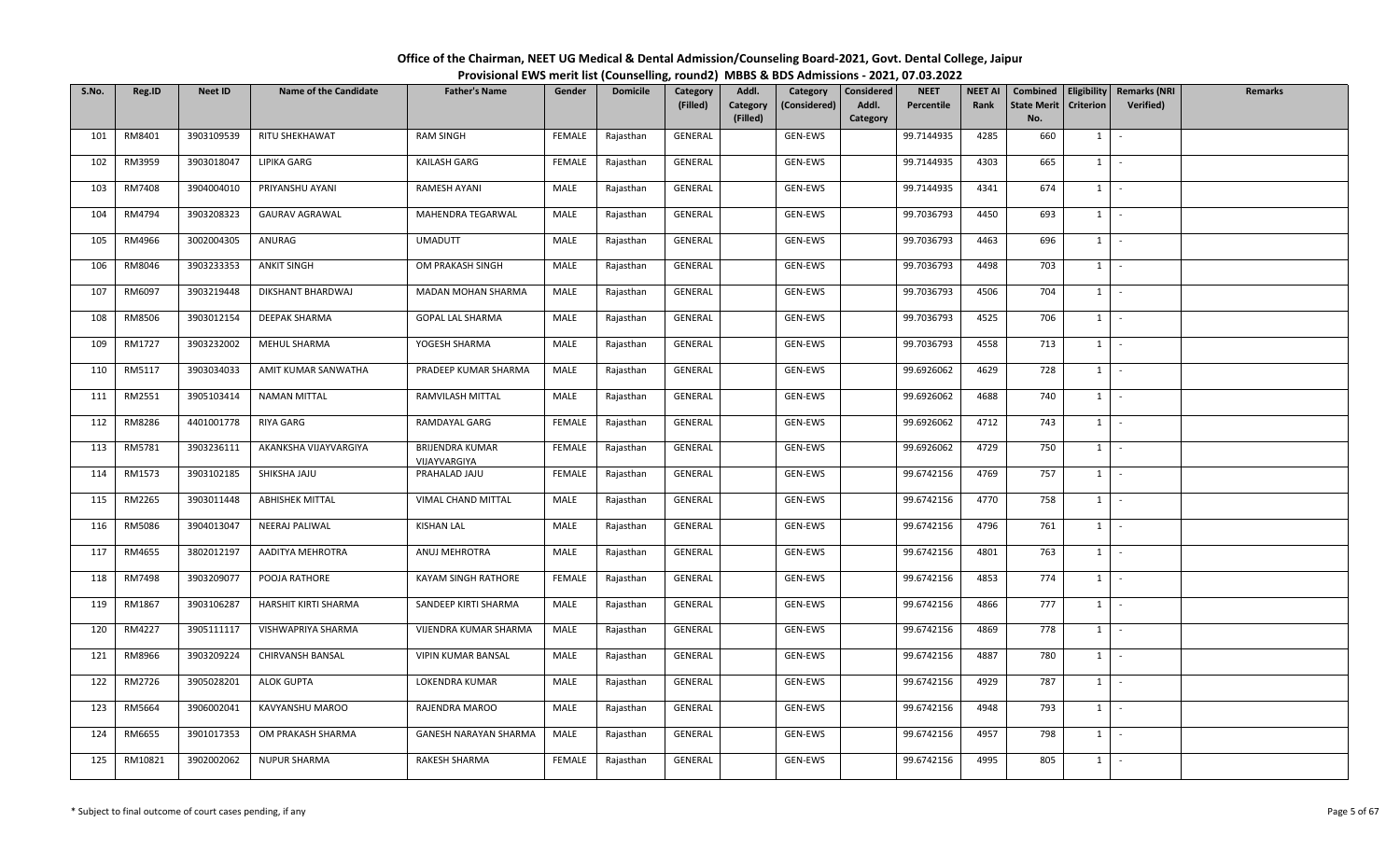# Office of the Chairman, NEET UG Medical & Dental Admission/Counseling Board-2021, Govt. Dental College, Jaipur

## Provisional EWS merit list (Counselling, round2) MBBS & BDS Admissions - 2021, 07.03.2022

| S.No. | Reg.ID | Neet ID | Name of the Candidate | Father's Name | Gender | Domicile | Category (Filled) | Addl. Category (Filled) | Category (Considered) | Considered Addl. Category | NEET Percentile | NEET AI Rank | Combined State Merit No. | Eligibility Criterion | Remarks (NRI Verified) | Remarks |
|---|---|---|---|---|---|---|---|---|---|---|---|---|---|---|---|---|
| 101 | RM8401 | 3903109539 | RITU SHEKHAWAT | RAM SINGH | FEMALE | Rajasthan | GENERAL | | GEN-EWS | | 99.7144935 | 4285 | 660 | 1 | - | |
| 102 | RM3959 | 3903018047 | LIPIKA GARG | KAILASH GARG | FEMALE | Rajasthan | GENERAL | | GEN-EWS | | 99.7144935 | 4303 | 665 | 1 | - | |
| 103 | RM7408 | 3904004010 | PRIYANSHU AYANI | RAMESH AYANI | MALE | Rajasthan | GENERAL | | GEN-EWS | | 99.7144935 | 4341 | 674 | 1 | - | |
| 104 | RM4794 | 3903208323 | GAURAV AGRAWAL | MAHENDRA TEGARWAL | MALE | Rajasthan | GENERAL | | GEN-EWS | | 99.7036793 | 4450 | 693 | 1 | - | |
| 105 | RM4966 | 3002004305 | ANURAG | UMADUTT | MALE | Rajasthan | GENERAL | | GEN-EWS | | 99.7036793 | 4463 | 696 | 1 | - | |
| 106 | RM8046 | 3903233353 | ANKIT SINGH | OM PRAKASH SINGH | MALE | Rajasthan | GENERAL | | GEN-EWS | | 99.7036793 | 4498 | 703 | 1 | - | |
| 107 | RM6097 | 3903219448 | DIKSHANT BHARDWAJ | MADAN MOHAN SHARMA | MALE | Rajasthan | GENERAL | | GEN-EWS | | 99.7036793 | 4506 | 704 | 1 | - | |
| 108 | RM8506 | 3903012154 | DEEPAK SHARMA | GOPAL LAL SHARMA | MALE | Rajasthan | GENERAL | | GEN-EWS | | 99.7036793 | 4525 | 706 | 1 | - | |
| 109 | RM1727 | 3903232002 | MEHUL SHARMA | YOGESH SHARMA | MALE | Rajasthan | GENERAL | | GEN-EWS | | 99.7036793 | 4558 | 713 | 1 | - | |
| 110 | RM5117 | 3903034033 | AMIT KUMAR SANWATHA | PRADEEP KUMAR SHARMA | MALE | Rajasthan | GENERAL | | GEN-EWS | | 99.6926062 | 4629 | 728 | 1 | - | |
| 111 | RM2551 | 3905103414 | NAMAN MITTAL | RAMVILASH MITTAL | MALE | Rajasthan | GENERAL | | GEN-EWS | | 99.6926062 | 4688 | 740 | 1 | - | |
| 112 | RM8286 | 4401001778 | RIYA GARG | RAMDAYAL GARG | FEMALE | Rajasthan | GENERAL | | GEN-EWS | | 99.6926062 | 4712 | 743 | 1 | - | |
| 113 | RM5781 | 3903236111 | AKANKSHA VIJAYVARGIYA | BRIJENDRA KUMAR VIJAYVARGIYA | FEMALE | Rajasthan | GENERAL | | GEN-EWS | | 99.6926062 | 4729 | 750 | 1 | - | |
| 114 | RM1573 | 3903102185 | SHIKSHA JAJU | PRAHALAD JAJU | FEMALE | Rajasthan | GENERAL | | GEN-EWS | | 99.6742156 | 4769 | 757 | 1 | - | |
| 115 | RM2265 | 3903011448 | ABHISHEK MITTAL | VIMAL CHAND MITTAL | MALE | Rajasthan | GENERAL | | GEN-EWS | | 99.6742156 | 4770 | 758 | 1 | - | |
| 116 | RM5086 | 3904013047 | NEERAJ PALIWAL | KISHAN LAL | MALE | Rajasthan | GENERAL | | GEN-EWS | | 99.6742156 | 4796 | 761 | 1 | - | |
| 117 | RM4655 | 3802012197 | AADITYA MEHROTRA | ANUJ MEHROTRA | MALE | Rajasthan | GENERAL | | GEN-EWS | | 99.6742156 | 4801 | 763 | 1 | - | |
| 118 | RM7498 | 3903209077 | POOJA RATHORE | KAYAM SINGH RATHORE | FEMALE | Rajasthan | GENERAL | | GEN-EWS | | 99.6742156 | 4853 | 774 | 1 | - | |
| 119 | RM1867 | 3903106287 | HARSHIT KIRTI SHARMA | SANDEEP KIRTI SHARMA | MALE | Rajasthan | GENERAL | | GEN-EWS | | 99.6742156 | 4866 | 777 | 1 | - | |
| 120 | RM4227 | 3905111117 | VISHWAPRIYA SHARMA | VIJENDRA KUMAR SHARMA | MALE | Rajasthan | GENERAL | | GEN-EWS | | 99.6742156 | 4869 | 778 | 1 | - | |
| 121 | RM8966 | 3903209224 | CHIRVANSH BANSAL | VIPIN KUMAR BANSAL | MALE | Rajasthan | GENERAL | | GEN-EWS | | 99.6742156 | 4887 | 780 | 1 | - | |
| 122 | RM2726 | 3905028201 | ALOK GUPTA | LOKENDRA KUMAR | MALE | Rajasthan | GENERAL | | GEN-EWS | | 99.6742156 | 4929 | 787 | 1 | - | |
| 123 | RM5664 | 3906002041 | KAVYANSHU MAROO | RAJENDRA MAROO | MALE | Rajasthan | GENERAL | | GEN-EWS | | 99.6742156 | 4948 | 793 | 1 | - | |
| 124 | RM6655 | 3901017353 | OM PRAKASH SHARMA | GANESH NARAYAN SHARMA | MALE | Rajasthan | GENERAL | | GEN-EWS | | 99.6742156 | 4957 | 798 | 1 | - | |
| 125 | RM10821 | 3902002062 | NUPUR SHARMA | RAKESH SHARMA | FEMALE | Rajasthan | GENERAL | | GEN-EWS | | 99.6742156 | 4995 | 805 | 1 | - | |

\* Subject to final outcome of court cases pending, if any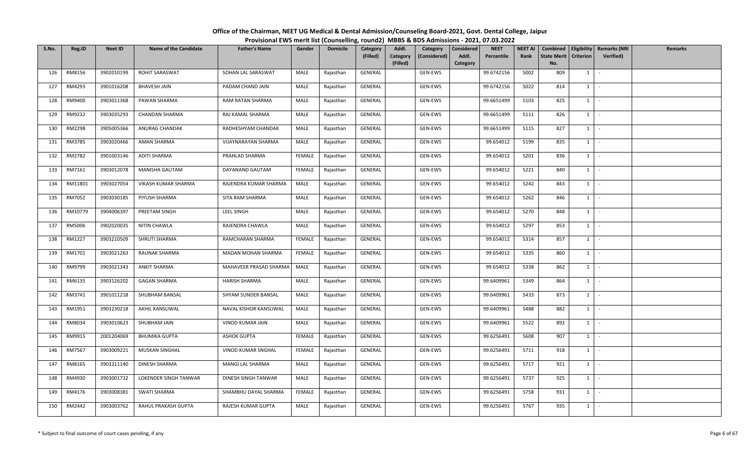**Office of the Chairman, NEET UG Medical & Dental Admission/Counseling Board-2021, Govt. Dental College, Jaipur**
**Provisional EWS merit list (Counselling, round2) MBBS & BDS Admissions - 2021, 07.03.2022**

| S.No. | Reg.ID | Neet ID | Name of the Candidate | Father's Name | Gender | Domicile | Category (Filled) | Addl. Category (Filled) | Category (Considered) | Considered Addl. Category | NEET Percentile | NEET AI Rank | Combined State Merit No. | Eligibility Criterion | Remarks (NRI Verified) | Remarks |
|---|---|---|---|---|---|---|---|---|---|---|---|---|---|---|---|---|
| 126 | RM8156 | 3902010199 | ROHIT SARASWAT | SOHAN LAL SARASWAT | MALE | Rajasthan | GENERAL | | GEN-EWS | | 99.6742156 | 5002 | 809 | 1 | - | |
| 127 | RM4293 | 3901016208 | BHAVESH JAIN | PADAM CHAND JAIN | MALE | Rajasthan | GENERAL | | GEN-EWS | | 99.6742156 | 5022 | 814 | 1 | - | |
| 128 | RM9400 | 3903011368 | PAWAN SHARMA | RAM RATAN SHARMA | MALE | Rajasthan | GENERAL | | GEN-EWS | | 99.6651499 | 5103 | 825 | 1 | - | |
| 129 | RM9232 | 3903035293 | CHANDAN SHARMA | RAJ KAMAL SHARMA | MALE | Rajasthan | GENERAL | | GEN-EWS | | 99.6651499 | 5111 | 826 | 1 | - | |
| 130 | RM2298 | 3905005366 | ANURAG CHANDAK | RADHESHYAM CHANDAK | MALE | Rajasthan | GENERAL | | GEN-EWS | | 99.6651499 | 5115 | 827 | 1 | - | |
| 131 | RM3785 | 3903020466 | AMAN SHARMA | VIJAYNARAYAN SHARMA | MALE | Rajasthan | GENERAL | | GEN-EWS | | 99.654012 | 5199 | 835 | 1 | - | |
| 132 | RM2782 | 3901003146 | ADITI SHARMA | PRAHLAD SHARMA | FEMALE | Rajasthan | GENERAL | | GEN-EWS | | 99.654012 | 5201 | 836 | 1 | - | |
| 133 | RM7161 | 3903012078 | MANISHA GAUTAM | DAYANAND GAUTAM | FEMALE | Rajasthan | GENERAL | | GEN-EWS | | 99.654012 | 5221 | 840 | 1 | - | |
| 134 | RM11801 | 3903027054 | VIKASH KUMAR SHARMA | RAJENDRA KUMAR SHARMA | MALE | Rajasthan | GENERAL | | GEN-EWS | | 99.654012 | 5242 | 843 | 1 | - | |
| 135 | RM7052 | 3903030185 | PIYUSH SHARMA | SITA RAM SHARMA | MALE | Rajasthan | GENERAL | | GEN-EWS | | 99.654012 | 5262 | 846 | 1 | - | |
| 136 | RM10779 | 3904006397 | PREETAM SINGH | LEEL SINGH | MALE | Rajasthan | GENERAL | | GEN-EWS | | 99.654012 | 5270 | 848 | 1 | - | |
| 137 | RM5006 | 3902020035 | NITIN CHAWLA | RAJENDRA CHAWLA | MALE | Rajasthan | GENERAL | | GEN-EWS | | 99.654012 | 5297 | 853 | 1 | - | |
| 138 | RM1227 | 3903210509 | SHRUTI SHARMA | RAMCHARAN SHARMA | FEMALE | Rajasthan | GENERAL | | GEN-EWS | | 99.654012 | 5314 | 857 | 1 | - | |
| 139 | RM1701 | 3903021263 | RAUNAK SHARMA | MADAN MOHAN SHARMA | FEMALE | Rajasthan | GENERAL | | GEN-EWS | | 99.654012 | 5335 | 860 | 1 | - | |
| 140 | RM9799 | 3903021343 | ANKIT SHARMA | MAHAVEER PRASAD SHARMA | MALE | Rajasthan | GENERAL | | GEN-EWS | | 99.654012 | 5338 | 862 | 1 | - | |
| 141 | RM6135 | 3903126202 | GAGAN SHARMA | HARISH SHARMA | MALE | Rajasthan | GENERAL | | GEN-EWS | | 99.6409961 | 5349 | 864 | 1 | - | |
| 142 | RM3741 | 3901011218 | SHUBHAM BANSAL | SHYAM SUNDER BANSAL | MALE | Rajasthan | GENERAL | | GEN-EWS | | 99.6409961 | 5433 | 873 | 1 | - | |
| 143 | RM1951 | 3903230218 | AKHIL KANSLIWAL | NAVAL KISHOR KANSLIWAL | MALE | Rajasthan | GENERAL | | GEN-EWS | | 99.6409961 | 5488 | 882 | 1 | - | |
| 144 | RM8034 | 3903010623 | SHUBHAM JAIN | VINOD KUMAR JAIN | MALE | Rajasthan | GENERAL | | GEN-EWS | | 99.6409961 | 5522 | 892 | 1 | - | |
| 145 | RM9915 | 2001204069 | BHUMIKA GUPTA | ASHOK GUPTA | FEMALE | Rajasthan | GENERAL | | GEN-EWS | | 99.6256491 | 5608 | 907 | 1 | - | |
| 146 | RM7567 | 3903009221 | MUSKAN SINGHAL | VINOD KUMAR SNGHAL | FEMALE | Rajasthan | GENERAL | | GEN-EWS | | 99.6256491 | 5711 | 918 | 1 | - | |
| 147 | RM8165 | 3903211140 | DINESH SHARMA | MANGI LAL SHARMA | MALE | Rajasthan | GENERAL | | GEN-EWS | | 99.6256491 | 5717 | 921 | 1 | - | |
| 148 | RM4930 | 3903001732 | LOKENDER SINGH TANWAR | DINESH SINGH TANWAR | MALE | Rajasthan | GENERAL | | GEN-EWS | | 99.6256491 | 5737 | 925 | 1 | - | |
| 149 | RM4176 | 3903008381 | SWATI SHARMA | SHAMBHU DAYAL SHARMA | FEMALE | Rajasthan | GENERAL | | GEN-EWS | | 99.6256491 | 5758 | 931 | 1 | - | |
| 150 | RM2442 | 3903003762 | RAHUL PRAKASH GUPTA | RAJESH KUMAR GUPTA | MALE | Rajasthan | GENERAL | | GEN-EWS | | 99.6256491 | 5767 | 935 | 1 | - | |

\* Subject to final outcome of court cases pending, if any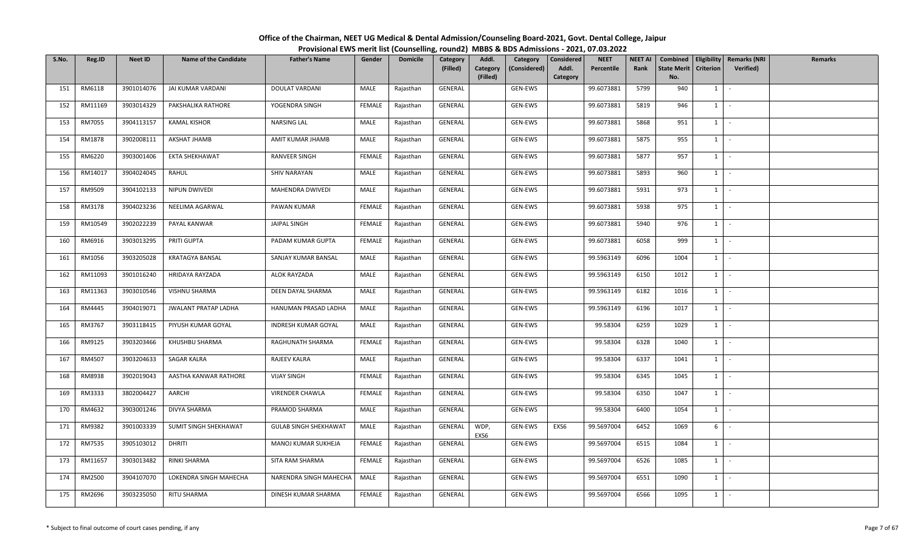# Office of the Chairman, NEET UG Medical & Dental Admission/Counseling Board-2021, Govt. Dental College, Jaipur

## Provisional EWS merit list (Counselling, round2) MBBS & BDS Admissions - 2021, 07.03.2022

| S.No. | Reg.ID | Neet ID | Name of the Candidate | Father's Name | Gender | Domicile | Category (Filled) | Addl. Category (Filled) | Category (Considered) | Considered Addl. Category | NEET Percentile | NEET AI Rank | Combined State Merit No. | Eligibility Criterion | Remarks (NRI Verified) | Remarks |
|---|---|---|---|---|---|---|---|---|---|---|---|---|---|---|---|---|
| 151 | RM6118 | 3901014076 | JAI KUMAR VARDANI | DOULAT VARDANI | MALE | Rajasthan | GENERAL | | GEN-EWS | | 99.6073881 | 5799 | 940 | 1 | - | |
| 152 | RM11169 | 3903014329 | PAKSHALIKA RATHORE | YOGENDRA SINGH | FEMALE | Rajasthan | GENERAL | | GEN-EWS | | 99.6073881 | 5819 | 946 | 1 | - | |
| 153 | RM7055 | 3904113157 | KAMAL KISHOR | NARSING LAL | MALE | Rajasthan | GENERAL | | GEN-EWS | | 99.6073881 | 5868 | 951 | 1 | - | |
| 154 | RM1878 | 3902008111 | AKSHAT JHAMB | AMIT KUMAR JHAMB | MALE | Rajasthan | GENERAL | | GEN-EWS | | 99.6073881 | 5875 | 955 | 1 | - | |
| 155 | RM6220 | 3903001406 | EKTA SHEKHAWAT | RANVEER SINGH | FEMALE | Rajasthan | GENERAL | | GEN-EWS | | 99.6073881 | 5877 | 957 | 1 | - | |
| 156 | RM14017 | 3904024045 | RAHUL | SHIV NARAYAN | MALE | Rajasthan | GENERAL | | GEN-EWS | | 99.6073881 | 5893 | 960 | 1 | - | |
| 157 | RM9509 | 3904102133 | NIPUN DWIVEDI | MAHENDRA DWIVEDI | MALE | Rajasthan | GENERAL | | GEN-EWS | | 99.6073881 | 5931 | 973 | 1 | - | |
| 158 | RM3178 | 3904023236 | NEELIMA AGARWAL | PAWAN KUMAR | FEMALE | Rajasthan | GENERAL | | GEN-EWS | | 99.6073881 | 5938 | 975 | 1 | - | |
| 159 | RM10549 | 3902022239 | PAYAL KANWAR | JAIPAL SINGH | FEMALE | Rajasthan | GENERAL | | GEN-EWS | | 99.6073881 | 5940 | 976 | 1 | - | |
| 160 | RM6916 | 3903013295 | PRITI GUPTA | PADAM KUMAR GUPTA | FEMALE | Rajasthan | GENERAL | | GEN-EWS | | 99.6073881 | 6058 | 999 | 1 | - | |
| 161 | RM1056 | 3903205028 | KRATAGYA BANSAL | SANJAY KUMAR BANSAL | MALE | Rajasthan | GENERAL | | GEN-EWS | | 99.5963149 | 6096 | 1004 | 1 | - | |
| 162 | RM11093 | 3901016240 | HRIDAYA RAYZADA | ALOK RAYZADA | MALE | Rajasthan | GENERAL | | GEN-EWS | | 99.5963149 | 6150 | 1012 | 1 | - | |
| 163 | RM11363 | 3903010546 | VISHNU SHARMA | DEEN DAYAL SHARMA | MALE | Rajasthan | GENERAL | | GEN-EWS | | 99.5963149 | 6182 | 1016 | 1 | - | |
| 164 | RM4445 | 3904019071 | JWALANT PRATAP LADHA | HANUMAN PRASAD LADHA | MALE | Rajasthan | GENERAL | | GEN-EWS | | 99.5963149 | 6196 | 1017 | 1 | - | |
| 165 | RM3767 | 3903118415 | PIYUSH KUMAR GOYAL | INDRESH KUMAR GOYAL | MALE | Rajasthan | GENERAL | | GEN-EWS | | 99.58304 | 6259 | 1029 | 1 | - | |
| 166 | RM9125 | 3903203466 | KHUSHBU SHARMA | RAGHUNATH SHARMA | FEMALE | Rajasthan | GENERAL | | GEN-EWS | | 99.58304 | 6328 | 1040 | 1 | - | |
| 167 | RM4507 | 3903204633 | SAGAR KALRA | RAJEEV KALRA | MALE | Rajasthan | GENERAL | | GEN-EWS | | 99.58304 | 6337 | 1041 | 1 | - | |
| 168 | RM8938 | 3902019043 | AASTHA KANWAR RATHORE | VIJAY SINGH | FEMALE | Rajasthan | GENERAL | | GEN-EWS | | 99.58304 | 6345 | 1045 | 1 | - | |
| 169 | RM3333 | 3802004427 | AARCHI | VIRENDER CHAWLA | FEMALE | Rajasthan | GENERAL | | GEN-EWS | | 99.58304 | 6350 | 1047 | 1 | - | |
| 170 | RM4632 | 3903001246 | DIVYA SHARMA | PRAMOD SHARMA | MALE | Rajasthan | GENERAL | | GEN-EWS | | 99.58304 | 6400 | 1054 | 1 | - | |
| 171 | RM9382 | 3901003339 | SUMIT SINGH SHEKHAWAT | GULAB SINGH SHEKHAWAT | MALE | Rajasthan | GENERAL | WDP, EXS6 | GEN-EWS | EXS6 | 99.5697004 | 6452 | 1069 | 6 | - | |
| 172 | RM7535 | 3905103012 | DHRITI | MANOJ KUMAR SUKHEJA | FEMALE | Rajasthan | GENERAL | | GEN-EWS | | 99.5697004 | 6515 | 1084 | 1 | - | |
| 173 | RM11657 | 3903013482 | RINKI SHARMA | SITA RAM SHARMA | FEMALE | Rajasthan | GENERAL | | GEN-EWS | | 99.5697004 | 6526 | 1085 | 1 | - | |
| 174 | RM2500 | 3904107070 | LOKENDRA SINGH MAHECHA | NARENDRA SINGH MAHECHA | MALE | Rajasthan | GENERAL | | GEN-EWS | | 99.5697004 | 6551 | 1090 | 1 | - | |
| 175 | RM2696 | 3903235050 | RITU SHARMA | DINESH KUMAR SHARMA | FEMALE | Rajasthan | GENERAL | | GEN-EWS | | 99.5697004 | 6566 | 1095 | 1 | - | |

\* Subject to final outcome of court cases pending, if any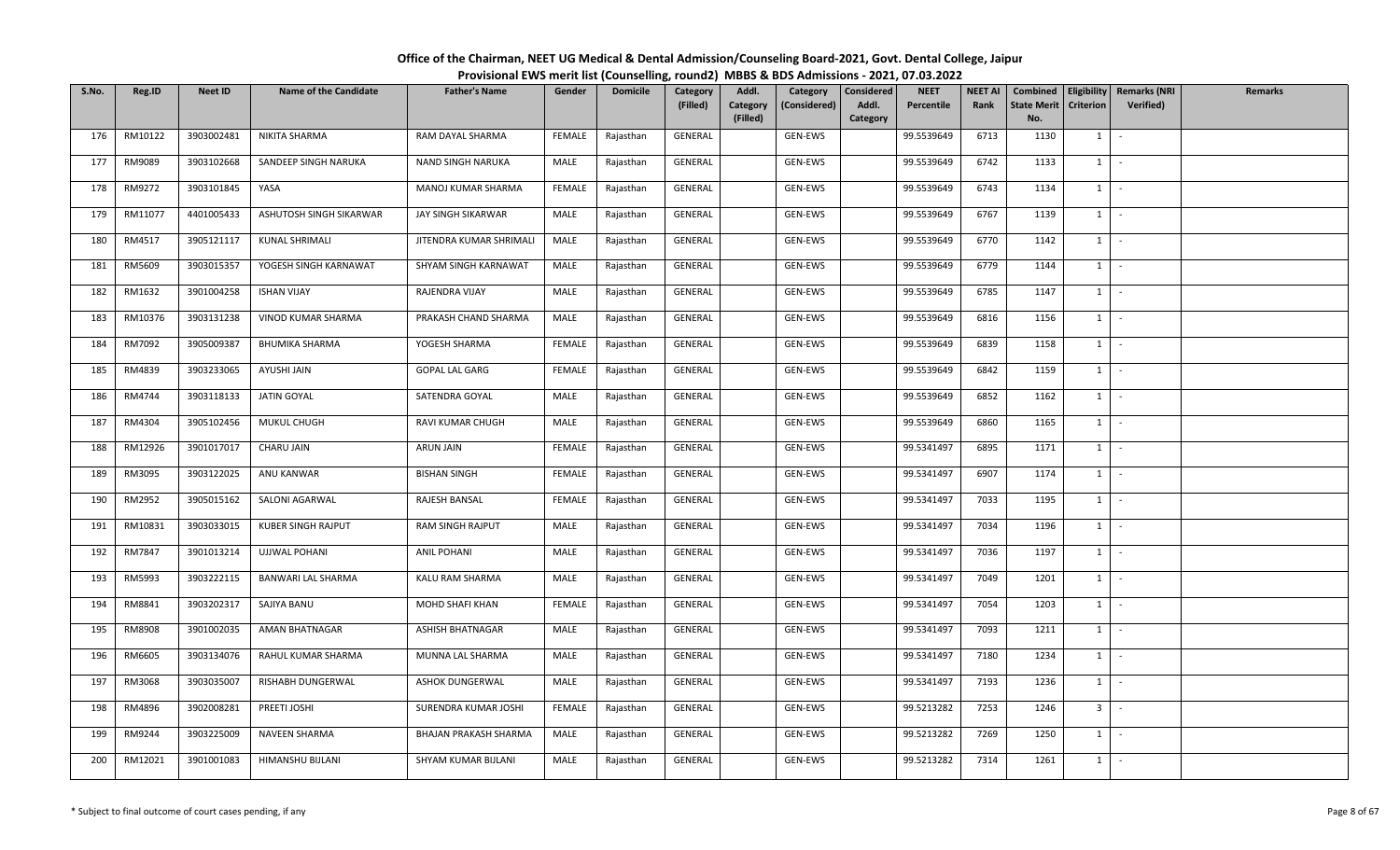# Office of the Chairman, NEET UG Medical & Dental Admission/Counseling Board-2021, Govt. Dental College, Jaipur

## Provisional EWS merit list (Counselling, round2) MBBS & BDS Admissions - 2021, 07.03.2022

| S.No. | Reg.ID | Neet ID | Name of the Candidate | Father's Name | Gender | Domicile | Category (Filled) | Addl. Category (Filled) | Category (Considered) | Considered Addl. Category | NEET Percentile | NEET AI Rank | Combined State Merit No. | Eligibility Criterion | Remarks (NRI Verified) | Remarks |
|---|---|---|---|---|---|---|---|---|---|---|---|---|---|---|---|---|
| 176 | RM10122 | 3903002481 | NIKITA SHARMA | RAM DAYAL SHARMA | FEMALE | Rajasthan | GENERAL | | GEN-EWS | | 99.5539649 | 6713 | 1130 | 1 | - | |
| 177 | RM9089 | 3903102668 | SANDEEP SINGH NARUKA | NAND SINGH NARUKA | MALE | Rajasthan | GENERAL | | GEN-EWS | | 99.5539649 | 6742 | 1133 | 1 | - | |
| 178 | RM9272 | 3903101845 | YASA | MANOJ KUMAR SHARMA | FEMALE | Rajasthan | GENERAL | | GEN-EWS | | 99.5539649 | 6743 | 1134 | 1 | - | |
| 179 | RM11077 | 4401005433 | ASHUTOSH SINGH SIKARWAR | JAY SINGH SIKARWAR | MALE | Rajasthan | GENERAL | | GEN-EWS | | 99.5539649 | 6767 | 1139 | 1 | - | |
| 180 | RM4517 | 3905121117 | KUNAL SHRIMALI | JITENDRA KUMAR SHRIMALI | MALE | Rajasthan | GENERAL | | GEN-EWS | | 99.5539649 | 6770 | 1142 | 1 | - | |
| 181 | RM5609 | 3903015357 | YOGESH SINGH KARNAWAT | SHYAM SINGH KARNAWAT | MALE | Rajasthan | GENERAL | | GEN-EWS | | 99.5539649 | 6779 | 1144 | 1 | - | |
| 182 | RM1632 | 3901004258 | ISHAN VIJAY | RAJENDRA VIJAY | MALE | Rajasthan | GENERAL | | GEN-EWS | | 99.5539649 | 6785 | 1147 | 1 | - | |
| 183 | RM10376 | 3903131238 | VINOD KUMAR SHARMA | PRAKASH CHAND SHARMA | MALE | Rajasthan | GENERAL | | GEN-EWS | | 99.5539649 | 6816 | 1156 | 1 | - | |
| 184 | RM7092 | 3905009387 | BHUMIKA SHARMA | YOGESH SHARMA | FEMALE | Rajasthan | GENERAL | | GEN-EWS | | 99.5539649 | 6839 | 1158 | 1 | - | |
| 185 | RM4839 | 3903233065 | AYUSHI JAIN | GOPAL LAL GARG | FEMALE | Rajasthan | GENERAL | | GEN-EWS | | 99.5539649 | 6842 | 1159 | 1 | - | |
| 186 | RM4744 | 3903118133 | JATIN GOYAL | SATENDRA GOYAL | MALE | Rajasthan | GENERAL | | GEN-EWS | | 99.5539649 | 6852 | 1162 | 1 | - | |
| 187 | RM4304 | 3905102456 | MUKUL CHUGH | RAVI KUMAR CHUGH | MALE | Rajasthan | GENERAL | | GEN-EWS | | 99.5539649 | 6860 | 1165 | 1 | - | |
| 188 | RM12926 | 3901017017 | CHARU JAIN | ARUN JAIN | FEMALE | Rajasthan | GENERAL | | GEN-EWS | | 99.5341497 | 6895 | 1171 | 1 | - | |
| 189 | RM3095 | 3903122025 | ANU KANWAR | BISHAN SINGH | FEMALE | Rajasthan | GENERAL | | GEN-EWS | | 99.5341497 | 6907 | 1174 | 1 | - | |
| 190 | RM2952 | 3905015162 | SALONI AGARWAL | RAJESH BANSAL | FEMALE | Rajasthan | GENERAL | | GEN-EWS | | 99.5341497 | 7033 | 1195 | 1 | - | |
| 191 | RM10831 | 3903033015 | KUBER SINGH RAJPUT | RAM SINGH RAJPUT | MALE | Rajasthan | GENERAL | | GEN-EWS | | 99.5341497 | 7034 | 1196 | 1 | - | |
| 192 | RM7847 | 3901013214 | UJJWAL POHANI | ANIL POHANI | MALE | Rajasthan | GENERAL | | GEN-EWS | | 99.5341497 | 7036 | 1197 | 1 | - | |
| 193 | RM5993 | 3903222115 | BANWARI LAL SHARMA | KALU RAM SHARMA | MALE | Rajasthan | GENERAL | | GEN-EWS | | 99.5341497 | 7049 | 1201 | 1 | - | |
| 194 | RM8841 | 3903202317 | SAJIYA BANU | MOHD SHAFI KHAN | FEMALE | Rajasthan | GENERAL | | GEN-EWS | | 99.5341497 | 7054 | 1203 | 1 | - | |
| 195 | RM8908 | 3901002035 | AMAN BHATNAGAR | ASHISH BHATNAGAR | MALE | Rajasthan | GENERAL | | GEN-EWS | | 99.5341497 | 7093 | 1211 | 1 | - | |
| 196 | RM6605 | 3903134076 | RAHUL KUMAR SHARMA | MUNNA LAL SHARMA | MALE | Rajasthan | GENERAL | | GEN-EWS | | 99.5341497 | 7180 | 1234 | 1 | - | |
| 197 | RM3068 | 3903035007 | RISHABH DUNGERWAL | ASHOK DUNGERWAL | MALE | Rajasthan | GENERAL | | GEN-EWS | | 99.5341497 | 7193 | 1236 | 1 | - | |
| 198 | RM4896 | 3902008281 | PREETI JOSHI | SURENDRA KUMAR JOSHI | FEMALE | Rajasthan | GENERAL | | GEN-EWS | | 99.5213282 | 7253 | 1246 | 3 | - | |
| 199 | RM9244 | 3903225009 | NAVEEN SHARMA | BHAJAN PRAKASH SHARMA | MALE | Rajasthan | GENERAL | | GEN-EWS | | 99.5213282 | 7269 | 1250 | 1 | - | |
| 200 | RM12021 | 3901001083 | HIMANSHU BIJLANI | SHYAM KUMAR BIJLANI | MALE | Rajasthan | GENERAL | | GEN-EWS | | 99.5213282 | 7314 | 1261 | 1 | - | |

\* Subject to final outcome of court cases pending, if any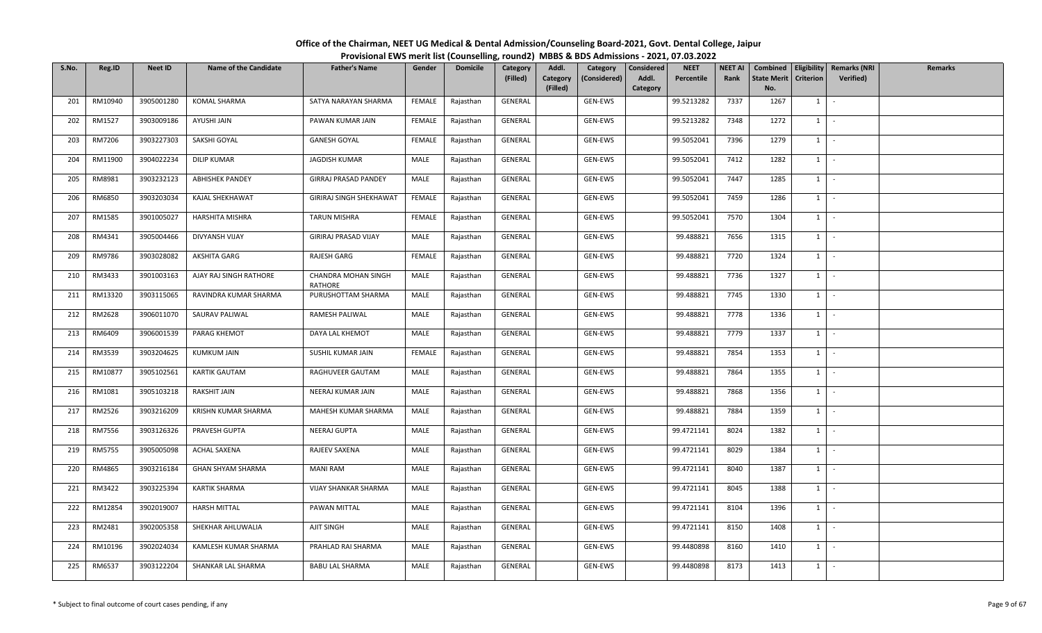**Office of the Chairman, NEET UG Medical & Dental Admission/Counseling Board-2021, Govt. Dental College, Jaipur**

**Provisional EWS merit list (Counselling, round2) MBBS & BDS Admissions - 2021, 07.03.2022**

| S.No. | Reg.ID | Neet ID | Name of the Candidate | Father's Name | Gender | Domicile | Category (Filled) | Addl. Category (Filled) | Category (Considered) | Considered Addl. Category | NEET Percentile | NEET AI Rank | Combined State Merit No. | Eligibility Criterion | Remarks (NRI Verified) | Remarks |
|---|---|---|---|---|---|---|---|---|---|---|---|---|---|---|---|---|
| 201 | RM10940 | 3905001280 | KOMAL SHARMA | SATYA NARAYAN SHARMA | FEMALE | Rajasthan | GENERAL | | GEN-EWS | | 99.5213282 | 7337 | 1267 | 1 | - | |
| 202 | RM1527 | 3903009186 | AYUSHI JAIN | PAWAN KUMAR JAIN | FEMALE | Rajasthan | GENERAL | | GEN-EWS | | 99.5213282 | 7348 | 1272 | 1 | - | |
| 203 | RM7206 | 3903227303 | SAKSHI GOYAL | GANESH GOYAL | FEMALE | Rajasthan | GENERAL | | GEN-EWS | | 99.5052041 | 7396 | 1279 | 1 | - | |
| 204 | RM11900 | 3904022234 | DILIP KUMAR | JAGDISH KUMAR | MALE | Rajasthan | GENERAL | | GEN-EWS | | 99.5052041 | 7412 | 1282 | 1 | - | |
| 205 | RM8981 | 3903232123 | ABHISHEK PANDEY | GIRRAJ PRASAD PANDEY | MALE | Rajasthan | GENERAL | | GEN-EWS | | 99.5052041 | 7447 | 1285 | 1 | - | |
| 206 | RM6850 | 3903203034 | KAJAL SHEKHAWAT | GIRIRAJ SINGH SHEKHAWAT | FEMALE | Rajasthan | GENERAL | | GEN-EWS | | 99.5052041 | 7459 | 1286 | 1 | - | |
| 207 | RM1585 | 3901005027 | HARSHITA MISHRA | TARUN MISHRA | FEMALE | Rajasthan | GENERAL | | GEN-EWS | | 99.5052041 | 7570 | 1304 | 1 | - | |
| 208 | RM4341 | 3905004466 | DIVYANSH VIJAY | GIRIRAJ PRASAD VIJAY | MALE | Rajasthan | GENERAL | | GEN-EWS | | 99.488821 | 7656 | 1315 | 1 | - | |
| 209 | RM9786 | 3903028082 | AKSHITA GARG | RAJESH GARG | FEMALE | Rajasthan | GENERAL | | GEN-EWS | | 99.488821 | 7720 | 1324 | 1 | - | |
| 210 | RM3433 | 3901003163 | AJAY RAJ SINGH RATHORE | CHANDRA MOHAN SINGH RATHORE | MALE | Rajasthan | GENERAL | | GEN-EWS | | 99.488821 | 7736 | 1327 | 1 | - | |
| 211 | RM13320 | 3903115065 | RAVINDRA KUMAR SHARMA | PURUSHOTTAM SHARMA | MALE | Rajasthan | GENERAL | | GEN-EWS | | 99.488821 | 7745 | 1330 | 1 | - | |
| 212 | RM2628 | 3906011070 | SAURAV PALIWAL | RAMESH PALIWAL | MALE | Rajasthan | GENERAL | | GEN-EWS | | 99.488821 | 7778 | 1336 | 1 | - | |
| 213 | RM6409 | 3906001539 | PARAG KHEMOT | DAYA LAL KHEMOT | MALE | Rajasthan | GENERAL | | GEN-EWS | | 99.488821 | 7779 | 1337 | 1 | - | |
| 214 | RM3539 | 3903204625 | KUMKUM JAIN | SUSHIL KUMAR JAIN | FEMALE | Rajasthan | GENERAL | | GEN-EWS | | 99.488821 | 7854 | 1353 | 1 | - | |
| 215 | RM10877 | 3905102561 | KARTIK GAUTAM | RAGHUVEER GAUTAM | MALE | Rajasthan | GENERAL | | GEN-EWS | | 99.488821 | 7864 | 1355 | 1 | - | |
| 216 | RM1081 | 3905103218 | RAKSHIT JAIN | NEERAJ KUMAR JAIN | MALE | Rajasthan | GENERAL | | GEN-EWS | | 99.488821 | 7868 | 1356 | 1 | - | |
| 217 | RM2526 | 3903216209 | KRISHN KUMAR SHARMA | MAHESH KUMAR SHARMA | MALE | Rajasthan | GENERAL | | GEN-EWS | | 99.488821 | 7884 | 1359 | 1 | - | |
| 218 | RM7556 | 3903126326 | PRAVESH GUPTA | NEERAJ GUPTA | MALE | Rajasthan | GENERAL | | GEN-EWS | | 99.4721141 | 8024 | 1382 | 1 | - | |
| 219 | RM5755 | 3905005098 | ACHAL SAXENA | RAJEEV SAXENA | MALE | Rajasthan | GENERAL | | GEN-EWS | | 99.4721141 | 8029 | 1384 | 1 | - | |
| 220 | RM4865 | 3903216184 | GHAN SHYAM SHARMA | MANI RAM | MALE | Rajasthan | GENERAL | | GEN-EWS | | 99.4721141 | 8040 | 1387 | 1 | - | |
| 221 | RM3422 | 3903225394 | KARTIK SHARMA | VIJAY SHANKAR SHARMA | MALE | Rajasthan | GENERAL | | GEN-EWS | | 99.4721141 | 8045 | 1388 | 1 | - | |
| 222 | RM12854 | 3902019007 | HARSH MITTAL | PAWAN MITTAL | MALE | Rajasthan | GENERAL | | GEN-EWS | | 99.4721141 | 8104 | 1396 | 1 | - | |
| 223 | RM2481 | 3902005358 | SHEKHAR AHLUWALIA | AJIT SINGH | MALE | Rajasthan | GENERAL | | GEN-EWS | | 99.4721141 | 8150 | 1408 | 1 | - | |
| 224 | RM10196 | 3902024034 | KAMLESH KUMAR SHARMA | PRAHLAD RAI SHARMA | MALE | Rajasthan | GENERAL | | GEN-EWS | | 99.4480898 | 8160 | 1410 | 1 | - | |
| 225 | RM6537 | 3903122204 | SHANKAR LAL SHARMA | BABU LAL SHARMA | MALE | Rajasthan | GENERAL | | GEN-EWS | | 99.4480898 | 8173 | 1413 | 1 | - | |

* Subject to final outcome of court cases pending, if any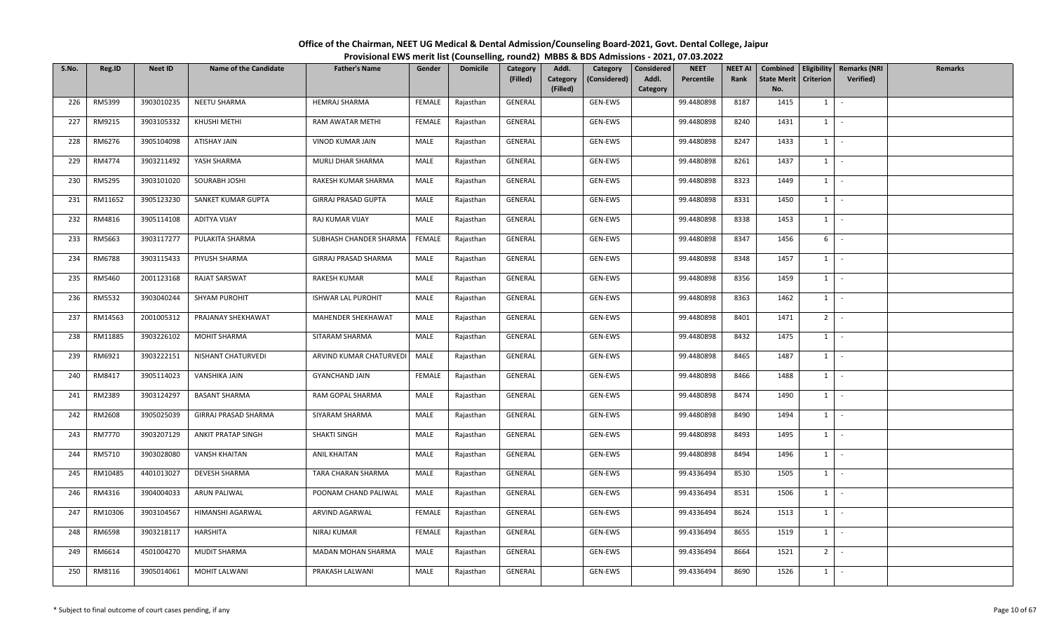# Office of the Chairman, NEET UG Medical & Dental Admission/Counseling Board-2021, Govt. Dental College, Jaipur

## Provisional EWS merit list (Counselling, round2) MBBS & BDS Admissions - 2021, 07.03.2022

| S.No. | Reg.ID | Neet ID | Name of the Candidate | Father's Name | Gender | Domicile | Category (Filled) | Addl. Category (Filled) | Category (Considered) | Considered Addl. Category | NEET Percentile | NEET AI Rank | Combined State Merit No. | Eligibility Criterion | Remarks (NRI Verified) | Remarks |
|---|---|---|---|---|---|---|---|---|---|---|---|---|---|---|---|---|
| 226 | RM5399 | 3903010235 | NEETU SHARMA | HEMRAJ SHARMA | FEMALE | Rajasthan | GENERAL | | GEN-EWS | | 99.4480898 | 8187 | 1415 | 1 | - | |
| 227 | RM9215 | 3903105332 | KHUSHI METHI | RAM AWATAR METHI | FEMALE | Rajasthan | GENERAL | | GEN-EWS | | 99.4480898 | 8240 | 1431 | 1 | - | |
| 228 | RM6276 | 3905104098 | ATISHAY JAIN | VINOD KUMAR JAIN | MALE | Rajasthan | GENERAL | | GEN-EWS | | 99.4480898 | 8247 | 1433 | 1 | - | |
| 229 | RM4774 | 3903211492 | YASH SHARMA | MURLI DHAR SHARMA | MALE | Rajasthan | GENERAL | | GEN-EWS | | 99.4480898 | 8261 | 1437 | 1 | - | |
| 230 | RM5295 | 3903101020 | SOURABH JOSHI | RAKESH KUMAR SHARMA | MALE | Rajasthan | GENERAL | | GEN-EWS | | 99.4480898 | 8323 | 1449 | 1 | - | |
| 231 | RM11652 | 3905123230 | SANKET KUMAR GUPTA | GIRRAJ PRASAD GUPTA | MALE | Rajasthan | GENERAL | | GEN-EWS | | 99.4480898 | 8331 | 1450 | 1 | - | |
| 232 | RM4816 | 3905114108 | ADITYA VIJAY | RAJ KUMAR VIJAY | MALE | Rajasthan | GENERAL | | GEN-EWS | | 99.4480898 | 8338 | 1453 | 1 | - | |
| 233 | RM5663 | 3903117277 | PULAKITA SHARMA | SUBHASH CHANDER SHARMA | FEMALE | Rajasthan | GENERAL | | GEN-EWS | | 99.4480898 | 8347 | 1456 | 6 | - | |
| 234 | RM6788 | 3903115433 | PIYUSH SHARMA | GIRRAJ PRASAD SHARMA | MALE | Rajasthan | GENERAL | | GEN-EWS | | 99.4480898 | 8348 | 1457 | 1 | - | |
| 235 | RM5460 | 2001123168 | RAJAT SARSWAT | RAKESH KUMAR | MALE | Rajasthan | GENERAL | | GEN-EWS | | 99.4480898 | 8356 | 1459 | 1 | - | |
| 236 | RM5532 | 3903040244 | SHYAM PUROHIT | ISHWAR LAL PUROHIT | MALE | Rajasthan | GENERAL | | GEN-EWS | | 99.4480898 | 8363 | 1462 | 1 | - | |
| 237 | RM14563 | 2001005312 | PRAJANAY SHEKHAWAT | MAHENDER SHEKHAWAT | MALE | Rajasthan | GENERAL | | GEN-EWS | | 99.4480898 | 8401 | 1471 | 2 | - | |
| 238 | RM11885 | 3903226102 | MOHIT SHARMA | SITARAM SHARMA | MALE | Rajasthan | GENERAL | | GEN-EWS | | 99.4480898 | 8432 | 1475 | 1 | - | |
| 239 | RM6921 | 3903222151 | NISHANT CHATURVEDI | ARVIND KUMAR CHATURVEDI | MALE | Rajasthan | GENERAL | | GEN-EWS | | 99.4480898 | 8465 | 1487 | 1 | - | |
| 240 | RM8417 | 3905114023 | VANSHIKA JAIN | GYANCHAND JAIN | FEMALE | Rajasthan | GENERAL | | GEN-EWS | | 99.4480898 | 8466 | 1488 | 1 | - | |
| 241 | RM2389 | 3903124297 | BASANT SHARMA | RAM GOPAL SHARMA | MALE | Rajasthan | GENERAL | | GEN-EWS | | 99.4480898 | 8474 | 1490 | 1 | - | |
| 242 | RM2608 | 3905025039 | GIRRAJ PRASAD SHARMA | SIYARAM SHARMA | MALE | Rajasthan | GENERAL | | GEN-EWS | | 99.4480898 | 8490 | 1494 | 1 | - | |
| 243 | RM7770 | 3903207129 | ANKIT PRATAP SINGH | SHAKTI SINGH | MALE | Rajasthan | GENERAL | | GEN-EWS | | 99.4480898 | 8493 | 1495 | 1 | - | |
| 244 | RM5710 | 3903028080 | VANSH KHAITAN | ANIL KHAITAN | MALE | Rajasthan | GENERAL | | GEN-EWS | | 99.4480898 | 8494 | 1496 | 1 | - | |
| 245 | RM10485 | 4401013027 | DEVESH SHARMA | TARA CHARAN SHARMA | MALE | Rajasthan | GENERAL | | GEN-EWS | | 99.4336494 | 8530 | 1505 | 1 | - | |
| 246 | RM4316 | 3904004033 | ARUN PALIWAL | POONAM CHAND PALIWAL | MALE | Rajasthan | GENERAL | | GEN-EWS | | 99.4336494 | 8531 | 1506 | 1 | - | |
| 247 | RM10306 | 3903104567 | HIMANSHI AGARWAL | ARVIND AGARWAL | FEMALE | Rajasthan | GENERAL | | GEN-EWS | | 99.4336494 | 8624 | 1513 | 1 | - | |
| 248 | RM6598 | 3903218117 | HARSHITA | NIRAJ KUMAR | FEMALE | Rajasthan | GENERAL | | GEN-EWS | | 99.4336494 | 8655 | 1519 | 1 | - | |
| 249 | RM6614 | 4501004270 | MUDIT SHARMA | MADAN MOHAN SHARMA | MALE | Rajasthan | GENERAL | | GEN-EWS | | 99.4336494 | 8664 | 1521 | 2 | - | |
| 250 | RM8116 | 3905014061 | MOHIT LALWANI | PRAKASH LALWANI | MALE | Rajasthan | GENERAL | | GEN-EWS | | 99.4336494 | 8690 | 1526 | 1 | - | |

\* Subject to final outcome of court cases pending, if any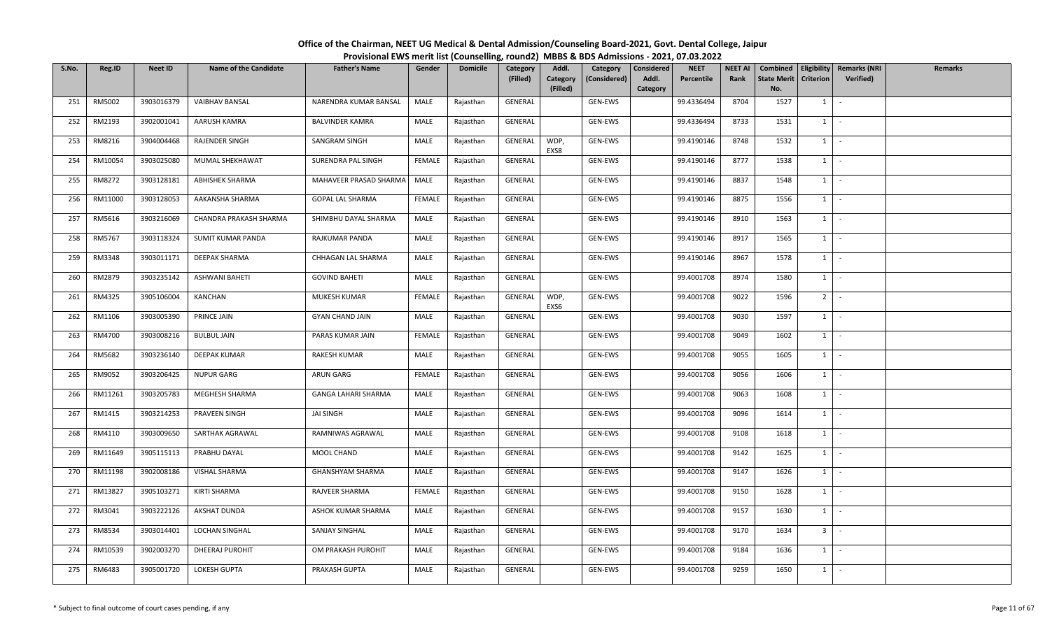# Office of the Chairman, NEET UG Medical & Dental Admission/Counseling Board-2021, Govt. Dental College, Jaipur

## Provisional EWS merit list (Counselling, round2) MBBS & BDS Admissions - 2021, 07.03.2022

| S.No. | Reg.ID | Neet ID | Name of the Candidate | Father's Name | Gender | Domicile | Category (Filled) | Addl. Category (Filled) | Category (Considered) | Considered Addl. Category | NEET Percentile | NEET AI Rank | Combined State Merit No. | Eligibility Criterion | Remarks (NRI Verified) | Remarks |
|---|---|---|---|---|---|---|---|---|---|---|---|---|---|---|---|---|
| 251 | RM5002 | 3903016379 | VAIBHAV BANSAL | NARENDRA KUMAR BANSAL | MALE | Rajasthan | GENERAL | | GEN-EWS | | 99.4336494 | 8704 | 1527 | 1 | - | |
| 252 | RM2193 | 3902001041 | AARUSH KAMRA | BALVINDER KAMRA | MALE | Rajasthan | GENERAL | | GEN-EWS | | 99.4336494 | 8733 | 1531 | 1 | - | |
| 253 | RM8216 | 3904004468 | RAJENDER SINGH | SANGRAM SINGH | MALE | Rajasthan | GENERAL | WDP, EXS8 | GEN-EWS | | 99.4190146 | 8748 | 1532 | 1 | - | |
| 254 | RM10054 | 3903025080 | MUMAL SHEKHAWAT | SURENDRA PAL SINGH | FEMALE | Rajasthan | GENERAL | | GEN-EWS | | 99.4190146 | 8777 | 1538 | 1 | - | |
| 255 | RM8272 | 3903128181 | ABHISHEK SHARMA | MAHAVEER PRASAD SHARMA | MALE | Rajasthan | GENERAL | | GEN-EWS | | 99.4190146 | 8837 | 1548 | 1 | - | |
| 256 | RM11000 | 3903128053 | AAKANSHA SHARMA | GOPAL LAL SHARMA | FEMALE | Rajasthan | GENERAL | | GEN-EWS | | 99.4190146 | 8875 | 1556 | 1 | - | |
| 257 | RM5616 | 3903216069 | CHANDRA PRAKASH SHARMA | SHIMBHU DAYAL SHARMA | MALE | Rajasthan | GENERAL | | GEN-EWS | | 99.4190146 | 8910 | 1563 | 1 | - | |
| 258 | RM5767 | 3903118324 | SUMIT KUMAR PANDA | RAJKUMAR PANDA | MALE | Rajasthan | GENERAL | | GEN-EWS | | 99.4190146 | 8917 | 1565 | 1 | - | |
| 259 | RM3348 | 3903011171 | DEEPAK SHARMA | CHHAGAN LAL SHARMA | MALE | Rajasthan | GENERAL | | GEN-EWS | | 99.4190146 | 8967 | 1578 | 1 | - | |
| 260 | RM2879 | 3903235142 | ASHWANI BAHETI | GOVIND BAHETI | MALE | Rajasthan | GENERAL | | GEN-EWS | | 99.4001708 | 8974 | 1580 | 1 | - | |
| 261 | RM4325 | 3905106004 | KANCHAN | MUKESH KUMAR | FEMALE | Rajasthan | GENERAL | WDP, EXS6 | GEN-EWS | | 99.4001708 | 9022 | 1596 | 2 | - | |
| 262 | RM1106 | 3903005390 | PRINCE JAIN | GYAN CHAND JAIN | MALE | Rajasthan | GENERAL | | GEN-EWS | | 99.4001708 | 9030 | 1597 | 1 | - | |
| 263 | RM4700 | 3903008216 | BULBUL JAIN | PARAS KUMAR JAIN | FEMALE | Rajasthan | GENERAL | | GEN-EWS | | 99.4001708 | 9049 | 1602 | 1 | - | |
| 264 | RM5682 | 3903236140 | DEEPAK KUMAR | RAKESH KUMAR | MALE | Rajasthan | GENERAL | | GEN-EWS | | 99.4001708 | 9055 | 1605 | 1 | - | |
| 265 | RM9052 | 3903206425 | NUPUR GARG | ARUN GARG | FEMALE | Rajasthan | GENERAL | | GEN-EWS | | 99.4001708 | 9056 | 1606 | 1 | - | |
| 266 | RM11261 | 3903205783 | MEGHESH SHARMA | GANGA LAHARI SHARMA | MALE | Rajasthan | GENERAL | | GEN-EWS | | 99.4001708 | 9063 | 1608 | 1 | - | |
| 267 | RM1415 | 3903214253 | PRAVEEN SINGH | JAI SINGH | MALE | Rajasthan | GENERAL | | GEN-EWS | | 99.4001708 | 9096 | 1614 | 1 | - | |
| 268 | RM4110 | 3903009650 | SARTHAK AGRAWAL | RAMNIWAS AGRAWAL | MALE | Rajasthan | GENERAL | | GEN-EWS | | 99.4001708 | 9108 | 1618 | 1 | - | |
| 269 | RM11649 | 3905115113 | PRABHU DAYAL | MOOL CHAND | MALE | Rajasthan | GENERAL | | GEN-EWS | | 99.4001708 | 9142 | 1625 | 1 | - | |
| 270 | RM11198 | 3902008186 | VISHAL SHARMA | GHANSHYAM SHARMA | MALE | Rajasthan | GENERAL | | GEN-EWS | | 99.4001708 | 9147 | 1626 | 1 | - | |
| 271 | RM13827 | 3905103271 | KIRTI SHARMA | RAJVEER SHARMA | FEMALE | Rajasthan | GENERAL | | GEN-EWS | | 99.4001708 | 9150 | 1628 | 1 | - | |
| 272 | RM3041 | 3903222126 | AKSHAT DUNDA | ASHOK KUMAR SHARMA | MALE | Rajasthan | GENERAL | | GEN-EWS | | 99.4001708 | 9157 | 1630 | 1 | - | |
| 273 | RM8534 | 3903014401 | LOCHAN SINGHAL | SANJAY SINGHAL | MALE | Rajasthan | GENERAL | | GEN-EWS | | 99.4001708 | 9170 | 1634 | 3 | - | |
| 274 | RM10539 | 3902003270 | DHEERAJ PUROHIT | OM PRAKASH PUROHIT | MALE | Rajasthan | GENERAL | | GEN-EWS | | 99.4001708 | 9184 | 1636 | 1 | - | |
| 275 | RM6483 | 3905001720 | LOKESH GUPTA | PRAKASH GUPTA | MALE | Rajasthan | GENERAL | | GEN-EWS | | 99.4001708 | 9259 | 1650 | 1 | - | |

\* Subject to final outcome of court cases pending, if any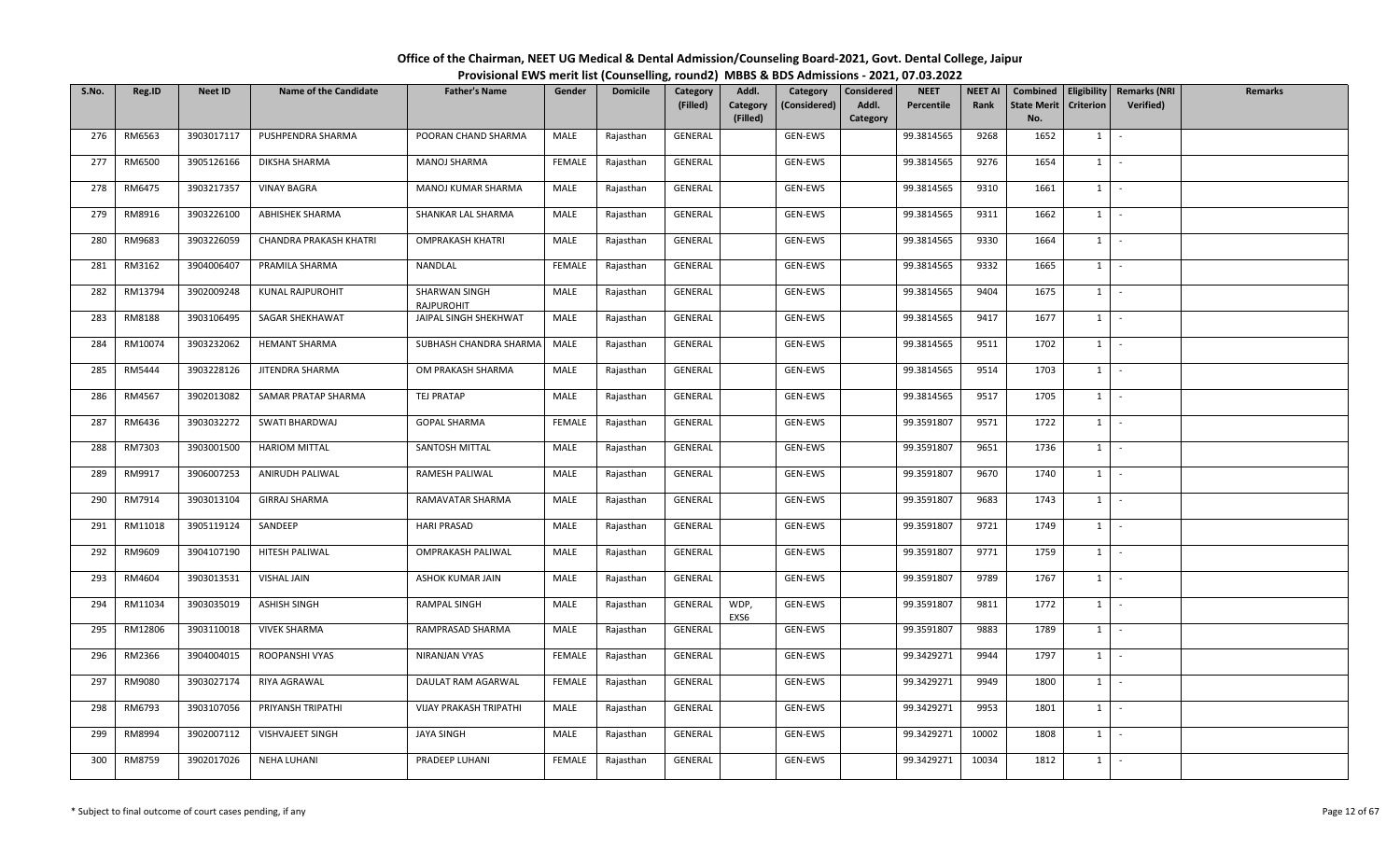# Office of the Chairman, NEET UG Medical & Dental Admission/Counseling Board-2021, Govt. Dental College, Jaipur

## Provisional EWS merit list (Counselling, round2) MBBS & BDS Admissions - 2021, 07.03.2022

| S.No. | Reg.ID | Neet ID | Name of the Candidate | Father's Name | Gender | Domicile | Category (Filled) | Addl. Category (Filled) | Category (Considered) | Considered Addl. Category | NEET Percentile | NEET AI Rank | Combined State Merit No. | Eligibility Criterion | Remarks (NRI Verified) | Remarks |
|---|---|---|---|---|---|---|---|---|---|---|---|---|---|---|---|---|
| 276 | RM6563 | 3903017117 | PUSHPENDRA SHARMA | POORAN CHAND SHARMA | MALE | Rajasthan | GENERAL | | GEN-EWS | | 99.3814565 | 9268 | 1652 | 1 | - | |
| 277 | RM6500 | 3905126166 | DIKSHA SHARMA | MANOJ SHARMA | FEMALE | Rajasthan | GENERAL | | GEN-EWS | | 99.3814565 | 9276 | 1654 | 1 | - | |
| 278 | RM6475 | 3903217357 | VINAY BAGRA | MANOJ KUMAR SHARMA | MALE | Rajasthan | GENERAL | | GEN-EWS | | 99.3814565 | 9310 | 1661 | 1 | - | |
| 279 | RM8916 | 3903226100 | ABHISHEK SHARMA | SHANKAR LAL SHARMA | MALE | Rajasthan | GENERAL | | GEN-EWS | | 99.3814565 | 9311 | 1662 | 1 | - | |
| 280 | RM9683 | 3903226059 | CHANDRA PRAKASH KHATRI | OMPRAKASH KHATRI | MALE | Rajasthan | GENERAL | | GEN-EWS | | 99.3814565 | 9330 | 1664 | 1 | - | |
| 281 | RM3162 | 3904006407 | PRAMILA SHARMA | NANDLAL | FEMALE | Rajasthan | GENERAL | | GEN-EWS | | 99.3814565 | 9332 | 1665 | 1 | - | |
| 282 | RM13794 | 3902009248 | KUNAL RAJPUROHIT | SHARWAN SINGH RAJPUROHIT | MALE | Rajasthan | GENERAL | | GEN-EWS | | 99.3814565 | 9404 | 1675 | 1 | - | |
| 283 | RM8188 | 3903106495 | SAGAR SHEKHAWAT | JAIPAL SINGH SHEKHWAT | MALE | Rajasthan | GENERAL | | GEN-EWS | | 99.3814565 | 9417 | 1677 | 1 | - | |
| 284 | RM10074 | 3903232062 | HEMANT SHARMA | SUBHASH CHANDRA SHARMA | MALE | Rajasthan | GENERAL | | GEN-EWS | | 99.3814565 | 9511 | 1702 | 1 | - | |
| 285 | RM5444 | 3903228126 | JITENDRA SHARMA | OM PRAKASH SHARMA | MALE | Rajasthan | GENERAL | | GEN-EWS | | 99.3814565 | 9514 | 1703 | 1 | - | |
| 286 | RM4567 | 3902013082 | SAMAR PRATAP SHARMA | TEJ PRATAP | MALE | Rajasthan | GENERAL | | GEN-EWS | | 99.3814565 | 9517 | 1705 | 1 | - | |
| 287 | RM6436 | 3903032272 | SWATI BHARDWAJ | GOPAL SHARMA | FEMALE | Rajasthan | GENERAL | | GEN-EWS | | 99.3591807 | 9571 | 1722 | 1 | - | |
| 288 | RM7303 | 3903001500 | HARIOM MITTAL | SANTOSH MITTAL | MALE | Rajasthan | GENERAL | | GEN-EWS | | 99.3591807 | 9651 | 1736 | 1 | - | |
| 289 | RM9917 | 3906007253 | ANIRUDH PALIWAL | RAMESH PALIWAL | MALE | Rajasthan | GENERAL | | GEN-EWS | | 99.3591807 | 9670 | 1740 | 1 | - | |
| 290 | RM7914 | 3903013104 | GIRRAJ SHARMA | RAMAVATAR SHARMA | MALE | Rajasthan | GENERAL | | GEN-EWS | | 99.3591807 | 9683 | 1743 | 1 | - | |
| 291 | RM11018 | 3905119124 | SANDEEP | HARI PRASAD | MALE | Rajasthan | GENERAL | | GEN-EWS | | 99.3591807 | 9721 | 1749 | 1 | - | |
| 292 | RM9609 | 3904107190 | HITESH PALIWAL | OMPRAKASH PALIWAL | MALE | Rajasthan | GENERAL | | GEN-EWS | | 99.3591807 | 9771 | 1759 | 1 | - | |
| 293 | RM4604 | 3903013531 | VISHAL JAIN | ASHOK KUMAR JAIN | MALE | Rajasthan | GENERAL | | GEN-EWS | | 99.3591807 | 9789 | 1767 | 1 | - | |
| 294 | RM11034 | 3903035019 | ASHISH SINGH | RAMPAL SINGH | MALE | Rajasthan | GENERAL | WDP, EXS6 | GEN-EWS | | 99.3591807 | 9811 | 1772 | 1 | - | |
| 295 | RM12806 | 3903110018 | VIVEK SHARMA | RAMPRASAD SHARMA | MALE | Rajasthan | GENERAL | | GEN-EWS | | 99.3591807 | 9883 | 1789 | 1 | - | |
| 296 | RM2366 | 3904004015 | ROOPANSHI VYAS | NIRANJAN VYAS | FEMALE | Rajasthan | GENERAL | | GEN-EWS | | 99.3429271 | 9944 | 1797 | 1 | - | |
| 297 | RM9080 | 3903027174 | RIYA AGRAWAL | DAULAT RAM AGARWAL | FEMALE | Rajasthan | GENERAL | | GEN-EWS | | 99.3429271 | 9949 | 1800 | 1 | - | |
| 298 | RM6793 | 3903107056 | PRIYANSH TRIPATHI | VIJAY PRAKASH TRIPATHI | MALE | Rajasthan | GENERAL | | GEN-EWS | | 99.3429271 | 9953 | 1801 | 1 | - | |
| 299 | RM8994 | 3902007112 | VISHVAJEET SINGH | JAYA SINGH | MALE | Rajasthan | GENERAL | | GEN-EWS | | 99.3429271 | 10002 | 1808 | 1 | - | |
| 300 | RM8759 | 3902017026 | NEHA LUHANI | PRADEEP LUHANI | FEMALE | Rajasthan | GENERAL | | GEN-EWS | | 99.3429271 | 10034 | 1812 | 1 | - | |

\* Subject to final outcome of court cases pending, if any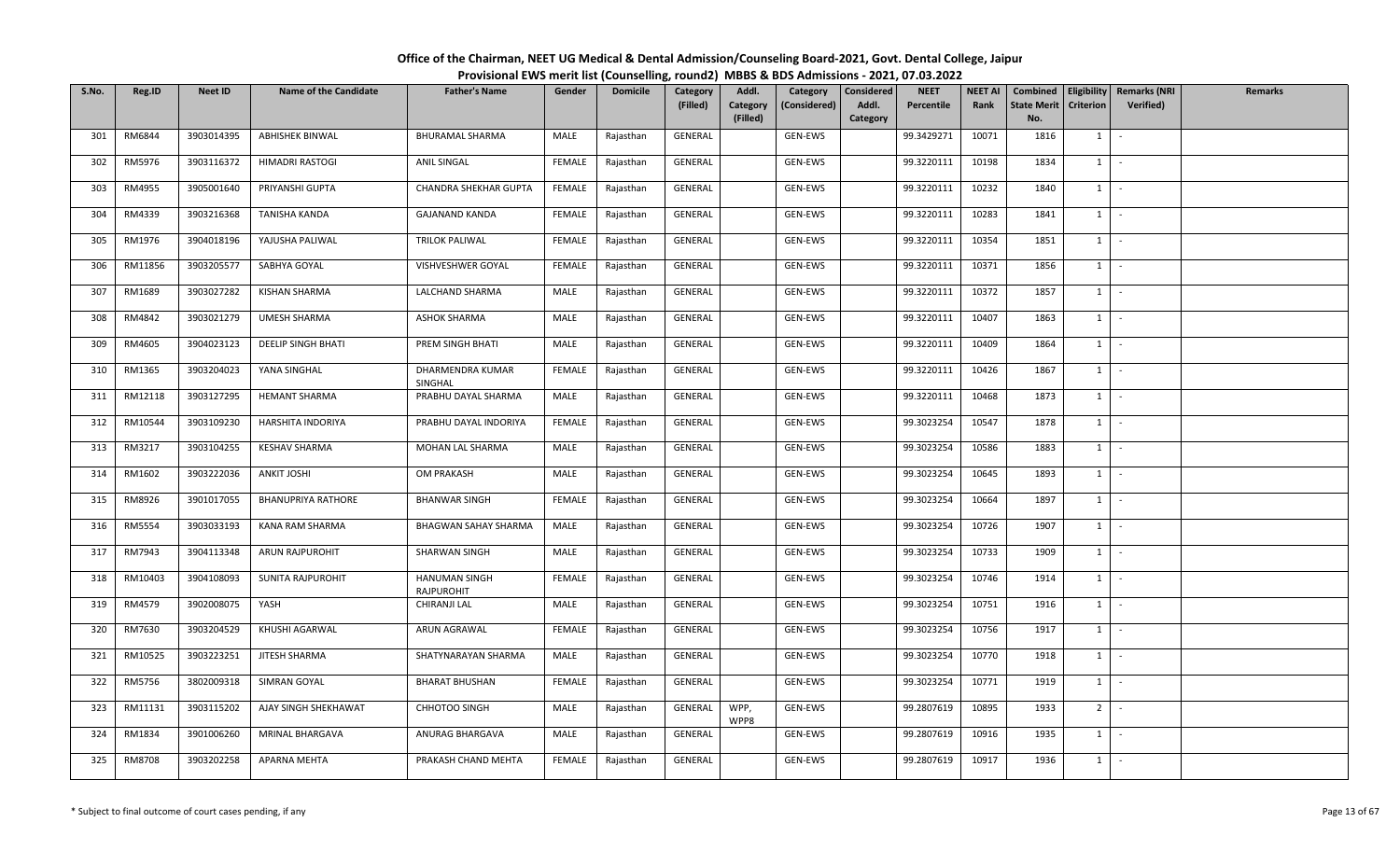# Office of the Chairman, NEET UG Medical & Dental Admission/Counseling Board-2021, Govt. Dental College, Jaipur

## Provisional EWS merit list (Counselling, round2) MBBS & BDS Admissions - 2021, 07.03.2022

| S.No. | Reg.ID | Neet ID | Name of the Candidate | Father's Name | Gender | Domicile | Category (Filled) | Addl. Category (Filled) | Category (Considered) | Considered Addl. Category | NEET Percentile | NEET AI Rank | Combined State Merit No. | Eligibility Criterion | Remarks (NRI Verified) | Remarks |
|---|---|---|---|---|---|---|---|---|---|---|---|---|---|---|---|---|
| 301 | RM6844 | 3903014395 | ABHISHEK BINWAL | BHURAMAL SHARMA | MALE | Rajasthan | GENERAL | | GEN-EWS | | 99.3429271 | 10071 | 1816 | 1 | - | |
| 302 | RM5976 | 3903116372 | HIMADRI RASTOGI | ANIL SINGAL | FEMALE | Rajasthan | GENERAL | | GEN-EWS | | 99.3220111 | 10198 | 1834 | 1 | - | |
| 303 | RM4955 | 3905001640 | PRIYANSHI GUPTA | CHANDRA SHEKHAR GUPTA | FEMALE | Rajasthan | GENERAL | | GEN-EWS | | 99.3220111 | 10232 | 1840 | 1 | - | |
| 304 | RM4339 | 3903216368 | TANISHA KANDA | GAJANAND KANDA | FEMALE | Rajasthan | GENERAL | | GEN-EWS | | 99.3220111 | 10283 | 1841 | 1 | - | |
| 305 | RM1976 | 3904018196 | YAJUSHA PALIWAL | TRILOK PALIWAL | FEMALE | Rajasthan | GENERAL | | GEN-EWS | | 99.3220111 | 10354 | 1851 | 1 | - | |
| 306 | RM11856 | 3903205577 | SABHYA GOYAL | VISHVESHWER GOYAL | FEMALE | Rajasthan | GENERAL | | GEN-EWS | | 99.3220111 | 10371 | 1856 | 1 | - | |
| 307 | RM1689 | 3903027282 | KISHAN SHARMA | LALCHAND SHARMA | MALE | Rajasthan | GENERAL | | GEN-EWS | | 99.3220111 | 10372 | 1857 | 1 | - | |
| 308 | RM4842 | 3903021279 | UMESH SHARMA | ASHOK SHARMA | MALE | Rajasthan | GENERAL | | GEN-EWS | | 99.3220111 | 10407 | 1863 | 1 | - | |
| 309 | RM4605 | 3904023123 | DEELIP SINGH BHATI | PREM SINGH BHATI | MALE | Rajasthan | GENERAL | | GEN-EWS | | 99.3220111 | 10409 | 1864 | 1 | - | |
| 310 | RM1365 | 3903204023 | YANA SINGHAL | DHARMENDRA KUMAR SINGHAL | FEMALE | Rajasthan | GENERAL | | GEN-EWS | | 99.3220111 | 10426 | 1867 | 1 | - | |
| 311 | RM12118 | 3903127295 | HEMANT SHARMA | PRABHU DAYAL SHARMA | MALE | Rajasthan | GENERAL | | GEN-EWS | | 99.3220111 | 10468 | 1873 | 1 | - | |
| 312 | RM10544 | 3903109230 | HARSHITA INDORIYA | PRABHU DAYAL INDORIYA | FEMALE | Rajasthan | GENERAL | | GEN-EWS | | 99.3023254 | 10547 | 1878 | 1 | - | |
| 313 | RM3217 | 3903104255 | KESHAV SHARMA | MOHAN LAL SHARMA | MALE | Rajasthan | GENERAL | | GEN-EWS | | 99.3023254 | 10586 | 1883 | 1 | - | |
| 314 | RM1602 | 3903222036 | ANKIT JOSHI | OM PRAKASH | MALE | Rajasthan | GENERAL | | GEN-EWS | | 99.3023254 | 10645 | 1893 | 1 | - | |
| 315 | RM8926 | 3901017055 | BHANUPRIYA RATHORE | BHANWAR SINGH | FEMALE | Rajasthan | GENERAL | | GEN-EWS | | 99.3023254 | 10664 | 1897 | 1 | - | |
| 316 | RM5554 | 3903033193 | KANA RAM SHARMA | BHAGWAN SAHAY SHARMA | MALE | Rajasthan | GENERAL | | GEN-EWS | | 99.3023254 | 10726 | 1907 | 1 | - | |
| 317 | RM7943 | 3904113348 | ARUN RAJPUROHIT | SHARWAN SINGH | MALE | Rajasthan | GENERAL | | GEN-EWS | | 99.3023254 | 10733 | 1909 | 1 | - | |
| 318 | RM10403 | 3904108093 | SUNITA RAJPUROHIT | HANUMAN SINGH RAJPUROHIT | FEMALE | Rajasthan | GENERAL | | GEN-EWS | | 99.3023254 | 10746 | 1914 | 1 | - | |
| 319 | RM4579 | 3902008075 | YASH | CHIRANJI LAL | MALE | Rajasthan | GENERAL | | GEN-EWS | | 99.3023254 | 10751 | 1916 | 1 | - | |
| 320 | RM7630 | 3903204529 | KHUSHI AGARWAL | ARUN AGRAWAL | FEMALE | Rajasthan | GENERAL | | GEN-EWS | | 99.3023254 | 10756 | 1917 | 1 | - | |
| 321 | RM10525 | 3903223251 | JITESH SHARMA | SHATYNARAYAN SHARMA | MALE | Rajasthan | GENERAL | | GEN-EWS | | 99.3023254 | 10770 | 1918 | 1 | - | |
| 322 | RM5756 | 3802009318 | SIMRAN GOYAL | BHARAT BHUSHAN | FEMALE | Rajasthan | GENERAL | | GEN-EWS | | 99.3023254 | 10771 | 1919 | 1 | - | |
| 323 | RM11131 | 3903115202 | AJAY SINGH SHEKHAWAT | CHHOTOO SINGH | MALE | Rajasthan | GENERAL | WPP, WPP8 | GEN-EWS | | 99.2807619 | 10895 | 1933 | 2 | - | |
| 324 | RM1834 | 3901006260 | MRINAL BHARGAVA | ANURAG BHARGAVA | MALE | Rajasthan | GENERAL | | GEN-EWS | | 99.2807619 | 10916 | 1935 | 1 | - | |
| 325 | RM8708 | 3903202258 | APARNA MEHTA | PRAKASH CHAND MEHTA | FEMALE | Rajasthan | GENERAL | | GEN-EWS | | 99.2807619 | 10917 | 1936 | 1 | - | |

\* Subject to final outcome of court cases pending, if any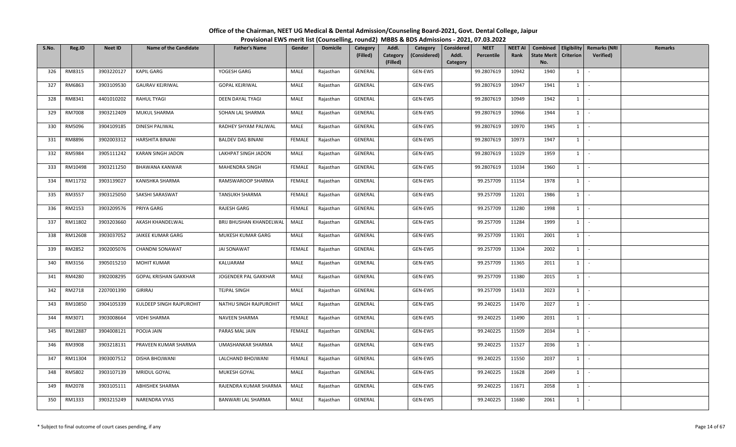# Office of the Chairman, NEET UG Medical & Dental Admission/Counseling Board-2021, Govt. Dental College, Jaipur

## Provisional EWS merit list (Counselling, round2) MBBS & BDS Admissions - 2021, 07.03.2022

| S.No. | Reg.ID | Neet ID | Name of the Candidate | Father's Name | Gender | Domicile | Category (Filled) | Addl. Category (Filled) | Category (Considered) | Considered Addl. Category | NEET Percentile | NEET AI Rank | Combined State Merit No. | Eligibility Criterion | Remarks (NRI Verified) | Remarks |
|---|---|---|---|---|---|---|---|---|---|---|---|---|---|---|---|---|
| 326 | RM8315 | 3903220127 | KAPIL GARG | YOGESH GARG | MALE | Rajasthan | GENERAL | | GEN-EWS | | 99.2807619 | 10942 | 1940 | 1 | - | |
| 327 | RM6863 | 3903109530 | GAURAV KEJRIWAL | GOPAL KEJRIWAL | MALE | Rajasthan | GENERAL | | GEN-EWS | | 99.2807619 | 10947 | 1941 | 1 | - | |
| 328 | RM8341 | 4401010202 | RAHUL TYAGI | DEEN DAYAL TYAGI | MALE | Rajasthan | GENERAL | | GEN-EWS | | 99.2807619 | 10949 | 1942 | 1 | - | |
| 329 | RM7008 | 3903212409 | MUKUL SHARMA | SOHAN LAL SHARMA | MALE | Rajasthan | GENERAL | | GEN-EWS | | 99.2807619 | 10966 | 1944 | 1 | - | |
| 330 | RM5096 | 3904109185 | DINESH PALIWAL | RADHEY SHYAM PALIWAL | MALE | Rajasthan | GENERAL | | GEN-EWS | | 99.2807619 | 10970 | 1945 | 1 | - | |
| 331 | RM8896 | 3902003312 | HARSHITA BINANI | BALDEV DAS BINANI | FEMALE | Rajasthan | GENERAL | | GEN-EWS | | 99.2807619 | 10973 | 1947 | 1 | - | |
| 332 | RM5984 | 3905111242 | KARAN SINGH JADON | LAKHPAT SINGH JADON | MALE | Rajasthan | GENERAL | | GEN-EWS | | 99.2807619 | 11029 | 1959 | 1 | - | |
| 333 | RM10498 | 3903211250 | BHAWANA KANWAR | MAHENDRA SINGH | FEMALE | Rajasthan | GENERAL | | GEN-EWS | | 99.2807619 | 11034 | 1960 | 1 | - | |
| 334 | RM11732 | 3903139027 | KANISHKA SHARMA | RAMSWAROOP SHARMA | FEMALE | Rajasthan | GENERAL | | GEN-EWS | | 99.257709 | 11154 | 1978 | 1 | - | |
| 335 | RM3557 | 3903125050 | SAKSHI SARASWAT | TANSUKH SHARMA | FEMALE | Rajasthan | GENERAL | | GEN-EWS | | 99.257709 | 11201 | 1986 | 1 | - | |
| 336 | RM2153 | 3903209576 | PRIYA GARG | RAJESH GARG | FEMALE | Rajasthan | GENERAL | | GEN-EWS | | 99.257709 | 11280 | 1998 | 1 | - | |
| 337 | RM11802 | 3903203660 | AKASH KHANDELWAL | BRIJ BHUSHAN KHANDELWAL | MALE | Rajasthan | GENERAL | | GEN-EWS | | 99.257709 | 11284 | 1999 | 1 | - | |
| 338 | RM12608 | 3903037052 | JAIKEE KUMAR GARG | MUKESH KUMAR GARG | MALE | Rajasthan | GENERAL | | GEN-EWS | | 99.257709 | 11301 | 2001 | 1 | - | |
| 339 | RM2852 | 3902005076 | CHANDNI SONAWAT | JAI SONAWAT | FEMALE | Rajasthan | GENERAL | | GEN-EWS | | 99.257709 | 11304 | 2002 | 1 | - | |
| 340 | RM3156 | 3905015210 | MOHIT KUMAR | KALUARAM | MALE | Rajasthan | GENERAL | | GEN-EWS | | 99.257709 | 11365 | 2011 | 1 | - | |
| 341 | RM4280 | 3902008295 | GOPAL KRISHAN GAKKHAR | JOGENDER PAL GAKKHAR | MALE | Rajasthan | GENERAL | | GEN-EWS | | 99.257709 | 11380 | 2015 | 1 | - | |
| 342 | RM2718 | 2207001390 | GIRIRAJ | TEJPAL SINGH | MALE | Rajasthan | GENERAL | | GEN-EWS | | 99.257709 | 11433 | 2023 | 1 | - | |
| 343 | RM10850 | 3904105339 | KULDEEP SINGH RAJPUROHIT | NATHU SINGH RAJPUROHIT | MALE | Rajasthan | GENERAL | | GEN-EWS | | 99.240225 | 11470 | 2027 | 1 | - | |
| 344 | RM3071 | 3903008664 | VIDHI SHARMA | NAVEEN SHARMA | FEMALE | Rajasthan | GENERAL | | GEN-EWS | | 99.240225 | 11490 | 2031 | 1 | - | |
| 345 | RM12887 | 3904008121 | POOJA JAIN | PARAS MAL JAIN | FEMALE | Rajasthan | GENERAL | | GEN-EWS | | 99.240225 | 11509 | 2034 | 1 | - | |
| 346 | RM3908 | 3903218131 | PRAVEEN KUMAR SHARMA | UMASHANKAR SHARMA | MALE | Rajasthan | GENERAL | | GEN-EWS | | 99.240225 | 11527 | 2036 | 1 | - | |
| 347 | RM11304 | 3903007512 | DISHA BHOJWANI | LALCHAND BHOJWANI | FEMALE | Rajasthan | GENERAL | | GEN-EWS | | 99.240225 | 11550 | 2037 | 1 | - | |
| 348 | RM5802 | 3903107139 | MRIDUL GOYAL | MUKESH GOYAL | MALE | Rajasthan | GENERAL | | GEN-EWS | | 99.240225 | 11628 | 2049 | 1 | - | |
| 349 | RM2078 | 3903105111 | ABHISHEK SHARMA | RAJENDRA KUMAR SHARMA | MALE | Rajasthan | GENERAL | | GEN-EWS | | 99.240225 | 11671 | 2058 | 1 | - | |
| 350 | RM1333 | 3903215249 | NARENDRA VYAS | BANWARI LAL SHARMA | MALE | Rajasthan | GENERAL | | GEN-EWS | | 99.240225 | 11680 | 2061 | 1 | - | |

\* Subject to final outcome of court cases pending, if any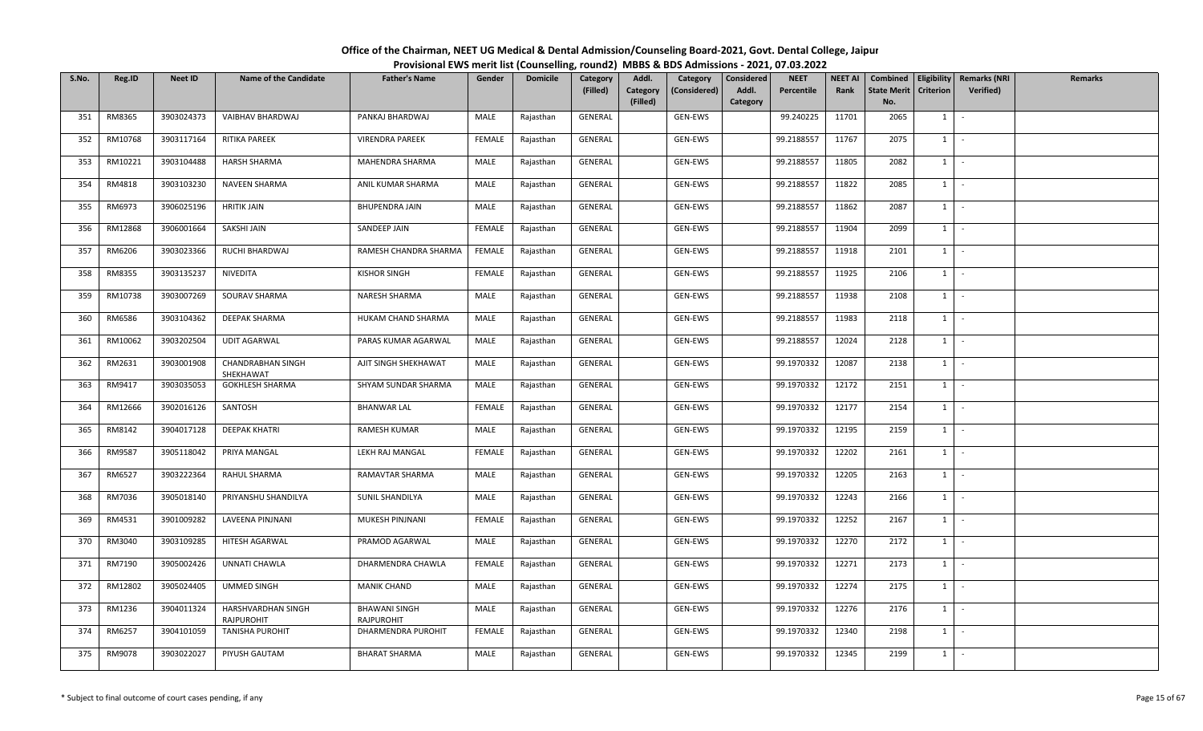# Office of the Chairman, NEET UG Medical & Dental Admission/Counseling Board-2021, Govt. Dental College, Jaipur

## Provisional EWS merit list (Counselling, round2) MBBS & BDS Admissions - 2021, 07.03.2022

| S.No. | Reg.ID | Neet ID | Name of the Candidate | Father's Name | Gender | Domicile | Category (Filled) | Addl. Category (Filled) | Category (Considered) | Considered Addl. Category | NEET Percentile | NEET AI Rank | Combined State Merit No. | Eligibility Criterion | Remarks (NRI Verified) | Remarks |
|---|---|---|---|---|---|---|---|---|---|---|---|---|---|---|---|---|
| 351 | RM8365 | 3903024373 | VAIBHAV BHARDWAJ | PANKAJ BHARDWAJ | MALE | Rajasthan | GENERAL | | GEN-EWS | | 99.240225 | 11701 | 2065 | 1 | - | |
| 352 | RM10768 | 3903117164 | RITIKA PAREEK | VIRENDRA PAREEK | FEMALE | Rajasthan | GENERAL | | GEN-EWS | | 99.2188557 | 11767 | 2075 | 1 | - | |
| 353 | RM10221 | 3903104488 | HARSH SHARMA | MAHENDRA SHARMA | MALE | Rajasthan | GENERAL | | GEN-EWS | | 99.2188557 | 11805 | 2082 | 1 | - | |
| 354 | RM4818 | 3903103230 | NAVEEN SHARMA | ANIL KUMAR SHARMA | MALE | Rajasthan | GENERAL | | GEN-EWS | | 99.2188557 | 11822 | 2085 | 1 | - | |
| 355 | RM6973 | 3906025196 | HRITIK JAIN | BHUPENDRA JAIN | MALE | Rajasthan | GENERAL | | GEN-EWS | | 99.2188557 | 11862 | 2087 | 1 | - | |
| 356 | RM12868 | 3906001664 | SAKSHI JAIN | SANDEEP JAIN | FEMALE | Rajasthan | GENERAL | | GEN-EWS | | 99.2188557 | 11904 | 2099 | 1 | - | |
| 357 | RM6206 | 3903023366 | RUCHI BHARDWAJ | RAMESH CHANDRA SHARMA | FEMALE | Rajasthan | GENERAL | | GEN-EWS | | 99.2188557 | 11918 | 2101 | 1 | - | |
| 358 | RM8355 | 3903135237 | NIVEDITA | KISHOR SINGH | FEMALE | Rajasthan | GENERAL | | GEN-EWS | | 99.2188557 | 11925 | 2106 | 1 | - | |
| 359 | RM10738 | 3903007269 | SOURAV SHARMA | NARESH SHARMA | MALE | Rajasthan | GENERAL | | GEN-EWS | | 99.2188557 | 11938 | 2108 | 1 | - | |
| 360 | RM6586 | 3903104362 | DEEPAK SHARMA | HUKAM CHAND SHARMA | MALE | Rajasthan | GENERAL | | GEN-EWS | | 99.2188557 | 11983 | 2118 | 1 | - | |
| 361 | RM10062 | 3903202504 | UDIT AGARWAL | PARAS KUMAR AGARWAL | MALE | Rajasthan | GENERAL | | GEN-EWS | | 99.2188557 | 12024 | 2128 | 1 | - | |
| 362 | RM2631 | 3903001908 | CHANDRABHAN SINGH SHEKHAWAT | AJIT SINGH SHEKHAWAT | MALE | Rajasthan | GENERAL | | GEN-EWS | | 99.1970332 | 12087 | 2138 | 1 | - | |
| 363 | RM9417 | 3903035053 | GOKHLESH SHARMA | SHYAM SUNDAR SHARMA | MALE | Rajasthan | GENERAL | | GEN-EWS | | 99.1970332 | 12172 | 2151 | 1 | - | |
| 364 | RM12666 | 3902016126 | SANTOSH | BHANWAR LAL | FEMALE | Rajasthan | GENERAL | | GEN-EWS | | 99.1970332 | 12177 | 2154 | 1 | - | |
| 365 | RM8142 | 3904017128 | DEEPAK KHATRI | RAMESH KUMAR | MALE | Rajasthan | GENERAL | | GEN-EWS | | 99.1970332 | 12195 | 2159 | 1 | - | |
| 366 | RM9587 | 3905118042 | PRIYA MANGAL | LEKH RAJ MANGAL | FEMALE | Rajasthan | GENERAL | | GEN-EWS | | 99.1970332 | 12202 | 2161 | 1 | - | |
| 367 | RM6527 | 3903222364 | RAHUL SHARMA | RAMAVTAR SHARMA | MALE | Rajasthan | GENERAL | | GEN-EWS | | 99.1970332 | 12205 | 2163 | 1 | - | |
| 368 | RM7036 | 3905018140 | PRIYANSHU SHANDILYA | SUNIL SHANDILYA | MALE | Rajasthan | GENERAL | | GEN-EWS | | 99.1970332 | 12243 | 2166 | 1 | - | |
| 369 | RM4531 | 3901009282 | LAVEENA PINJNANI | MUKESH PINJNANI | FEMALE | Rajasthan | GENERAL | | GEN-EWS | | 99.1970332 | 12252 | 2167 | 1 | - | |
| 370 | RM3040 | 3903109285 | HITESH AGARWAL | PRAMOD AGARWAL | MALE | Rajasthan | GENERAL | | GEN-EWS | | 99.1970332 | 12270 | 2172 | 1 | - | |
| 371 | RM7190 | 3905002426 | UNNATI CHAWLA | DHARMENDRA CHAWLA | FEMALE | Rajasthan | GENERAL | | GEN-EWS | | 99.1970332 | 12271 | 2173 | 1 | - | |
| 372 | RM12802 | 3905024405 | UMMED SINGH | MANIK CHAND | MALE | Rajasthan | GENERAL | | GEN-EWS | | 99.1970332 | 12274 | 2175 | 1 | - | |
| 373 | RM1236 | 3904011324 | HARSHVARDHAN SINGH RAJPUROHIT | BHAWANI SINGH RAJPUROHIT | MALE | Rajasthan | GENERAL | | GEN-EWS | | 99.1970332 | 12276 | 2176 | 1 | - | |
| 374 | RM6257 | 3904101059 | TANISHA PUROHIT | DHARMENDRA PUROHIT | FEMALE | Rajasthan | GENERAL | | GEN-EWS | | 99.1970332 | 12340 | 2198 | 1 | - | |
| 375 | RM9078 | 3903022027 | PIYUSH GAUTAM | BHARAT SHARMA | MALE | Rajasthan | GENERAL | | GEN-EWS | | 99.1970332 | 12345 | 2199 | 1 | - | |

\* Subject to final outcome of court cases pending, if any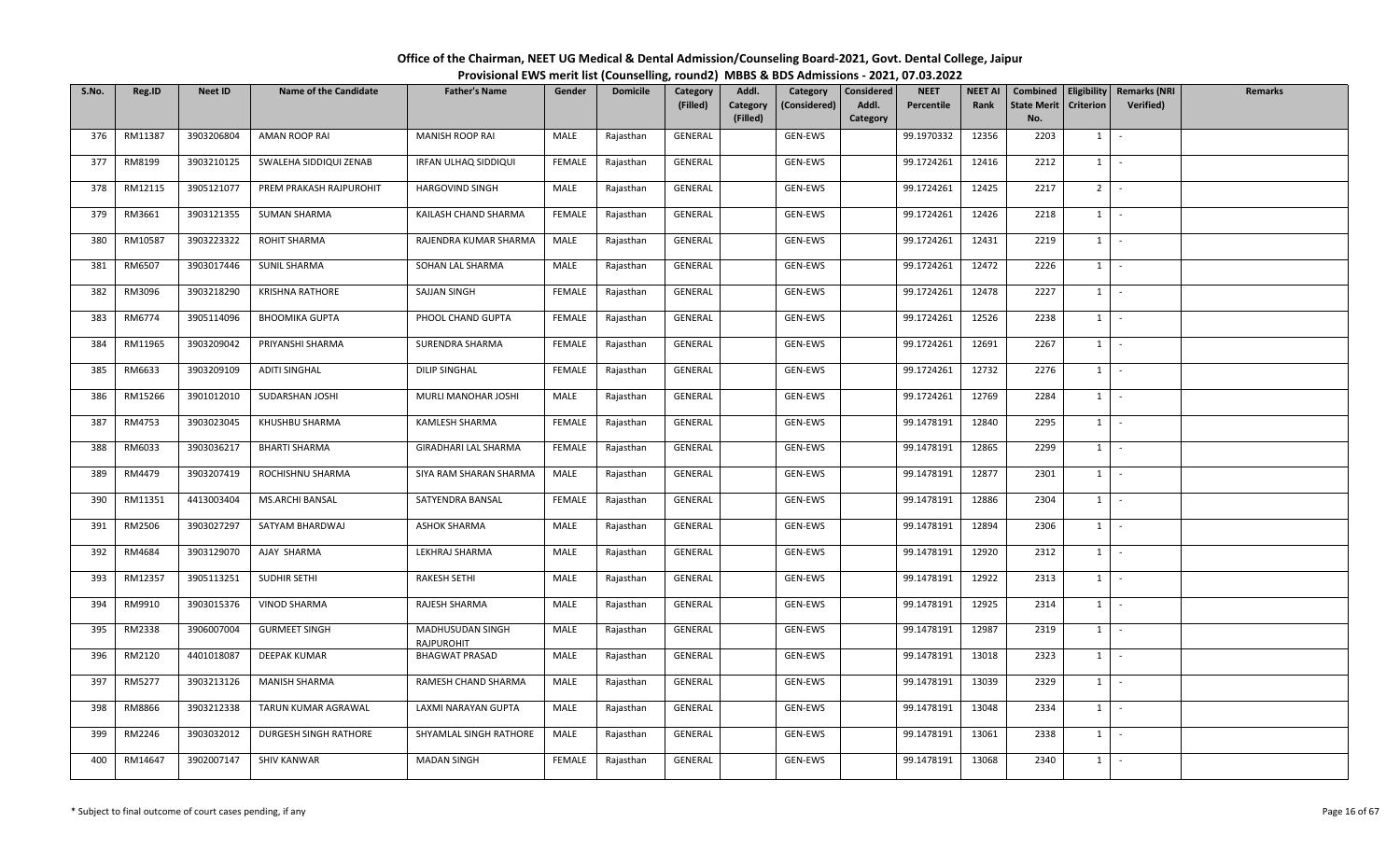# Office of the Chairman, NEET UG Medical & Dental Admission/Counseling Board-2021, Govt. Dental College, Jaipur

## Provisional EWS merit list (Counselling, round2) MBBS & BDS Admissions - 2021, 07.03.2022

| S.No. | Reg.ID | Neet ID | Name of the Candidate | Father's Name | Gender | Domicile | Category (Filled) | Addl. Category (Filled) | Category (Considered) | Considered Addl. Category | NEET Percentile | NEET AI Rank | Combined State Merit No. | Eligibility Criterion | Remarks (NRI Verified) | Remarks |
|---|---|---|---|---|---|---|---|---|---|---|---|---|---|---|---|---|
| 376 | RM11387 | 3903206804 | AMAN ROOP RAI | MANISH ROOP RAI | MALE | Rajasthan | GENERAL | | GEN-EWS | | 99.1970332 | 12356 | 2203 | 1 | - | |
| 377 | RM8199 | 3903210125 | SWALEHA SIDDIQUI ZENAB | IRFAN ULHAQ SIDDIQUI | FEMALE | Rajasthan | GENERAL | | GEN-EWS | | 99.1724261 | 12416 | 2212 | 1 | - | |
| 378 | RM12115 | 3905121077 | PREM PRAKASH RAJPUROHIT | HARGOVIND SINGH | MALE | Rajasthan | GENERAL | | GEN-EWS | | 99.1724261 | 12425 | 2217 | 2 | - | |
| 379 | RM3661 | 3903121355 | SUMAN SHARMA | KAILASH CHAND SHARMA | FEMALE | Rajasthan | GENERAL | | GEN-EWS | | 99.1724261 | 12426 | 2218 | 1 | - | |
| 380 | RM10587 | 3903223322 | ROHIT SHARMA | RAJENDRA KUMAR SHARMA | MALE | Rajasthan | GENERAL | | GEN-EWS | | 99.1724261 | 12431 | 2219 | 1 | - | |
| 381 | RM6507 | 3903017446 | SUNIL SHARMA | SOHAN LAL SHARMA | MALE | Rajasthan | GENERAL | | GEN-EWS | | 99.1724261 | 12472 | 2226 | 1 | - | |
| 382 | RM3096 | 3903218290 | KRISHNA RATHORE | SAJJAN SINGH | FEMALE | Rajasthan | GENERAL | | GEN-EWS | | 99.1724261 | 12478 | 2227 | 1 | - | |
| 383 | RM6774 | 3905114096 | BHOOMIKA GUPTA | PHOOL CHAND GUPTA | FEMALE | Rajasthan | GENERAL | | GEN-EWS | | 99.1724261 | 12526 | 2238 | 1 | - | |
| 384 | RM11965 | 3903209042 | PRIYANSHI SHARMA | SURENDRA SHARMA | FEMALE | Rajasthan | GENERAL | | GEN-EWS | | 99.1724261 | 12691 | 2267 | 1 | - | |
| 385 | RM6633 | 3903209109 | ADITI SINGHAL | DILIP SINGHAL | FEMALE | Rajasthan | GENERAL | | GEN-EWS | | 99.1724261 | 12732 | 2276 | 1 | - | |
| 386 | RM15266 | 3901012010 | SUDARSHAN JOSHI | MURLI MANOHAR JOSHI | MALE | Rajasthan | GENERAL | | GEN-EWS | | 99.1724261 | 12769 | 2284 | 1 | - | |
| 387 | RM4753 | 3903023045 | KHUSHBU SHARMA | KAMLESH SHARMA | FEMALE | Rajasthan | GENERAL | | GEN-EWS | | 99.1478191 | 12840 | 2295 | 1 | - | |
| 388 | RM6033 | 3903036217 | BHARTI SHARMA | GIRADHARI LAL SHARMA | FEMALE | Rajasthan | GENERAL | | GEN-EWS | | 99.1478191 | 12865 | 2299 | 1 | - | |
| 389 | RM4479 | 3903207419 | ROCHISHNU SHARMA | SIYA RAM SHARAN SHARMA | MALE | Rajasthan | GENERAL | | GEN-EWS | | 99.1478191 | 12877 | 2301 | 1 | - | |
| 390 | RM11351 | 4413003404 | MS.ARCHI BANSAL | SATYENDRA BANSAL | FEMALE | Rajasthan | GENERAL | | GEN-EWS | | 99.1478191 | 12886 | 2304 | 1 | - | |
| 391 | RM2506 | 3903027297 | SATYAM BHARDWAJ | ASHOK SHARMA | MALE | Rajasthan | GENERAL | | GEN-EWS | | 99.1478191 | 12894 | 2306 | 1 | - | |
| 392 | RM4684 | 3903129070 | AJAY SHARMA | LEKHRAJ SHARMA | MALE | Rajasthan | GENERAL | | GEN-EWS | | 99.1478191 | 12920 | 2312 | 1 | - | |
| 393 | RM12357 | 3905113251 | SUDHIR SETHI | RAKESH SETHI | MALE | Rajasthan | GENERAL | | GEN-EWS | | 99.1478191 | 12922 | 2313 | 1 | - | |
| 394 | RM9910 | 3903015376 | VINOD SHARMA | RAJESH SHARMA | MALE | Rajasthan | GENERAL | | GEN-EWS | | 99.1478191 | 12925 | 2314 | 1 | - | |
| 395 | RM2338 | 3906007004 | GURMEET SINGH | MADHUSUDAN SINGH RAJPUROHIT | MALE | Rajasthan | GENERAL | | GEN-EWS | | 99.1478191 | 12987 | 2319 | 1 | - | |
| 396 | RM2120 | 4401018087 | DEEPAK KUMAR | BHAGWAT PRASAD | MALE | Rajasthan | GENERAL | | GEN-EWS | | 99.1478191 | 13018 | 2323 | 1 | - | |
| 397 | RM5277 | 3903213126 | MANISH SHARMA | RAMESH CHAND SHARMA | MALE | Rajasthan | GENERAL | | GEN-EWS | | 99.1478191 | 13039 | 2329 | 1 | - | |
| 398 | RM8866 | 3903212338 | TARUN KUMAR AGRAWAL | LAXMI NARAYAN GUPTA | MALE | Rajasthan | GENERAL | | GEN-EWS | | 99.1478191 | 13048 | 2334 | 1 | - | |
| 399 | RM2246 | 3903032012 | DURGESH SINGH RATHORE | SHYAMLAL SINGH RATHORE | MALE | Rajasthan | GENERAL | | GEN-EWS | | 99.1478191 | 13061 | 2338 | 1 | - | |
| 400 | RM14647 | 3902007147 | SHIV KANWAR | MADAN SINGH | FEMALE | Rajasthan | GENERAL | | GEN-EWS | | 99.1478191 | 13068 | 2340 | 1 | - | |

* Subject to final outcome of court cases pending, if any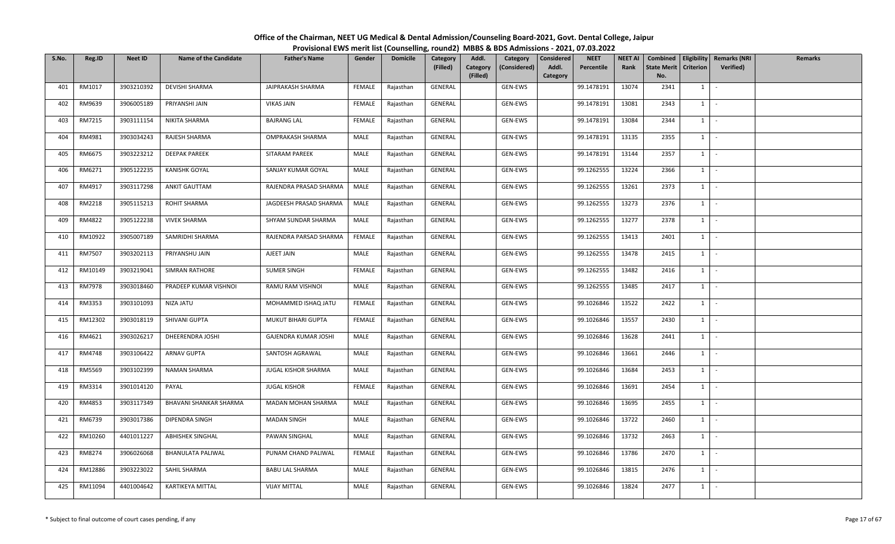# Office of the Chairman, NEET UG Medical & Dental Admission/Counseling Board-2021, Govt. Dental College, Jaipur

## Provisional EWS merit list (Counselling, round2) MBBS & BDS Admissions - 2021, 07.03.2022

| S.No. | Reg.ID | Neet ID | Name of the Candidate | Father's Name | Gender | Domicile | Category (Filled) | Addl. Category (Filled) | Category (Considered) | Considered Addl. Category | NEET Percentile | NEET AI Rank | Combined State Merit No. | Eligibility Criterion | Remarks (NRI Verified) | Remarks |
|---|---|---|---|---|---|---|---|---|---|---|---|---|---|---|---|---|
| 401 | RM1017 | 3903210392 | DEVISHI SHARMA | JAIPRAKASH SHARMA | FEMALE | Rajasthan | GENERAL | | GEN-EWS | | 99.1478191 | 13074 | 2341 | 1 | - | |
| 402 | RM9639 | 3906005189 | PRIYANSHI JAIN | VIKAS JAIN | FEMALE | Rajasthan | GENERAL | | GEN-EWS | | 99.1478191 | 13081 | 2343 | 1 | - | |
| 403 | RM7215 | 3903111154 | NIKITA SHARMA | BAJRANG LAL | FEMALE | Rajasthan | GENERAL | | GEN-EWS | | 99.1478191 | 13084 | 2344 | 1 | - | |
| 404 | RM4981 | 3903034243 | RAJESH SHARMA | OMPRAKASH SHARMA | MALE | Rajasthan | GENERAL | | GEN-EWS | | 99.1478191 | 13135 | 2355 | 1 | - | |
| 405 | RM6675 | 3903223212 | DEEPAK PAREEK | SITARAM PAREEK | MALE | Rajasthan | GENERAL | | GEN-EWS | | 99.1478191 | 13144 | 2357 | 1 | - | |
| 406 | RM6271 | 3905122235 | KANISHK GOYAL | SANJAY KUMAR GOYAL | MALE | Rajasthan | GENERAL | | GEN-EWS | | 99.1262555 | 13224 | 2366 | 1 | - | |
| 407 | RM4917 | 3903117298 | ANKIT GAUTTAM | RAJENDRA PRASAD SHARMA | MALE | Rajasthan | GENERAL | | GEN-EWS | | 99.1262555 | 13261 | 2373 | 1 | - | |
| 408 | RM2218 | 3905115213 | ROHIT SHARMA | JAGDEESH PRASAD SHARMA | MALE | Rajasthan | GENERAL | | GEN-EWS | | 99.1262555 | 13273 | 2376 | 1 | - | |
| 409 | RM4822 | 3905122238 | VIVEK SHARMA | SHYAM SUNDAR SHARMA | MALE | Rajasthan | GENERAL | | GEN-EWS | | 99.1262555 | 13277 | 2378 | 1 | - | |
| 410 | RM10922 | 3905007189 | SAMRIDHI SHARMA | RAJENDRA PARSAD SHARMA | FEMALE | Rajasthan | GENERAL | | GEN-EWS | | 99.1262555 | 13413 | 2401 | 1 | - | |
| 411 | RM7507 | 3903202113 | PRIYANSHU JAIN | AJEET JAIN | MALE | Rajasthan | GENERAL | | GEN-EWS | | 99.1262555 | 13478 | 2415 | 1 | - | |
| 412 | RM10149 | 3903219041 | SIMRAN RATHORE | SUMER SINGH | FEMALE | Rajasthan | GENERAL | | GEN-EWS | | 99.1262555 | 13482 | 2416 | 1 | - | |
| 413 | RM7978 | 3903018460 | PRADEEP KUMAR VISHNOI | RAMU RAM VISHNOI | MALE | Rajasthan | GENERAL | | GEN-EWS | | 99.1262555 | 13485 | 2417 | 1 | - | |
| 414 | RM3353 | 3903101093 | NIZA JATU | MOHAMMED ISHAQ JATU | FEMALE | Rajasthan | GENERAL | | GEN-EWS | | 99.1026846 | 13522 | 2422 | 1 | - | |
| 415 | RM12302 | 3903018119 | SHIVANI GUPTA | MUKUT BIHARI GUPTA | FEMALE | Rajasthan | GENERAL | | GEN-EWS | | 99.1026846 | 13557 | 2430 | 1 | - | |
| 416 | RM4621 | 3903026217 | DHEERENDRA JOSHI | GAJENDRA KUMAR JOSHI | MALE | Rajasthan | GENERAL | | GEN-EWS | | 99.1026846 | 13628 | 2441 | 1 | - | |
| 417 | RM4748 | 3903106422 | ARNAV GUPTA | SANTOSH AGRAWAL | MALE | Rajasthan | GENERAL | | GEN-EWS | | 99.1026846 | 13661 | 2446 | 1 | - | |
| 418 | RM5569 | 3903102399 | NAMAN SHARMA | JUGAL KISHOR SHARMA | MALE | Rajasthan | GENERAL | | GEN-EWS | | 99.1026846 | 13684 | 2453 | 1 | - | |
| 419 | RM3314 | 3901014120 | PAYAL | JUGAL KISHOR | FEMALE | Rajasthan | GENERAL | | GEN-EWS | | 99.1026846 | 13691 | 2454 | 1 | - | |
| 420 | RM4853 | 3903117349 | BHAVANI SHANKAR SHARMA | MADAN MOHAN SHARMA | MALE | Rajasthan | GENERAL | | GEN-EWS | | 99.1026846 | 13695 | 2455 | 1 | - | |
| 421 | RM6739 | 3903017386 | DIPENDRA SINGH | MADAN SINGH | MALE | Rajasthan | GENERAL | | GEN-EWS | | 99.1026846 | 13722 | 2460 | 1 | - | |
| 422 | RM10260 | 4401011227 | ABHISHEK SINGHAL | PAWAN SINGHAL | MALE | Rajasthan | GENERAL | | GEN-EWS | | 99.1026846 | 13732 | 2463 | 1 | - | |
| 423 | RM8274 | 3906026068 | BHANULATA PALIWAL | PUNAM CHAND PALIWAL | FEMALE | Rajasthan | GENERAL | | GEN-EWS | | 99.1026846 | 13786 | 2470 | 1 | - | |
| 424 | RM12886 | 3903223022 | SAHIL SHARMA | BABU LAL SHARMA | MALE | Rajasthan | GENERAL | | GEN-EWS | | 99.1026846 | 13815 | 2476 | 1 | - | |
| 425 | RM11094 | 4401004642 | KARTIKEYA MITTAL | VIJAY MITTAL | MALE | Rajasthan | GENERAL | | GEN-EWS | | 99.1026846 | 13824 | 2477 | 1 | - | |

\* Subject to final outcome of court cases pending, if any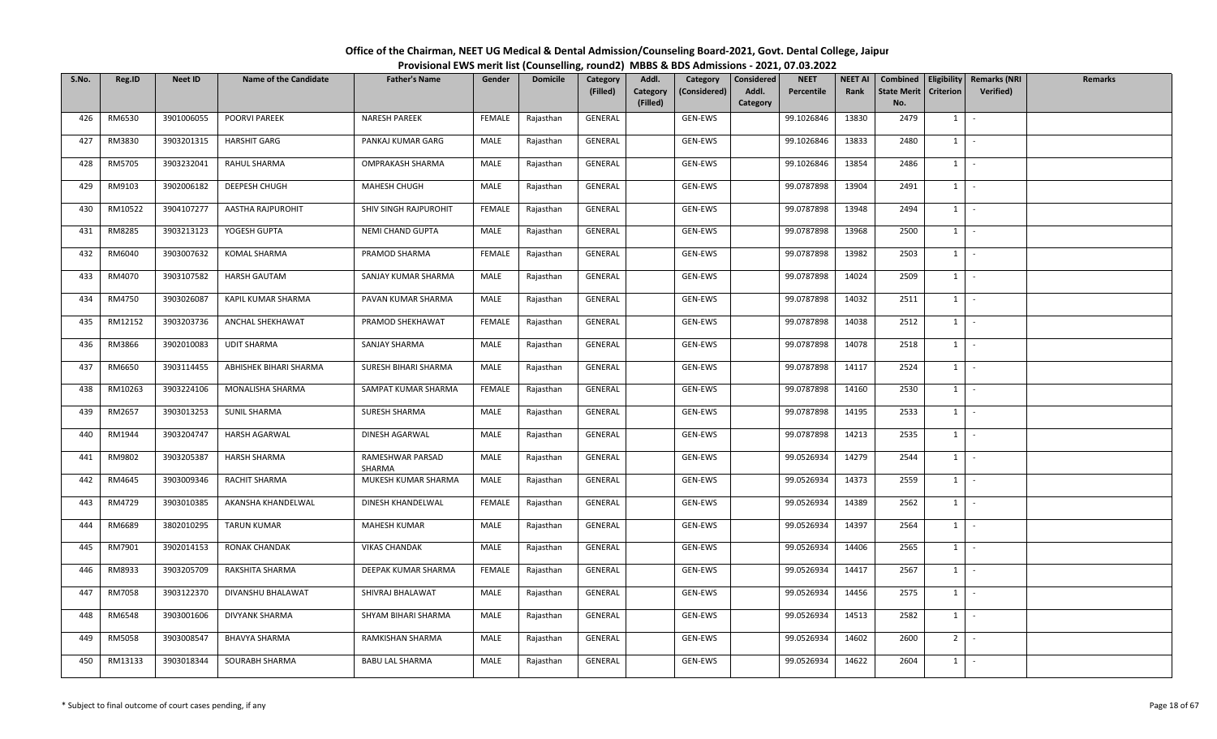# Office of the Chairman, NEET UG Medical & Dental Admission/Counseling Board-2021, Govt. Dental College, Jaipur

## Provisional EWS merit list (Counselling, round2) MBBS & BDS Admissions - 2021, 07.03.2022

| S.No. | Reg.ID | Neet ID | Name of the Candidate | Father's Name | Gender | Domicile | Category (Filled) | Addl. Category (Filled) | Category (Considered) | Considered Addl. Category | NEET Percentile | NEET AI Rank | Combined State Merit No. | Eligibility Criterion | Remarks (NRI Verified) | Remarks |
|---|---|---|---|---|---|---|---|---|---|---|---|---|---|---|---|---|
| 426 | RM6530 | 3901006055 | POORVI PAREEK | NARESH PAREEK | FEMALE | Rajasthan | GENERAL | | GEN-EWS | | 99.1026846 | 13830 | 2479 | 1 | - | |
| 427 | RM3830 | 3903201315 | HARSHIT GARG | PANKAJ KUMAR GARG | MALE | Rajasthan | GENERAL | | GEN-EWS | | 99.1026846 | 13833 | 2480 | 1 | - | |
| 428 | RM5705 | 3903232041 | RAHUL SHARMA | OMPRAKASH SHARMA | MALE | Rajasthan | GENERAL | | GEN-EWS | | 99.1026846 | 13854 | 2486 | 1 | - | |
| 429 | RM9103 | 3902006182 | DEEPESH CHUGH | MAHESH CHUGH | MALE | Rajasthan | GENERAL | | GEN-EWS | | 99.0787898 | 13904 | 2491 | 1 | - | |
| 430 | RM10522 | 3904107277 | AASTHA RAJPUROHIT | SHIV SINGH RAJPUROHIT | FEMALE | Rajasthan | GENERAL | | GEN-EWS | | 99.0787898 | 13948 | 2494 | 1 | - | |
| 431 | RM8285 | 3903213123 | YOGESH GUPTA | NEMI CHAND GUPTA | MALE | Rajasthan | GENERAL | | GEN-EWS | | 99.0787898 | 13968 | 2500 | 1 | - | |
| 432 | RM6040 | 3903007632 | KOMAL SHARMA | PRAMOD SHARMA | FEMALE | Rajasthan | GENERAL | | GEN-EWS | | 99.0787898 | 13982 | 2503 | 1 | - | |
| 433 | RM4070 | 3903107582 | HARSH GAUTAM | SANJAY KUMAR SHARMA | MALE | Rajasthan | GENERAL | | GEN-EWS | | 99.0787898 | 14024 | 2509 | 1 | - | |
| 434 | RM4750 | 3903026087 | KAPIL KUMAR SHARMA | PAVAN KUMAR SHARMA | MALE | Rajasthan | GENERAL | | GEN-EWS | | 99.0787898 | 14032 | 2511 | 1 | - | |
| 435 | RM12152 | 3903203736 | ANCHAL SHEKHAWAT | PRAMOD SHEKHAWAT | FEMALE | Rajasthan | GENERAL | | GEN-EWS | | 99.0787898 | 14038 | 2512 | 1 | - | |
| 436 | RM3866 | 3902010083 | UDIT SHARMA | SANJAY SHARMA | MALE | Rajasthan | GENERAL | | GEN-EWS | | 99.0787898 | 14078 | 2518 | 1 | - | |
| 437 | RM6650 | 3903114455 | ABHISHEK BIHARI SHARMA | SURESH BIHARI SHARMA | MALE | Rajasthan | GENERAL | | GEN-EWS | | 99.0787898 | 14117 | 2524 | 1 | - | |
| 438 | RM10263 | 3903224106 | MONALISHA SHARMA | SAMPAT KUMAR SHARMA | FEMALE | Rajasthan | GENERAL | | GEN-EWS | | 99.0787898 | 14160 | 2530 | 1 | - | |
| 439 | RM2657 | 3903013253 | SUNIL SHARMA | SURESH SHARMA | MALE | Rajasthan | GENERAL | | GEN-EWS | | 99.0787898 | 14195 | 2533 | 1 | - | |
| 440 | RM1944 | 3903204747 | HARSH AGARWAL | DINESH AGARWAL | MALE | Rajasthan | GENERAL | | GEN-EWS | | 99.0787898 | 14213 | 2535 | 1 | - | |
| 441 | RM9802 | 3903205387 | HARSH SHARMA | RAMESHWAR PARSAD SHARMA | MALE | Rajasthan | GENERAL | | GEN-EWS | | 99.0526934 | 14279 | 2544 | 1 | - | |
| 442 | RM4645 | 3903009346 | RACHIT SHARMA | MUKESH KUMAR SHARMA | MALE | Rajasthan | GENERAL | | GEN-EWS | | 99.0526934 | 14373 | 2559 | 1 | - | |
| 443 | RM4729 | 3903010385 | AKANSHA KHANDELWAL | DINESH KHANDELWAL | FEMALE | Rajasthan | GENERAL | | GEN-EWS | | 99.0526934 | 14389 | 2562 | 1 | - | |
| 444 | RM6689 | 3802010295 | TARUN KUMAR | MAHESH KUMAR | MALE | Rajasthan | GENERAL | | GEN-EWS | | 99.0526934 | 14397 | 2564 | 1 | - | |
| 445 | RM7901 | 3902014153 | RONAK CHANDAK | VIKAS CHANDAK | MALE | Rajasthan | GENERAL | | GEN-EWS | | 99.0526934 | 14406 | 2565 | 1 | - | |
| 446 | RM8933 | 3903205709 | RAKSHITA SHARMA | DEEPAK KUMAR SHARMA | FEMALE | Rajasthan | GENERAL | | GEN-EWS | | 99.0526934 | 14417 | 2567 | 1 | - | |
| 447 | RM7058 | 3903122370 | DIVANSHU BHALAWAT | SHIVRAJ BHALAWAT | MALE | Rajasthan | GENERAL | | GEN-EWS | | 99.0526934 | 14456 | 2575 | 1 | - | |
| 448 | RM6548 | 3903001606 | DIVYANK SHARMA | SHYAM BIHARI SHARMA | MALE | Rajasthan | GENERAL | | GEN-EWS | | 99.0526934 | 14513 | 2582 | 1 | - | |
| 449 | RM5058 | 3903008547 | BHAVYA SHARMA | RAMKISHAN SHARMA | MALE | Rajasthan | GENERAL | | GEN-EWS | | 99.0526934 | 14602 | 2600 | 2 | - | |
| 450 | RM13133 | 3903018344 | SOURABH SHARMA | BABU LAL SHARMA | MALE | Rajasthan | GENERAL | | GEN-EWS | | 99.0526934 | 14622 | 2604 | 1 | - | |

\* Subject to final outcome of court cases pending, if any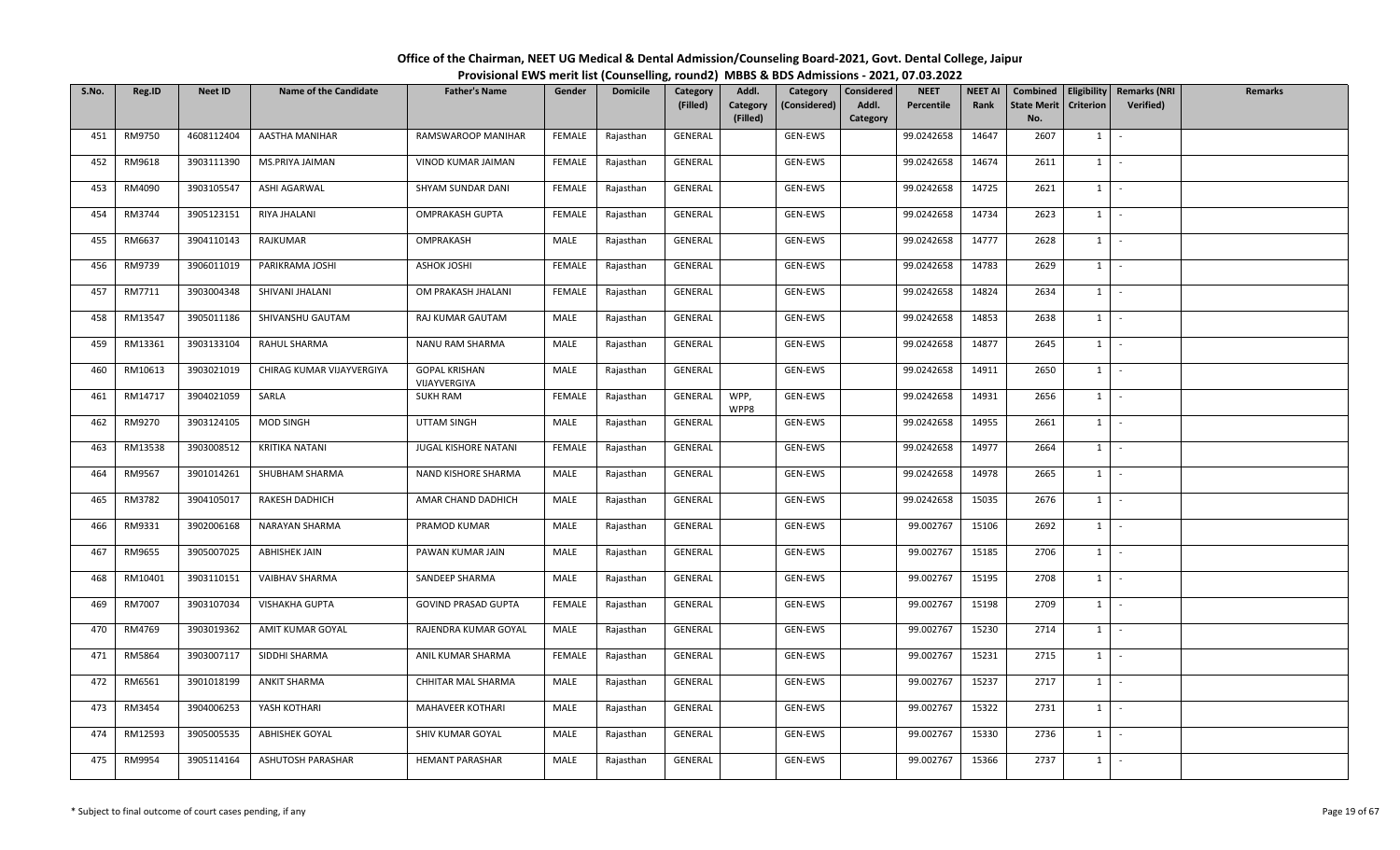# Office of the Chairman, NEET UG Medical & Dental Admission/Counseling Board-2021, Govt. Dental College, Jaipur
## Provisional EWS merit list (Counselling, round2) MBBS & BDS Admissions - 2021, 07.03.2022

| S.No. | Reg.ID | Neet ID | Name of the Candidate | Father's Name | Gender | Domicile | Category (Filled) | Addl. Category (Filled) | Category (Considered) | Considered Addl. Category | NEET Percentile | NEET AI Rank | Combined State Merit No. | Eligibility Criterion | Remarks (NRI Verified) | Remarks |
|---|---|---|---|---|---|---|---|---|---|---|---|---|---|---|---|---|
| 451 | RM9750 | 4608112404 | AASTHA MANIHAR | RAMSWAROOP MANIHAR | FEMALE | Rajasthan | GENERAL | | GEN-EWS | | 99.0242658 | 14647 | 2607 | 1 | - | |
| 452 | RM9618 | 3903111390 | MS.PRIYA JAIMAN | VINOD KUMAR JAIMAN | FEMALE | Rajasthan | GENERAL | | GEN-EWS | | 99.0242658 | 14674 | 2611 | 1 | - | |
| 453 | RM4090 | 3903105547 | ASHI AGARWAL | SHYAM SUNDAR DANI | FEMALE | Rajasthan | GENERAL | | GEN-EWS | | 99.0242658 | 14725 | 2621 | 1 | - | |
| 454 | RM3744 | 3905123151 | RIYA JHALANI | OMPRAKASH GUPTA | FEMALE | Rajasthan | GENERAL | | GEN-EWS | | 99.0242658 | 14734 | 2623 | 1 | - | |
| 455 | RM6637 | 3904110143 | RAJKUMAR | OMPRAKASH | MALE | Rajasthan | GENERAL | | GEN-EWS | | 99.0242658 | 14777 | 2628 | 1 | - | |
| 456 | RM9739 | 3906011019 | PARIKRAMA JOSHI | ASHOK JOSHI | FEMALE | Rajasthan | GENERAL | | GEN-EWS | | 99.0242658 | 14783 | 2629 | 1 | - | |
| 457 | RM7711 | 3903004348 | SHIVANI JHALANI | OM PRAKASH JHALANI | FEMALE | Rajasthan | GENERAL | | GEN-EWS | | 99.0242658 | 14824 | 2634 | 1 | - | |
| 458 | RM13547 | 3905011186 | SHIVANSHU GAUTAM | RAJ KUMAR GAUTAM | MALE | Rajasthan | GENERAL | | GEN-EWS | | 99.0242658 | 14853 | 2638 | 1 | - | |
| 459 | RM13361 | 3903133104 | RAHUL SHARMA | NANU RAM SHARMA | MALE | Rajasthan | GENERAL | | GEN-EWS | | 99.0242658 | 14877 | 2645 | 1 | - | |
| 460 | RM10613 | 3903021019 | CHIRAG KUMAR VIJAYVERGIYA | GOPAL KRISHAN VIJAYVERGIYA | MALE | Rajasthan | GENERAL | | GEN-EWS | | 99.0242658 | 14911 | 2650 | 1 | - | |
| 461 | RM14717 | 3904021059 | SARLA | SUKH RAM | FEMALE | Rajasthan | GENERAL | WPP, WPP8 | GEN-EWS | | 99.0242658 | 14931 | 2656 | 1 | - | |
| 462 | RM9270 | 3903124105 | MOD SINGH | UTTAM SINGH | MALE | Rajasthan | GENERAL | | GEN-EWS | | 99.0242658 | 14955 | 2661 | 1 | - | |
| 463 | RM13538 | 3903008512 | KRITIKA NATANI | JUGAL KISHORE NATANI | FEMALE | Rajasthan | GENERAL | | GEN-EWS | | 99.0242658 | 14977 | 2664 | 1 | - | |
| 464 | RM9567 | 3901014261 | SHUBHAM SHARMA | NAND KISHORE SHARMA | MALE | Rajasthan | GENERAL | | GEN-EWS | | 99.0242658 | 14978 | 2665 | 1 | - | |
| 465 | RM3782 | 3904105017 | RAKESH DADHICH | AMAR CHAND DADHICH | MALE | Rajasthan | GENERAL | | GEN-EWS | | 99.0242658 | 15035 | 2676 | 1 | - | |
| 466 | RM9331 | 3902006168 | NARAYAN SHARMA | PRAMOD KUMAR | MALE | Rajasthan | GENERAL | | GEN-EWS | | 99.002767 | 15106 | 2692 | 1 | - | |
| 467 | RM9655 | 3905007025 | ABHISHEK JAIN | PAWAN KUMAR JAIN | MALE | Rajasthan | GENERAL | | GEN-EWS | | 99.002767 | 15185 | 2706 | 1 | - | |
| 468 | RM10401 | 3903110151 | VAIBHAV SHARMA | SANDEEP SHARMA | MALE | Rajasthan | GENERAL | | GEN-EWS | | 99.002767 | 15195 | 2708 | 1 | - | |
| 469 | RM7007 | 3903107034 | VISHAKHA GUPTA | GOVIND PRASAD GUPTA | FEMALE | Rajasthan | GENERAL | | GEN-EWS | | 99.002767 | 15198 | 2709 | 1 | - | |
| 470 | RM4769 | 3903019362 | AMIT KUMAR GOYAL | RAJENDRA KUMAR GOYAL | MALE | Rajasthan | GENERAL | | GEN-EWS | | 99.002767 | 15230 | 2714 | 1 | - | |
| 471 | RM5864 | 3903007117 | SIDDHI SHARMA | ANIL KUMAR SHARMA | FEMALE | Rajasthan | GENERAL | | GEN-EWS | | 99.002767 | 15231 | 2715 | 1 | - | |
| 472 | RM6561 | 3901018199 | ANKIT SHARMA | CHHITAR MAL SHARMA | MALE | Rajasthan | GENERAL | | GEN-EWS | | 99.002767 | 15237 | 2717 | 1 | - | |
| 473 | RM3454 | 3904006253 | YASH KOTHARI | MAHAVEER KOTHARI | MALE | Rajasthan | GENERAL | | GEN-EWS | | 99.002767 | 15322 | 2731 | 1 | - | |
| 474 | RM12593 | 3905005535 | ABHISHEK GOYAL | SHIV KUMAR GOYAL | MALE | Rajasthan | GENERAL | | GEN-EWS | | 99.002767 | 15330 | 2736 | 1 | - | |
| 475 | RM9954 | 3905114164 | ASHUTOSH PARASHAR | HEMANT PARASHAR | MALE | Rajasthan | GENERAL | | GEN-EWS | | 99.002767 | 15366 | 2737 | 1 | - | |

\* Subject to final outcome of court cases pending, if any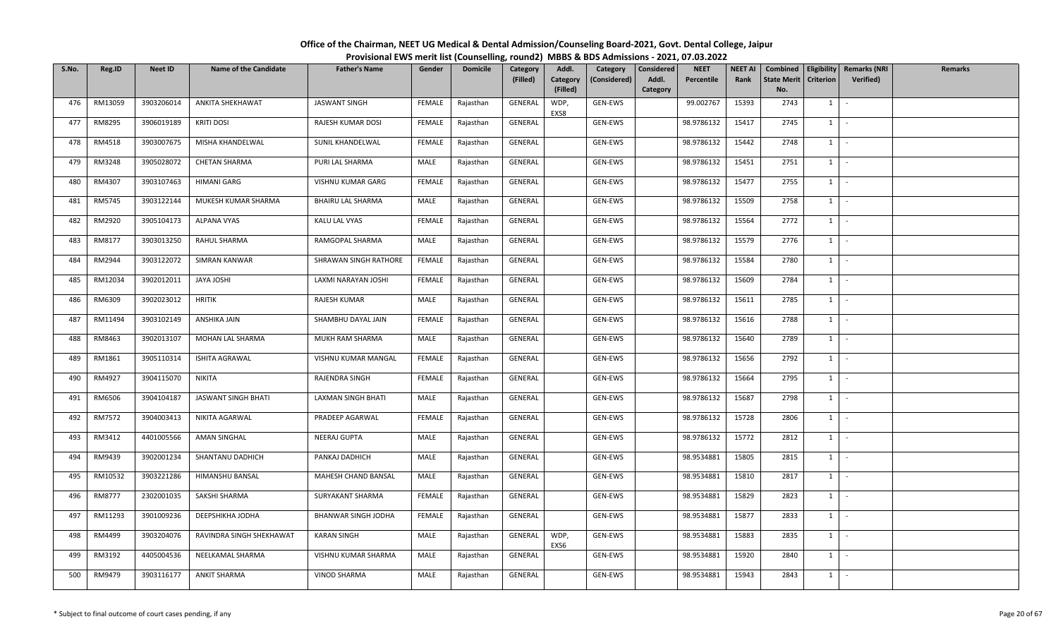# Office of the Chairman, NEET UG Medical & Dental Admission/Counseling Board-2021, Govt. Dental College, Jaipur

## Provisional EWS merit list (Counselling, round2) MBBS & BDS Admissions - 2021, 07.03.2022

| S.No. | Reg.ID | Neet ID | Name of the Candidate | Father's Name | Gender | Domicile | Category (Filled) | Addl. Category (Filled) | Category (Considered) | Considered Addl. Category | NEET Percentile | NEET AI Rank | Combined State Merit No. | Eligibility Criterion | Remarks (NRI Verified) | Remarks |
|---|---|---|---|---|---|---|---|---|---|---|---|---|---|---|---|---|
| 476 | RM13059 | 3903206014 | ANKITA SHEKHAWAT | JASWANT SINGH | FEMALE | Rajasthan | GENERAL | WDP, EXS8 | GEN-EWS | | 99.002767 | 15393 | 2743 | 1 | - | |
| 477 | RM8295 | 3906019189 | KRITI DOSI | RAJESH KUMAR DOSI | FEMALE | Rajasthan | GENERAL | | GEN-EWS | | 98.9786132 | 15417 | 2745 | 1 | - | |
| 478 | RM4518 | 3903007675 | MISHA KHANDELWAL | SUNIL KHANDELWAL | FEMALE | Rajasthan | GENERAL | | GEN-EWS | | 98.9786132 | 15442 | 2748 | 1 | - | |
| 479 | RM3248 | 3905028072 | CHETAN SHARMA | PURI LAL SHARMA | MALE | Rajasthan | GENERAL | | GEN-EWS | | 98.9786132 | 15451 | 2751 | 1 | - | |
| 480 | RM4307 | 3903107463 | HIMANI GARG | VISHNU KUMAR GARG | FEMALE | Rajasthan | GENERAL | | GEN-EWS | | 98.9786132 | 15477 | 2755 | 1 | - | |
| 481 | RM5745 | 3903122144 | MUKESH KUMAR SHARMA | BHAIRU LAL SHARMA | MALE | Rajasthan | GENERAL | | GEN-EWS | | 98.9786132 | 15509 | 2758 | 1 | - | |
| 482 | RM2920 | 3905104173 | ALPANA VYAS | KALU LAL VYAS | FEMALE | Rajasthan | GENERAL | | GEN-EWS | | 98.9786132 | 15564 | 2772 | 1 | - | |
| 483 | RM8177 | 3903013250 | RAHUL SHARMA | RAMGOPAL SHARMA | MALE | Rajasthan | GENERAL | | GEN-EWS | | 98.9786132 | 15579 | 2776 | 1 | - | |
| 484 | RM2944 | 3903122072 | SIMRAN KANWAR | SHRAWAN SINGH RATHORE | FEMALE | Rajasthan | GENERAL | | GEN-EWS | | 98.9786132 | 15584 | 2780 | 1 | - | |
| 485 | RM12034 | 3902012011 | JAYA JOSHI | LAXMI NARAYAN JOSHI | FEMALE | Rajasthan | GENERAL | | GEN-EWS | | 98.9786132 | 15609 | 2784 | 1 | - | |
| 486 | RM6309 | 3902023012 | HRITIK | RAJESH KUMAR | MALE | Rajasthan | GENERAL | | GEN-EWS | | 98.9786132 | 15611 | 2785 | 1 | - | |
| 487 | RM11494 | 3903102149 | ANSHIKA JAIN | SHAMBHU DAYAL JAIN | FEMALE | Rajasthan | GENERAL | | GEN-EWS | | 98.9786132 | 15616 | 2788 | 1 | - | |
| 488 | RM8463 | 3902013107 | MOHAN LAL SHARMA | MUKH RAM SHARMA | MALE | Rajasthan | GENERAL | | GEN-EWS | | 98.9786132 | 15640 | 2789 | 1 | - | |
| 489 | RM1861 | 3905110314 | ISHITA AGRAWAL | VISHNU KUMAR MANGAL | FEMALE | Rajasthan | GENERAL | | GEN-EWS | | 98.9786132 | 15656 | 2792 | 1 | - | |
| 490 | RM4927 | 3904115070 | NIKITA | RAJENDRA SINGH | FEMALE | Rajasthan | GENERAL | | GEN-EWS | | 98.9786132 | 15664 | 2795 | 1 | - | |
| 491 | RM6506 | 3904104187 | JASWANT SINGH BHATI | LAXMAN SINGH BHATI | MALE | Rajasthan | GENERAL | | GEN-EWS | | 98.9786132 | 15687 | 2798 | 1 | - | |
| 492 | RM7572 | 3904003413 | NIKITA AGARWAL | PRADEEP AGARWAL | FEMALE | Rajasthan | GENERAL | | GEN-EWS | | 98.9786132 | 15728 | 2806 | 1 | - | |
| 493 | RM3412 | 4401005566 | AMAN SINGHAL | NEERAJ GUPTA | MALE | Rajasthan | GENERAL | | GEN-EWS | | 98.9786132 | 15772 | 2812 | 1 | - | |
| 494 | RM9439 | 3902001234 | SHANTANU DADHICH | PANKAJ DADHICH | MALE | Rajasthan | GENERAL | | GEN-EWS | | 98.9534881 | 15805 | 2815 | 1 | - | |
| 495 | RM10532 | 3903221286 | HIMANSHU BANSAL | MAHESH CHAND BANSAL | MALE | Rajasthan | GENERAL | | GEN-EWS | | 98.9534881 | 15810 | 2817 | 1 | - | |
| 496 | RM8777 | 2302001035 | SAKSHI SHARMA | SURYAKANT SHARMA | FEMALE | Rajasthan | GENERAL | | GEN-EWS | | 98.9534881 | 15829 | 2823 | 1 | - | |
| 497 | RM11293 | 3901009236 | DEEPSHIKHA JODHA | BHANWAR SINGH JODHA | FEMALE | Rajasthan | GENERAL | | GEN-EWS | | 98.9534881 | 15877 | 2833 | 1 | - | |
| 498 | RM4499 | 3903204076 | RAVINDRA SINGH SHEKHAWAT | KARAN SINGH | MALE | Rajasthan | GENERAL | WDP, EXS6 | GEN-EWS | | 98.9534881 | 15883 | 2835 | 1 | - | |
| 499 | RM3192 | 4405004536 | NEELKAMAL SHARMA | VISHNU KUMAR SHARMA | MALE | Rajasthan | GENERAL | | GEN-EWS | | 98.9534881 | 15920 | 2840 | 1 | - | |
| 500 | RM9479 | 3903116177 | ANKIT SHARMA | VINOD SHARMA | MALE | Rajasthan | GENERAL | | GEN-EWS | | 98.9534881 | 15943 | 2843 | 1 | - | |

\* Subject to final outcome of court cases pending, if any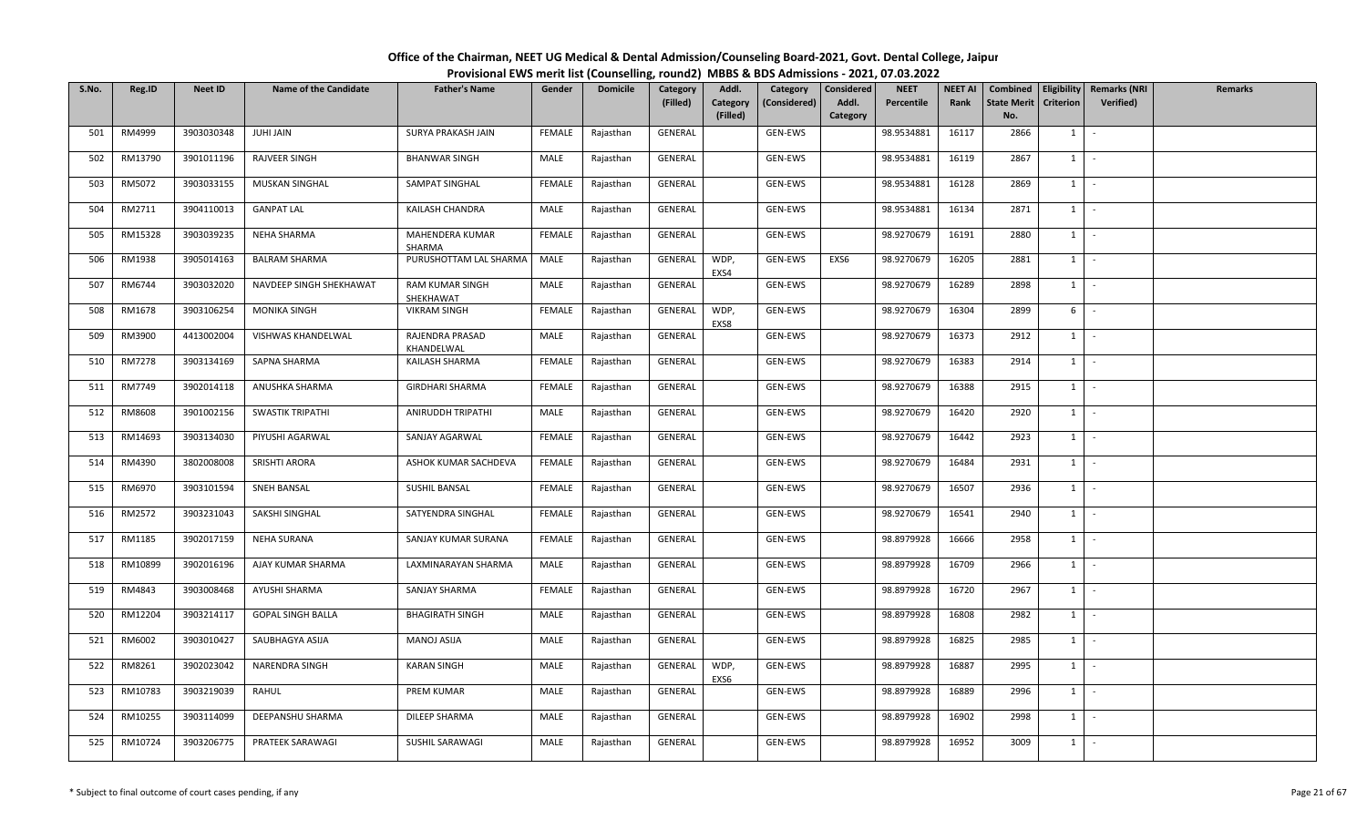# Office of the Chairman, NEET UG Medical & Dental Admission/Counseling Board-2021, Govt. Dental College, Jaipur

## Provisional EWS merit list (Counselling, round2) MBBS & BDS Admissions - 2021, 07.03.2022

| S.No. | Reg.ID | Neet ID | Name of the Candidate | Father's Name | Gender | Domicile | Category (Filled) | Addl. Category (Filled) | Category (Considered) | Considered Addl. Category | NEET Percentile | NEET AI Rank | Combined State Merit No. | Eligibility Criterion | Remarks (NRI Verified) | Remarks |
|---|---|---|---|---|---|---|---|---|---|---|---|---|---|---|---|---|
| 501 | RM4999 | 3903030348 | JUHI JAIN | SURYA PRAKASH JAIN | FEMALE | Rajasthan | GENERAL | | GEN-EWS | | 98.9534881 | 16117 | 2866 | 1 | - | |
| 502 | RM13790 | 3901011196 | RAJVEER SINGH | BHANWAR SINGH | MALE | Rajasthan | GENERAL | | GEN-EWS | | 98.9534881 | 16119 | 2867 | 1 | - | |
| 503 | RM5072 | 3903033155 | MUSKAN SINGHAL | SAMPAT SINGHAL | FEMALE | Rajasthan | GENERAL | | GEN-EWS | | 98.9534881 | 16128 | 2869 | 1 | - | |
| 504 | RM2711 | 3904110013 | GANPAT LAL | KAILASH CHANDRA | MALE | Rajasthan | GENERAL | | GEN-EWS | | 98.9534881 | 16134 | 2871 | 1 | - | |
| 505 | RM15328 | 3903039235 | NEHA SHARMA | MAHENDERA KUMAR SHARMA | FEMALE | Rajasthan | GENERAL | | GEN-EWS | | 98.9270679 | 16191 | 2880 | 1 | - | |
| 506 | RM1938 | 3905014163 | BALRAM SHARMA | PURUSHOTTAM LAL SHARMA | MALE | Rajasthan | GENERAL | WDP, EXS4 | GEN-EWS | EXS6 | 98.9270679 | 16205 | 2881 | 1 | - | |
| 507 | RM6744 | 3903032020 | NAVDEEP SINGH SHEKHAWAT | RAM KUMAR SINGH SHEKHAWAT | MALE | Rajasthan | GENERAL | | GEN-EWS | | 98.9270679 | 16289 | 2898 | 1 | - | |
| 508 | RM1678 | 3903106254 | MONIKA SINGH | VIKRAM SINGH | FEMALE | Rajasthan | GENERAL | WDP, EXS8 | GEN-EWS | | 98.9270679 | 16304 | 2899 | 6 | - | |
| 509 | RM3900 | 4413002004 | VISHWAS KHANDELWAL | RAJENDRA PRASAD KHANDELWAL | MALE | Rajasthan | GENERAL | | GEN-EWS | | 98.9270679 | 16373 | 2912 | 1 | - | |
| 510 | RM7278 | 3903134169 | SAPNA SHARMA | KAILASH SHARMA | FEMALE | Rajasthan | GENERAL | | GEN-EWS | | 98.9270679 | 16383 | 2914 | 1 | - | |
| 511 | RM7749 | 3902014118 | ANUSHKA SHARMA | GIRDHARI SHARMA | FEMALE | Rajasthan | GENERAL | | GEN-EWS | | 98.9270679 | 16388 | 2915 | 1 | - | |
| 512 | RM8608 | 3901002156 | SWASTIK TRIPATHI | ANIRUDDH TRIPATHI | MALE | Rajasthan | GENERAL | | GEN-EWS | | 98.9270679 | 16420 | 2920 | 1 | - | |
| 513 | RM14693 | 3903134030 | PIYUSHI AGARWAL | SANJAY AGARWAL | FEMALE | Rajasthan | GENERAL | | GEN-EWS | | 98.9270679 | 16442 | 2923 | 1 | - | |
| 514 | RM4390 | 3802008008 | SRISHTI ARORA | ASHOK KUMAR SACHDEVA | FEMALE | Rajasthan | GENERAL | | GEN-EWS | | 98.9270679 | 16484 | 2931 | 1 | - | |
| 515 | RM6970 | 3903101594 | SNEH BANSAL | SUSHIL BANSAL | FEMALE | Rajasthan | GENERAL | | GEN-EWS | | 98.9270679 | 16507 | 2936 | 1 | - | |
| 516 | RM2572 | 3903231043 | SAKSHI SINGHAL | SATYENDRA SINGHAL | FEMALE | Rajasthan | GENERAL | | GEN-EWS | | 98.9270679 | 16541 | 2940 | 1 | - | |
| 517 | RM1185 | 3902017159 | NEHA SURANA | SANJAY KUMAR SURANA | FEMALE | Rajasthan | GENERAL | | GEN-EWS | | 98.8979928 | 16666 | 2958 | 1 | - | |
| 518 | RM10899 | 3902016196 | AJAY KUMAR SHARMA | LAXMINARAYAN SHARMA | MALE | Rajasthan | GENERAL | | GEN-EWS | | 98.8979928 | 16709 | 2966 | 1 | - | |
| 519 | RM4843 | 3903008468 | AYUSHI SHARMA | SANJAY SHARMA | FEMALE | Rajasthan | GENERAL | | GEN-EWS | | 98.8979928 | 16720 | 2967 | 1 | - | |
| 520 | RM12204 | 3903214117 | GOPAL SINGH BALLA | BHAGIRATH SINGH | MALE | Rajasthan | GENERAL | | GEN-EWS | | 98.8979928 | 16808 | 2982 | 1 | - | |
| 521 | RM6002 | 3903010427 | SAUBHAGYA ASIJA | MANOJ ASIJA | MALE | Rajasthan | GENERAL | | GEN-EWS | | 98.8979928 | 16825 | 2985 | 1 | - | |
| 522 | RM8261 | 3902023042 | NARENDRA SINGH | KARAN SINGH | MALE | Rajasthan | GENERAL | WDP, EXS6 | GEN-EWS | | 98.8979928 | 16887 | 2995 | 1 | - | |
| 523 | RM10783 | 3903219039 | RAHUL | PREM KUMAR | MALE | Rajasthan | GENERAL | | GEN-EWS | | 98.8979928 | 16889 | 2996 | 1 | - | |
| 524 | RM10255 | 3903114099 | DEEPANSHU SHARMA | DILEEP SHARMA | MALE | Rajasthan | GENERAL | | GEN-EWS | | 98.8979928 | 16902 | 2998 | 1 | - | |
| 525 | RM10724 | 3903206775 | PRATEEK SARAWAGI | SUSHIL SARAWAGI | MALE | Rajasthan | GENERAL | | GEN-EWS | | 98.8979928 | 16952 | 3009 | 1 | - | |

\* Subject to final outcome of court cases pending, if any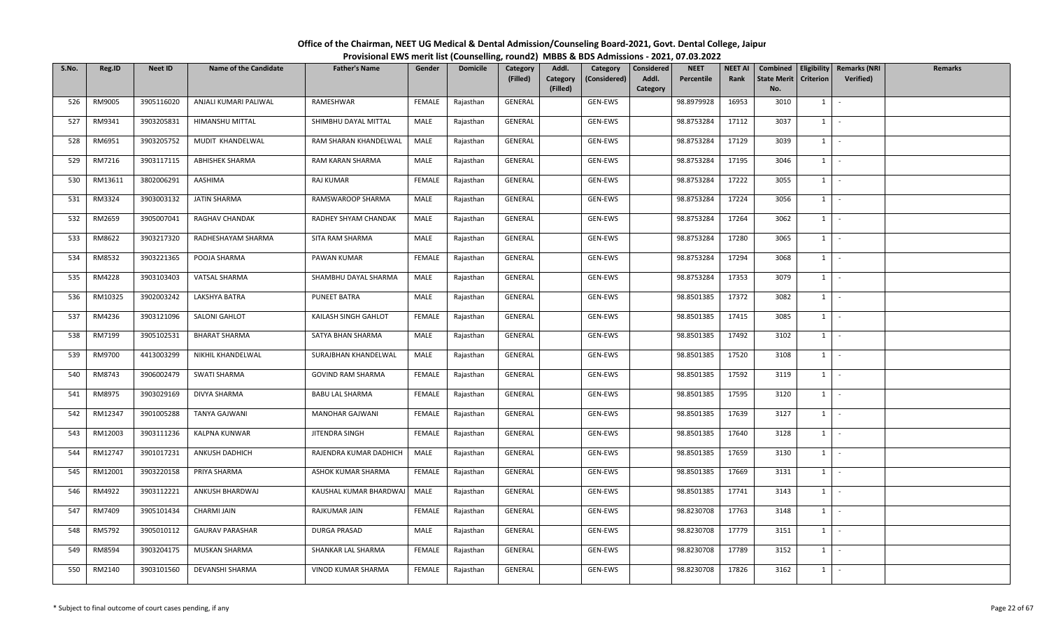# Office of the Chairman, NEET UG Medical & Dental Admission/Counseling Board-2021, Govt. Dental College, Jaipur

## Provisional EWS merit list (Counselling, round2) MBBS & BDS Admissions - 2021, 07.03.2022

| S.No. | Reg.ID | Neet ID | Name of the Candidate | Father's Name | Gender | Domicile | Category (Filled) | Addl. Category (Filled) | Category (Considered) | Considered Addl. Category | NEET Percentile | NEET AI Rank | Combined State Merit No. | Eligibility Criterion | Remarks (NRI Verified) | Remarks |
|---|---|---|---|---|---|---|---|---|---|---|---|---|---|---|---|---|
| 526 | RM9005 | 3905116020 | ANJALI KUMARI PALIWAL | RAMESHWAR | FEMALE | Rajasthan | GENERAL | | GEN-EWS | | 98.8979928 | 16953 | 3010 | 1 | - | |
| 527 | RM9341 | 3903205831 | HIMANSHU MITTAL | SHIMBHU DAYAL MITTAL | MALE | Rajasthan | GENERAL | | GEN-EWS | | 98.8753284 | 17112 | 3037 | 1 | - | |
| 528 | RM6951 | 3903205752 | MUDIT KHANDELWAL | RAM SHARAN KHANDELWAL | MALE | Rajasthan | GENERAL | | GEN-EWS | | 98.8753284 | 17129 | 3039 | 1 | - | |
| 529 | RM7216 | 3903117115 | ABHISHEK SHARMA | RAM KARAN SHARMA | MALE | Rajasthan | GENERAL | | GEN-EWS | | 98.8753284 | 17195 | 3046 | 1 | - | |
| 530 | RM13611 | 3802006291 | AASHIMA | RAJ KUMAR | FEMALE | Rajasthan | GENERAL | | GEN-EWS | | 98.8753284 | 17222 | 3055 | 1 | - | |
| 531 | RM3324 | 3903003132 | JATIN SHARMA | RAMSWAROOP SHARMA | MALE | Rajasthan | GENERAL | | GEN-EWS | | 98.8753284 | 17224 | 3056 | 1 | - | |
| 532 | RM2659 | 3905007041 | RAGHAV CHANDAK | RADHEY SHYAM CHANDAK | MALE | Rajasthan | GENERAL | | GEN-EWS | | 98.8753284 | 17264 | 3062 | 1 | - | |
| 533 | RM8622 | 3903217320 | RADHESHAYAM SHARMA | SITA RAM SHARMA | MALE | Rajasthan | GENERAL | | GEN-EWS | | 98.8753284 | 17280 | 3065 | 1 | - | |
| 534 | RM8532 | 3903221365 | POOJA SHARMA | PAWAN KUMAR | FEMALE | Rajasthan | GENERAL | | GEN-EWS | | 98.8753284 | 17294 | 3068 | 1 | - | |
| 535 | RM4228 | 3903103403 | VATSAL SHARMA | SHAMBHU DAYAL SHARMA | MALE | Rajasthan | GENERAL | | GEN-EWS | | 98.8753284 | 17353 | 3079 | 1 | - | |
| 536 | RM10325 | 3902003242 | LAKSHYA BATRA | PUNEET BATRA | MALE | Rajasthan | GENERAL | | GEN-EWS | | 98.8501385 | 17372 | 3082 | 1 | - | |
| 537 | RM4236 | 3903121096 | SALONI GAHLOT | KAILASH SINGH GAHLOT | FEMALE | Rajasthan | GENERAL | | GEN-EWS | | 98.8501385 | 17415 | 3085 | 1 | - | |
| 538 | RM7199 | 3905102531 | BHARAT SHARMA | SATYA BHAN SHARMA | MALE | Rajasthan | GENERAL | | GEN-EWS | | 98.8501385 | 17492 | 3102 | 1 | - | |
| 539 | RM9700 | 4413003299 | NIKHIL KHANDELWAL | SURAJBHAN KHANDELWAL | MALE | Rajasthan | GENERAL | | GEN-EWS | | 98.8501385 | 17520 | 3108 | 1 | - | |
| 540 | RM8743 | 3906002479 | SWATI SHARMA | GOVIND RAM SHARMA | FEMALE | Rajasthan | GENERAL | | GEN-EWS | | 98.8501385 | 17592 | 3119 | 1 | - | |
| 541 | RM8975 | 3903029169 | DIVYA SHARMA | BABU LAL SHARMA | FEMALE | Rajasthan | GENERAL | | GEN-EWS | | 98.8501385 | 17595 | 3120 | 1 | - | |
| 542 | RM12347 | 3901005288 | TANYA GAJWANI | MANOHAR GAJWANI | FEMALE | Rajasthan | GENERAL | | GEN-EWS | | 98.8501385 | 17639 | 3127 | 1 | - | |
| 543 | RM12003 | 3903111236 | KALPNA KUNWAR | JITENDRA SINGH | FEMALE | Rajasthan | GENERAL | | GEN-EWS | | 98.8501385 | 17640 | 3128 | 1 | - | |
| 544 | RM12747 | 3901017231 | ANKUSH DADHICH | RAJENDRA KUMAR DADHICH | MALE | Rajasthan | GENERAL | | GEN-EWS | | 98.8501385 | 17659 | 3130 | 1 | - | |
| 545 | RM12001 | 3903220158 | PRIYA SHARMA | ASHOK KUMAR SHARMA | FEMALE | Rajasthan | GENERAL | | GEN-EWS | | 98.8501385 | 17669 | 3131 | 1 | - | |
| 546 | RM4922 | 3903112221 | ANKUSH BHARDWAJ | KAUSHAL KUMAR BHARDWAJ | MALE | Rajasthan | GENERAL | | GEN-EWS | | 98.8501385 | 17741 | 3143 | 1 | - | |
| 547 | RM7409 | 3905101434 | CHARMI JAIN | RAJKUMAR JAIN | FEMALE | Rajasthan | GENERAL | | GEN-EWS | | 98.8230708 | 17763 | 3148 | 1 | - | |
| 548 | RM5792 | 3905010112 | GAURAV PARASHAR | DURGA PRASAD | MALE | Rajasthan | GENERAL | | GEN-EWS | | 98.8230708 | 17779 | 3151 | 1 | - | |
| 549 | RM8594 | 3903204175 | MUSKAN SHARMA | SHANKAR LAL SHARMA | FEMALE | Rajasthan | GENERAL | | GEN-EWS | | 98.8230708 | 17789 | 3152 | 1 | - | |
| 550 | RM2140 | 3903101560 | DEVANSHI SHARMA | VINOD KUMAR SHARMA | FEMALE | Rajasthan | GENERAL | | GEN-EWS | | 98.8230708 | 17826 | 3162 | 1 | - | |

\* Subject to final outcome of court cases pending, if any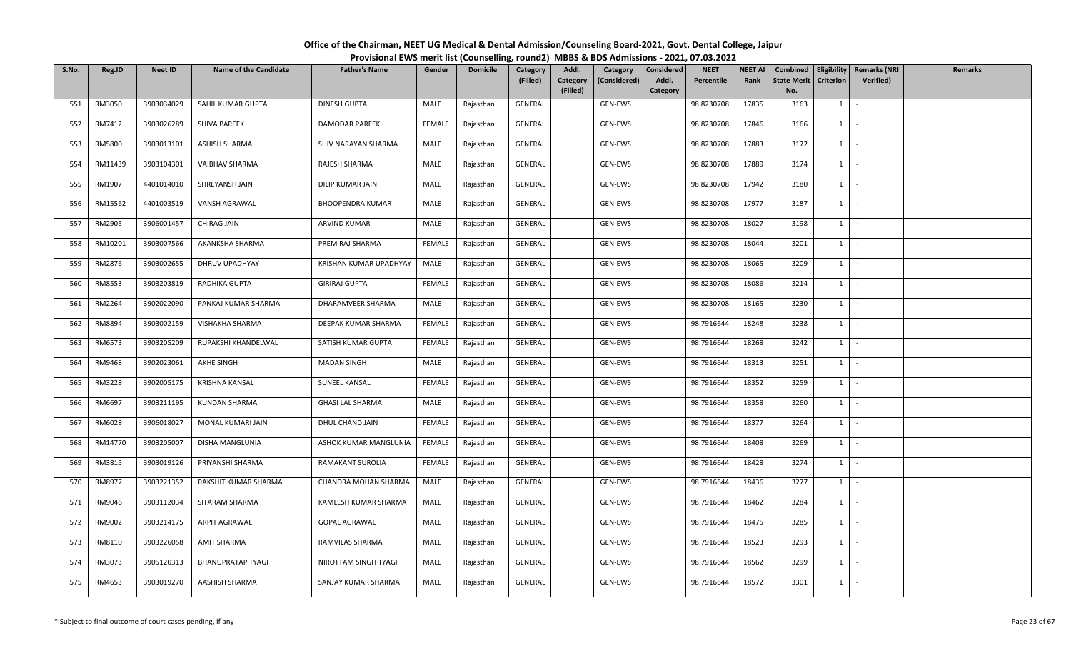**Office of the Chairman, NEET UG Medical & Dental Admission/Counseling Board-2021, Govt. Dental College, Jaipur**
**Provisional EWS merit list (Counselling, round2) MBBS & BDS Admissions - 2021, 07.03.2022**

| S.No. | Reg.ID | Neet ID | Name of the Candidate | Father's Name | Gender | Domicile | Category (Filled) | Addl. Category (Filled) | Category (Considered) | Considered Addl. Category | NEET Percentile | NEET AI Rank | Combined State Merit No. | Eligibility Criterion | Remarks (NRI Verified) | Remarks |
|---|---|---|---|---|---|---|---|---|---|---|---|---|---|---|---|---|
| 551 | RM3050 | 3903034029 | SAHIL KUMAR GUPTA | DINESH GUPTA | MALE | Rajasthan | GENERAL | | GEN-EWS | | 98.8230708 | 17835 | 3163 | 1 | - | |
| 552 | RM7412 | 3903026289 | SHIVA PAREEK | DAMODAR PAREEK | FEMALE | Rajasthan | GENERAL | | GEN-EWS | | 98.8230708 | 17846 | 3166 | 1 | - | |
| 553 | RM5800 | 3903013101 | ASHISH SHARMA | SHIV NARAYAN SHARMA | MALE | Rajasthan | GENERAL | | GEN-EWS | | 98.8230708 | 17883 | 3172 | 1 | - | |
| 554 | RM11439 | 3903104301 | VAIBHAV SHARMA | RAJESH SHARMA | MALE | Rajasthan | GENERAL | | GEN-EWS | | 98.8230708 | 17889 | 3174 | 1 | - | |
| 555 | RM1907 | 4401014010 | SHREYANSH JAIN | DILIP KUMAR JAIN | MALE | Rajasthan | GENERAL | | GEN-EWS | | 98.8230708 | 17942 | 3180 | 1 | - | |
| 556 | RM15562 | 4401003519 | VANSH AGRAWAL | BHOOPENDRA KUMAR | MALE | Rajasthan | GENERAL | | GEN-EWS | | 98.8230708 | 17977 | 3187 | 1 | - | |
| 557 | RM2905 | 3906001457 | CHIRAG JAIN | ARVIND KUMAR | MALE | Rajasthan | GENERAL | | GEN-EWS | | 98.8230708 | 18027 | 3198 | 1 | - | |
| 558 | RM10201 | 3903007566 | AKANKSHA SHARMA | PREM RAJ SHARMA | FEMALE | Rajasthan | GENERAL | | GEN-EWS | | 98.8230708 | 18044 | 3201 | 1 | - | |
| 559 | RM2876 | 3903002655 | DHRUV UPADHYAY | KRISHAN KUMAR UPADHYAY | MALE | Rajasthan | GENERAL | | GEN-EWS | | 98.8230708 | 18065 | 3209 | 1 | - | |
| 560 | RM8553 | 3903203819 | RADHIKA GUPTA | GIRIRAJ GUPTA | FEMALE | Rajasthan | GENERAL | | GEN-EWS | | 98.8230708 | 18086 | 3214 | 1 | - | |
| 561 | RM2264 | 3902022090 | PANKAJ KUMAR SHARMA | DHARAMVEER SHARMA | MALE | Rajasthan | GENERAL | | GEN-EWS | | 98.8230708 | 18165 | 3230 | 1 | - | |
| 562 | RM8894 | 3903002159 | VISHAKHA SHARMA | DEEPAK KUMAR SHARMA | FEMALE | Rajasthan | GENERAL | | GEN-EWS | | 98.7916644 | 18248 | 3238 | 1 | - | |
| 563 | RM6573 | 3903205209 | RUPAKSHI KHANDELWAL | SATISH KUMAR GUPTA | FEMALE | Rajasthan | GENERAL | | GEN-EWS | | 98.7916644 | 18268 | 3242 | 1 | - | |
| 564 | RM9468 | 3902023061 | AKHE SINGH | MADAN SINGH | MALE | Rajasthan | GENERAL | | GEN-EWS | | 98.7916644 | 18313 | 3251 | 1 | - | |
| 565 | RM3228 | 3902005175 | KRISHNA KANSAL | SUNEEL KANSAL | FEMALE | Rajasthan | GENERAL | | GEN-EWS | | 98.7916644 | 18352 | 3259 | 1 | - | |
| 566 | RM6697 | 3903211195 | KUNDAN SHARMA | GHASI LAL SHARMA | MALE | Rajasthan | GENERAL | | GEN-EWS | | 98.7916644 | 18358 | 3260 | 1 | - | |
| 567 | RM6028 | 3906018027 | MONAL KUMARI JAIN | DHUL CHAND JAIN | FEMALE | Rajasthan | GENERAL | | GEN-EWS | | 98.7916644 | 18377 | 3264 | 1 | - | |
| 568 | RM14770 | 3903205007 | DISHA MANGLUNIA | ASHOK KUMAR MANGLUNIA | FEMALE | Rajasthan | GENERAL | | GEN-EWS | | 98.7916644 | 18408 | 3269 | 1 | - | |
| 569 | RM3815 | 3903019126 | PRIYANSHI SHARMA | RAMAKANT SUROLIA | FEMALE | Rajasthan | GENERAL | | GEN-EWS | | 98.7916644 | 18428 | 3274 | 1 | - | |
| 570 | RM8977 | 3903221352 | RAKSHIT KUMAR SHARMA | CHANDRA MOHAN SHARMA | MALE | Rajasthan | GENERAL | | GEN-EWS | | 98.7916644 | 18436 | 3277 | 1 | - | |
| 571 | RM9046 | 3903112034 | SITARAM SHARMA | KAMLESH KUMAR SHARMA | MALE | Rajasthan | GENERAL | | GEN-EWS | | 98.7916644 | 18462 | 3284 | 1 | - | |
| 572 | RM9002 | 3903214175 | ARPIT AGRAWAL | GOPAL AGRAWAL | MALE | Rajasthan | GENERAL | | GEN-EWS | | 98.7916644 | 18475 | 3285 | 1 | - | |
| 573 | RM8110 | 3903226058 | AMIT SHARMA | RAMVILAS SHARMA | MALE | Rajasthan | GENERAL | | GEN-EWS | | 98.7916644 | 18523 | 3293 | 1 | - | |
| 574 | RM3073 | 3905120313 | BHANUPRATAP TYAGI | NIROTTAM SINGH TYAGI | MALE | Rajasthan | GENERAL | | GEN-EWS | | 98.7916644 | 18562 | 3299 | 1 | - | |
| 575 | RM4653 | 3903019270 | AASHISH SHARMA | SANJAY KUMAR SHARMA | MALE | Rajasthan | GENERAL | | GEN-EWS | | 98.7916644 | 18572 | 3301 | 1 | - | |

\* Subject to final outcome of court cases pending, if any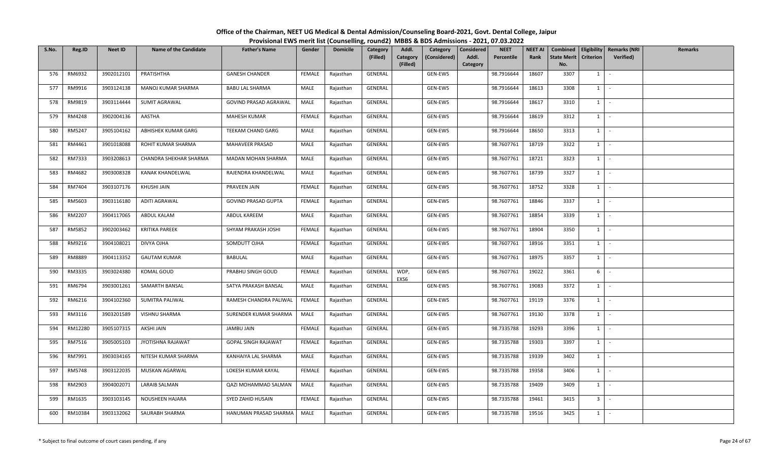# Office of the Chairman, NEET UG Medical & Dental Admission/Counseling Board-2021, Govt. Dental College, Jaipur

## Provisional EWS merit list (Counselling, round2) MBBS & BDS Admissions - 2021, 07.03.2022

| S.No. | Reg.ID | Neet ID | Name of the Candidate | Father's Name | Gender | Domicile | Category (Filled) | Addl. Category (Filled) | Category (Considered) | Considered Addl. Category | NEET Percentile | NEET AI Rank | Combined State Merit No. | Eligibility Criterion | Remarks (NRI Verified) | Remarks |
|---|---|---|---|---|---|---|---|---|---|---|---|---|---|---|---|---|
| 576 | RM6932 | 3902012101 | PRATISHTHA | GANESH CHANDER | FEMALE | Rajasthan | GENERAL | | GEN-EWS | | 98.7916644 | 18607 | 3307 | 1 | - | |
| 577 | RM9916 | 3903124138 | MANOJ KUMAR SHARMA | BABU LAL SHARMA | MALE | Rajasthan | GENERAL | | GEN-EWS | | 98.7916644 | 18613 | 3308 | 1 | - | |
| 578 | RM9819 | 3903114444 | SUMIT AGRAWAL | GOVIND PRASAD AGRAWAL | MALE | Rajasthan | GENERAL | | GEN-EWS | | 98.7916644 | 18617 | 3310 | 1 | - | |
| 579 | RM4248 | 3902004136 | AASTHA | MAHESH KUMAR | FEMALE | Rajasthan | GENERAL | | GEN-EWS | | 98.7916644 | 18619 | 3312 | 1 | - | |
| 580 | RM5247 | 3905104162 | ABHISHEK KUMAR GARG | TEEKAM CHAND GARG | MALE | Rajasthan | GENERAL | | GEN-EWS | | 98.7916644 | 18650 | 3313 | 1 | - | |
| 581 | RM4461 | 3901018088 | ROHIT KUMAR SHARMA | MAHAVEER PRASAD | MALE | Rajasthan | GENERAL | | GEN-EWS | | 98.7607761 | 18719 | 3322 | 1 | - | |
| 582 | RM7333 | 3903208613 | CHANDRA SHEKHAR SHARMA | MADAN MOHAN SHARMA | MALE | Rajasthan | GENERAL | | GEN-EWS | | 98.7607761 | 18721 | 3323 | 1 | - | |
| 583 | RM4682 | 3903008328 | KANAK KHANDELWAL | RAJENDRA KHANDELWAL | MALE | Rajasthan | GENERAL | | GEN-EWS | | 98.7607761 | 18739 | 3327 | 1 | - | |
| 584 | RM7404 | 3903107176 | KHUSHI JAIN | PRAVEEN JAIN | FEMALE | Rajasthan | GENERAL | | GEN-EWS | | 98.7607761 | 18752 | 3328 | 1 | - | |
| 585 | RM5603 | 3903116180 | ADITI AGRAWAL | GOVIND PRASAD GUPTA | FEMALE | Rajasthan | GENERAL | | GEN-EWS | | 98.7607761 | 18846 | 3337 | 1 | - | |
| 586 | RM2207 | 3904117065 | ABDUL KALAM | ABDUL KAREEM | MALE | Rajasthan | GENERAL | | GEN-EWS | | 98.7607761 | 18854 | 3339 | 1 | - | |
| 587 | RM5852 | 3902003462 | KRITIKA PAREEK | SHYAM PRAKASH JOSHI | FEMALE | Rajasthan | GENERAL | | GEN-EWS | | 98.7607761 | 18904 | 3350 | 1 | - | |
| 588 | RM9216 | 3904108021 | DIVYA OJHA | SOMDUTT OJHA | FEMALE | Rajasthan | GENERAL | | GEN-EWS | | 98.7607761 | 18916 | 3351 | 1 | - | |
| 589 | RM8889 | 3904113352 | GAUTAM KUMAR | BABULAL | MALE | Rajasthan | GENERAL | | GEN-EWS | | 98.7607761 | 18975 | 3357 | 1 | - | |
| 590 | RM3335 | 3903024380 | KOMAL GOUD | PRABHU SINGH GOUD | FEMALE | Rajasthan | GENERAL | WDP, EXS6 | GEN-EWS | | 98.7607761 | 19022 | 3361 | 6 | - | |
| 591 | RM6794 | 3903001261 | SAMARTH BANSAL | SATYA PRAKASH BANSAL | MALE | Rajasthan | GENERAL | | GEN-EWS | | 98.7607761 | 19083 | 3372 | 1 | - | |
| 592 | RM6216 | 3904102360 | SUMITRA PALIWAL | RAMESH CHANDRA PALIWAL | FEMALE | Rajasthan | GENERAL | | GEN-EWS | | 98.7607761 | 19119 | 3376 | 1 | - | |
| 593 | RM3116 | 3903201589 | VISHNU SHARMA | SURENDER KUMAR SHARMA | MALE | Rajasthan | GENERAL | | GEN-EWS | | 98.7607761 | 19130 | 3378 | 1 | - | |
| 594 | RM12280 | 3905107315 | AKSHI JAIN | JAMBU JAIN | FEMALE | Rajasthan | GENERAL | | GEN-EWS | | 98.7335788 | 19293 | 3396 | 1 | - | |
| 595 | RM7516 | 3905005103 | JYOTISHNA RAJAWAT | GOPAL SINGH RAJAWAT | FEMALE | Rajasthan | GENERAL | | GEN-EWS | | 98.7335788 | 19303 | 3397 | 1 | - | |
| 596 | RM7991 | 3903034165 | NITESH KUMAR SHARMA | KANHAIYA LAL SHARMA | MALE | Rajasthan | GENERAL | | GEN-EWS | | 98.7335788 | 19339 | 3402 | 1 | - | |
| 597 | RM5748 | 3903122035 | MUSKAN AGARWAL | LOKESH KUMAR KAYAL | FEMALE | Rajasthan | GENERAL | | GEN-EWS | | 98.7335788 | 19358 | 3406 | 1 | - | |
| 598 | RM2903 | 3904002071 | LARAIB SALMAN | QAZI MOHAMMAD SALMAN | MALE | Rajasthan | GENERAL | | GEN-EWS | | 98.7335788 | 19409 | 3409 | 1 | - | |
| 599 | RM1635 | 3903103145 | NOUSHEEN HAJARA | SYED ZAHID HUSAIN | FEMALE | Rajasthan | GENERAL | | GEN-EWS | | 98.7335788 | 19461 | 3415 | 3 | - | |
| 600 | RM10384 | 3903132062 | SAURABH SHARMA | HANUMAN PRASAD SHARMA | MALE | Rajasthan | GENERAL | | GEN-EWS | | 98.7335788 | 19516 | 3425 | 1 | - | |

\* Subject to final outcome of court cases pending, if any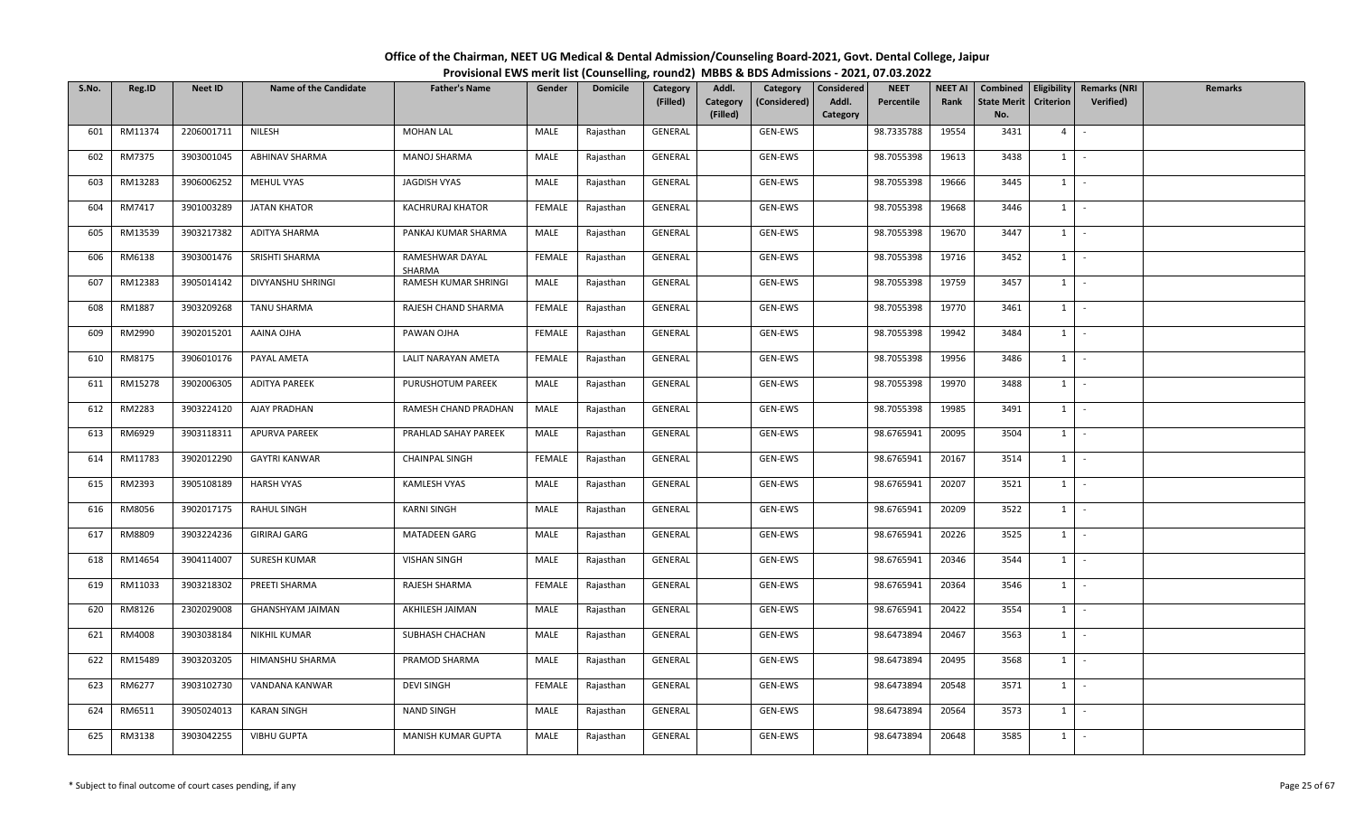# Office of the Chairman, NEET UG Medical & Dental Admission/Counseling Board-2021, Govt. Dental College, Jaipur

## Provisional EWS merit list (Counselling, round2) MBBS & BDS Admissions - 2021, 07.03.2022

| S.No. | Reg.ID | Neet ID | Name of the Candidate | Father's Name | Gender | Domicile | Category (Filled) | Addl. Category (Filled) | Category (Considered) | Considered Addl. Category | NEET Percentile | NEET AI Rank | Combined State Merit No. | Eligibility Criterion | Remarks (NRI Verified) | Remarks |
|---|---|---|---|---|---|---|---|---|---|---|---|---|---|---|---|---|
| 601 | RM11374 | 2206001711 | NILESH | MOHAN LAL | MALE | Rajasthan | GENERAL | | GEN-EWS | | 98.7335788 | 19554 | 3431 | 4 | - | |
| 602 | RM7375 | 3903001045 | ABHINAV SHARMA | MANOJ SHARMA | MALE | Rajasthan | GENERAL | | GEN-EWS | | 98.7055398 | 19613 | 3438 | 1 | - | |
| 603 | RM13283 | 3906006252 | MEHUL VYAS | JAGDISH VYAS | MALE | Rajasthan | GENERAL | | GEN-EWS | | 98.7055398 | 19666 | 3445 | 1 | - | |
| 604 | RM7417 | 3901003289 | JATAN KHATOR | KACHRURAJ KHATOR | FEMALE | Rajasthan | GENERAL | | GEN-EWS | | 98.7055398 | 19668 | 3446 | 1 | - | |
| 605 | RM13539 | 3903217382 | ADITYA SHARMA | PANKAJ KUMAR SHARMA | MALE | Rajasthan | GENERAL | | GEN-EWS | | 98.7055398 | 19670 | 3447 | 1 | - | |
| 606 | RM6138 | 3903001476 | SRISHTI SHARMA | RAMESHWAR DAYAL SHARMA | FEMALE | Rajasthan | GENERAL | | GEN-EWS | | 98.7055398 | 19716 | 3452 | 1 | - | |
| 607 | RM12383 | 3905014142 | DIVYANSHU SHRINGI | RAMESH KUMAR SHRINGI | MALE | Rajasthan | GENERAL | | GEN-EWS | | 98.7055398 | 19759 | 3457 | 1 | - | |
| 608 | RM1887 | 3903209268 | TANU SHARMA | RAJESH CHAND SHARMA | FEMALE | Rajasthan | GENERAL | | GEN-EWS | | 98.7055398 | 19770 | 3461 | 1 | - | |
| 609 | RM2990 | 3902015201 | AAINA OJHA | PAWAN OJHA | FEMALE | Rajasthan | GENERAL | | GEN-EWS | | 98.7055398 | 19942 | 3484 | 1 | - | |
| 610 | RM8175 | 3906010176 | PAYAL AMETA | LALIT NARAYAN AMETA | FEMALE | Rajasthan | GENERAL | | GEN-EWS | | 98.7055398 | 19956 | 3486 | 1 | - | |
| 611 | RM15278 | 3902006305 | ADITYA PAREEK | PURUSHOTUM PAREEK | MALE | Rajasthan | GENERAL | | GEN-EWS | | 98.7055398 | 19970 | 3488 | 1 | - | |
| 612 | RM2283 | 3903224120 | AJAY PRADHAN | RAMESH CHAND PRADHAN | MALE | Rajasthan | GENERAL | | GEN-EWS | | 98.7055398 | 19985 | 3491 | 1 | - | |
| 613 | RM6929 | 3903118311 | APURVA PAREEK | PRAHLAD SAHAY PAREEK | MALE | Rajasthan | GENERAL | | GEN-EWS | | 98.6765941 | 20095 | 3504 | 1 | - | |
| 614 | RM11783 | 3902012290 | GAYTRI KANWAR | CHAINPAL SINGH | FEMALE | Rajasthan | GENERAL | | GEN-EWS | | 98.6765941 | 20167 | 3514 | 1 | - | |
| 615 | RM2393 | 3905108189 | HARSH VYAS | KAMLESH VYAS | MALE | Rajasthan | GENERAL | | GEN-EWS | | 98.6765941 | 20207 | 3521 | 1 | - | |
| 616 | RM8056 | 3902017175 | RAHUL SINGH | KARNI SINGH | MALE | Rajasthan | GENERAL | | GEN-EWS | | 98.6765941 | 20209 | 3522 | 1 | - | |
| 617 | RM8809 | 3903224236 | GIRIRAJ GARG | MATADEEN GARG | MALE | Rajasthan | GENERAL | | GEN-EWS | | 98.6765941 | 20226 | 3525 | 1 | - | |
| 618 | RM14654 | 3904114007 | SURESH KUMAR | VISHAN SINGH | MALE | Rajasthan | GENERAL | | GEN-EWS | | 98.6765941 | 20346 | 3544 | 1 | - | |
| 619 | RM11033 | 3903218302 | PREETI SHARMA | RAJESH SHARMA | FEMALE | Rajasthan | GENERAL | | GEN-EWS | | 98.6765941 | 20364 | 3546 | 1 | - | |
| 620 | RM8126 | 2302029008 | GHANSHYAM JAIMAN | AKHILESH JAIMAN | MALE | Rajasthan | GENERAL | | GEN-EWS | | 98.6765941 | 20422 | 3554 | 1 | - | |
| 621 | RM4008 | 3903038184 | NIKHIL KUMAR | SUBHASH CHACHAN | MALE | Rajasthan | GENERAL | | GEN-EWS | | 98.6473894 | 20467 | 3563 | 1 | - | |
| 622 | RM15489 | 3903203205 | HIMANSHU SHARMA | PRAMOD SHARMA | MALE | Rajasthan | GENERAL | | GEN-EWS | | 98.6473894 | 20495 | 3568 | 1 | - | |
| 623 | RM6277 | 3903102730 | VANDANA KANWAR | DEVI SINGH | FEMALE | Rajasthan | GENERAL | | GEN-EWS | | 98.6473894 | 20548 | 3571 | 1 | - | |
| 624 | RM6511 | 3905024013 | KARAN SINGH | NAND SINGH | MALE | Rajasthan | GENERAL | | GEN-EWS | | 98.6473894 | 20564 | 3573 | 1 | - | |
| 625 | RM3138 | 3903042255 | VIBHU GUPTA | MANISH KUMAR GUPTA | MALE | Rajasthan | GENERAL | | GEN-EWS | | 98.6473894 | 20648 | 3585 | 1 | - | |

\* Subject to final outcome of court cases pending, if any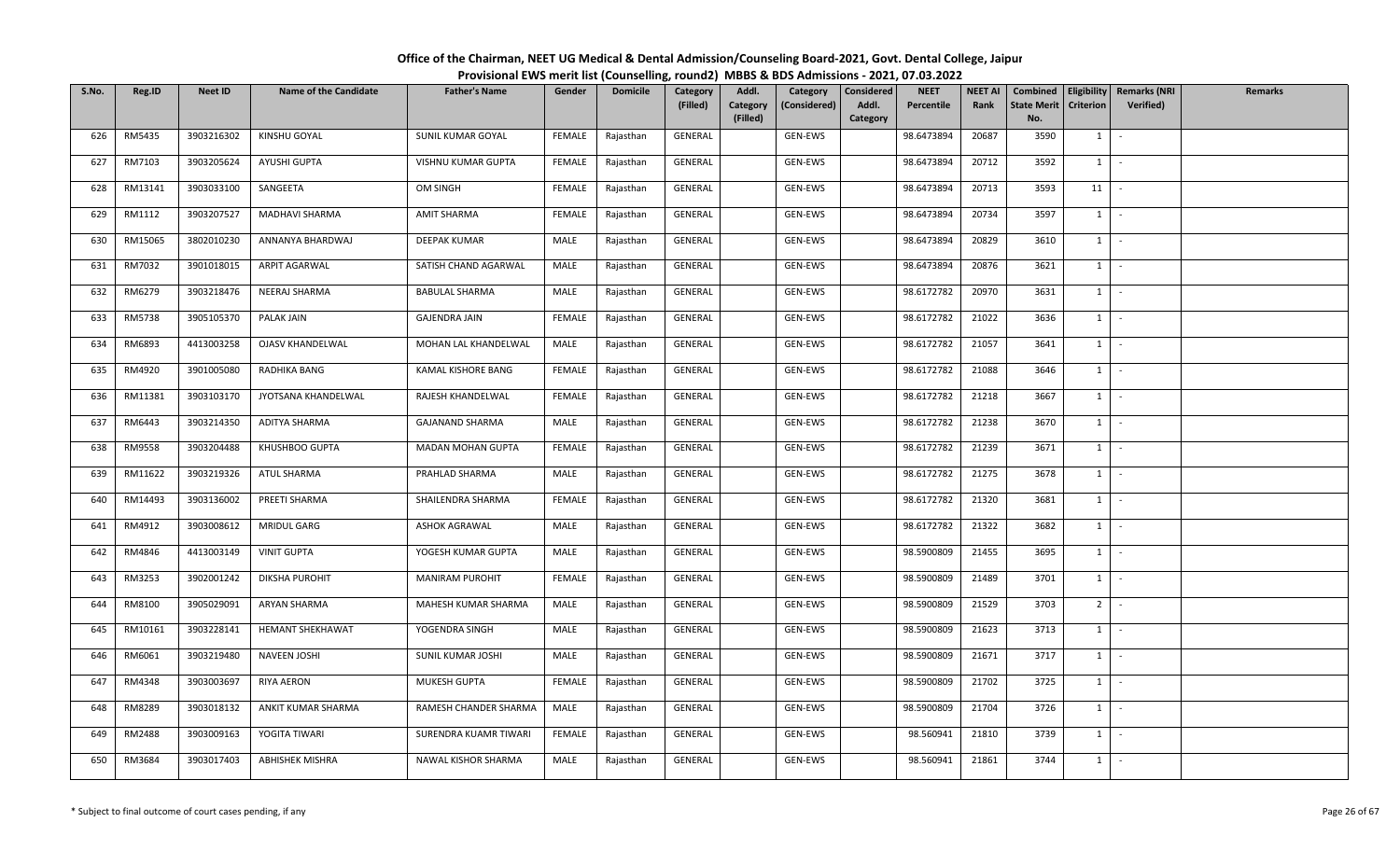# Office of the Chairman, NEET UG Medical & Dental Admission/Counseling Board-2021, Govt. Dental College, Jaipur

## Provisional EWS merit list (Counselling, round2) MBBS & BDS Admissions - 2021, 07.03.2022

| S.No. | Reg.ID | Neet ID | Name of the Candidate | Father's Name | Gender | Domicile | Category (Filled) | Addl. Category (Filled) | Category (Considered) | Considered Addl. Category | NEET Percentile | NEET AI Rank | Combined State Merit No. | Eligibility Criterion | Remarks (NRI Verified) | Remarks |
|---|---|---|---|---|---|---|---|---|---|---|---|---|---|---|---|---|
| 626 | RM5435 | 3903216302 | KINSHU GOYAL | SUNIL KUMAR GOYAL | FEMALE | Rajasthan | GENERAL | | GEN-EWS | | 98.6473894 | 20687 | 3590 | 1 | - | |
| 627 | RM7103 | 3903205624 | AYUSHI GUPTA | VISHNU KUMAR GUPTA | FEMALE | Rajasthan | GENERAL | | GEN-EWS | | 98.6473894 | 20712 | 3592 | 1 | - | |
| 628 | RM13141 | 3903033100 | SANGEETA | OM SINGH | FEMALE | Rajasthan | GENERAL | | GEN-EWS | | 98.6473894 | 20713 | 3593 | 11 | - | |
| 629 | RM1112 | 3903207527 | MADHAVI SHARMA | AMIT SHARMA | FEMALE | Rajasthan | GENERAL | | GEN-EWS | | 98.6473894 | 20734 | 3597 | 1 | - | |
| 630 | RM15065 | 3802010230 | ANNANYA BHARDWAJ | DEEPAK KUMAR | MALE | Rajasthan | GENERAL | | GEN-EWS | | 98.6473894 | 20829 | 3610 | 1 | - | |
| 631 | RM7032 | 3901018015 | ARPIT AGARWAL | SATISH CHAND AGARWAL | MALE | Rajasthan | GENERAL | | GEN-EWS | | 98.6473894 | 20876 | 3621 | 1 | - | |
| 632 | RM6279 | 3903218476 | NEERAJ SHARMA | BABULAL SHARMA | MALE | Rajasthan | GENERAL | | GEN-EWS | | 98.6172782 | 20970 | 3631 | 1 | - | |
| 633 | RM5738 | 3905105370 | PALAK JAIN | GAJENDRA JAIN | FEMALE | Rajasthan | GENERAL | | GEN-EWS | | 98.6172782 | 21022 | 3636 | 1 | - | |
| 634 | RM6893 | 4413003258 | OJASV KHANDELWAL | MOHAN LAL KHANDELWAL | MALE | Rajasthan | GENERAL | | GEN-EWS | | 98.6172782 | 21057 | 3641 | 1 | - | |
| 635 | RM4920 | 3901005080 | RADHIKA BANG | KAMAL KISHORE BANG | FEMALE | Rajasthan | GENERAL | | GEN-EWS | | 98.6172782 | 21088 | 3646 | 1 | - | |
| 636 | RM11381 | 3903103170 | JYOTSANA KHANDELWAL | RAJESH KHANDELWAL | FEMALE | Rajasthan | GENERAL | | GEN-EWS | | 98.6172782 | 21218 | 3667 | 1 | - | |
| 637 | RM6443 | 3903214350 | ADITYA SHARMA | GAJANAND SHARMA | MALE | Rajasthan | GENERAL | | GEN-EWS | | 98.6172782 | 21238 | 3670 | 1 | - | |
| 638 | RM9558 | 3903204488 | KHUSHBOO GUPTA | MADAN MOHAN GUPTA | FEMALE | Rajasthan | GENERAL | | GEN-EWS | | 98.6172782 | 21239 | 3671 | 1 | - | |
| 639 | RM11622 | 3903219326 | ATUL SHARMA | PRAHLAD SHARMA | MALE | Rajasthan | GENERAL | | GEN-EWS | | 98.6172782 | 21275 | 3678 | 1 | - | |
| 640 | RM14493 | 3903136002 | PREETI SHARMA | SHAILENDRA SHARMA | FEMALE | Rajasthan | GENERAL | | GEN-EWS | | 98.6172782 | 21320 | 3681 | 1 | - | |
| 641 | RM4912 | 3903008612 | MRIDUL GARG | ASHOK AGRAWAL | MALE | Rajasthan | GENERAL | | GEN-EWS | | 98.6172782 | 21322 | 3682 | 1 | - | |
| 642 | RM4846 | 4413003149 | VINIT GUPTA | YOGESH KUMAR GUPTA | MALE | Rajasthan | GENERAL | | GEN-EWS | | 98.5900809 | 21455 | 3695 | 1 | - | |
| 643 | RM3253 | 3902001242 | DIKSHA PUROHIT | MANIRAM PUROHIT | FEMALE | Rajasthan | GENERAL | | GEN-EWS | | 98.5900809 | 21489 | 3701 | 1 | - | |
| 644 | RM8100 | 3905029091 | ARYAN SHARMA | MAHESH KUMAR SHARMA | MALE | Rajasthan | GENERAL | | GEN-EWS | | 98.5900809 | 21529 | 3703 | 2 | - | |
| 645 | RM10161 | 3903228141 | HEMANT SHEKHAWAT | YOGENDRA SINGH | MALE | Rajasthan | GENERAL | | GEN-EWS | | 98.5900809 | 21623 | 3713 | 1 | - | |
| 646 | RM6061 | 3903219480 | NAVEEN JOSHI | SUNIL KUMAR JOSHI | MALE | Rajasthan | GENERAL | | GEN-EWS | | 98.5900809 | 21671 | 3717 | 1 | - | |
| 647 | RM4348 | 3903003697 | RIYA AERON | MUKESH GUPTA | FEMALE | Rajasthan | GENERAL | | GEN-EWS | | 98.5900809 | 21702 | 3725 | 1 | - | |
| 648 | RM8289 | 3903018132 | ANKIT KUMAR SHARMA | RAMESH CHANDER SHARMA | MALE | Rajasthan | GENERAL | | GEN-EWS | | 98.5900809 | 21704 | 3726 | 1 | - | |
| 649 | RM2488 | 3903009163 | YOGITA TIWARI | SURENDRA KUAMR TIWARI | FEMALE | Rajasthan | GENERAL | | GEN-EWS | | 98.560941 | 21810 | 3739 | 1 | - | |
| 650 | RM3684 | 3903017403 | ABHISHEK MISHRA | NAWAL KISHOR SHARMA | MALE | Rajasthan | GENERAL | | GEN-EWS | | 98.560941 | 21861 | 3744 | 1 | - | |

\* Subject to final outcome of court cases pending, if any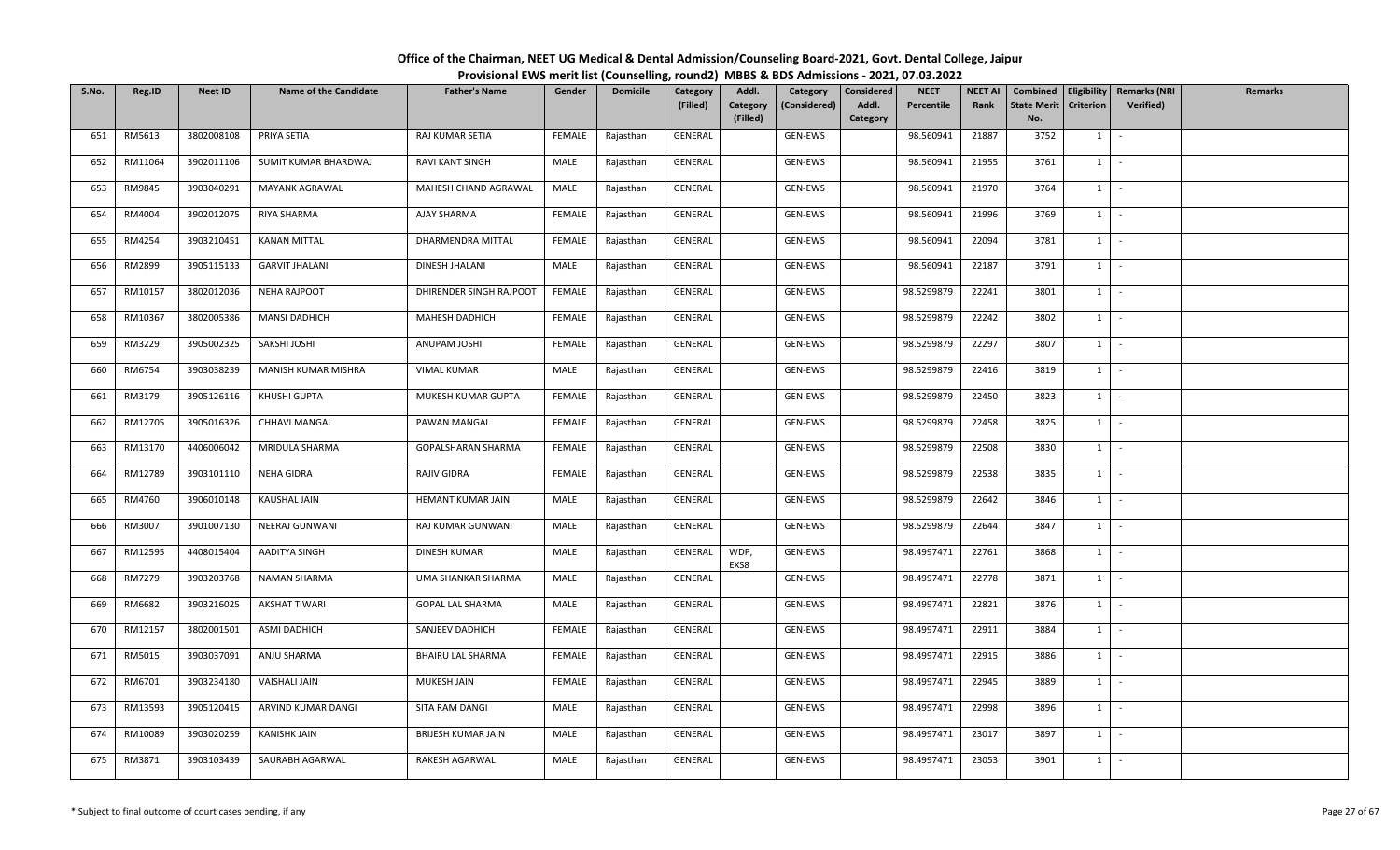# Office of the Chairman, NEET UG Medical & Dental Admission/Counseling Board-2021, Govt. Dental College, Jaipur

## Provisional EWS merit list (Counselling, round2) MBBS & BDS Admissions - 2021, 07.03.2022

| S.No. | Reg.ID | Neet ID | Name of the Candidate | Father's Name | Gender | Domicile | Category (Filled) | Addl. Category (Filled) | Category (Considered) | Considered Addl. Category | NEET Percentile | NEET AI Rank | Combined State Merit No. | Eligibility Criterion | Remarks (NRI Verified) | Remarks |
|---|---|---|---|---|---|---|---|---|---|---|---|---|---|---|---|---|
| 651 | RM5613 | 3802008108 | PRIYA SETIA | RAJ KUMAR SETIA | FEMALE | Rajasthan | GENERAL | | GEN-EWS | | 98.560941 | 21887 | 3752 | 1 | - | |
| 652 | RM11064 | 3902011106 | SUMIT KUMAR BHARDWAJ | RAVI KANT SINGH | MALE | Rajasthan | GENERAL | | GEN-EWS | | 98.560941 | 21955 | 3761 | 1 | - | |
| 653 | RM9845 | 3903040291 | MAYANK AGRAWAL | MAHESH CHAND AGRAWAL | MALE | Rajasthan | GENERAL | | GEN-EWS | | 98.560941 | 21970 | 3764 | 1 | - | |
| 654 | RM4004 | 3902012075 | RIYA SHARMA | AJAY SHARMA | FEMALE | Rajasthan | GENERAL | | GEN-EWS | | 98.560941 | 21996 | 3769 | 1 | - | |
| 655 | RM4254 | 3903210451 | KANAN MITTAL | DHARMENDRA MITTAL | FEMALE | Rajasthan | GENERAL | | GEN-EWS | | 98.560941 | 22094 | 3781 | 1 | - | |
| 656 | RM2899 | 3905115133 | GARVIT JHALANI | DINESH JHALANI | MALE | Rajasthan | GENERAL | | GEN-EWS | | 98.560941 | 22187 | 3791 | 1 | - | |
| 657 | RM10157 | 3802012036 | NEHA RAJPOOT | DHIRENDER SINGH RAJPOOT | FEMALE | Rajasthan | GENERAL | | GEN-EWS | | 98.5299879 | 22241 | 3801 | 1 | - | |
| 658 | RM10367 | 3802005386 | MANSI DADHICH | MAHESH DADHICH | FEMALE | Rajasthan | GENERAL | | GEN-EWS | | 98.5299879 | 22242 | 3802 | 1 | - | |
| 659 | RM3229 | 3905002325 | SAKSHI JOSHI | ANUPAM JOSHI | FEMALE | Rajasthan | GENERAL | | GEN-EWS | | 98.5299879 | 22297 | 3807 | 1 | - | |
| 660 | RM6754 | 3903038239 | MANISH KUMAR MISHRA | VIMAL KUMAR | MALE | Rajasthan | GENERAL | | GEN-EWS | | 98.5299879 | 22416 | 3819 | 1 | - | |
| 661 | RM3179 | 3905126116 | KHUSHI GUPTA | MUKESH KUMAR GUPTA | FEMALE | Rajasthan | GENERAL | | GEN-EWS | | 98.5299879 | 22450 | 3823 | 1 | - | |
| 662 | RM12705 | 3905016326 | CHHAVI MANGAL | PAWAN MANGAL | FEMALE | Rajasthan | GENERAL | | GEN-EWS | | 98.5299879 | 22458 | 3825 | 1 | - | |
| 663 | RM13170 | 4406006042 | MRIDULA SHARMA | GOPALSHARAN SHARMA | FEMALE | Rajasthan | GENERAL | | GEN-EWS | | 98.5299879 | 22508 | 3830 | 1 | - | |
| 664 | RM12789 | 3903101110 | NEHA GIDRA | RAJIV GIDRA | FEMALE | Rajasthan | GENERAL | | GEN-EWS | | 98.5299879 | 22538 | 3835 | 1 | - | |
| 665 | RM4760 | 3906010148 | KAUSHAL JAIN | HEMANT KUMAR JAIN | MALE | Rajasthan | GENERAL | | GEN-EWS | | 98.5299879 | 22642 | 3846 | 1 | - | |
| 666 | RM3007 | 3901007130 | NEERAJ GUNWANI | RAJ KUMAR GUNWANI | MALE | Rajasthan | GENERAL | | GEN-EWS | | 98.5299879 | 22644 | 3847 | 1 | - | |
| 667 | RM12595 | 4408015404 | AADITYA SINGH | DINESH KUMAR | MALE | Rajasthan | GENERAL | WDP, EXS8 | GEN-EWS | | 98.4997471 | 22761 | 3868 | 1 | - | |
| 668 | RM7279 | 3903203768 | NAMAN SHARMA | UMA SHANKAR SHARMA | MALE | Rajasthan | GENERAL | | GEN-EWS | | 98.4997471 | 22778 | 3871 | 1 | - | |
| 669 | RM6682 | 3903216025 | AKSHAT TIWARI | GOPAL LAL SHARMA | MALE | Rajasthan | GENERAL | | GEN-EWS | | 98.4997471 | 22821 | 3876 | 1 | - | |
| 670 | RM12157 | 3802001501 | ASMI DADHICH | SANJEEV DADHICH | FEMALE | Rajasthan | GENERAL | | GEN-EWS | | 98.4997471 | 22911 | 3884 | 1 | - | |
| 671 | RM5015 | 3903037091 | ANJU SHARMA | BHAIRU LAL SHARMA | FEMALE | Rajasthan | GENERAL | | GEN-EWS | | 98.4997471 | 22915 | 3886 | 1 | - | |
| 672 | RM6701 | 3903234180 | VAISHALI JAIN | MUKESH JAIN | FEMALE | Rajasthan | GENERAL | | GEN-EWS | | 98.4997471 | 22945 | 3889 | 1 | - | |
| 673 | RM13593 | 3905120415 | ARVIND KUMAR DANGI | SITA RAM DANGI | MALE | Rajasthan | GENERAL | | GEN-EWS | | 98.4997471 | 22998 | 3896 | 1 | - | |
| 674 | RM10089 | 3903020259 | KANISHK JAIN | BRIJESH KUMAR JAIN | MALE | Rajasthan | GENERAL | | GEN-EWS | | 98.4997471 | 23017 | 3897 | 1 | - | |
| 675 | RM3871 | 3903103439 | SAURABH AGARWAL | RAKESH AGARWAL | MALE | Rajasthan | GENERAL | | GEN-EWS | | 98.4997471 | 23053 | 3901 | 1 | - | |

\* Subject to final outcome of court cases pending, if any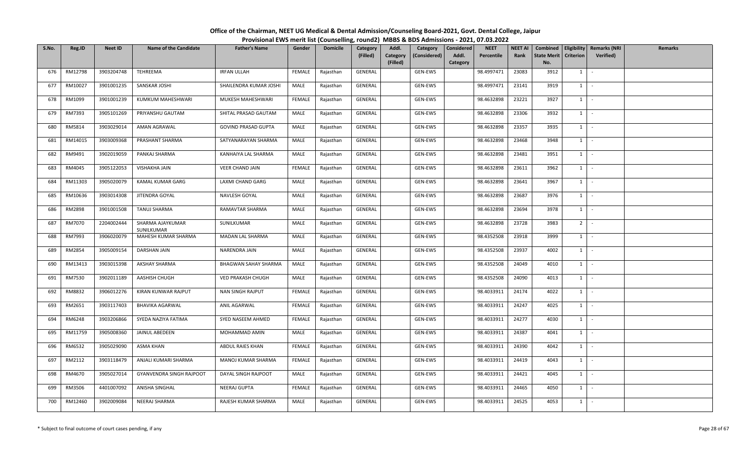# Office of the Chairman, NEET UG Medical & Dental Admission/Counseling Board-2021, Govt. Dental College, Jaipur

## Provisional EWS merit list (Counselling, round2) MBBS & BDS Admissions - 2021, 07.03.2022

| S.No. | Reg.ID | Neet ID | Name of the Candidate | Father's Name | Gender | Domicile | Category (Filled) | Addl. Category (Filled) | Category (Considered) | Considered Addl. Category | NEET Percentile | NEET AI Rank | Combined State Merit No. | Eligibility Criterion | Remarks (NRI Verified) | Remarks |
|---|---|---|---|---|---|---|---|---|---|---|---|---|---|---|---|---|
| 676 | RM12798 | 3903204748 | TEHREEMA | IRFAN ULLAH | FEMALE | Rajasthan | GENERAL | | GEN-EWS | | 98.4997471 | 23083 | 3912 | 1 | - | |
| 677 | RM10027 | 3901001235 | SANSKAR JOSHI | SHAILENDRA KUMAR JOSHI | MALE | Rajasthan | GENERAL | | GEN-EWS | | 98.4997471 | 23141 | 3919 | 1 | - | |
| 678 | RM1099 | 3901001239 | KUMKUM MAHESHWARI | MUKESH MAHESHWARI | FEMALE | Rajasthan | GENERAL | | GEN-EWS | | 98.4632898 | 23221 | 3927 | 1 | - | |
| 679 | RM7393 | 3905101269 | PRIYANSHU GAUTAM | SHITAL PRASAD GAUTAM | MALE | Rajasthan | GENERAL | | GEN-EWS | | 98.4632898 | 23306 | 3932 | 1 | - | |
| 680 | RM5814 | 3903029014 | AMAN AGRAWAL | GOVIND PRASAD GUPTA | MALE | Rajasthan | GENERAL | | GEN-EWS | | 98.4632898 | 23357 | 3935 | 1 | - | |
| 681 | RM14015 | 3903009368 | PRASHANT SHARMA | SATYANARAYAN SHARMA | MALE | Rajasthan | GENERAL | | GEN-EWS | | 98.4632898 | 23468 | 3948 | 1 | - | |
| 682 | RM9491 | 3902019059 | PANKAJ SHARMA | KANHAIYA LAL SHARMA | MALE | Rajasthan | GENERAL | | GEN-EWS | | 98.4632898 | 23481 | 3951 | 1 | - | |
| 683 | RM4045 | 3905122053 | VISHAKHA JAIN | VEER CHAND JAIN | FEMALE | Rajasthan | GENERAL | | GEN-EWS | | 98.4632898 | 23611 | 3962 | 1 | - | |
| 684 | RM11303 | 3905020079 | KAMAL KUMAR GARG | LAXMI CHAND GARG | MALE | Rajasthan | GENERAL | | GEN-EWS | | 98.4632898 | 23641 | 3967 | 1 | - | |
| 685 | RM10636 | 3903014308 | JITENDRA GOYAL | NAVLESH GOYAL | MALE | Rajasthan | GENERAL | | GEN-EWS | | 98.4632898 | 23687 | 3976 | 1 | - | |
| 686 | RM2898 | 3901001508 | TANUJ SHARMA | RAMAVTAR SHARMA | MALE | Rajasthan | GENERAL | | GEN-EWS | | 98.4632898 | 23694 | 3978 | 1 | - | |
| 687 | RM7070 | 2204002444 | SHARMA AJAYKUMAR SUNILKUMAR | SUNILKUMAR | MALE | Rajasthan | GENERAL | | GEN-EWS | | 98.4632898 | 23728 | 3983 | 2 | - | |
| 688 | RM7993 | 3906020079 | MAHESH KUMAR SHARMA | MADAN LAL SHARMA | MALE | Rajasthan | GENERAL | | GEN-EWS | | 98.4352508 | 23918 | 3999 | 1 | - | |
| 689 | RM2854 | 3905009154 | DARSHAN JAIN | NARENDRA JAIN | MALE | Rajasthan | GENERAL | | GEN-EWS | | 98.4352508 | 23937 | 4002 | 1 | - | |
| 690 | RM13413 | 3903015398 | AKSHAY SHARMA | BHAGWAN SAHAY SHARMA | MALE | Rajasthan | GENERAL | | GEN-EWS | | 98.4352508 | 24049 | 4010 | 1 | - | |
| 691 | RM7530 | 3902011189 | AASHISH CHUGH | VED PRAKASH CHUGH | MALE | Rajasthan | GENERAL | | GEN-EWS | | 98.4352508 | 24090 | 4013 | 1 | - | |
| 692 | RM8832 | 3906012276 | KIRAN KUNWAR RAJPUT | NAN SINGH RAJPUT | FEMALE | Rajasthan | GENERAL | | GEN-EWS | | 98.4033911 | 24174 | 4022 | 1 | - | |
| 693 | RM2651 | 3903117403 | BHAVIKA AGARWAL | ANIL AGARWAL | FEMALE | Rajasthan | GENERAL | | GEN-EWS | | 98.4033911 | 24247 | 4025 | 1 | - | |
| 694 | RM6248 | 3903206866 | SYEDA NAZIYA FATIMA | SYED NASEEM AHMED | FEMALE | Rajasthan | GENERAL | | GEN-EWS | | 98.4033911 | 24277 | 4030 | 1 | - | |
| 695 | RM11759 | 3905008360 | JAINUL ABEDEEN | MOHAMMAD AMIN | MALE | Rajasthan | GENERAL | | GEN-EWS | | 98.4033911 | 24387 | 4041 | 1 | - | |
| 696 | RM6532 | 3905029090 | ASMA KHAN | ABDUL RAIES KHAN | FEMALE | Rajasthan | GENERAL | | GEN-EWS | | 98.4033911 | 24390 | 4042 | 1 | - | |
| 697 | RM2112 | 3903118479 | ANJALI KUMARI SHARMA | MANOJ KUMAR SHARMA | FEMALE | Rajasthan | GENERAL | | GEN-EWS | | 98.4033911 | 24419 | 4043 | 1 | - | |
| 698 | RM4670 | 3905027014 | GYANVENDRA SINGH RAJPOOT | DAYAL SINGH RAJPOOT | MALE | Rajasthan | GENERAL | | GEN-EWS | | 98.4033911 | 24421 | 4045 | 1 | - | |
| 699 | RM3506 | 4401007092 | ANISHA SINGHAL | NEERAJ GUPTA | FEMALE | Rajasthan | GENERAL | | GEN-EWS | | 98.4033911 | 24465 | 4050 | 1 | - | |
| 700 | RM12460 | 3902009084 | NEERAJ SHARMA | RAJESH KUMAR SHARMA | MALE | Rajasthan | GENERAL | | GEN-EWS | | 98.4033911 | 24525 | 4053 | 1 | - | |

\* Subject to final outcome of court cases pending, if any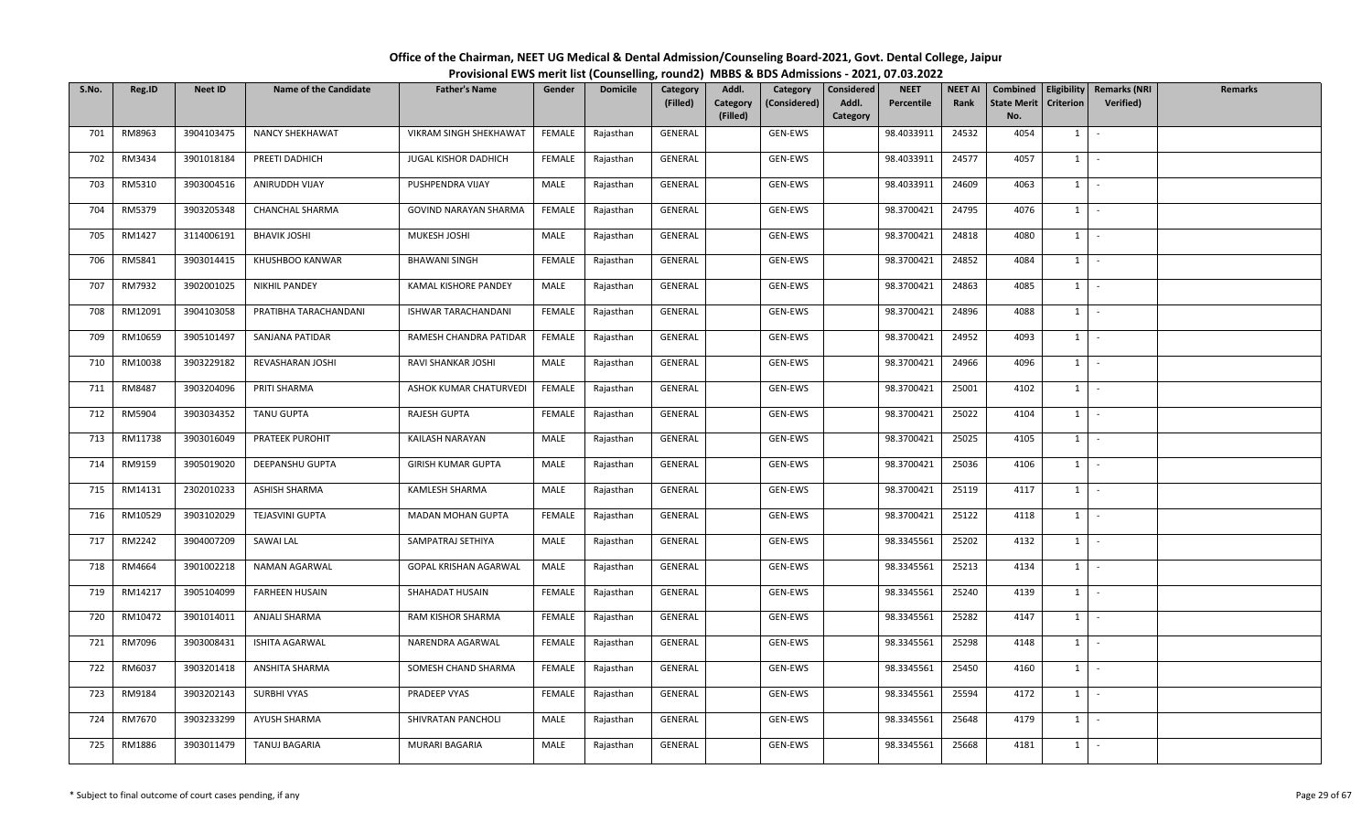# Office of the Chairman, NEET UG Medical & Dental Admission/Counseling Board-2021, Govt. Dental College, Jaipur

## Provisional EWS merit list (Counselling, round2) MBBS & BDS Admissions - 2021, 07.03.2022

| S.No. | Reg.ID | Neet ID | Name of the Candidate | Father's Name | Gender | Domicile | Category (Filled) | Addl. Category (Filled) | Category (Considered) | Considered Addl. Category | NEET Percentile | NEET AI Rank | Combined State Merit No. | Eligibility Criterion | Remarks (NRI Verified) | Remarks |
|---|---|---|---|---|---|---|---|---|---|---|---|---|---|---|---|---|
| 701 | RM8963 | 3904103475 | NANCY SHEKHAWAT | VIKRAM SINGH SHEKHAWAT | FEMALE | Rajasthan | GENERAL | | GEN-EWS | | 98.4033911 | 24532 | 4054 | 1 | - | |
| 702 | RM3434 | 3901018184 | PREETI DADHICH | JUGAL KISHOR DADHICH | FEMALE | Rajasthan | GENERAL | | GEN-EWS | | 98.4033911 | 24577 | 4057 | 1 | - | |
| 703 | RM5310 | 3903004516 | ANIRUDDH VIJAY | PUSHPENDRA VIJAY | MALE | Rajasthan | GENERAL | | GEN-EWS | | 98.4033911 | 24609 | 4063 | 1 | - | |
| 704 | RM5379 | 3903205348 | CHANCHAL SHARMA | GOVIND NARAYAN SHARMA | FEMALE | Rajasthan | GENERAL | | GEN-EWS | | 98.3700421 | 24795 | 4076 | 1 | - | |
| 705 | RM1427 | 3114006191 | BHAVIK JOSHI | MUKESH JOSHI | MALE | Rajasthan | GENERAL | | GEN-EWS | | 98.3700421 | 24818 | 4080 | 1 | - | |
| 706 | RM5841 | 3903014415 | KHUSHBOO KANWAR | BHAWANI SINGH | FEMALE | Rajasthan | GENERAL | | GEN-EWS | | 98.3700421 | 24852 | 4084 | 1 | - | |
| 707 | RM7932 | 3902001025 | NIKHIL PANDEY | KAMAL KISHORE PANDEY | MALE | Rajasthan | GENERAL | | GEN-EWS | | 98.3700421 | 24863 | 4085 | 1 | - | |
| 708 | RM12091 | 3904103058 | PRATIBHA TARACHANDANI | ISHWAR TARACHANDANI | FEMALE | Rajasthan | GENERAL | | GEN-EWS | | 98.3700421 | 24896 | 4088 | 1 | - | |
| 709 | RM10659 | 3905101497 | SANJANA PATIDAR | RAMESH CHANDRA PATIDAR | FEMALE | Rajasthan | GENERAL | | GEN-EWS | | 98.3700421 | 24952 | 4093 | 1 | - | |
| 710 | RM10038 | 3903229182 | REVASHARAN JOSHI | RAVI SHANKAR JOSHI | MALE | Rajasthan | GENERAL | | GEN-EWS | | 98.3700421 | 24966 | 4096 | 1 | - | |
| 711 | RM8487 | 3903204096 | PRITI SHARMA | ASHOK KUMAR CHATURVEDI | FEMALE | Rajasthan | GENERAL | | GEN-EWS | | 98.3700421 | 25001 | 4102 | 1 | - | |
| 712 | RM5904 | 3903034352 | TANU GUPTA | RAJESH GUPTA | FEMALE | Rajasthan | GENERAL | | GEN-EWS | | 98.3700421 | 25022 | 4104 | 1 | - | |
| 713 | RM11738 | 3903016049 | PRATEEK PUROHIT | KAILASH NARAYAN | MALE | Rajasthan | GENERAL | | GEN-EWS | | 98.3700421 | 25025 | 4105 | 1 | - | |
| 714 | RM9159 | 3905019020 | DEEPANSHU GUPTA | GIRISH KUMAR GUPTA | MALE | Rajasthan | GENERAL | | GEN-EWS | | 98.3700421 | 25036 | 4106 | 1 | - | |
| 715 | RM14131 | 2302010233 | ASHISH SHARMA | KAMLESH SHARMA | MALE | Rajasthan | GENERAL | | GEN-EWS | | 98.3700421 | 25119 | 4117 | 1 | - | |
| 716 | RM10529 | 3903102029 | TEJASVINI GUPTA | MADAN MOHAN GUPTA | FEMALE | Rajasthan | GENERAL | | GEN-EWS | | 98.3700421 | 25122 | 4118 | 1 | - | |
| 717 | RM2242 | 3904007209 | SAWAI LAL | SAMPATRAJ SETHIYA | MALE | Rajasthan | GENERAL | | GEN-EWS | | 98.3345561 | 25202 | 4132 | 1 | - | |
| 718 | RM4664 | 3901002218 | NAMAN AGARWAL | GOPAL KRISHAN AGARWAL | MALE | Rajasthan | GENERAL | | GEN-EWS | | 98.3345561 | 25213 | 4134 | 1 | - | |
| 719 | RM14217 | 3905104099 | FARHEEN HUSAIN | SHAHADAT HUSAIN | FEMALE | Rajasthan | GENERAL | | GEN-EWS | | 98.3345561 | 25240 | 4139 | 1 | - | |
| 720 | RM10472 | 3901014011 | ANJALI SHARMA | RAM KISHOR SHARMA | FEMALE | Rajasthan | GENERAL | | GEN-EWS | | 98.3345561 | 25282 | 4147 | 1 | - | |
| 721 | RM7096 | 3903008431 | ISHITA AGARWAL | NARENDRA AGARWAL | FEMALE | Rajasthan | GENERAL | | GEN-EWS | | 98.3345561 | 25298 | 4148 | 1 | - | |
| 722 | RM6037 | 3903201418 | ANSHITA SHARMA | SOMESH CHAND SHARMA | FEMALE | Rajasthan | GENERAL | | GEN-EWS | | 98.3345561 | 25450 | 4160 | 1 | - | |
| 723 | RM9184 | 3903202143 | SURBHI VYAS | PRADEEP VYAS | FEMALE | Rajasthan | GENERAL | | GEN-EWS | | 98.3345561 | 25594 | 4172 | 1 | - | |
| 724 | RM7670 | 3903233299 | AYUSH SHARMA | SHIVRATAN PANCHOLI | MALE | Rajasthan | GENERAL | | GEN-EWS | | 98.3345561 | 25648 | 4179 | 1 | - | |
| 725 | RM1886 | 3903011479 | TANUJ BAGARIA | MURARI BAGARIA | MALE | Rajasthan | GENERAL | | GEN-EWS | | 98.3345561 | 25668 | 4181 | 1 | - | |

\* Subject to final outcome of court cases pending, if any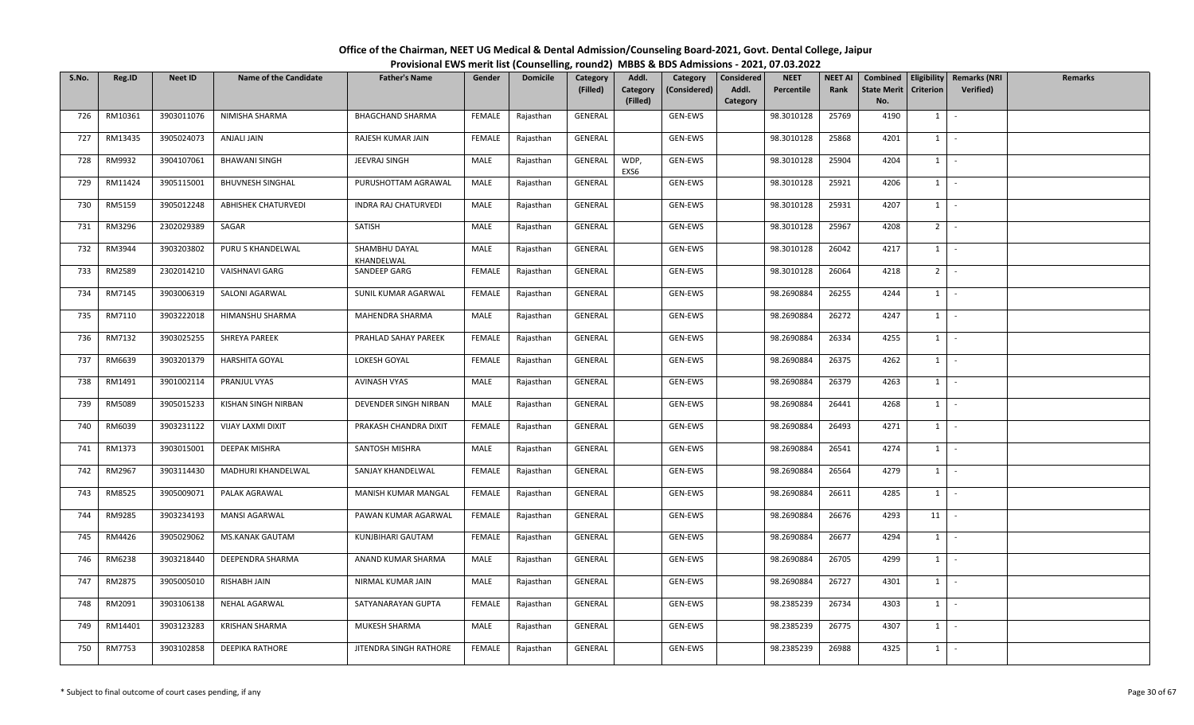# Office of the Chairman, NEET UG Medical & Dental Admission/Counseling Board-2021, Govt. Dental College, Jaipur

## Provisional EWS merit list (Counselling, round2) MBBS & BDS Admissions - 2021, 07.03.2022

| S.No. | Reg.ID | Neet ID | Name of the Candidate | Father's Name | Gender | Domicile | Category (Filled) | Addl. Category (Filled) | Category (Considered) | Considered Addl. Category | NEET Percentile | NEET AI Rank | Combined State Merit No. | Eligibility Criterion | Remarks (NRI Verified) | Remarks |
|---|---|---|---|---|---|---|---|---|---|---|---|---|---|---|---|---|
| 726 | RM10361 | 3903011076 | NIMISHA SHARMA | BHAGCHAND SHARMA | FEMALE | Rajasthan | GENERAL | | GEN-EWS | | 98.3010128 | 25769 | 4190 | 1 | - | |
| 727 | RM13435 | 3905024073 | ANJALI JAIN | RAJESH KUMAR JAIN | FEMALE | Rajasthan | GENERAL | | GEN-EWS | | 98.3010128 | 25868 | 4201 | 1 | - | |
| 728 | RM9932 | 3904107061 | BHAWANI SINGH | JEEVRAJ SINGH | MALE | Rajasthan | GENERAL | WDP, EXS6 | GEN-EWS | | 98.3010128 | 25904 | 4204 | 1 | - | |
| 729 | RM11424 | 3905115001 | BHUVNESH SINGHAL | PURUSHOTTAM AGRAWAL | MALE | Rajasthan | GENERAL | | GEN-EWS | | 98.3010128 | 25921 | 4206 | 1 | - | |
| 730 | RM5159 | 3905012248 | ABHISHEK CHATURVEDI | INDRA RAJ CHATURVEDI | MALE | Rajasthan | GENERAL | | GEN-EWS | | 98.3010128 | 25931 | 4207 | 1 | - | |
| 731 | RM3296 | 2302029389 | SAGAR | SATISH | MALE | Rajasthan | GENERAL | | GEN-EWS | | 98.3010128 | 25967 | 4208 | 2 | - | |
| 732 | RM3944 | 3903203802 | PURU S KHANDELWAL | SHAMBHU DAYAL KHANDELWAL | MALE | Rajasthan | GENERAL | | GEN-EWS | | 98.3010128 | 26042 | 4217 | 1 | - | |
| 733 | RM2589 | 2302014210 | VAISHNAVI GARG | SANDEEP GARG | FEMALE | Rajasthan | GENERAL | | GEN-EWS | | 98.3010128 | 26064 | 4218 | 2 | - | |
| 734 | RM7145 | 3903006319 | SALONI AGARWAL | SUNIL KUMAR AGARWAL | FEMALE | Rajasthan | GENERAL | | GEN-EWS | | 98.2690884 | 26255 | 4244 | 1 | - | |
| 735 | RM7110 | 3903222018 | HIMANSHU SHARMA | MAHENDRA SHARMA | MALE | Rajasthan | GENERAL | | GEN-EWS | | 98.2690884 | 26272 | 4247 | 1 | - | |
| 736 | RM7132 | 3903025255 | SHREYA PAREEK | PRAHLAD SAHAY PAREEK | FEMALE | Rajasthan | GENERAL | | GEN-EWS | | 98.2690884 | 26334 | 4255 | 1 | - | |
| 737 | RM6639 | 3903201379 | HARSHITA GOYAL | LOKESH GOYAL | FEMALE | Rajasthan | GENERAL | | GEN-EWS | | 98.2690884 | 26375 | 4262 | 1 | - | |
| 738 | RM1491 | 3901002114 | PRANJUL VYAS | AVINASH VYAS | MALE | Rajasthan | GENERAL | | GEN-EWS | | 98.2690884 | 26379 | 4263 | 1 | - | |
| 739 | RM5089 | 3905015233 | KISHAN SINGH NIRBAN | DEVENDER SINGH NIRBAN | MALE | Rajasthan | GENERAL | | GEN-EWS | | 98.2690884 | 26441 | 4268 | 1 | - | |
| 740 | RM6039 | 3903231122 | VIJAY LAXMI DIXIT | PRAKASH CHANDRA DIXIT | FEMALE | Rajasthan | GENERAL | | GEN-EWS | | 98.2690884 | 26493 | 4271 | 1 | - | |
| 741 | RM1373 | 3903015001 | DEEPAK MISHRA | SANTOSH MISHRA | MALE | Rajasthan | GENERAL | | GEN-EWS | | 98.2690884 | 26541 | 4274 | 1 | - | |
| 742 | RM2967 | 3903114430 | MADHURI KHANDELWAL | SANJAY KHANDELWAL | FEMALE | Rajasthan | GENERAL | | GEN-EWS | | 98.2690884 | 26564 | 4279 | 1 | - | |
| 743 | RM8525 | 3905009071 | PALAK AGRAWAL | MANISH KUMAR MANGAL | FEMALE | Rajasthan | GENERAL | | GEN-EWS | | 98.2690884 | 26611 | 4285 | 1 | - | |
| 744 | RM9285 | 3903234193 | MANSI AGARWAL | PAWAN KUMAR AGARWAL | FEMALE | Rajasthan | GENERAL | | GEN-EWS | | 98.2690884 | 26676 | 4293 | 11 | - | |
| 745 | RM4426 | 3905029062 | MS.KANAK GAUTAM | KUNJBIHARI GAUTAM | FEMALE | Rajasthan | GENERAL | | GEN-EWS | | 98.2690884 | 26677 | 4294 | 1 | - | |
| 746 | RM6238 | 3903218440 | DEEPENDRA SHARMA | ANAND KUMAR SHARMA | MALE | Rajasthan | GENERAL | | GEN-EWS | | 98.2690884 | 26705 | 4299 | 1 | - | |
| 747 | RM2875 | 3905005010 | RISHABH JAIN | NIRMAL KUMAR JAIN | MALE | Rajasthan | GENERAL | | GEN-EWS | | 98.2690884 | 26727 | 4301 | 1 | - | |
| 748 | RM2091 | 3903106138 | NEHAL AGARWAL | SATYANARAYAN GUPTA | FEMALE | Rajasthan | GENERAL | | GEN-EWS | | 98.2385239 | 26734 | 4303 | 1 | - | |
| 749 | RM14401 | 3903123283 | KRISHAN SHARMA | MUKESH SHARMA | MALE | Rajasthan | GENERAL | | GEN-EWS | | 98.2385239 | 26775 | 4307 | 1 | - | |
| 750 | RM7753 | 3903102858 | DEEPIKA RATHORE | JITENDRA SINGH RATHORE | FEMALE | Rajasthan | GENERAL | | GEN-EWS | | 98.2385239 | 26988 | 4325 | 1 | - | |

\* Subject to final outcome of court cases pending, if any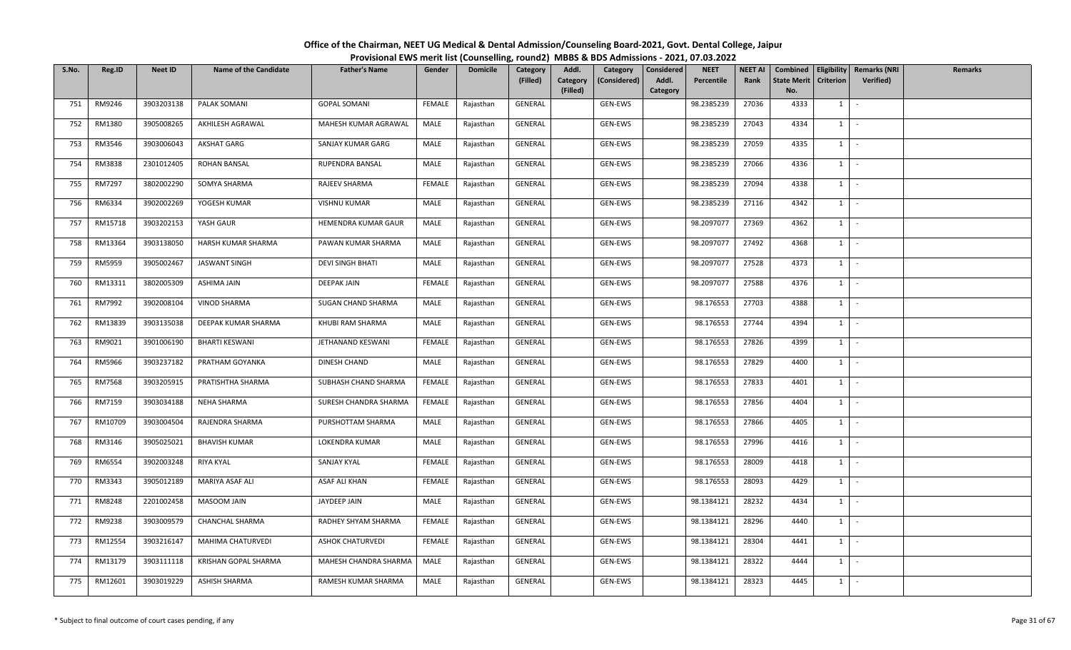**Office of the Chairman, NEET UG Medical & Dental Admission/Counseling Board-2021, Govt. Dental College, Jaipur**
**Provisional EWS merit list (Counselling, round2) MBBS & BDS Admissions - 2021, 07.03.2022**

| S.No. | Reg.ID | Neet ID | Name of the Candidate | Father's Name | Gender | Domicile | Category (Filled) | Addl. Category (Filled) | Category (Considered) | Considered Addl. Category | NEET Percentile | NEET AI Rank | Combined State Merit No. | Eligibility Criterion | Remarks (NRI Verified) | Remarks |
|---|---|---|---|---|---|---|---|---|---|---|---|---|---|---|---|---|
| 751 | RM9246 | 3903203138 | PALAK SOMANI | GOPAL SOMANI | FEMALE | Rajasthan | GENERAL | | GEN-EWS | | 98.2385239 | 27036 | 4333 | 1 | - | |
| 752 | RM1380 | 3905008265 | AKHILESH AGRAWAL | MAHESH KUMAR AGRAWAL | MALE | Rajasthan | GENERAL | | GEN-EWS | | 98.2385239 | 27043 | 4334 | 1 | - | |
| 753 | RM3546 | 3903006043 | AKSHAT GARG | SANJAY KUMAR GARG | MALE | Rajasthan | GENERAL | | GEN-EWS | | 98.2385239 | 27059 | 4335 | 1 | - | |
| 754 | RM3838 | 2301012405 | ROHAN BANSAL | RUPENDRA BANSAL | MALE | Rajasthan | GENERAL | | GEN-EWS | | 98.2385239 | 27066 | 4336 | 1 | - | |
| 755 | RM7297 | 3802002290 | SOMYA SHARMA | RAJEEV SHARMA | FEMALE | Rajasthan | GENERAL | | GEN-EWS | | 98.2385239 | 27094 | 4338 | 1 | - | |
| 756 | RM6334 | 3902002269 | YOGESH KUMAR | VISHNU KUMAR | MALE | Rajasthan | GENERAL | | GEN-EWS | | 98.2385239 | 27116 | 4342 | 1 | - | |
| 757 | RM15718 | 3903202153 | YASH GAUR | HEMENDRA KUMAR GAUR | MALE | Rajasthan | GENERAL | | GEN-EWS | | 98.2097077 | 27369 | 4362 | 1 | - | |
| 758 | RM13364 | 3903138050 | HARSH KUMAR SHARMA | PAWAN KUMAR SHARMA | MALE | Rajasthan | GENERAL | | GEN-EWS | | 98.2097077 | 27492 | 4368 | 1 | - | |
| 759 | RM5959 | 3905002467 | JASWANT SINGH | DEVI SINGH BHATI | MALE | Rajasthan | GENERAL | | GEN-EWS | | 98.2097077 | 27528 | 4373 | 1 | - | |
| 760 | RM13311 | 3802005309 | ASHIMA JAIN | DEEPAK JAIN | FEMALE | Rajasthan | GENERAL | | GEN-EWS | | 98.2097077 | 27588 | 4376 | 1 | - | |
| 761 | RM7992 | 3902008104 | VINOD SHARMA | SUGAN CHAND SHARMA | MALE | Rajasthan | GENERAL | | GEN-EWS | | 98.176553 | 27703 | 4388 | 1 | - | |
| 762 | RM13839 | 3903135038 | DEEPAK KUMAR SHARMA | KHUBI RAM SHARMA | MALE | Rajasthan | GENERAL | | GEN-EWS | | 98.176553 | 27744 | 4394 | 1 | - | |
| 763 | RM9021 | 3901006190 | BHARTI KESWANI | JETHANAND KESWANI | FEMALE | Rajasthan | GENERAL | | GEN-EWS | | 98.176553 | 27826 | 4399 | 1 | - | |
| 764 | RM5966 | 3903237182 | PRATHAM GOYANKA | DINESH CHAND | MALE | Rajasthan | GENERAL | | GEN-EWS | | 98.176553 | 27829 | 4400 | 1 | - | |
| 765 | RM7568 | 3903205915 | PRATISHTHA SHARMA | SUBHASH CHAND SHARMA | FEMALE | Rajasthan | GENERAL | | GEN-EWS | | 98.176553 | 27833 | 4401 | 1 | - | |
| 766 | RM7159 | 3903034188 | NEHA SHARMA | SURESH CHANDRA SHARMA | FEMALE | Rajasthan | GENERAL | | GEN-EWS | | 98.176553 | 27856 | 4404 | 1 | - | |
| 767 | RM10709 | 3903004504 | RAJENDRA SHARMA | PURSHOTTAM SHARMA | MALE | Rajasthan | GENERAL | | GEN-EWS | | 98.176553 | 27866 | 4405 | 1 | - | |
| 768 | RM3146 | 3905025021 | BHAVISH KUMAR | LOKENDRA KUMAR | MALE | Rajasthan | GENERAL | | GEN-EWS | | 98.176553 | 27996 | 4416 | 1 | - | |
| 769 | RM6554 | 3902003248 | RIYA KYAL | SANJAY KYAL | FEMALE | Rajasthan | GENERAL | | GEN-EWS | | 98.176553 | 28009 | 4418 | 1 | - | |
| 770 | RM3343 | 3905012189 | MARIYA ASAF ALI | ASAF ALI KHAN | FEMALE | Rajasthan | GENERAL | | GEN-EWS | | 98.176553 | 28093 | 4429 | 1 | - | |
| 771 | RM8248 | 2201002458 | MASOOM JAIN | JAYDEEP JAIN | MALE | Rajasthan | GENERAL | | GEN-EWS | | 98.1384121 | 28232 | 4434 | 1 | - | |
| 772 | RM9238 | 3903009579 | CHANCHAL SHARMA | RADHEY SHYAM SHARMA | FEMALE | Rajasthan | GENERAL | | GEN-EWS | | 98.1384121 | 28296 | 4440 | 1 | - | |
| 773 | RM12554 | 3903216147 | MAHIMA CHATURVEDI | ASHOK CHATURVEDI | FEMALE | Rajasthan | GENERAL | | GEN-EWS | | 98.1384121 | 28304 | 4441 | 1 | - | |
| 774 | RM13179 | 3903111118 | KRISHAN GOPAL SHARMA | MAHESH CHANDRA SHARMA | MALE | Rajasthan | GENERAL | | GEN-EWS | | 98.1384121 | 28322 | 4444 | 1 | - | |
| 775 | RM12601 | 3903019229 | ASHISH SHARMA | RAMESH KUMAR SHARMA | MALE | Rajasthan | GENERAL | | GEN-EWS | | 98.1384121 | 28323 | 4445 | 1 | - | |

\* Subject to final outcome of court cases pending, if any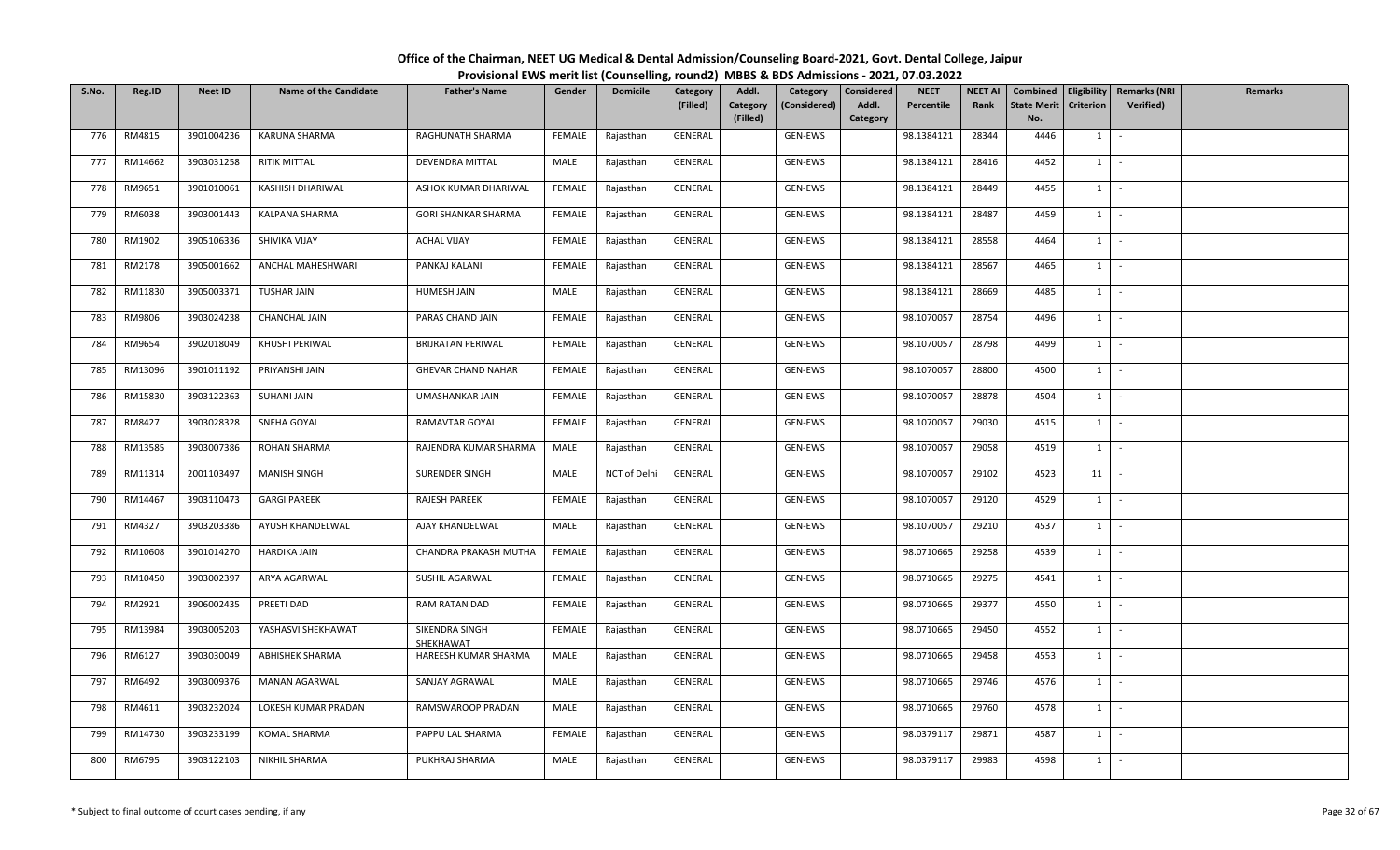# Office of the Chairman, NEET UG Medical & Dental Admission/Counseling Board-2021, Govt. Dental College, Jaipur

## Provisional EWS merit list (Counselling, round2) MBBS & BDS Admissions - 2021, 07.03.2022

| S.No. | Reg.ID | Neet ID | Name of the Candidate | Father's Name | Gender | Domicile | Category (Filled) | Addl. Category (Filled) | Category (Considered) | Considered Addl. Category | NEET Percentile | NEET AI Rank | Combined State Merit No. | Eligibility Criterion | Remarks (NRI Verified) | Remarks |
|---|---|---|---|---|---|---|---|---|---|---|---|---|---|---|---|---|
| 776 | RM4815 | 3901004236 | KARUNA SHARMA | RAGHUNATH SHARMA | FEMALE | Rajasthan | GENERAL | | GEN-EWS | | 98.1384121 | 28344 | 4446 | 1 | - | |
| 777 | RM14662 | 3903031258 | RITIK MITTAL | DEVENDRA MITTAL | MALE | Rajasthan | GENERAL | | GEN-EWS | | 98.1384121 | 28416 | 4452 | 1 | - | |
| 778 | RM9651 | 3901010061 | KASHISH DHARIWAL | ASHOK KUMAR DHARIWAL | FEMALE | Rajasthan | GENERAL | | GEN-EWS | | 98.1384121 | 28449 | 4455 | 1 | - | |
| 779 | RM6038 | 3903001443 | KALPANA SHARMA | GORI SHANKAR SHARMA | FEMALE | Rajasthan | GENERAL | | GEN-EWS | | 98.1384121 | 28487 | 4459 | 1 | - | |
| 780 | RM1902 | 3905106336 | SHIVIKA VIJAY | ACHAL VIJAY | FEMALE | Rajasthan | GENERAL | | GEN-EWS | | 98.1384121 | 28558 | 4464 | 1 | - | |
| 781 | RM2178 | 3905001662 | ANCHAL MAHESHWARI | PANKAJ KALANI | FEMALE | Rajasthan | GENERAL | | GEN-EWS | | 98.1384121 | 28567 | 4465 | 1 | - | |
| 782 | RM11830 | 3905003371 | TUSHAR JAIN | HUMESH JAIN | MALE | Rajasthan | GENERAL | | GEN-EWS | | 98.1384121 | 28669 | 4485 | 1 | - | |
| 783 | RM9806 | 3903024238 | CHANCHAL JAIN | PARAS CHAND JAIN | FEMALE | Rajasthan | GENERAL | | GEN-EWS | | 98.1070057 | 28754 | 4496 | 1 | - | |
| 784 | RM9654 | 3902018049 | KHUSHI PERIWAL | BRIJRATAN PERIWAL | FEMALE | Rajasthan | GENERAL | | GEN-EWS | | 98.1070057 | 28798 | 4499 | 1 | - | |
| 785 | RM13096 | 3901011192 | PRIYANSHI JAIN | GHEVAR CHAND NAHAR | FEMALE | Rajasthan | GENERAL | | GEN-EWS | | 98.1070057 | 28800 | 4500 | 1 | - | |
| 786 | RM15830 | 3903122363 | SUHANI JAIN | UMASHANKAR JAIN | FEMALE | Rajasthan | GENERAL | | GEN-EWS | | 98.1070057 | 28878 | 4504 | 1 | - | |
| 787 | RM8427 | 3903028328 | SNEHA GOYAL | RAMAVTAR GOYAL | FEMALE | Rajasthan | GENERAL | | GEN-EWS | | 98.1070057 | 29030 | 4515 | 1 | - | |
| 788 | RM13585 | 3903007386 | ROHAN SHARMA | RAJENDRA KUMAR SHARMA | MALE | Rajasthan | GENERAL | | GEN-EWS | | 98.1070057 | 29058 | 4519 | 1 | - | |
| 789 | RM11314 | 2001103497 | MANISH SINGH | SURENDER SINGH | MALE | NCT of Delhi | GENERAL | | GEN-EWS | | 98.1070057 | 29102 | 4523 | 11 | - | |
| 790 | RM14467 | 3903110473 | GARGI PAREEK | RAJESH PAREEK | FEMALE | Rajasthan | GENERAL | | GEN-EWS | | 98.1070057 | 29120 | 4529 | 1 | - | |
| 791 | RM4327 | 3903203386 | AYUSH KHANDELWAL | AJAY KHANDELWAL | MALE | Rajasthan | GENERAL | | GEN-EWS | | 98.1070057 | 29210 | 4537 | 1 | - | |
| 792 | RM10608 | 3901014270 | HARDIKA JAIN | CHANDRA PRAKASH MUTHA | FEMALE | Rajasthan | GENERAL | | GEN-EWS | | 98.0710665 | 29258 | 4539 | 1 | - | |
| 793 | RM10450 | 3903002397 | ARYA AGARWAL | SUSHIL AGARWAL | FEMALE | Rajasthan | GENERAL | | GEN-EWS | | 98.0710665 | 29275 | 4541 | 1 | - | |
| 794 | RM2921 | 3906002435 | PREETI DAD | RAM RATAN DAD | FEMALE | Rajasthan | GENERAL | | GEN-EWS | | 98.0710665 | 29377 | 4550 | 1 | - | |
| 795 | RM13984 | 3903005203 | YASHASVI SHEKHAWAT | SIKENDRA SINGH SHEKHAWAT | FEMALE | Rajasthan | GENERAL | | GEN-EWS | | 98.0710665 | 29450 | 4552 | 1 | - | |
| 796 | RM6127 | 3903030049 | ABHISHEK SHARMA | HAREESH KUMAR SHARMA | MALE | Rajasthan | GENERAL | | GEN-EWS | | 98.0710665 | 29458 | 4553 | 1 | - | |
| 797 | RM6492 | 3903009376 | MANAN AGARWAL | SANJAY AGRAWAL | MALE | Rajasthan | GENERAL | | GEN-EWS | | 98.0710665 | 29746 | 4576 | 1 | - | |
| 798 | RM4611 | 3903232024 | LOKESH KUMAR PRADAN | RAMSWAROOP PRADAN | MALE | Rajasthan | GENERAL | | GEN-EWS | | 98.0710665 | 29760 | 4578 | 1 | - | |
| 799 | RM14730 | 3903233199 | KOMAL SHARMA | PAPPU LAL SHARMA | FEMALE | Rajasthan | GENERAL | | GEN-EWS | | 98.0379117 | 29871 | 4587 | 1 | - | |
| 800 | RM6795 | 3903122103 | NIKHIL SHARMA | PUKHRAJ SHARMA | MALE | Rajasthan | GENERAL | | GEN-EWS | | 98.0379117 | 29983 | 4598 | 1 | - | |

\* Subject to final outcome of court cases pending, if any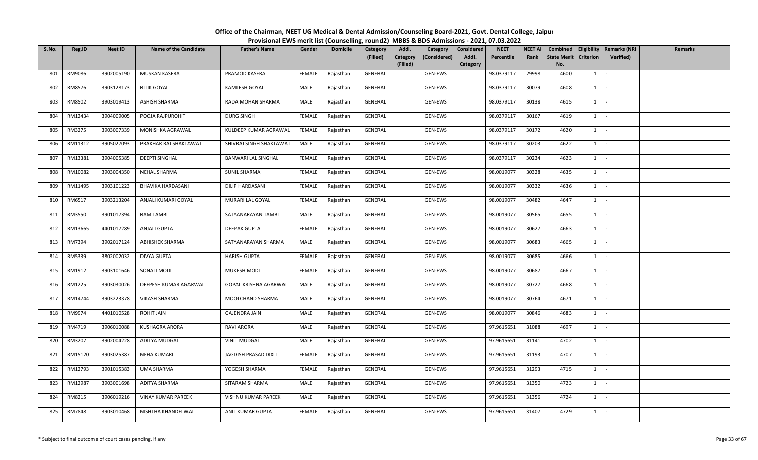# Office of the Chairman, NEET UG Medical & Dental Admission/Counseling Board-2021, Govt. Dental College, Jaipur

## Provisional EWS merit list (Counselling, round2) MBBS & BDS Admissions - 2021, 07.03.2022

| S.No. | Reg.ID | Neet ID | Name of the Candidate | Father's Name | Gender | Domicile | Category (Filled) | Addl. Category (Filled) | Category (Considered) | Considered Addl. Category | NEET Percentile | NEET AI Rank | Combined State Merit No. | Eligibility Criterion | Remarks (NRI Verified) | Remarks |
|---|---|---|---|---|---|---|---|---|---|---|---|---|---|---|---|---|
| 801 | RM9086 | 3902005190 | MUSKAN KASERA | PRAMOD KASERA | FEMALE | Rajasthan | GENERAL | | GEN-EWS | | 98.0379117 | 29998 | 4600 | 1 | - | |
| 802 | RM8576 | 3903128173 | RITIK GOYAL | KAMLESH GOYAL | MALE | Rajasthan | GENERAL | | GEN-EWS | | 98.0379117 | 30079 | 4608 | 1 | - | |
| 803 | RM8502 | 3903019413 | ASHISH SHARMA | RADA MOHAN SHARMA | MALE | Rajasthan | GENERAL | | GEN-EWS | | 98.0379117 | 30138 | 4615 | 1 | - | |
| 804 | RM12434 | 3904009005 | POOJA RAJPUROHIT | DURG SINGH | FEMALE | Rajasthan | GENERAL | | GEN-EWS | | 98.0379117 | 30167 | 4619 | 1 | - | |
| 805 | RM3275 | 3903007339 | MONISHKA AGRAWAL | KULDEEP KUMAR AGRAWAL | FEMALE | Rajasthan | GENERAL | | GEN-EWS | | 98.0379117 | 30172 | 4620 | 1 | - | |
| 806 | RM11312 | 3905027093 | PRAKHAR RAJ SHAKTAWAT | SHIVRAJ SINGH SHAKTAWAT | MALE | Rajasthan | GENERAL | | GEN-EWS | | 98.0379117 | 30203 | 4622 | 1 | - | |
| 807 | RM13381 | 3904005385 | DEEPTI SINGHAL | BANWARI LAL SINGHAL | FEMALE | Rajasthan | GENERAL | | GEN-EWS | | 98.0379117 | 30234 | 4623 | 1 | - | |
| 808 | RM10082 | 3903004350 | NEHAL SHARMA | SUNIL SHARMA | FEMALE | Rajasthan | GENERAL | | GEN-EWS | | 98.0019077 | 30328 | 4635 | 1 | - | |
| 809 | RM11495 | 3903101223 | BHAVIKA HARDASANI | DILIP HARDASANI | FEMALE | Rajasthan | GENERAL | | GEN-EWS | | 98.0019077 | 30332 | 4636 | 1 | - | |
| 810 | RM6517 | 3903213204 | ANJALI KUMARI GOYAL | MURARI LAL GOYAL | FEMALE | Rajasthan | GENERAL | | GEN-EWS | | 98.0019077 | 30482 | 4647 | 1 | - | |
| 811 | RM3550 | 3901017394 | RAM TAMBI | SATYANARAYAN TAMBI | MALE | Rajasthan | GENERAL | | GEN-EWS | | 98.0019077 | 30565 | 4655 | 1 | - | |
| 812 | RM13665 | 4401017289 | ANJALI GUPTA | DEEPAK GUPTA | FEMALE | Rajasthan | GENERAL | | GEN-EWS | | 98.0019077 | 30627 | 4663 | 1 | - | |
| 813 | RM7394 | 3902017124 | ABHISHEK SHARMA | SATYANARAYAN SHARMA | MALE | Rajasthan | GENERAL | | GEN-EWS | | 98.0019077 | 30683 | 4665 | 1 | - | |
| 814 | RM5339 | 3802002032 | DIVYA GUPTA | HARISH GUPTA | FEMALE | Rajasthan | GENERAL | | GEN-EWS | | 98.0019077 | 30685 | 4666 | 1 | - | |
| 815 | RM1912 | 3903101646 | SONALI MODI | MUKESH MODI | FEMALE | Rajasthan | GENERAL | | GEN-EWS | | 98.0019077 | 30687 | 4667 | 1 | - | |
| 816 | RM1225 | 3903030026 | DEEPESH KUMAR AGARWAL | GOPAL KRISHNA AGARWAL | MALE | Rajasthan | GENERAL | | GEN-EWS | | 98.0019077 | 30727 | 4668 | 1 | - | |
| 817 | RM14744 | 3903223378 | VIKASH SHARMA | MOOLCHAND SHARMA | MALE | Rajasthan | GENERAL | | GEN-EWS | | 98.0019077 | 30764 | 4671 | 1 | - | |
| 818 | RM9974 | 4401010528 | ROHIT JAIN | GAJENDRA JAIN | MALE | Rajasthan | GENERAL | | GEN-EWS | | 98.0019077 | 30846 | 4683 | 1 | - | |
| 819 | RM4719 | 3906010088 | KUSHAGRA ARORA | RAVI ARORA | MALE | Rajasthan | GENERAL | | GEN-EWS | | 97.9615651 | 31088 | 4697 | 1 | - | |
| 820 | RM3207 | 3902004228 | ADITYA MUDGAL | VINIT MUDGAL | MALE | Rajasthan | GENERAL | | GEN-EWS | | 97.9615651 | 31141 | 4702 | 1 | - | |
| 821 | RM15120 | 3903025387 | NEHA KUMARI | JAGDISH PRASAD DIXIT | FEMALE | Rajasthan | GENERAL | | GEN-EWS | | 97.9615651 | 31193 | 4707 | 1 | - | |
| 822 | RM12793 | 3901015383 | UMA SHARMA | YOGESH SHARMA | FEMALE | Rajasthan | GENERAL | | GEN-EWS | | 97.9615651 | 31293 | 4715 | 1 | - | |
| 823 | RM12987 | 3903001698 | ADITYA SHARMA | SITARAM SHARMA | MALE | Rajasthan | GENERAL | | GEN-EWS | | 97.9615651 | 31350 | 4723 | 1 | - | |
| 824 | RM8215 | 3906019216 | VINAY KUMAR PAREEK | VISHNU KUMAR PAREEK | MALE | Rajasthan | GENERAL | | GEN-EWS | | 97.9615651 | 31356 | 4724 | 1 | - | |
| 825 | RM7848 | 3903010468 | NISHTHA KHANDELWAL | ANIL KUMAR GUPTA | FEMALE | Rajasthan | GENERAL | | GEN-EWS | | 97.9615651 | 31407 | 4729 | 1 | - | |

\* Subject to final outcome of court cases pending, if any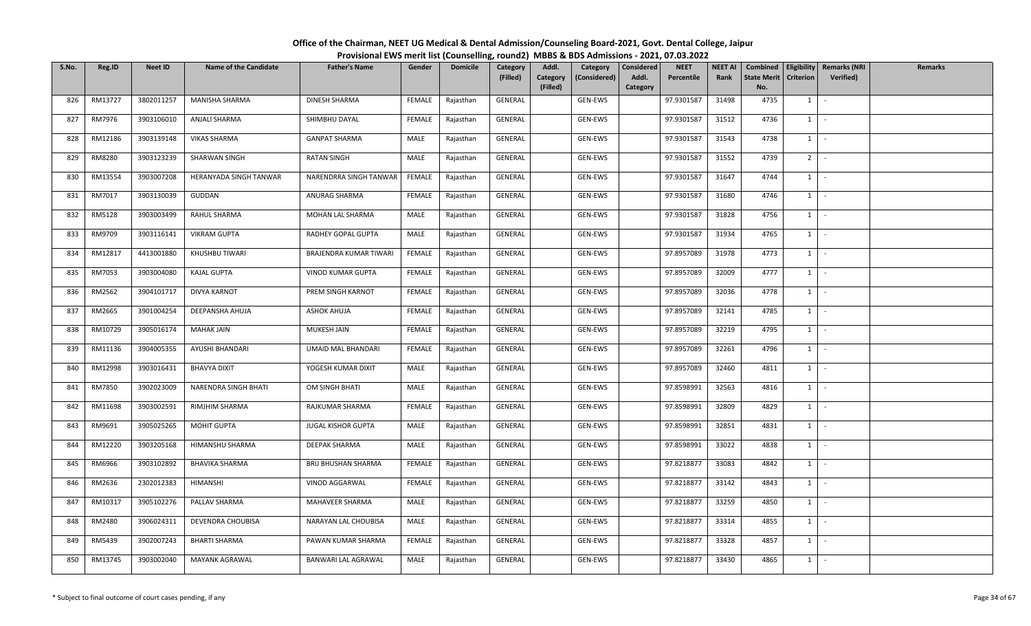# Office of the Chairman, NEET UG Medical & Dental Admission/Counseling Board-2021, Govt. Dental College, Jaipur

## Provisional EWS merit list (Counselling, round2) MBBS & BDS Admissions - 2021, 07.03.2022

| S.No. | Reg.ID | Neet ID | Name of the Candidate | Father's Name | Gender | Domicile | Category (Filled) | Addl. Category (Filled) | Category (Considered) | Considered Addl. Category | NEET Percentile | NEET AI Rank | Combined State Merit No. | Eligibility Criterion | Remarks (NRI Verified) | Remarks |
|---|---|---|---|---|---|---|---|---|---|---|---|---|---|---|---|---|
| 826 | RM13727 | 3802011257 | MANISHA SHARMA | DINESH SHARMA | FEMALE | Rajasthan | GENERAL | | GEN-EWS | | 97.9301587 | 31498 | 4735 | 1 | - | |
| 827 | RM7976 | 3903106010 | ANJALI SHARMA | SHIMBHU DAYAL | FEMALE | Rajasthan | GENERAL | | GEN-EWS | | 97.9301587 | 31512 | 4736 | 1 | - | |
| 828 | RM12186 | 3903139148 | VIKAS SHARMA | GANPAT SHARMA | MALE | Rajasthan | GENERAL | | GEN-EWS | | 97.9301587 | 31543 | 4738 | 1 | - | |
| 829 | RM8280 | 3903123239 | SHARWAN SINGH | RATAN SINGH | MALE | Rajasthan | GENERAL | | GEN-EWS | | 97.9301587 | 31552 | 4739 | 2 | - | |
| 830 | RM13554 | 3903007208 | HERANYADA SINGH TANWAR | NARENDRRA SINGH TANWAR | FEMALE | Rajasthan | GENERAL | | GEN-EWS | | 97.9301587 | 31647 | 4744 | 1 | - | |
| 831 | RM7017 | 3903130039 | GUDDAN | ANURAG SHARMA | FEMALE | Rajasthan | GENERAL | | GEN-EWS | | 97.9301587 | 31680 | 4746 | 1 | - | |
| 832 | RM5128 | 3903003499 | RAHUL SHARMA | MOHAN LAL SHARMA | MALE | Rajasthan | GENERAL | | GEN-EWS | | 97.9301587 | 31828 | 4756 | 1 | - | |
| 833 | RM9709 | 3903116141 | VIKRAM GUPTA | RADHEY GOPAL GUPTA | MALE | Rajasthan | GENERAL | | GEN-EWS | | 97.9301587 | 31934 | 4765 | 1 | - | |
| 834 | RM12817 | 4413001880 | KHUSHBU TIWARI | BRAJENDRA KUMAR TIWARI | FEMALE | Rajasthan | GENERAL | | GEN-EWS | | 97.8957089 | 31978 | 4773 | 1 | - | |
| 835 | RM7053 | 3903004080 | KAJAL GUPTA | VINOD KUMAR GUPTA | FEMALE | Rajasthan | GENERAL | | GEN-EWS | | 97.8957089 | 32009 | 4777 | 1 | - | |
| 836 | RM2562 | 3904101717 | DIVYA KARNOT | PREM SINGH KARNOT | FEMALE | Rajasthan | GENERAL | | GEN-EWS | | 97.8957089 | 32036 | 4778 | 1 | - | |
| 837 | RM2665 | 3901004254 | DEEPANSHA AHUJA | ASHOK AHUJA | FEMALE | Rajasthan | GENERAL | | GEN-EWS | | 97.8957089 | 32141 | 4785 | 1 | - | |
| 838 | RM10729 | 3905016174 | MAHAK JAIN | MUKESH JAIN | FEMALE | Rajasthan | GENERAL | | GEN-EWS | | 97.8957089 | 32219 | 4795 | 1 | - | |
| 839 | RM11136 | 3904005355 | AYUSHI BHANDARI | UMAID MAL BHANDARI | FEMALE | Rajasthan | GENERAL | | GEN-EWS | | 97.8957089 | 32261 | 4796 | 1 | - | |
| 840 | RM12998 | 3903016431 | BHAVYA DIXIT | YOGESH KUMAR DIXIT | MALE | Rajasthan | GENERAL | | GEN-EWS | | 97.8957089 | 32460 | 4811 | 1 | - | |
| 841 | RM7850 | 3902023009 | NARENDRA SINGH BHATI | OM SINGH BHATI | MALE | Rajasthan | GENERAL | | GEN-EWS | | 97.8598991 | 32563 | 4816 | 1 | - | |
| 842 | RM11698 | 3903002591 | RIMJHIM SHARMA | RAJKUMAR SHARMA | FEMALE | Rajasthan | GENERAL | | GEN-EWS | | 97.8598991 | 32809 | 4829 | 1 | - | |
| 843 | RM9691 | 3905025265 | MOHIT GUPTA | JUGAL KISHOR GUPTA | MALE | Rajasthan | GENERAL | | GEN-EWS | | 97.8598991 | 32851 | 4831 | 1 | - | |
| 844 | RM12220 | 3903205168 | HIMANSHU SHARMA | DEEPAK SHARMA | MALE | Rajasthan | GENERAL | | GEN-EWS | | 97.8598991 | 33022 | 4838 | 1 | - | |
| 845 | RM6966 | 3903102892 | BHAVIKA SHARMA | BRIJ BHUSHAN SHARMA | FEMALE | Rajasthan | GENERAL | | GEN-EWS | | 97.8218877 | 33083 | 4842 | 1 | - | |
| 846 | RM2636 | 2302012383 | HIMANSHI | VINOD AGGARWAL | FEMALE | Rajasthan | GENERAL | | GEN-EWS | | 97.8218877 | 33142 | 4843 | 1 | - | |
| 847 | RM10317 | 3905102276 | PALLAV SHARMA | MAHAVEER SHARMA | MALE | Rajasthan | GENERAL | | GEN-EWS | | 97.8218877 | 33259 | 4850 | 1 | - | |
| 848 | RM2480 | 3906024311 | DEVENDRA CHOUBISA | NARAYAN LAL CHOUBISA | MALE | Rajasthan | GENERAL | | GEN-EWS | | 97.8218877 | 33314 | 4855 | 1 | - | |
| 849 | RM5439 | 3902007243 | BHARTI SHARMA | PAWAN KUMAR SHARMA | FEMALE | Rajasthan | GENERAL | | GEN-EWS | | 97.8218877 | 33328 | 4857 | 1 | - | |
| 850 | RM13745 | 3903002040 | MAYANK AGRAWAL | BANWARI LAL AGRAWAL | MALE | Rajasthan | GENERAL | | GEN-EWS | | 97.8218877 | 33430 | 4865 | 1 | - | |

\* Subject to final outcome of court cases pending, if any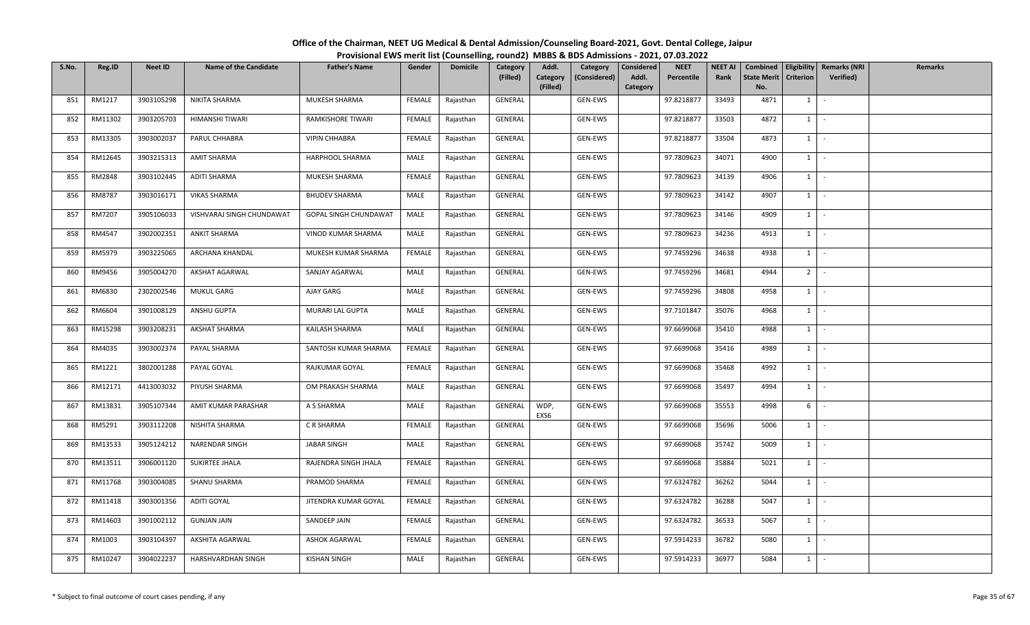# Office of the Chairman, NEET UG Medical & Dental Admission/Counseling Board-2021, Govt. Dental College, Jaipur

## Provisional EWS merit list (Counselling, round2) MBBS & BDS Admissions - 2021, 07.03.2022

| S.No. | Reg.ID | Neet ID | Name of the Candidate | Father's Name | Gender | Domicile | Category (Filled) | Addl. Category (Filled) | Category (Considered) | Considered Addl. Category | NEET Percentile | NEET AI Rank | Combined State Merit No. | Eligibility Criterion | Remarks (NRI Verified) | Remarks |
|---|---|---|---|---|---|---|---|---|---|---|---|---|---|---|---|---|
| 851 | RM1217 | 3903105298 | NIKITA SHARMA | MUKESH SHARMA | FEMALE | Rajasthan | GENERAL | | GEN-EWS | | 97.8218877 | 33493 | 4871 | 1 | - | |
| 852 | RM11302 | 3903205703 | HIMANSHI TIWARI | RAMKISHORE TIWARI | FEMALE | Rajasthan | GENERAL | | GEN-EWS | | 97.8218877 | 33503 | 4872 | 1 | - | |
| 853 | RM13305 | 3903002037 | PARUL CHHABRA | VIPIN CHHABRA | FEMALE | Rajasthan | GENERAL | | GEN-EWS | | 97.8218877 | 33504 | 4873 | 1 | - | |
| 854 | RM12645 | 3903215313 | AMIT SHARMA | HARPHOOL SHARMA | MALE | Rajasthan | GENERAL | | GEN-EWS | | 97.7809623 | 34071 | 4900 | 1 | - | |
| 855 | RM2848 | 3903102445 | ADITI SHARMA | MUKESH SHARMA | FEMALE | Rajasthan | GENERAL | | GEN-EWS | | 97.7809623 | 34139 | 4906 | 1 | - | |
| 856 | RM8787 | 3903016171 | VIKAS SHARMA | BHUDEV SHARMA | MALE | Rajasthan | GENERAL | | GEN-EWS | | 97.7809623 | 34142 | 4907 | 1 | - | |
| 857 | RM7207 | 3905106033 | VISHVARAJ SINGH CHUNDAWAT | GOPAL SINGH CHUNDAWAT | MALE | Rajasthan | GENERAL | | GEN-EWS | | 97.7809623 | 34146 | 4909 | 1 | - | |
| 858 | RM4547 | 3902002351 | ANKIT SHARMA | VINOD KUMAR SHARMA | MALE | Rajasthan | GENERAL | | GEN-EWS | | 97.7809623 | 34236 | 4913 | 1 | - | |
| 859 | RM5979 | 3903225065 | ARCHANA KHANDAL | MUKESH KUMAR SHARMA | FEMALE | Rajasthan | GENERAL | | GEN-EWS | | 97.7459296 | 34638 | 4938 | 1 | - | |
| 860 | RM9456 | 3905004270 | AKSHAT AGARWAL | SANJAY AGARWAL | MALE | Rajasthan | GENERAL | | GEN-EWS | | 97.7459296 | 34681 | 4944 | 2 | - | |
| 861 | RM6830 | 2302002546 | MUKUL GARG | AJAY GARG | MALE | Rajasthan | GENERAL | | GEN-EWS | | 97.7459296 | 34808 | 4958 | 1 | - | |
| 862 | RM6604 | 3901008129 | ANSHU GUPTA | MURARI LAL GUPTA | MALE | Rajasthan | GENERAL | | GEN-EWS | | 97.7101847 | 35076 | 4968 | 1 | - | |
| 863 | RM15298 | 3903208231 | AKSHAT SHARMA | KAILASH SHARMA | MALE | Rajasthan | GENERAL | | GEN-EWS | | 97.6699068 | 35410 | 4988 | 1 | - | |
| 864 | RM4035 | 3903002374 | PAYAL SHARMA | SANTOSH KUMAR SHARMA | FEMALE | Rajasthan | GENERAL | | GEN-EWS | | 97.6699068 | 35416 | 4989 | 1 | - | |
| 865 | RM1221 | 3802001288 | PAYAL GOYAL | RAJKUMAR GOYAL | FEMALE | Rajasthan | GENERAL | | GEN-EWS | | 97.6699068 | 35468 | 4992 | 1 | - | |
| 866 | RM12171 | 4413003032 | PIYUSH SHARMA | OM PRAKASH SHARMA | MALE | Rajasthan | GENERAL | | GEN-EWS | | 97.6699068 | 35497 | 4994 | 1 | - | |
| 867 | RM13831 | 3905107344 | AMIT KUMAR PARASHAR | A S SHARMA | MALE | Rajasthan | GENERAL | WDP, EXS6 | GEN-EWS | | 97.6699068 | 35553 | 4998 | 6 | - | |
| 868 | RM5291 | 3903112208 | NISHITA SHARMA | C R SHARMA | FEMALE | Rajasthan | GENERAL | | GEN-EWS | | 97.6699068 | 35696 | 5006 | 1 | - | |
| 869 | RM13533 | 3905124212 | NARENDAR SINGH | JABAR SINGH | MALE | Rajasthan | GENERAL | | GEN-EWS | | 97.6699068 | 35742 | 5009 | 1 | - | |
| 870 | RM13511 | 3906001120 | SUKIRTEE JHALA | RAJENDRA SINGH JHALA | FEMALE | Rajasthan | GENERAL | | GEN-EWS | | 97.6699068 | 35884 | 5021 | 1 | - | |
| 871 | RM11768 | 3903004085 | SHANU SHARMA | PRAMOD SHARMA | FEMALE | Rajasthan | GENERAL | | GEN-EWS | | 97.6324782 | 36262 | 5044 | 1 | - | |
| 872 | RM11418 | 3903001356 | ADITI GOYAL | JITENDRA KUMAR GOYAL | FEMALE | Rajasthan | GENERAL | | GEN-EWS | | 97.6324782 | 36288 | 5047 | 1 | - | |
| 873 | RM14603 | 3901002112 | GUNJAN JAIN | SANDEEP JAIN | FEMALE | Rajasthan | GENERAL | | GEN-EWS | | 97.6324782 | 36533 | 5067 | 1 | - | |
| 874 | RM1003 | 3903104397 | AKSHITA AGARWAL | ASHOK AGARWAL | FEMALE | Rajasthan | GENERAL | | GEN-EWS | | 97.5914233 | 36782 | 5080 | 1 | - | |
| 875 | RM10247 | 3904022237 | HARSHVARDHAN SINGH | KISHAN SINGH | MALE | Rajasthan | GENERAL | | GEN-EWS | | 97.5914233 | 36977 | 5084 | 1 | - | |

\* Subject to final outcome of court cases pending, if any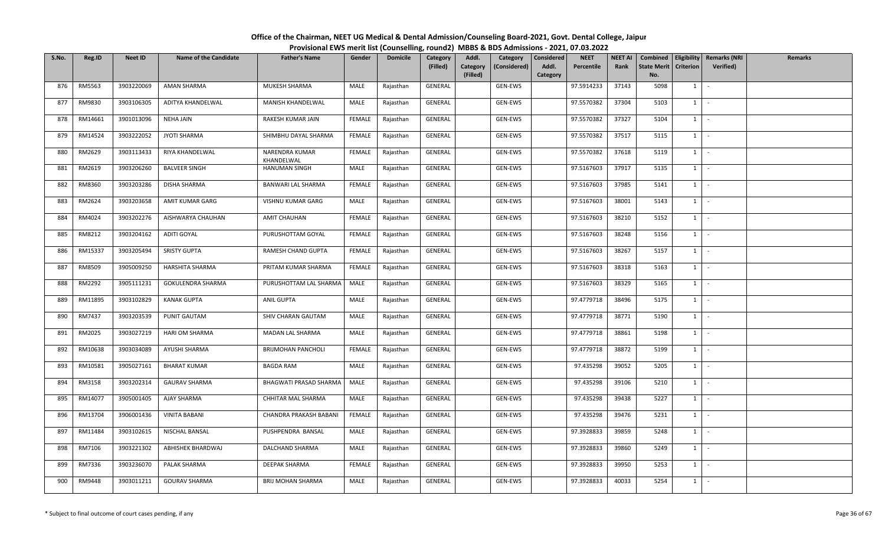# Office of the Chairman, NEET UG Medical & Dental Admission/Counseling Board-2021, Govt. Dental College, Jaipur

## Provisional EWS merit list (Counselling, round2) MBBS & BDS Admissions - 2021, 07.03.2022

| S.No. | Reg.ID | Neet ID | Name of the Candidate | Father's Name | Gender | Domicile | Category (Filled) | Addl. Category (Filled) | Category (Considered) | Considered Addl. Category | NEET Percentile | NEET AI Rank | Combined State Merit No. | Eligibility Criterion | Remarks (NRI Verified) | Remarks |
|---|---|---|---|---|---|---|---|---|---|---|---|---|---|---|---|---|
| 876 | RM5563 | 3903220069 | AMAN SHARMA | MUKESH SHARMA | MALE | Rajasthan | GENERAL | | GEN-EWS | | 97.5914233 | 37143 | 5098 | 1 | - | |
| 877 | RM9830 | 3903106305 | ADITYA KHANDELWAL | MANISH KHANDELWAL | MALE | Rajasthan | GENERAL | | GEN-EWS | | 97.5570382 | 37304 | 5103 | 1 | - | |
| 878 | RM14661 | 3901013096 | NEHA JAIN | RAKESH KUMAR JAIN | FEMALE | Rajasthan | GENERAL | | GEN-EWS | | 97.5570382 | 37327 | 5104 | 1 | - | |
| 879 | RM14524 | 3903222052 | JYOTI SHARMA | SHIMBHU DAYAL SHARMA | FEMALE | Rajasthan | GENERAL | | GEN-EWS | | 97.5570382 | 37517 | 5115 | 1 | - | |
| 880 | RM2629 | 3903113433 | RIYA KHANDELWAL | NARENDRA KUMAR KHANDELWAL | FEMALE | Rajasthan | GENERAL | | GEN-EWS | | 97.5570382 | 37618 | 5119 | 1 | - | |
| 881 | RM2619 | 3903206260 | BALVEER SINGH | HANUMAN SINGH | MALE | Rajasthan | GENERAL | | GEN-EWS | | 97.5167603 | 37917 | 5135 | 1 | - | |
| 882 | RM8360 | 3903203286 | DISHA SHARMA | BANWARI LAL SHARMA | FEMALE | Rajasthan | GENERAL | | GEN-EWS | | 97.5167603 | 37985 | 5141 | 1 | - | |
| 883 | RM2624 | 3903203658 | AMIT KUMAR GARG | VISHNU KUMAR GARG | MALE | Rajasthan | GENERAL | | GEN-EWS | | 97.5167603 | 38001 | 5143 | 1 | - | |
| 884 | RM4024 | 3903202276 | AISHWARYA CHAUHAN | AMIT CHAUHAN | FEMALE | Rajasthan | GENERAL | | GEN-EWS | | 97.5167603 | 38210 | 5152 | 1 | - | |
| 885 | RM8212 | 3903204162 | ADITI GOYAL | PURUSHOTTAM GOYAL | FEMALE | Rajasthan | GENERAL | | GEN-EWS | | 97.5167603 | 38248 | 5156 | 1 | - | |
| 886 | RM15337 | 3903205494 | SRISTY GUPTA | RAMESH CHAND GUPTA | FEMALE | Rajasthan | GENERAL | | GEN-EWS | | 97.5167603 | 38267 | 5157 | 1 | - | |
| 887 | RM8509 | 3905009250 | HARSHITA SHARMA | PRITAM KUMAR SHARMA | FEMALE | Rajasthan | GENERAL | | GEN-EWS | | 97.5167603 | 38318 | 5163 | 1 | - | |
| 888 | RM2292 | 3905111231 | GOKULENDRA SHARMA | PURUSHOTTAM LAL SHARMA | MALE | Rajasthan | GENERAL | | GEN-EWS | | 97.5167603 | 38329 | 5165 | 1 | - | |
| 889 | RM11895 | 3903102829 | KANAK GUPTA | ANIL GUPTA | MALE | Rajasthan | GENERAL | | GEN-EWS | | 97.4779718 | 38496 | 5175 | 1 | - | |
| 890 | RM7437 | 3903203539 | PUNIT GAUTAM | SHIV CHARAN GAUTAM | MALE | Rajasthan | GENERAL | | GEN-EWS | | 97.4779718 | 38771 | 5190 | 1 | - | |
| 891 | RM2025 | 3903027219 | HARI OM SHARMA | MADAN LAL SHARMA | MALE | Rajasthan | GENERAL | | GEN-EWS | | 97.4779718 | 38861 | 5198 | 1 | - | |
| 892 | RM10638 | 3903034089 | AYUSHI SHARMA | BRIJMOHAN PANCHOLI | FEMALE | Rajasthan | GENERAL | | GEN-EWS | | 97.4779718 | 38872 | 5199 | 1 | - | |
| 893 | RM10581 | 3905027161 | BHARAT KUMAR | BAGDA RAM | MALE | Rajasthan | GENERAL | | GEN-EWS | | 97.435298 | 39052 | 5205 | 1 | - | |
| 894 | RM3158 | 3903202314 | GAURAV SHARMA | BHAGWATI PRASAD SHARMA | MALE | Rajasthan | GENERAL | | GEN-EWS | | 97.435298 | 39106 | 5210 | 1 | - | |
| 895 | RM14077 | 3905001405 | AJAY SHARMA | CHHITAR MAL SHARMA | MALE | Rajasthan | GENERAL | | GEN-EWS | | 97.435298 | 39438 | 5227 | 1 | - | |
| 896 | RM13704 | 3906001436 | VINITA BABANI | CHANDRA PRAKASH BABANI | FEMALE | Rajasthan | GENERAL | | GEN-EWS | | 97.435298 | 39476 | 5231 | 1 | - | |
| 897 | RM11484 | 3903102615 | NISCHAL BANSAL | PUSHPENDRA BANSAL | MALE | Rajasthan | GENERAL | | GEN-EWS | | 97.3928833 | 39859 | 5248 | 1 | - | |
| 898 | RM7106 | 3903221302 | ABHISHEK BHARDWAJ | DALCHAND SHARMA | MALE | Rajasthan | GENERAL | | GEN-EWS | | 97.3928833 | 39860 | 5249 | 1 | - | |
| 899 | RM7336 | 3903236070 | PALAK SHARMA | DEEPAK SHARMA | FEMALE | Rajasthan | GENERAL | | GEN-EWS | | 97.3928833 | 39950 | 5253 | 1 | - | |
| 900 | RM9448 | 3903011211 | GOURAV SHARMA | BRIJ MOHAN SHARMA | MALE | Rajasthan | GENERAL | | GEN-EWS | | 97.3928833 | 40033 | 5254 | 1 | - | |

\* Subject to final outcome of court cases pending, if any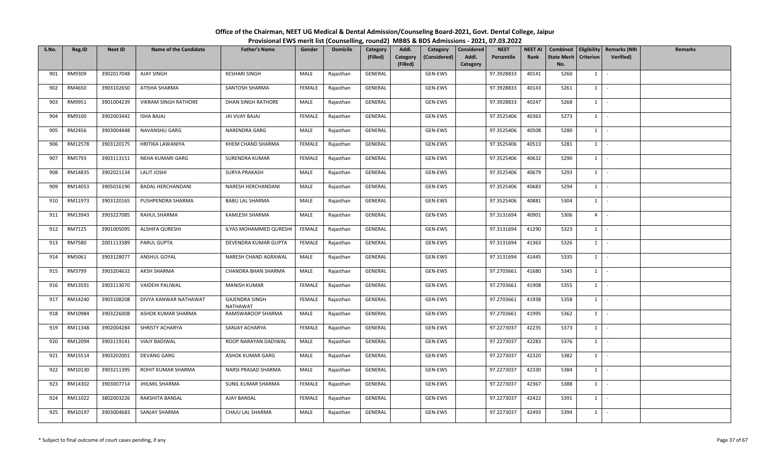# Office of the Chairman, NEET UG Medical & Dental Admission/Counseling Board-2021, Govt. Dental College, Jaipur

## Provisional EWS merit list (Counselling, round2) MBBS & BDS Admissions - 2021, 07.03.2022

| S.No. | Reg.ID | Neet ID | Name of the Candidate | Father's Name | Gender | Domicile | Category (Filled) | Addl. Category (Filled) | Category (Considered) | Considered Addl. Category | NEET Percentile | NEET AI Rank | Combined State Merit No. | Eligibility Criterion | Remarks (NRI Verified) | Remarks |
|---|---|---|---|---|---|---|---|---|---|---|---|---|---|---|---|---|
| 901 | RM9309 | 3902017048 | AJAY SINGH | KESHARI SINGH | MALE | Rajasthan | GENERAL | | GEN-EWS | | 97.3928833 | 40141 | 5260 | 1 | - | |
| 902 | RM4650 | 3903102650 | ATISHA SHARMA | SANTOSH SHARMA | FEMALE | Rajasthan | GENERAL | | GEN-EWS | | 97.3928833 | 40143 | 5261 | 1 | - | |
| 903 | RM9951 | 3901004239 | VIKRAM SINGH RATHORE | DHAN SINGH RATHORE | MALE | Rajasthan | GENERAL | | GEN-EWS | | 97.3928833 | 40247 | 5268 | 1 | - | |
| 904 | RM9100 | 3902003442 | ISHA BAJAJ | JAI VIJAY BAJAJ | FEMALE | Rajasthan | GENERAL | | GEN-EWS | | 97.3525406 | 40363 | 5273 | 1 | - | |
| 905 | RM2456 | 3903004448 | NAVANSHU GARG | NARENDRA GARG | MALE | Rajasthan | GENERAL | | GEN-EWS | | 97.3525406 | 40508 | 5280 | 1 | - | |
| 906 | RM12578 | 3903120175 | HRITIKA LAWANIYA | KHEM CHAND SHARMA | FEMALE | Rajasthan | GENERAL | | GEN-EWS | | 97.3525406 | 40513 | 5281 | 1 | - | |
| 907 | RM5793 | 3903113151 | NEHA KUMARI GARG | SURENDRA KUMAR | FEMALE | Rajasthan | GENERAL | | GEN-EWS | | 97.3525406 | 40632 | 5290 | 1 | - | |
| 908 | RM14835 | 3902021134 | LALIT JOSHI | SURYA PRAKASH | MALE | Rajasthan | GENERAL | | GEN-EWS | | 97.3525406 | 40679 | 5293 | 1 | - | |
| 909 | RM14053 | 3905016190 | BADAL HERCHANDANI | NARESH HERCHANDANI | MALE | Rajasthan | GENERAL | | GEN-EWS | | 97.3525406 | 40683 | 5294 | 1 | - | |
| 910 | RM11973 | 3903120165 | PUSHPENDRA SHARMA | BABU LAL SHARMA | MALE | Rajasthan | GENERAL | | GEN-EWS | | 97.3525406 | 40881 | 5304 | 1 | - | |
| 911 | RM13943 | 3903227085 | RAHUL SHARMA | KAMLESH SHARMA | MALE | Rajasthan | GENERAL | | GEN-EWS | | 97.3131694 | 40901 | 5306 | 4 | - | |
| 912 | RM7125 | 3901005095 | ALSHIFA QURESHI | ILYAS MOHAMMED QURESHI | FEMALE | Rajasthan | GENERAL | | GEN-EWS | | 97.3131694 | 41290 | 5323 | 1 | - | |
| 913 | RM7580 | 2001113389 | PARUL GUPTA | DEVENDRA KUMAR GUPTA | FEMALE | Rajasthan | GENERAL | | GEN-EWS | | 97.3131694 | 41363 | 5326 | 1 | - | |
| 914 | RM5061 | 3903128077 | ANSHUL GOYAL | NARESH CHAND AGRAWAL | MALE | Rajasthan | GENERAL | | GEN-EWS | | 97.3131694 | 41445 | 5335 | 1 | - | |
| 915 | RM3799 | 3903204632 | AKSH SHARMA | CHANDRA BHAN SHARMA | MALE | Rajasthan | GENERAL | | GEN-EWS | | 97.2703661 | 41680 | 5345 | 1 | - | |
| 916 | RM13591 | 3903113070 | VAIDEHI PALIWAL | MANISH KUMAR | FEMALE | Rajasthan | GENERAL | | GEN-EWS | | 97.2703661 | 41908 | 5355 | 1 | - | |
| 917 | RM14240 | 3903108208 | DIVYA KANWAR NATHAWAT | GAJENDRA SINGH NATHAWAT | FEMALE | Rajasthan | GENERAL | | GEN-EWS | | 97.2703661 | 41938 | 5358 | 1 | - | |
| 918 | RM10984 | 3903226008 | ASHOK KUMAR SHARMA | RAMSWAROOP SHARMA | MALE | Rajasthan | GENERAL | | GEN-EWS | | 97.2703661 | 41995 | 5362 | 1 | - | |
| 919 | RM11348 | 3902004284 | SHRISTY ACHARYA | SANJAY ACHARYA | FEMALE | Rajasthan | GENERAL | | GEN-EWS | | 97.2273037 | 42235 | 5373 | 1 | - | |
| 920 | RM12094 | 3903119141 | VIAJY BADIWAL | ROOP NARAYAN DADIWAL | MALE | Rajasthan | GENERAL | | GEN-EWS | | 97.2273037 | 42283 | 5376 | 1 | - | |
| 921 | RM15514 | 3903202001 | DEVANG GARG | ASHOK KUMAR GARG | MALE | Rajasthan | GENERAL | | GEN-EWS | | 97.2273037 | 42320 | 5382 | 1 | - | |
| 922 | RM10130 | 3903211395 | ROHIT KUMAR SHARMA | NARSI PRASAD SHARMA | MALE | Rajasthan | GENERAL | | GEN-EWS | | 97.2273037 | 42330 | 5384 | 1 | - | |
| 923 | RM14302 | 3903007714 | JHILMIL SHARMA | SUNIL KUMAR SHARMA | FEMALE | Rajasthan | GENERAL | | GEN-EWS | | 97.2273037 | 42367 | 5388 | 1 | - | |
| 924 | RM11022 | 3802003226 | RAKSHITA BANSAL | AJAY BANSAL | FEMALE | Rajasthan | GENERAL | | GEN-EWS | | 97.2273037 | 42422 | 5391 | 1 | - | |
| 925 | RM10197 | 3903004683 | SANJAY SHARMA | CHAJU LAL SHARMA | MALE | Rajasthan | GENERAL | | GEN-EWS | | 97.2273037 | 42493 | 5394 | 1 | - | |

\* Subject to final outcome of court cases pending, if any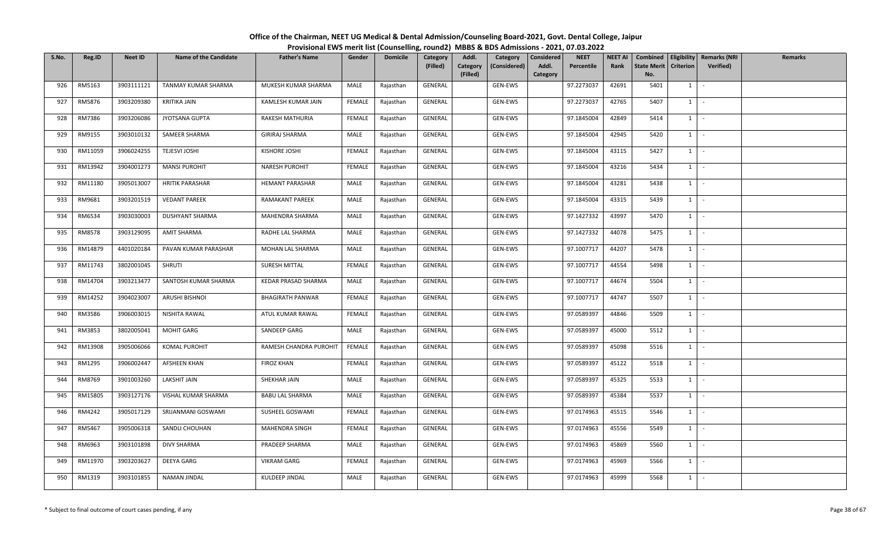# Office of the Chairman, NEET UG Medical & Dental Admission/Counseling Board-2021, Govt. Dental College, Jaipur

## Provisional EWS merit list (Counselling, round2) MBBS & BDS Admissions - 2021, 07.03.2022

| S.No. | Reg.ID | Neet ID | Name of the Candidate | Father's Name | Gender | Domicile | Category (Filled) | Addl. Category (Filled) | Category (Considered) | Considered Addl. Category | NEET Percentile | NEET AI Rank | Combined State Merit No. | Eligibility Criterion | Remarks (NRI Verified) | Remarks |
|---|---|---|---|---|---|---|---|---|---|---|---|---|---|---|---|---|
| 926 | RM5163 | 3903111121 | TANMAY KUMAR SHARMA | MUKESH KUMAR SHARMA | MALE | Rajasthan | GENERAL | | GEN-EWS | | 97.2273037 | 42691 | 5401 | 1 | - | |
| 927 | RM5876 | 3903209380 | KRITIKA JAIN | KAMLESH KUMAR JAIN | FEMALE | Rajasthan | GENERAL | | GEN-EWS | | 97.2273037 | 42765 | 5407 | 1 | - | |
| 928 | RM7386 | 3903206086 | JYOTSANA GUPTA | RAKESH MATHURIA | FEMALE | Rajasthan | GENERAL | | GEN-EWS | | 97.1845004 | 42849 | 5414 | 1 | - | |
| 929 | RM9155 | 3903010132 | SAMEER SHARMA | GIRIRAJ SHARMA | MALE | Rajasthan | GENERAL | | GEN-EWS | | 97.1845004 | 42945 | 5420 | 1 | - | |
| 930 | RM11059 | 3906024255 | TEJESVI JOSHI | KISHORE JOSHI | FEMALE | Rajasthan | GENERAL | | GEN-EWS | | 97.1845004 | 43115 | 5427 | 1 | - | |
| 931 | RM13942 | 3904001273 | MANSI PUROHIT | NARESH PUROHIT | FEMALE | Rajasthan | GENERAL | | GEN-EWS | | 97.1845004 | 43216 | 5434 | 1 | - | |
| 932 | RM11180 | 3905013007 | HRITIK PARASHAR | HEMANT PARASHAR | MALE | Rajasthan | GENERAL | | GEN-EWS | | 97.1845004 | 43281 | 5438 | 1 | - | |
| 933 | RM9681 | 3903201519 | VEDANT PAREEK | RAMAKANT PAREEK | MALE | Rajasthan | GENERAL | | GEN-EWS | | 97.1845004 | 43315 | 5439 | 1 | - | |
| 934 | RM6534 | 3903030003 | DUSHYANT SHARMA | MAHENDRA SHARMA | MALE | Rajasthan | GENERAL | | GEN-EWS | | 97.1427332 | 43997 | 5470 | 1 | - | |
| 935 | RM8578 | 3903129095 | AMIT SHARMA | RADHE LAL SHARMA | MALE | Rajasthan | GENERAL | | GEN-EWS | | 97.1427332 | 44078 | 5475 | 1 | - | |
| 936 | RM14879 | 4401020184 | PAVAN KUMAR PARASHAR | MOHAN LAL SHARMA | MALE | Rajasthan | GENERAL | | GEN-EWS | | 97.1007717 | 44207 | 5478 | 1 | - | |
| 937 | RM11743 | 3802001045 | SHRUTI | SURESH MITTAL | FEMALE | Rajasthan | GENERAL | | GEN-EWS | | 97.1007717 | 44554 | 5498 | 1 | - | |
| 938 | RM14704 | 3903213477 | SANTOSH KUMAR SHARMA | KEDAR PRASAD SHARMA | MALE | Rajasthan | GENERAL | | GEN-EWS | | 97.1007717 | 44674 | 5504 | 1 | - | |
| 939 | RM14252 | 3904023007 | ARUSHI BISHNOI | BHAGIRATH PANWAR | FEMALE | Rajasthan | GENERAL | | GEN-EWS | | 97.1007717 | 44747 | 5507 | 1 | - | |
| 940 | RM3586 | 3906003015 | NISHITA RAWAL | ATUL KUMAR RAWAL | FEMALE | Rajasthan | GENERAL | | GEN-EWS | | 97.0589397 | 44846 | 5509 | 1 | - | |
| 941 | RM3853 | 3802005041 | MOHIT GARG | SANDEEP GARG | MALE | Rajasthan | GENERAL | | GEN-EWS | | 97.0589397 | 45000 | 5512 | 1 | - | |
| 942 | RM13908 | 3905006066 | KOMAL PUROHIT | RAMESH CHANDRA PUROHIT | FEMALE | Rajasthan | GENERAL | | GEN-EWS | | 97.0589397 | 45098 | 5516 | 1 | - | |
| 943 | RM1295 | 3906002447 | AFSHEEN KHAN | FIROZ KHAN | FEMALE | Rajasthan | GENERAL | | GEN-EWS | | 97.0589397 | 45122 | 5518 | 1 | - | |
| 944 | RM8769 | 3901003260 | LAKSHIT JAIN | SHEKHAR JAIN | MALE | Rajasthan | GENERAL | | GEN-EWS | | 97.0589397 | 45325 | 5533 | 1 | - | |
| 945 | RM15805 | 3903127176 | VISHAL KUMAR SHARMA | BABU LAL SHARMA | MALE | Rajasthan | GENERAL | | GEN-EWS | | 97.0589397 | 45384 | 5537 | 1 | - | |
| 946 | RM4242 | 3905017129 | SRIJANMANI GOSWAMI | SUSHEEL GOSWAMI | FEMALE | Rajasthan | GENERAL | | GEN-EWS | | 97.0174963 | 45515 | 5546 | 1 | - | |
| 947 | RM5467 | 3905006318 | SANDLI CHOUHAN | MAHENDRA SINGH | FEMALE | Rajasthan | GENERAL | | GEN-EWS | | 97.0174963 | 45556 | 5549 | 1 | - | |
| 948 | RM6963 | 3903101898 | DIVY SHARMA | PRADEEP SHARMA | MALE | Rajasthan | GENERAL | | GEN-EWS | | 97.0174963 | 45869 | 5560 | 1 | - | |
| 949 | RM11970 | 3903203627 | DEEYA GARG | VIKRAM GARG | FEMALE | Rajasthan | GENERAL | | GEN-EWS | | 97.0174963 | 45969 | 5566 | 1 | - | |
| 950 | RM1319 | 3903101855 | NAMAN JINDAL | KULDEEP JINDAL | MALE | Rajasthan | GENERAL | | GEN-EWS | | 97.0174963 | 45999 | 5568 | 1 | - | |

\* Subject to final outcome of court cases pending, if any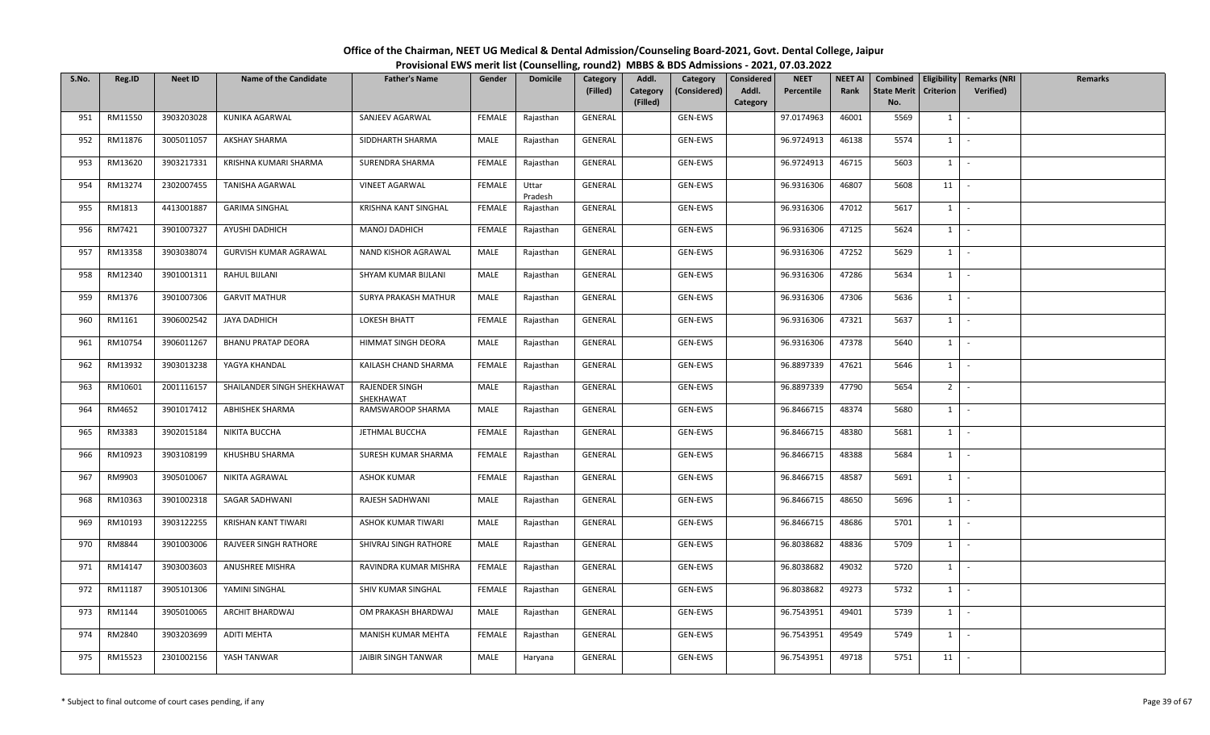# Office of the Chairman, NEET UG Medical & Dental Admission/Counseling Board-2021, Govt. Dental College, Jaipur

## Provisional EWS merit list (Counselling, round2) MBBS & BDS Admissions - 2021, 07.03.2022

| S.No. | Reg.ID | Neet ID | Name of the Candidate | Father's Name | Gender | Domicile | Category (Filled) | Addl. Category (Filled) | Category (Considered) | Considered Addl. Category | NEET Percentile | NEET AI Rank | Combined State Merit No. | Eligibility Criterion | Remarks (NRI Verified) | Remarks |
|---|---|---|---|---|---|---|---|---|---|---|---|---|---|---|---|---|
| 951 | RM11550 | 3903203028 | KUNIKA AGARWAL | SANJEEV AGARWAL | FEMALE | Rajasthan | GENERAL | | GEN-EWS | | 97.0174963 | 46001 | 5569 | 1 | - | |
| 952 | RM11876 | 3005011057 | AKSHAY SHARMA | SIDDHARTH SHARMA | MALE | Rajasthan | GENERAL | | GEN-EWS | | 96.9724913 | 46138 | 5574 | 1 | - | |
| 953 | RM13620 | 3903217331 | KRISHNA KUMARI SHARMA | SURENDRA SHARMA | FEMALE | Rajasthan | GENERAL | | GEN-EWS | | 96.9724913 | 46715 | 5603 | 1 | - | |
| 954 | RM13274 | 2302007455 | TANISHA AGARWAL | VINEET AGARWAL | FEMALE | Uttar Pradesh | GENERAL | | GEN-EWS | | 96.9316306 | 46807 | 5608 | 11 | - | |
| 955 | RM1813 | 4413001887 | GARIMA SINGHAL | KRISHNA KANT SINGHAL | FEMALE | Rajasthan | GENERAL | | GEN-EWS | | 96.9316306 | 47012 | 5617 | 1 | - | |
| 956 | RM7421 | 3901007327 | AYUSHI DADHICH | MANOJ DADHICH | FEMALE | Rajasthan | GENERAL | | GEN-EWS | | 96.9316306 | 47125 | 5624 | 1 | - | |
| 957 | RM13358 | 3903038074 | GURVISH KUMAR AGRAWAL | NAND KISHOR AGRAWAL | MALE | Rajasthan | GENERAL | | GEN-EWS | | 96.9316306 | 47252 | 5629 | 1 | - | |
| 958 | RM12340 | 3901001311 | RAHUL BIJLANI | SHYAM KUMAR BIJLANI | MALE | Rajasthan | GENERAL | | GEN-EWS | | 96.9316306 | 47286 | 5634 | 1 | - | |
| 959 | RM1376 | 3901007306 | GARVIT MATHUR | SURYA PRAKASH MATHUR | MALE | Rajasthan | GENERAL | | GEN-EWS | | 96.9316306 | 47306 | 5636 | 1 | - | |
| 960 | RM1161 | 3906002542 | JAYA DADHICH | LOKESH BHATT | FEMALE | Rajasthan | GENERAL | | GEN-EWS | | 96.9316306 | 47321 | 5637 | 1 | - | |
| 961 | RM10754 | 3906011267 | BHANU PRATAP DEORA | HIMMAT SINGH DEORA | MALE | Rajasthan | GENERAL | | GEN-EWS | | 96.9316306 | 47378 | 5640 | 1 | - | |
| 962 | RM13932 | 3903013238 | YAGYA KHANDAL | KAILASH CHAND SHARMA | FEMALE | Rajasthan | GENERAL | | GEN-EWS | | 96.8897339 | 47621 | 5646 | 1 | - | |
| 963 | RM10601 | 2001116157 | SHAILANDER SINGH SHEKHAWAT | RAJENDER SINGH SHEKHAWAT | MALE | Rajasthan | GENERAL | | GEN-EWS | | 96.8897339 | 47790 | 5654 | 2 | - | |
| 964 | RM4652 | 3901017412 | ABHISHEK SHARMA | RAMSWAROOP SHARMA | MALE | Rajasthan | GENERAL | | GEN-EWS | | 96.8466715 | 48374 | 5680 | 1 | - | |
| 965 | RM3383 | 3902015184 | NIKITA BUCCHA | JETHMAL BUCCHA | FEMALE | Rajasthan | GENERAL | | GEN-EWS | | 96.8466715 | 48380 | 5681 | 1 | - | |
| 966 | RM10923 | 3903108199 | KHUSHBU SHARMA | SURESH KUMAR SHARMA | FEMALE | Rajasthan | GENERAL | | GEN-EWS | | 96.8466715 | 48388 | 5684 | 1 | - | |
| 967 | RM9903 | 3905010067 | NIKITA AGRAWAL | ASHOK KUMAR | FEMALE | Rajasthan | GENERAL | | GEN-EWS | | 96.8466715 | 48587 | 5691 | 1 | - | |
| 968 | RM10363 | 3901002318 | SAGAR SADHWANI | RAJESH SADHWANI | MALE | Rajasthan | GENERAL | | GEN-EWS | | 96.8466715 | 48650 | 5696 | 1 | - | |
| 969 | RM10193 | 3903122255 | KRISHAN KANT TIWARI | ASHOK KUMAR TIWARI | MALE | Rajasthan | GENERAL | | GEN-EWS | | 96.8466715 | 48686 | 5701 | 1 | - | |
| 970 | RM8844 | 3901003006 | RAJVEER SINGH RATHORE | SHIVRAJ SINGH RATHORE | MALE | Rajasthan | GENERAL | | GEN-EWS | | 96.8038682 | 48836 | 5709 | 1 | - | |
| 971 | RM14147 | 3903003603 | ANUSHREE MISHRA | RAVINDRA KUMAR MISHRA | FEMALE | Rajasthan | GENERAL | | GEN-EWS | | 96.8038682 | 49032 | 5720 | 1 | - | |
| 972 | RM11187 | 3905101306 | YAMINI SINGHAL | SHIV KUMAR SINGHAL | FEMALE | Rajasthan | GENERAL | | GEN-EWS | | 96.8038682 | 49273 | 5732 | 1 | - | |
| 973 | RM1144 | 3905010065 | ARCHIT BHARDWAJ | OM PRAKASH BHARDWAJ | MALE | Rajasthan | GENERAL | | GEN-EWS | | 96.7543951 | 49401 | 5739 | 1 | - | |
| 974 | RM2840 | 3903203699 | ADITI MEHTA | MANISH KUMAR MEHTA | FEMALE | Rajasthan | GENERAL | | GEN-EWS | | 96.7543951 | 49549 | 5749 | 1 | - | |
| 975 | RM15523 | 2301002156 | YASH TANWAR | JAIBIR SINGH TANWAR | MALE | Haryana | GENERAL | | GEN-EWS | | 96.7543951 | 49718 | 5751 | 11 | - | |

\* Subject to final outcome of court cases pending, if any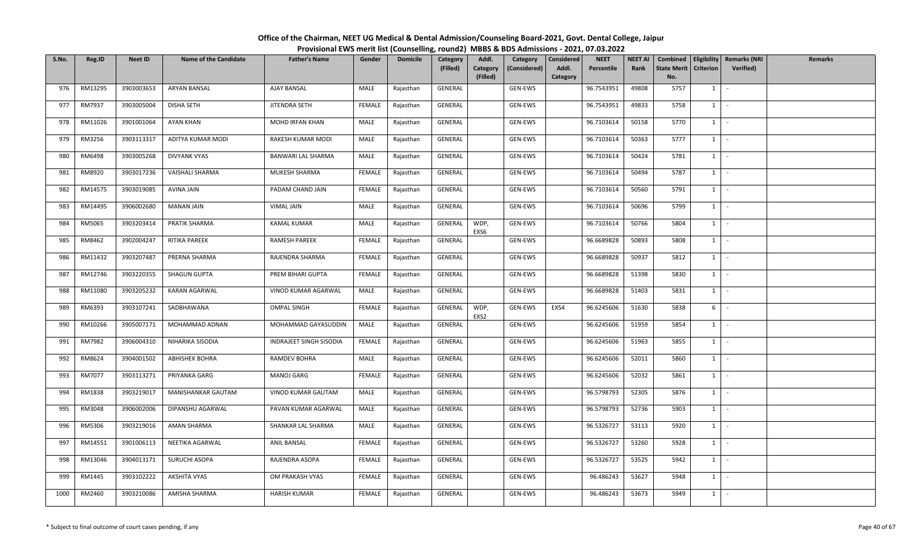# Office of the Chairman, NEET UG Medical & Dental Admission/Counseling Board-2021, Govt. Dental College, Jaipur

## Provisional EWS merit list (Counselling, round2) MBBS & BDS Admissions - 2021, 07.03.2022

| S.No. | Reg.ID | Neet ID | Name of the Candidate | Father's Name | Gender | Domicile | Category (Filled) | Addl. Category (Filled) | Category (Considered) | Considered Addl. Category | NEET Percentile | NEET AI Rank | Combined State Merit No. | Eligibility Criterion | Remarks (NRI Verified) | Remarks |
|---|---|---|---|---|---|---|---|---|---|---|---|---|---|---|---|---|
| 976 | RM13295 | 3903003653 | ARYAN BANSAL | AJAY BANSAL | MALE | Rajasthan | GENERAL | | GEN-EWS | | 96.7543951 | 49808 | 5757 | 1 | - | |
| 977 | RM7937 | 3903005004 | DISHA SETH | JITENDRA SETH | FEMALE | Rajasthan | GENERAL | | GEN-EWS | | 96.7543951 | 49833 | 5758 | 1 | - | |
| 978 | RM11026 | 3901001064 | AYAN KHAN | MOHD IRFAN KHAN | MALE | Rajasthan | GENERAL | | GEN-EWS | | 96.7103614 | 50158 | 5770 | 1 | - | |
| 979 | RM3256 | 3903113317 | ADITYA KUMAR MODI | RAKESH KUMAR MODI | MALE | Rajasthan | GENERAL | | GEN-EWS | | 96.7103614 | 50363 | 5777 | 1 | - | |
| 980 | RM6498 | 3903005268 | DIVYANK VYAS | BANWARI LAL SHARMA | MALE | Rajasthan | GENERAL | | GEN-EWS | | 96.7103614 | 50424 | 5781 | 1 | - | |
| 981 | RM8920 | 3903017236 | VAISHALI SHARMA | MUKESH SHARMA | FEMALE | Rajasthan | GENERAL | | GEN-EWS | | 96.7103614 | 50494 | 5787 | 1 | - | |
| 982 | RM14575 | 3903019085 | AVINA JAIN | PADAM CHAND JAIN | FEMALE | Rajasthan | GENERAL | | GEN-EWS | | 96.7103614 | 50560 | 5791 | 1 | - | |
| 983 | RM14495 | 3906002680 | MANAN JAIN | VIMAL JAIN | MALE | Rajasthan | GENERAL | | GEN-EWS | | 96.7103614 | 50696 | 5799 | 1 | - | |
| 984 | RM5065 | 3903203414 | PRATIK SHARMA | KAMAL KUMAR | MALE | Rajasthan | GENERAL | WDP, EXS6 | GEN-EWS | | 96.7103614 | 50766 | 5804 | 1 | - | |
| 985 | RM8462 | 3902004247 | RITIKA PAREEK | RAMESH PAREEK | FEMALE | Rajasthan | GENERAL | | GEN-EWS | | 96.6689828 | 50893 | 5808 | 1 | - | |
| 986 | RM11432 | 3903207487 | PRERNA SHARMA | RAJENDRA SHARMA | FEMALE | Rajasthan | GENERAL | | GEN-EWS | | 96.6689828 | 50937 | 5812 | 1 | - | |
| 987 | RM12746 | 3903220355 | SHAGUN GUPTA | PREM BIHARI GUPTA | FEMALE | Rajasthan | GENERAL | | GEN-EWS | | 96.6689828 | 51398 | 5830 | 1 | - | |
| 988 | RM11080 | 3903205232 | KARAN AGARWAL | VINOD KUMAR AGARWAL | MALE | Rajasthan | GENERAL | | GEN-EWS | | 96.6689828 | 51403 | 5831 | 1 | - | |
| 989 | RM6393 | 3903107241 | SADBHAWANA | OMPAL SINGH | FEMALE | Rajasthan | GENERAL | WDP, EXS2 | GEN-EWS | EXS4 | 96.6245606 | 51630 | 5838 | 6 | - | |
| 990 | RM10266 | 3905007171 | MOHAMMAD ADNAN | MOHAMMAD GAYASUDDIN | MALE | Rajasthan | GENERAL | | GEN-EWS | | 96.6245606 | 51959 | 5854 | 1 | - | |
| 991 | RM7982 | 3906004310 | NIHARIKA SISODIA | INDRAJEET SINGH SISODIA | FEMALE | Rajasthan | GENERAL | | GEN-EWS | | 96.6245606 | 51963 | 5855 | 1 | - | |
| 992 | RM8624 | 3904001502 | ABHISHEK BOHRA | RAMDEV BOHRA | MALE | Rajasthan | GENERAL | | GEN-EWS | | 96.6245606 | 52011 | 5860 | 1 | - | |
| 993 | RM7077 | 3903113271 | PRIYANKA GARG | MANOJ GARG | FEMALE | Rajasthan | GENERAL | | GEN-EWS | | 96.6245606 | 52032 | 5861 | 1 | - | |
| 994 | RM1838 | 3903219017 | MANISHANKAR GAUTAM | VINOD KUMAR GAUTAM | MALE | Rajasthan | GENERAL | | GEN-EWS | | 96.5798793 | 52305 | 5876 | 1 | - | |
| 995 | RM3048 | 3906002006 | DIPANSHU AGARWAL | PAVAN KUMAR AGARWAL | MALE | Rajasthan | GENERAL | | GEN-EWS | | 96.5798793 | 52736 | 5903 | 1 | - | |
| 996 | RM5306 | 3903219016 | AMAN SHARMA | SHANKAR LAL SHARMA | MALE | Rajasthan | GENERAL | | GEN-EWS | | 96.5326727 | 53113 | 5920 | 1 | - | |
| 997 | RM14551 | 3901006113 | NEETIKA AGARWAL | ANIL BANSAL | FEMALE | Rajasthan | GENERAL | | GEN-EWS | | 96.5326727 | 53260 | 5928 | 1 | - | |
| 998 | RM13046 | 3904013171 | SURUCHI ASOPA | RAJENDRA ASOPA | FEMALE | Rajasthan | GENERAL | | GEN-EWS | | 96.5326727 | 53525 | 5942 | 1 | - | |
| 999 | RM1445 | 3903102222 | AKSHITA VYAS | OM PRAKASH VYAS | FEMALE | Rajasthan | GENERAL | | GEN-EWS | | 96.486243 | 53627 | 5948 | 1 | - | |
| 1000 | RM2460 | 3903210086 | AMISHA SHARMA | HARISH KUMAR | FEMALE | Rajasthan | GENERAL | | GEN-EWS | | 96.486243 | 53673 | 5949 | 1 | - | |

\* Subject to final outcome of court cases pending, if any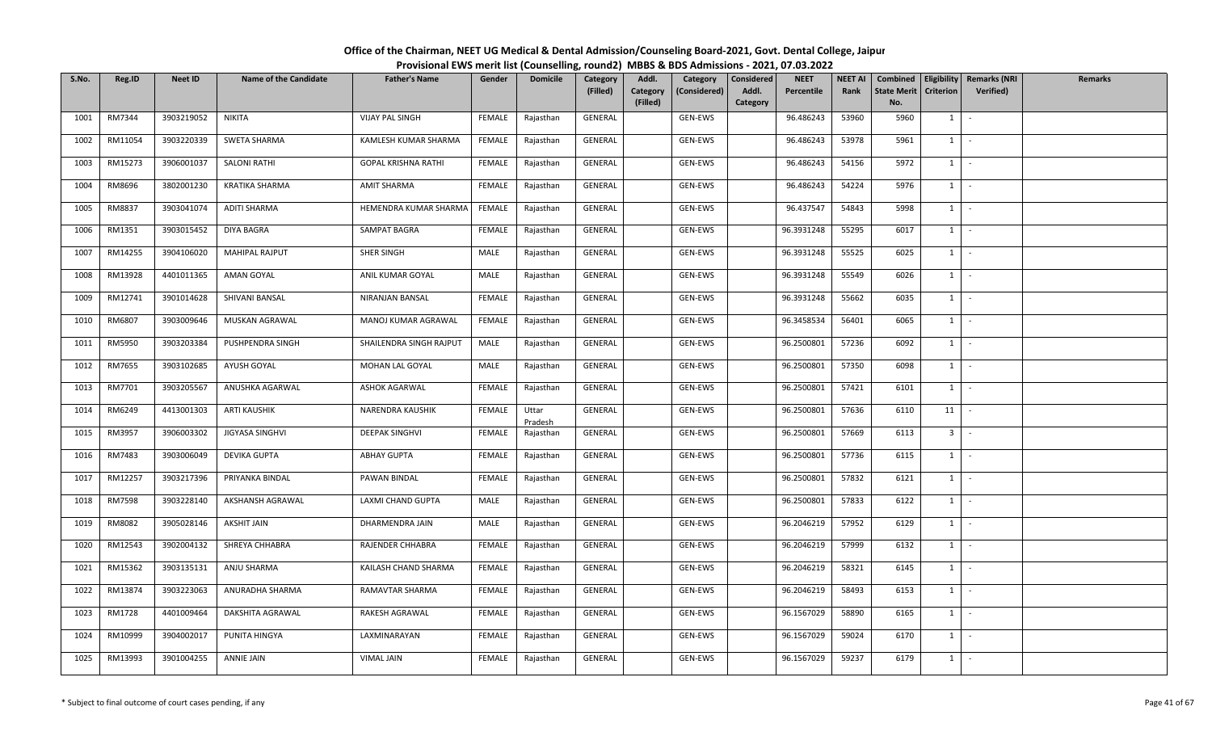# Office of the Chairman, NEET UG Medical & Dental Admission/Counseling Board-2021, Govt. Dental College, Jaipur

## Provisional EWS merit list (Counselling, round2) MBBS & BDS Admissions - 2021, 07.03.2022

| S.No. | Reg.ID | Neet ID | Name of the Candidate | Father's Name | Gender | Domicile | Category (Filled) | Addl. Category (Filled) | Category (Considered) | Considered Addl. Category | NEET Percentile | NEET AI Rank | Combined State Merit No. | Eligibility Criterion | Remarks (NRI Verified) | Remarks |
|---|---|---|---|---|---|---|---|---|---|---|---|---|---|---|---|---|
| 1001 | RM7344 | 3903219052 | NIKITA | VIJAY PAL SINGH | FEMALE | Rajasthan | GENERAL | | GEN-EWS | | 96.486243 | 53960 | 5960 | 1 | - | |
| 1002 | RM11054 | 3903220339 | SWETA SHARMA | KAMLESH KUMAR SHARMA | FEMALE | Rajasthan | GENERAL | | GEN-EWS | | 96.486243 | 53978 | 5961 | 1 | - | |
| 1003 | RM15273 | 3906001037 | SALONI RATHI | GOPAL KRISHNA RATHI | FEMALE | Rajasthan | GENERAL | | GEN-EWS | | 96.486243 | 54156 | 5972 | 1 | - | |
| 1004 | RM8696 | 3802001230 | KRATIKA SHARMA | AMIT SHARMA | FEMALE | Rajasthan | GENERAL | | GEN-EWS | | 96.486243 | 54224 | 5976 | 1 | - | |
| 1005 | RM8837 | 3903041074 | ADITI SHARMA | HEMENDRA KUMAR SHARMA | FEMALE | Rajasthan | GENERAL | | GEN-EWS | | 96.437547 | 54843 | 5998 | 1 | - | |
| 1006 | RM1351 | 3903015452 | DIYA BAGRA | SAMPAT BAGRA | FEMALE | Rajasthan | GENERAL | | GEN-EWS | | 96.3931248 | 55295 | 6017 | 1 | - | |
| 1007 | RM14255 | 3904106020 | MAHIPAL RAJPUT | SHER SINGH | MALE | Rajasthan | GENERAL | | GEN-EWS | | 96.3931248 | 55525 | 6025 | 1 | - | |
| 1008 | RM13928 | 4401011365 | AMAN GOYAL | ANIL KUMAR GOYAL | MALE | Rajasthan | GENERAL | | GEN-EWS | | 96.3931248 | 55549 | 6026 | 1 | - | |
| 1009 | RM12741 | 3901014628 | SHIVANI BANSAL | NIRANJAN BANSAL | FEMALE | Rajasthan | GENERAL | | GEN-EWS | | 96.3931248 | 55662 | 6035 | 1 | - | |
| 1010 | RM6807 | 3903009646 | MUSKAN AGRAWAL | MANOJ KUMAR AGRAWAL | FEMALE | Rajasthan | GENERAL | | GEN-EWS | | 96.3458534 | 56401 | 6065 | 1 | - | |
| 1011 | RM5950 | 3903203384 | PUSHPENDRA SINGH | SHAILENDRA SINGH RAJPUT | MALE | Rajasthan | GENERAL | | GEN-EWS | | 96.2500801 | 57236 | 6092 | 1 | - | |
| 1012 | RM7655 | 3903102685 | AYUSH GOYAL | MOHAN LAL GOYAL | MALE | Rajasthan | GENERAL | | GEN-EWS | | 96.2500801 | 57350 | 6098 | 1 | - | |
| 1013 | RM7701 | 3903205567 | ANUSHKA AGARWAL | ASHOK AGARWAL | FEMALE | Rajasthan | GENERAL | | GEN-EWS | | 96.2500801 | 57421 | 6101 | 1 | - | |
| 1014 | RM6249 | 4413001303 | ARTI KAUSHIK | NARENDRA KAUSHIK | FEMALE | Uttar Pradesh | GENERAL | | GEN-EWS | | 96.2500801 | 57636 | 6110 | 11 | - | |
| 1015 | RM3957 | 3906003302 | JIGYASA SINGHVI | DEEPAK SINGHVI | FEMALE | Rajasthan | GENERAL | | GEN-EWS | | 96.2500801 | 57669 | 6113 | 3 | - | |
| 1016 | RM7483 | 3903006049 | DEVIKA GUPTA | ABHAY GUPTA | FEMALE | Rajasthan | GENERAL | | GEN-EWS | | 96.2500801 | 57736 | 6115 | 1 | - | |
| 1017 | RM12257 | 3903217396 | PRIYANKA BINDAL | PAWAN BINDAL | FEMALE | Rajasthan | GENERAL | | GEN-EWS | | 96.2500801 | 57832 | 6121 | 1 | - | |
| 1018 | RM7598 | 3903228140 | AKSHANSH AGRAWAL | LAXMI CHAND GUPTA | MALE | Rajasthan | GENERAL | | GEN-EWS | | 96.2500801 | 57833 | 6122 | 1 | - | |
| 1019 | RM8082 | 3905028146 | AKSHIT JAIN | DHARMENDRA JAIN | MALE | Rajasthan | GENERAL | | GEN-EWS | | 96.2046219 | 57952 | 6129 | 1 | - | |
| 1020 | RM12543 | 3902004132 | SHREYA CHHABRA | RAJENDER CHHABRA | FEMALE | Rajasthan | GENERAL | | GEN-EWS | | 96.2046219 | 57999 | 6132 | 1 | - | |
| 1021 | RM15362 | 3903135131 | ANJU SHARMA | KAILASH CHAND SHARMA | FEMALE | Rajasthan | GENERAL | | GEN-EWS | | 96.2046219 | 58321 | 6145 | 1 | - | |
| 1022 | RM13874 | 3903223063 | ANURADHA SHARMA | RAMAVTAR SHARMA | FEMALE | Rajasthan | GENERAL | | GEN-EWS | | 96.2046219 | 58493 | 6153 | 1 | - | |
| 1023 | RM1728 | 4401009464 | DAKSHITA AGRAWAL | RAKESH AGRAWAL | FEMALE | Rajasthan | GENERAL | | GEN-EWS | | 96.1567029 | 58890 | 6165 | 1 | - | |
| 1024 | RM10999 | 3904002017 | PUNITA HINGYA | LAXMINARAYAN | FEMALE | Rajasthan | GENERAL | | GEN-EWS | | 96.1567029 | 59024 | 6170 | 1 | - | |
| 1025 | RM13993 | 3901004255 | ANNIE JAIN | VIMAL JAIN | FEMALE | Rajasthan | GENERAL | | GEN-EWS | | 96.1567029 | 59237 | 6179 | 1 | - | |

\* Subject to final outcome of court cases pending, if any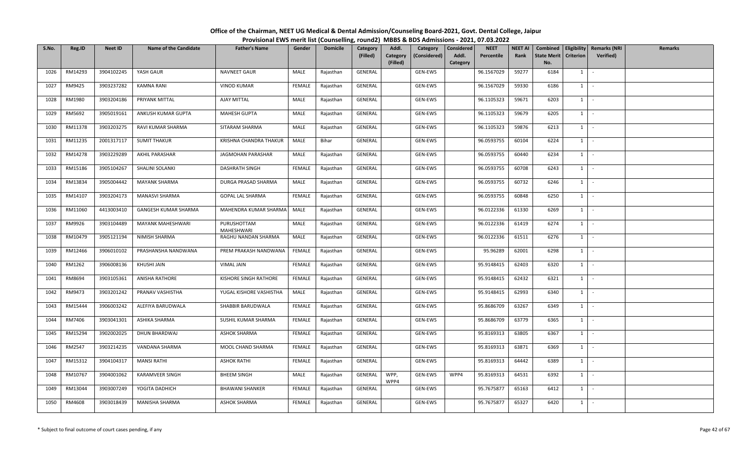# Office of the Chairman, NEET UG Medical & Dental Admission/Counseling Board-2021, Govt. Dental College, Jaipur

## Provisional EWS merit list (Counselling, round2) MBBS & BDS Admissions - 2021, 07.03.2022

| S.No. | Reg.ID | Neet ID | Name of the Candidate | Father's Name | Gender | Domicile | Category (Filled) | Addl. Category (Filled) | Category (Considered) | Considered Addl. Category | NEET Percentile | NEET AI Rank | Combined State Merit No. | Eligibility Criterion | Remarks (NRI Verified) | Remarks |
|---|---|---|---|---|---|---|---|---|---|---|---|---|---|---|---|---|
| 1026 | RM14293 | 3904102245 | YASH GAUR | NAVNEET GAUR | MALE | Rajasthan | GENERAL | | GEN-EWS | | 96.1567029 | 59277 | 6184 | 1 | - | |
| 1027 | RM9425 | 3903237282 | KAMNA RANI | VINOD KUMAR | FEMALE | Rajasthan | GENERAL | | GEN-EWS | | 96.1567029 | 59330 | 6186 | 1 | - | |
| 1028 | RM1980 | 3903204186 | PRIYANK MITTAL | AJAY MITTAL | MALE | Rajasthan | GENERAL | | GEN-EWS | | 96.1105323 | 59671 | 6203 | 1 | - | |
| 1029 | RM5692 | 3905019161 | ANKUSH KUMAR GUPTA | MAHESH GUPTA | MALE | Rajasthan | GENERAL | | GEN-EWS | | 96.1105323 | 59679 | 6205 | 1 | - | |
| 1030 | RM11378 | 3903203275 | RAVI KUMAR SHARMA | SITARAM SHARMA | MALE | Rajasthan | GENERAL | | GEN-EWS | | 96.1105323 | 59876 | 6213 | 1 | - | |
| 1031 | RM11235 | 2001317117 | SUMIT THAKUR | KRISHNA CHANDRA THAKUR | MALE | Bihar | GENERAL | | GEN-EWS | | 96.0593755 | 60104 | 6224 | 1 | - | |
| 1032 | RM14278 | 3903229289 | AKHIL PARASHAR | JAGMOHAN PARASHAR | MALE | Rajasthan | GENERAL | | GEN-EWS | | 96.0593755 | 60440 | 6234 | 1 | - | |
| 1033 | RM15186 | 3905104267 | SHALINI SOLANKI | DASHRATH SINGH | FEMALE | Rajasthan | GENERAL | | GEN-EWS | | 96.0593755 | 60708 | 6243 | 1 | - | |
| 1034 | RM13834 | 3905004442 | MAYANK SHARMA | DURGA PRASAD SHARMA | MALE | Rajasthan | GENERAL | | GEN-EWS | | 96.0593755 | 60732 | 6246 | 1 | - | |
| 1035 | RM14107 | 3903204173 | MANASVI SHARMA | GOPAL LAL SHARMA | FEMALE | Rajasthan | GENERAL | | GEN-EWS | | 96.0593755 | 60848 | 6250 | 1 | - | |
| 1036 | RM11060 | 4413003410 | GANGESH KUMAR SHARMA | MAHENDRA KUMAR SHARMA | MALE | Rajasthan | GENERAL | | GEN-EWS | | 96.0122336 | 61330 | 6269 | 1 | - | |
| 1037 | RM9926 | 3903104489 | MAYANK MAHESHWARI | PURUSHOTTAM MAHESHWARI | MALE | Rajasthan | GENERAL | | GEN-EWS | | 96.0122336 | 61419 | 6274 | 1 | - | |
| 1038 | RM10479 | 3905121194 | NIMISH SHARMA | RAGHU NANDAN SHARMA | MALE | Rajasthan | GENERAL | | GEN-EWS | | 96.0122336 | 61511 | 6276 | 1 | - | |
| 1039 | RM12466 | 3906010102 | PRASHANSHA NANDWANA | PREM PRAKASH NANDWANA | FEMALE | Rajasthan | GENERAL | | GEN-EWS | | 95.96289 | 62001 | 6298 | 1 | - | |
| 1040 | RM1262 | 3906008136 | KHUSHI JAIN | VIMAL JAIN | FEMALE | Rajasthan | GENERAL | | GEN-EWS | | 95.9148415 | 62403 | 6320 | 1 | - | |
| 1041 | RM8694 | 3903105361 | ANISHA RATHORE | KISHORE SINGH RATHORE | FEMALE | Rajasthan | GENERAL | | GEN-EWS | | 95.9148415 | 62432 | 6321 | 1 | - | |
| 1042 | RM9473 | 3903201242 | PRANAV VASHISTHA | YUGAL KISHORE VASHISTHA | MALE | Rajasthan | GENERAL | | GEN-EWS | | 95.9148415 | 62993 | 6340 | 1 | - | |
| 1043 | RM15444 | 3906003242 | ALEFIYA BARUDWALA | SHABBIR BARUDWALA | FEMALE | Rajasthan | GENERAL | | GEN-EWS | | 95.8686709 | 63267 | 6349 | 1 | - | |
| 1044 | RM7406 | 3903041301 | ASHIKA SHARMA | SUSHIL KUMAR SHARMA | FEMALE | Rajasthan | GENERAL | | GEN-EWS | | 95.8686709 | 63779 | 6365 | 1 | - | |
| 1045 | RM15294 | 3902002025 | DHUN BHARDWAJ | ASHOK SHARMA | FEMALE | Rajasthan | GENERAL | | GEN-EWS | | 95.8169313 | 63805 | 6367 | 1 | - | |
| 1046 | RM2547 | 3903214235 | VANDANA SHARMA | MOOL CHAND SHARMA | FEMALE | Rajasthan | GENERAL | | GEN-EWS | | 95.8169313 | 63871 | 6369 | 1 | - | |
| 1047 | RM15312 | 3904104317 | MANSI RATHI | ASHOK RATHI | FEMALE | Rajasthan | GENERAL | | GEN-EWS | | 95.8169313 | 64442 | 6389 | 1 | - | |
| 1048 | RM10767 | 3904001062 | KARAMVEER SINGH | BHEEM SINGH | MALE | Rajasthan | GENERAL | WPP, WPP4 | GEN-EWS | WPP4 | 95.8169313 | 64531 | 6392 | 1 | - | |
| 1049 | RM13044 | 3903007249 | YOGITA DADHICH | BHAWANI SHANKER | FEMALE | Rajasthan | GENERAL | | GEN-EWS | | 95.7675877 | 65163 | 6412 | 1 | - | |
| 1050 | RM4608 | 3903018439 | MANISHA SHARMA | ASHOK SHARMA | FEMALE | Rajasthan | GENERAL | | GEN-EWS | | 95.7675877 | 65327 | 6420 | 1 | - | |

\* Subject to final outcome of court cases pending, if any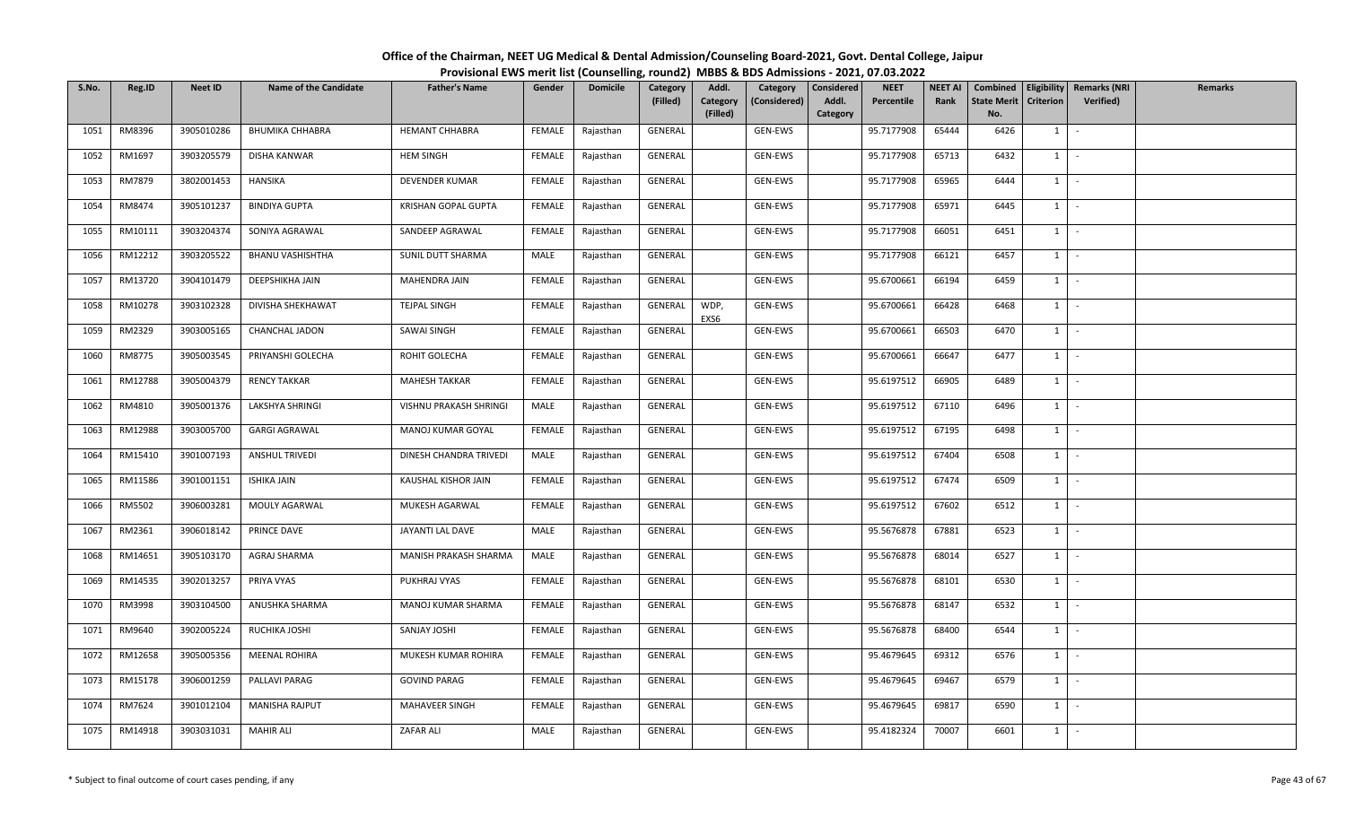# Office of the Chairman, NEET UG Medical & Dental Admission/Counseling Board-2021, Govt. Dental College, Jaipur

## Provisional EWS merit list (Counselling, round2) MBBS & BDS Admissions - 2021, 07.03.2022

| S.No. | Reg.ID | Neet ID | Name of the Candidate | Father's Name | Gender | Domicile | Category (Filled) | Addl. Category (Filled) | Category (Considered) | Considered Addl. Category | NEET Percentile | NEET AI Rank | Combined State Merit No. | Eligibility Criterion | Remarks (NRI Verified) | Remarks |
|---|---|---|---|---|---|---|---|---|---|---|---|---|---|---|---|---|
| 1051 | RM8396 | 3905010286 | BHUMIKA CHHABRA | HEMANT CHHABRA | FEMALE | Rajasthan | GENERAL | | GEN-EWS | | 95.7177908 | 65444 | 6426 | 1 | - | |
| 1052 | RM1697 | 3903205579 | DISHA KANWAR | HEM SINGH | FEMALE | Rajasthan | GENERAL | | GEN-EWS | | 95.7177908 | 65713 | 6432 | 1 | - | |
| 1053 | RM7879 | 3802001453 | HANSIKA | DEVENDER KUMAR | FEMALE | Rajasthan | GENERAL | | GEN-EWS | | 95.7177908 | 65965 | 6444 | 1 | - | |
| 1054 | RM8474 | 3905101237 | BINDIYA GUPTA | KRISHAN GOPAL GUPTA | FEMALE | Rajasthan | GENERAL | | GEN-EWS | | 95.7177908 | 65971 | 6445 | 1 | - | |
| 1055 | RM10111 | 3903204374 | SONIYA AGRAWAL | SANDEEP AGRAWAL | FEMALE | Rajasthan | GENERAL | | GEN-EWS | | 95.7177908 | 66051 | 6451 | 1 | - | |
| 1056 | RM12212 | 3903205522 | BHANU VASHISHTHA | SUNIL DUTT SHARMA | MALE | Rajasthan | GENERAL | | GEN-EWS | | 95.7177908 | 66121 | 6457 | 1 | - | |
| 1057 | RM13720 | 3904101479 | DEEPSHIKHA JAIN | MAHENDRA JAIN | FEMALE | Rajasthan | GENERAL | | GEN-EWS | | 95.6700661 | 66194 | 6459 | 1 | - | |
| 1058 | RM10278 | 3903102328 | DIVISHA SHEKHAWAT | TEJPAL SINGH | FEMALE | Rajasthan | GENERAL | WDP, EXS6 | GEN-EWS | | 95.6700661 | 66428 | 6468 | 1 | - | |
| 1059 | RM2329 | 3903005165 | CHANCHAL JADON | SAWAI SINGH | FEMALE | Rajasthan | GENERAL | | GEN-EWS | | 95.6700661 | 66503 | 6470 | 1 | - | |
| 1060 | RM8775 | 3905003545 | PRIYANSHI GOLECHA | ROHIT GOLECHA | FEMALE | Rajasthan | GENERAL | | GEN-EWS | | 95.6700661 | 66647 | 6477 | 1 | - | |
| 1061 | RM12788 | 3905004379 | RENCY TAKKAR | MAHESH TAKKAR | FEMALE | Rajasthan | GENERAL | | GEN-EWS | | 95.6197512 | 66905 | 6489 | 1 | - | |
| 1062 | RM4810 | 3905001376 | LAKSHYA SHRINGI | VISHNU PRAKASH SHRINGI | MALE | Rajasthan | GENERAL | | GEN-EWS | | 95.6197512 | 67110 | 6496 | 1 | - | |
| 1063 | RM12988 | 3903005700 | GARGI AGRAWAL | MANOJ KUMAR GOYAL | FEMALE | Rajasthan | GENERAL | | GEN-EWS | | 95.6197512 | 67195 | 6498 | 1 | - | |
| 1064 | RM15410 | 3901007193 | ANSHUL TRIVEDI | DINESH CHANDRA TRIVEDI | MALE | Rajasthan | GENERAL | | GEN-EWS | | 95.6197512 | 67404 | 6508 | 1 | - | |
| 1065 | RM11586 | 3901001151 | ISHIKA JAIN | KAUSHAL KISHOR JAIN | FEMALE | Rajasthan | GENERAL | | GEN-EWS | | 95.6197512 | 67474 | 6509 | 1 | - | |
| 1066 | RM5502 | 3906003281 | MOULY AGARWAL | MUKESH AGARWAL | FEMALE | Rajasthan | GENERAL | | GEN-EWS | | 95.6197512 | 67602 | 6512 | 1 | - | |
| 1067 | RM2361 | 3906018142 | PRINCE DAVE | JAYANTI LAL DAVE | MALE | Rajasthan | GENERAL | | GEN-EWS | | 95.5676878 | 67881 | 6523 | 1 | - | |
| 1068 | RM14651 | 3905103170 | AGRAJ SHARMA | MANISH PRAKASH SHARMA | MALE | Rajasthan | GENERAL | | GEN-EWS | | 95.5676878 | 68014 | 6527 | 1 | - | |
| 1069 | RM14535 | 3902013257 | PRIYA VYAS | PUKHRAJ VYAS | FEMALE | Rajasthan | GENERAL | | GEN-EWS | | 95.5676878 | 68101 | 6530 | 1 | - | |
| 1070 | RM3998 | 3903104500 | ANUSHKA SHARMA | MANOJ KUMAR SHARMA | FEMALE | Rajasthan | GENERAL | | GEN-EWS | | 95.5676878 | 68147 | 6532 | 1 | - | |
| 1071 | RM9640 | 3902005224 | RUCHIKA JOSHI | SANJAY JOSHI | FEMALE | Rajasthan | GENERAL | | GEN-EWS | | 95.5676878 | 68400 | 6544 | 1 | - | |
| 1072 | RM12658 | 3905005356 | MEENAL ROHIRA | MUKESH KUMAR ROHIRA | FEMALE | Rajasthan | GENERAL | | GEN-EWS | | 95.4679645 | 69312 | 6576 | 1 | - | |
| 1073 | RM15178 | 3906001259 | PALLAVI PARAG | GOVIND PARAG | FEMALE | Rajasthan | GENERAL | | GEN-EWS | | 95.4679645 | 69467 | 6579 | 1 | - | |
| 1074 | RM7624 | 3901012104 | MANISHA RAJPUT | MAHAVEER SINGH | FEMALE | Rajasthan | GENERAL | | GEN-EWS | | 95.4679645 | 69817 | 6590 | 1 | - | |
| 1075 | RM14918 | 3903031031 | MAHIR ALI | ZAFAR ALI | MALE | Rajasthan | GENERAL | | GEN-EWS | | 95.4182324 | 70007 | 6601 | 1 | - | |

\* Subject to final outcome of court cases pending, if any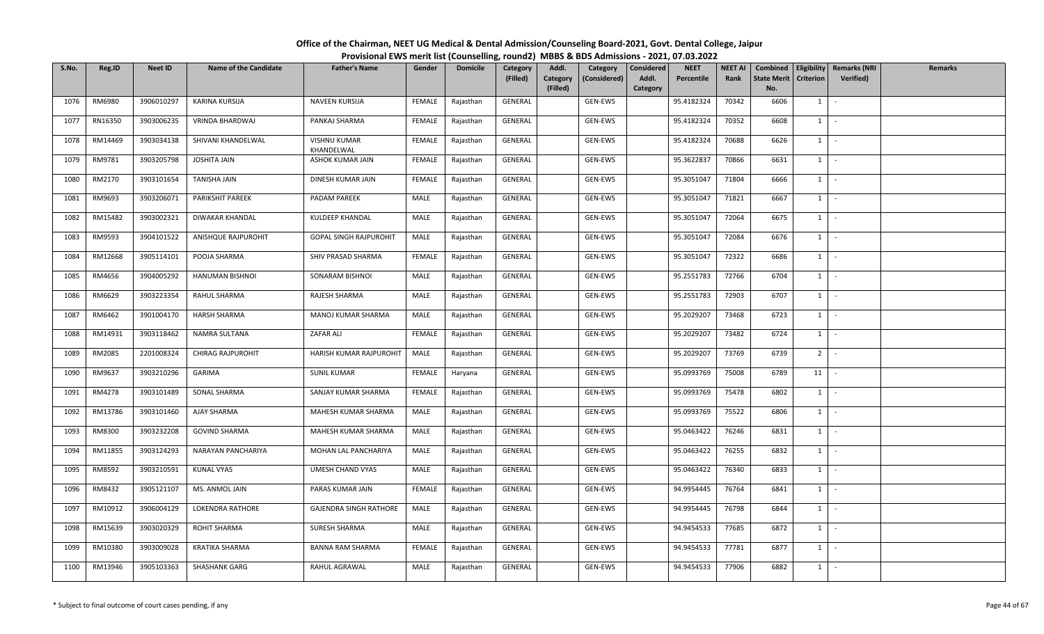# Office of the Chairman, NEET UG Medical & Dental Admission/Counseling Board-2021, Govt. Dental College, Jaipur

## Provisional EWS merit list (Counselling, round2) MBBS & BDS Admissions - 2021, 07.03.2022

| S.No. | Reg.ID | Neet ID | Name of the Candidate | Father's Name | Gender | Domicile | Category (Filled) | Addl. Category (Filled) | Category (Considered) | Considered Addl. Category | NEET Percentile | NEET AI Rank | Combined State Merit No. | Eligibility Criterion | Remarks (NRI Verified) | Remarks |
|---|---|---|---|---|---|---|---|---|---|---|---|---|---|---|---|---|
| 1076 | RM6980 | 3906010297 | KARINA KURSIJA | NAVEEN KURSIJA | FEMALE | Rajasthan | GENERAL | | GEN-EWS | | 95.4182324 | 70342 | 6606 | 1 | - | |
| 1077 | RN16350 | 3903006235 | VRINDA BHARDWAJ | PANKAJ SHARMA | FEMALE | Rajasthan | GENERAL | | GEN-EWS | | 95.4182324 | 70352 | 6608 | 1 | - | |
| 1078 | RM14469 | 3903034138 | SHIVANI KHANDELWAL | VISHNU KUMAR KHANDELWAL | FEMALE | Rajasthan | GENERAL | | GEN-EWS | | 95.4182324 | 70688 | 6626 | 1 | - | |
| 1079 | RM9781 | 3903205798 | JOSHITA JAIN | ASHOK KUMAR JAIN | FEMALE | Rajasthan | GENERAL | | GEN-EWS | | 95.3622837 | 70866 | 6631 | 1 | - | |
| 1080 | RM2170 | 3903101654 | TANISHA JAIN | DINESH KUMAR JAIN | FEMALE | Rajasthan | GENERAL | | GEN-EWS | | 95.3051047 | 71804 | 6666 | 1 | - | |
| 1081 | RM9693 | 3903206071 | PARIKSHIT PAREEK | PADAM PAREEK | MALE | Rajasthan | GENERAL | | GEN-EWS | | 95.3051047 | 71821 | 6667 | 1 | - | |
| 1082 | RM15482 | 3903002321 | DIWAKAR KHANDAL | KULDEEP KHANDAL | MALE | Rajasthan | GENERAL | | GEN-EWS | | 95.3051047 | 72064 | 6675 | 1 | - | |
| 1083 | RM9593 | 3904101522 | ANISHQUE RAJPUROHIT | GOPAL SINGH RAJPUROHIT | MALE | Rajasthan | GENERAL | | GEN-EWS | | 95.3051047 | 72084 | 6676 | 1 | - | |
| 1084 | RM12668 | 3905114101 | POOJA SHARMA | SHIV PRASAD SHARMA | FEMALE | Rajasthan | GENERAL | | GEN-EWS | | 95.3051047 | 72322 | 6686 | 1 | - | |
| 1085 | RM4656 | 3904005292 | HANUMAN BISHNOI | SONARAM BISHNOI | MALE | Rajasthan | GENERAL | | GEN-EWS | | 95.2551783 | 72766 | 6704 | 1 | - | |
| 1086 | RM6629 | 3903223354 | RAHUL SHARMA | RAJESH SHARMA | MALE | Rajasthan | GENERAL | | GEN-EWS | | 95.2551783 | 72903 | 6707 | 1 | - | |
| 1087 | RM6462 | 3901004170 | HARSH SHARMA | MANOJ KUMAR SHARMA | MALE | Rajasthan | GENERAL | | GEN-EWS | | 95.2029207 | 73468 | 6723 | 1 | - | |
| 1088 | RM14931 | 3903118462 | NAMRA SULTANA | ZAFAR ALI | FEMALE | Rajasthan | GENERAL | | GEN-EWS | | 95.2029207 | 73482 | 6724 | 1 | - | |
| 1089 | RM2085 | 2201008324 | CHIRAG RAJPUROHIT | HARISH KUMAR RAJPUROHIT | MALE | Rajasthan | GENERAL | | GEN-EWS | | 95.2029207 | 73769 | 6739 | 2 | - | |
| 1090 | RM9637 | 3903210296 | GARIMA | SUNIL KUMAR | FEMALE | Haryana | GENERAL | | GEN-EWS | | 95.0993769 | 75008 | 6789 | 11 | - | |
| 1091 | RM4278 | 3903101489 | SONAL SHARMA | SANJAY KUMAR SHARMA | FEMALE | Rajasthan | GENERAL | | GEN-EWS | | 95.0993769 | 75478 | 6802 | 1 | - | |
| 1092 | RM13786 | 3903101460 | AJAY SHARMA | MAHESH KUMAR SHARMA | MALE | Rajasthan | GENERAL | | GEN-EWS | | 95.0993769 | 75522 | 6806 | 1 | - | |
| 1093 | RM8300 | 3903232208 | GOVIND SHARMA | MAHESH KUMAR SHARMA | MALE | Rajasthan | GENERAL | | GEN-EWS | | 95.0463422 | 76246 | 6831 | 1 | - | |
| 1094 | RM11855 | 3903124293 | NARAYAN PANCHARIYA | MOHAN LAL PANCHARIYA | MALE | Rajasthan | GENERAL | | GEN-EWS | | 95.0463422 | 76255 | 6832 | 1 | - | |
| 1095 | RM8592 | 3903210591 | KUNAL VYAS | UMESH CHAND VYAS | MALE | Rajasthan | GENERAL | | GEN-EWS | | 95.0463422 | 76340 | 6833 | 1 | - | |
| 1096 | RM8432 | 3905121107 | MS. ANMOL JAIN | PARAS KUMAR JAIN | FEMALE | Rajasthan | GENERAL | | GEN-EWS | | 94.9954445 | 76764 | 6841 | 1 | - | |
| 1097 | RM10912 | 3906004129 | LOKENDRA RATHORE | GAJENDRA SINGH RATHORE | MALE | Rajasthan | GENERAL | | GEN-EWS | | 94.9954445 | 76798 | 6844 | 1 | - | |
| 1098 | RM15639 | 3903020329 | ROHIT SHARMA | SURESH SHARMA | MALE | Rajasthan | GENERAL | | GEN-EWS | | 94.9454533 | 77685 | 6872 | 1 | - | |
| 1099 | RM10380 | 3903009028 | KRATIKA SHARMA | BANNA RAM SHARMA | FEMALE | Rajasthan | GENERAL | | GEN-EWS | | 94.9454533 | 77781 | 6877 | 1 | - | |
| 1100 | RM13946 | 3905103363 | SHASHANK GARG | RAHUL AGRAWAL | MALE | Rajasthan | GENERAL | | GEN-EWS | | 94.9454533 | 77906 | 6882 | 1 | - | |

\* Subject to final outcome of court cases pending, if any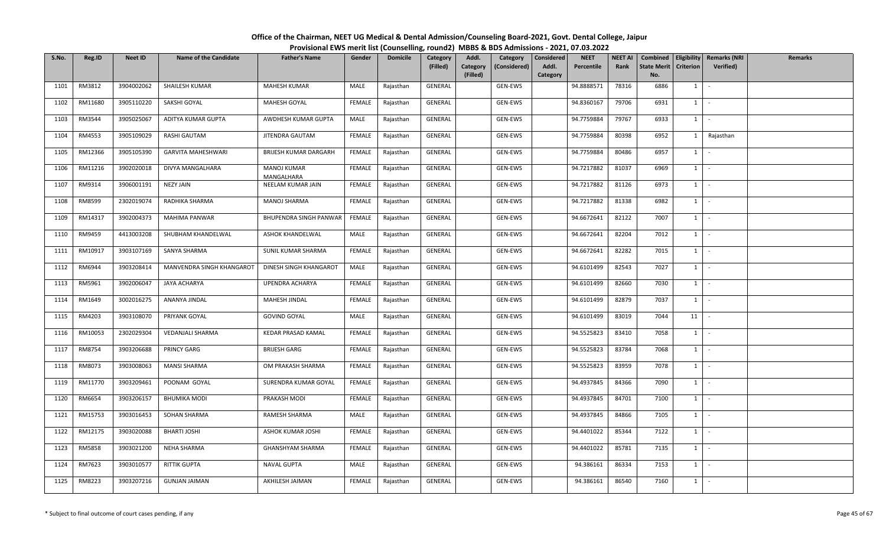# Office of the Chairman, NEET UG Medical & Dental Admission/Counseling Board-2021, Govt. Dental College, Jaipur

## Provisional EWS merit list (Counselling, round2) MBBS & BDS Admissions - 2021, 07.03.2022

| S.No. | Reg.ID | Neet ID | Name of the Candidate | Father's Name | Gender | Domicile | Category (Filled) | Addl. Category (Filled) | Category (Considered) | Considered Addl. Category | NEET Percentile | NEET AI Rank | Combined State Merit No. | Eligibility Criterion | Remarks (NRI Verified) | Remarks |
|---|---|---|---|---|---|---|---|---|---|---|---|---|---|---|---|---|
| 1101 | RM3812 | 3904002062 | SHAILESH KUMAR | MAHESH KUMAR | MALE | Rajasthan | GENERAL | | GEN-EWS | | 94.8888571 | 78316 | 6886 | 1 | - | |
| 1102 | RM11680 | 3905110220 | SAKSHI GOYAL | MAHESH GOYAL | FEMALE | Rajasthan | GENERAL | | GEN-EWS | | 94.8360167 | 79706 | 6931 | 1 | - | |
| 1103 | RM3544 | 3905025067 | ADITYA KUMAR GUPTA | AWDHESH KUMAR GUPTA | MALE | Rajasthan | GENERAL | | GEN-EWS | | 94.7759884 | 79767 | 6933 | 1 | - | |
| 1104 | RM4553 | 3905109029 | RASHI GAUTAM | JITENDRA GAUTAM | FEMALE | Rajasthan | GENERAL | | GEN-EWS | | 94.7759884 | 80398 | 6952 | 1 | Rajasthan | |
| 1105 | RM12366 | 3905105390 | GARVITA MAHESHWARI | BRIJESH KUMAR DARGARH | FEMALE | Rajasthan | GENERAL | | GEN-EWS | | 94.7759884 | 80486 | 6957 | 1 | - | |
| 1106 | RM11216 | 3902020018 | DIVYA MANGALHARA | MANOJ KUMAR MANGALHARA | FEMALE | Rajasthan | GENERAL | | GEN-EWS | | 94.7217882 | 81037 | 6969 | 1 | - | |
| 1107 | RM9314 | 3906001191 | NEZY JAIN | NEELAM KUMAR JAIN | FEMALE | Rajasthan | GENERAL | | GEN-EWS | | 94.7217882 | 81126 | 6973 | 1 | - | |
| 1108 | RM8599 | 2302019074 | RADHIKA SHARMA | MANOJ SHARMA | FEMALE | Rajasthan | GENERAL | | GEN-EWS | | 94.7217882 | 81338 | 6982 | 1 | - | |
| 1109 | RM14317 | 3902004373 | MAHIMA PANWAR | BHUPENDRA SINGH PANWAR | FEMALE | Rajasthan | GENERAL | | GEN-EWS | | 94.6672641 | 82122 | 7007 | 1 | - | |
| 1110 | RM9459 | 4413003208 | SHUBHAM KHANDELWAL | ASHOK KHANDELWAL | MALE | Rajasthan | GENERAL | | GEN-EWS | | 94.6672641 | 82204 | 7012 | 1 | - | |
| 1111 | RM10917 | 3903107169 | SANYA SHARMA | SUNIL KUMAR SHARMA | FEMALE | Rajasthan | GENERAL | | GEN-EWS | | 94.6672641 | 82282 | 7015 | 1 | - | |
| 1112 | RM6944 | 3903208414 | MANVENDRA SINGH KHANGAROT | DINESH SINGH KHANGAROT | MALE | Rajasthan | GENERAL | | GEN-EWS | | 94.6101499 | 82543 | 7027 | 1 | - | |
| 1113 | RM5961 | 3902006047 | JAYA ACHARYA | UPENDRA ACHARYA | FEMALE | Rajasthan | GENERAL | | GEN-EWS | | 94.6101499 | 82660 | 7030 | 1 | - | |
| 1114 | RM1649 | 3002016275 | ANANYA JINDAL | MAHESH JINDAL | FEMALE | Rajasthan | GENERAL | | GEN-EWS | | 94.6101499 | 82879 | 7037 | 1 | - | |
| 1115 | RM4203 | 3903108070 | PRIYANK GOYAL | GOVIND GOYAL | MALE | Rajasthan | GENERAL | | GEN-EWS | | 94.6101499 | 83019 | 7044 | 11 | - | |
| 1116 | RM10053 | 2302029304 | VEDANJALI SHARMA | KEDAR PRASAD KAMAL | FEMALE | Rajasthan | GENERAL | | GEN-EWS | | 94.5525823 | 83410 | 7058 | 1 | - | |
| 1117 | RM8754 | 3903206688 | PRINCY GARG | BRIJESH GARG | FEMALE | Rajasthan | GENERAL | | GEN-EWS | | 94.5525823 | 83784 | 7068 | 1 | - | |
| 1118 | RM8073 | 3903008063 | MANSI SHARMA | OM PRAKASH SHARMA | FEMALE | Rajasthan | GENERAL | | GEN-EWS | | 94.5525823 | 83959 | 7078 | 1 | - | |
| 1119 | RM11770 | 3903209461 | POONAM GOYAL | SURENDRA KUMAR GOYAL | FEMALE | Rajasthan | GENERAL | | GEN-EWS | | 94.4937845 | 84366 | 7090 | 1 | - | |
| 1120 | RM6654 | 3903206157 | BHUMIKA MODI | PRAKASH MODI | FEMALE | Rajasthan | GENERAL | | GEN-EWS | | 94.4937845 | 84701 | 7100 | 1 | - | |
| 1121 | RM15753 | 3903016453 | SOHAN SHARMA | RAMESH SHARMA | MALE | Rajasthan | GENERAL | | GEN-EWS | | 94.4937845 | 84866 | 7105 | 1 | - | |
| 1122 | RM12175 | 3903020088 | BHARTI JOSHI | ASHOK KUMAR JOSHI | FEMALE | Rajasthan | GENERAL | | GEN-EWS | | 94.4401022 | 85344 | 7122 | 1 | - | |
| 1123 | RM5858 | 3903021200 | NEHA SHARMA | GHANSHYAM SHARMA | FEMALE | Rajasthan | GENERAL | | GEN-EWS | | 94.4401022 | 85781 | 7135 | 1 | - | |
| 1124 | RM7623 | 3903010577 | RITTIK GUPTA | NAVAL GUPTA | MALE | Rajasthan | GENERAL | | GEN-EWS | | 94.386161 | 86334 | 7153 | 1 | - | |
| 1125 | RM8223 | 3903207216 | GUNJAN JAIMAN | AKHILESH JAIMAN | FEMALE | Rajasthan | GENERAL | | GEN-EWS | | 94.386161 | 86540 | 7160 | 1 | - | |

\* Subject to final outcome of court cases pending, if any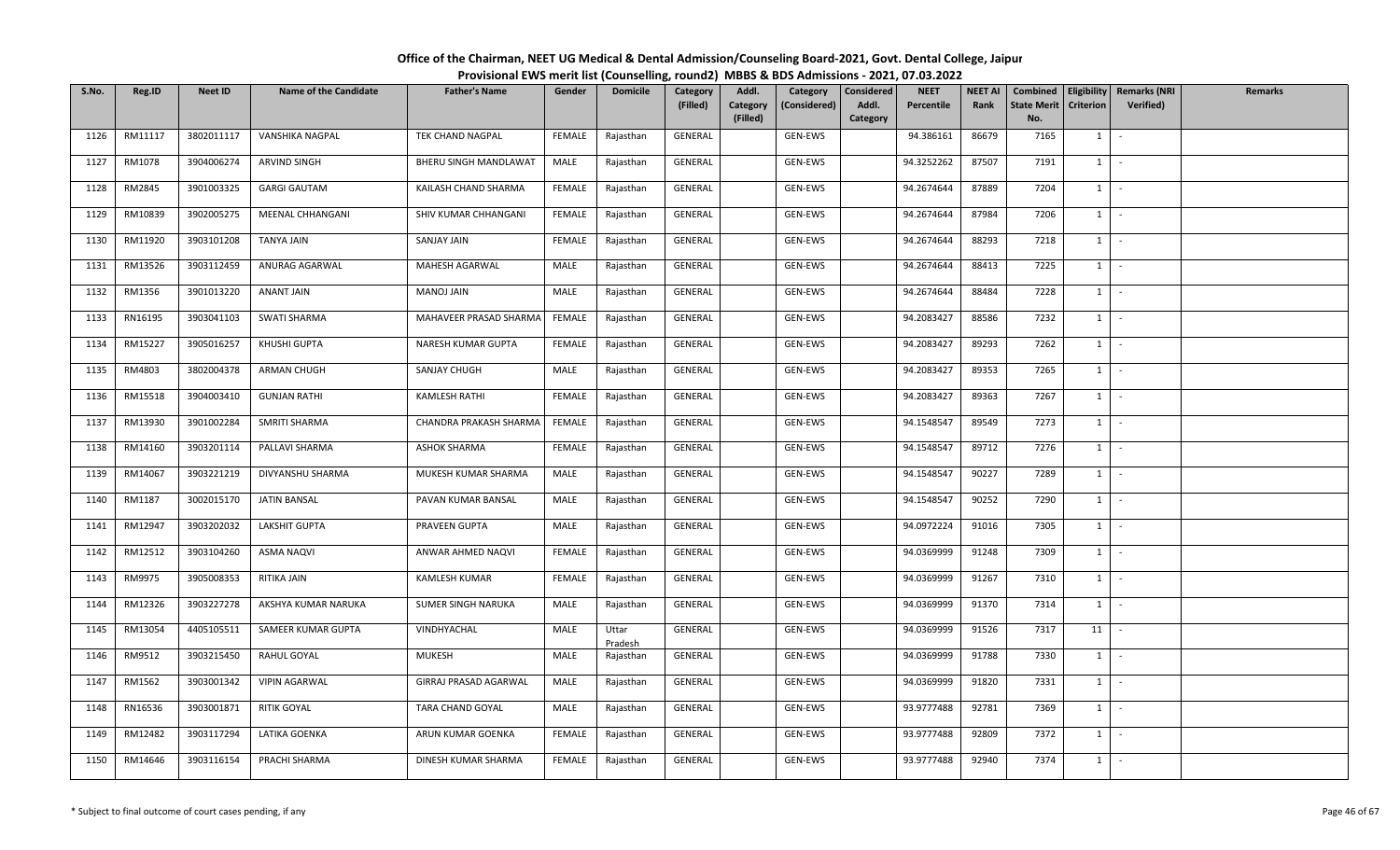# Office of the Chairman, NEET UG Medical & Dental Admission/Counseling Board-2021, Govt. Dental College, Jaipur

## Provisional EWS merit list (Counselling, round2) MBBS & BDS Admissions - 2021, 07.03.2022

| S.No. | Reg.ID | Neet ID | Name of the Candidate | Father's Name | Gender | Domicile | Category (Filled) | Addl. Category (Filled) | Category (Considered) | Considered Addl. Category | NEET Percentile | NEET AI Rank | Combined State Merit No. | Eligibility Criterion | Remarks (NRI Verified) | Remarks |
|---|---|---|---|---|---|---|---|---|---|---|---|---|---|---|---|---|
| 1126 | RM11117 | 3802011117 | VANSHIKA NAGPAL | TEK CHAND NAGPAL | FEMALE | Rajasthan | GENERAL | | GEN-EWS | | 94.386161 | 86679 | 7165 | 1 | - | |
| 1127 | RM1078 | 3904006274 | ARVIND SINGH | BHERU SINGH MANDLAWAT | MALE | Rajasthan | GENERAL | | GEN-EWS | | 94.3252262 | 87507 | 7191 | 1 | - | |
| 1128 | RM2845 | 3901003325 | GARGI GAUTAM | KAILASH CHAND SHARMA | FEMALE | Rajasthan | GENERAL | | GEN-EWS | | 94.2674644 | 87889 | 7204 | 1 | - | |
| 1129 | RM10839 | 3902005275 | MEENAL CHHANGANI | SHIV KUMAR CHHANGANI | FEMALE | Rajasthan | GENERAL | | GEN-EWS | | 94.2674644 | 87984 | 7206 | 1 | - | |
| 1130 | RM11920 | 3903101208 | TANYA JAIN | SANJAY JAIN | FEMALE | Rajasthan | GENERAL | | GEN-EWS | | 94.2674644 | 88293 | 7218 | 1 | - | |
| 1131 | RM13526 | 3903112459 | ANURAG AGARWAL | MAHESH AGARWAL | MALE | Rajasthan | GENERAL | | GEN-EWS | | 94.2674644 | 88413 | 7225 | 1 | - | |
| 1132 | RM1356 | 3901013220 | ANANT JAIN | MANOJ JAIN | MALE | Rajasthan | GENERAL | | GEN-EWS | | 94.2674644 | 88484 | 7228 | 1 | - | |
| 1133 | RN16195 | 3903041103 | SWATI SHARMA | MAHAVEER PRASAD SHARMA | FEMALE | Rajasthan | GENERAL | | GEN-EWS | | 94.2083427 | 88586 | 7232 | 1 | - | |
| 1134 | RM15227 | 3905016257 | KHUSHI GUPTA | NARESH KUMAR GUPTA | FEMALE | Rajasthan | GENERAL | | GEN-EWS | | 94.2083427 | 89293 | 7262 | 1 | - | |
| 1135 | RM4803 | 3802004378 | ARMAN CHUGH | SANJAY CHUGH | MALE | Rajasthan | GENERAL | | GEN-EWS | | 94.2083427 | 89353 | 7265 | 1 | - | |
| 1136 | RM15518 | 3904003410 | GUNJAN RATHI | KAMLESH RATHI | FEMALE | Rajasthan | GENERAL | | GEN-EWS | | 94.2083427 | 89363 | 7267 | 1 | - | |
| 1137 | RM13930 | 3901002284 | SMRITI SHARMA | CHANDRA PRAKASH SHARMA | FEMALE | Rajasthan | GENERAL | | GEN-EWS | | 94.1548547 | 89549 | 7273 | 1 | - | |
| 1138 | RM14160 | 3903201114 | PALLAVI SHARMA | ASHOK SHARMA | FEMALE | Rajasthan | GENERAL | | GEN-EWS | | 94.1548547 | 89712 | 7276 | 1 | - | |
| 1139 | RM14067 | 3903221219 | DIVYANSHU SHARMA | MUKESH KUMAR SHARMA | MALE | Rajasthan | GENERAL | | GEN-EWS | | 94.1548547 | 90227 | 7289 | 1 | - | |
| 1140 | RM1187 | 3002015170 | JATIN BANSAL | PAVAN KUMAR BANSAL | MALE | Rajasthan | GENERAL | | GEN-EWS | | 94.1548547 | 90252 | 7290 | 1 | - | |
| 1141 | RM12947 | 3903202032 | LAKSHIT GUPTA | PRAVEEN GUPTA | MALE | Rajasthan | GENERAL | | GEN-EWS | | 94.0972224 | 91016 | 7305 | 1 | - | |
| 1142 | RM12512 | 3903104260 | ASMA NAQVI | ANWAR AHMED NAQVI | FEMALE | Rajasthan | GENERAL | | GEN-EWS | | 94.0369999 | 91248 | 7309 | 1 | - | |
| 1143 | RM9975 | 3905008353 | RITIKA JAIN | KAMLESH KUMAR | FEMALE | Rajasthan | GENERAL | | GEN-EWS | | 94.0369999 | 91267 | 7310 | 1 | - | |
| 1144 | RM12326 | 3903227278 | AKSHYA KUMAR NARUKA | SUMER SINGH NARUKA | MALE | Rajasthan | GENERAL | | GEN-EWS | | 94.0369999 | 91370 | 7314 | 1 | - | |
| 1145 | RM13054 | 4405105511 | SAMEER KUMAR GUPTA | VINDHYACHAL | MALE | Uttar Pradesh | GENERAL | | GEN-EWS | | 94.0369999 | 91526 | 7317 | 11 | - | |
| 1146 | RM9512 | 3903215450 | RAHUL GOYAL | MUKESH | MALE | Rajasthan | GENERAL | | GEN-EWS | | 94.0369999 | 91788 | 7330 | 1 | - | |
| 1147 | RM1562 | 3903001342 | VIPIN AGARWAL | GIRRAJ PRASAD AGARWAL | MALE | Rajasthan | GENERAL | | GEN-EWS | | 94.0369999 | 91820 | 7331 | 1 | - | |
| 1148 | RN16536 | 3903001871 | RITIK GOYAL | TARA CHAND GOYAL | MALE | Rajasthan | GENERAL | | GEN-EWS | | 93.9777488 | 92781 | 7369 | 1 | - | |
| 1149 | RM12482 | 3903117294 | LATIKA GOENKA | ARUN KUMAR GOENKA | FEMALE | Rajasthan | GENERAL | | GEN-EWS | | 93.9777488 | 92809 | 7372 | 1 | - | |
| 1150 | RM14646 | 3903116154 | PRACHI SHARMA | DINESH KUMAR SHARMA | FEMALE | Rajasthan | GENERAL | | GEN-EWS | | 93.9777488 | 92940 | 7374 | 1 | - | |

\* Subject to final outcome of court cases pending, if any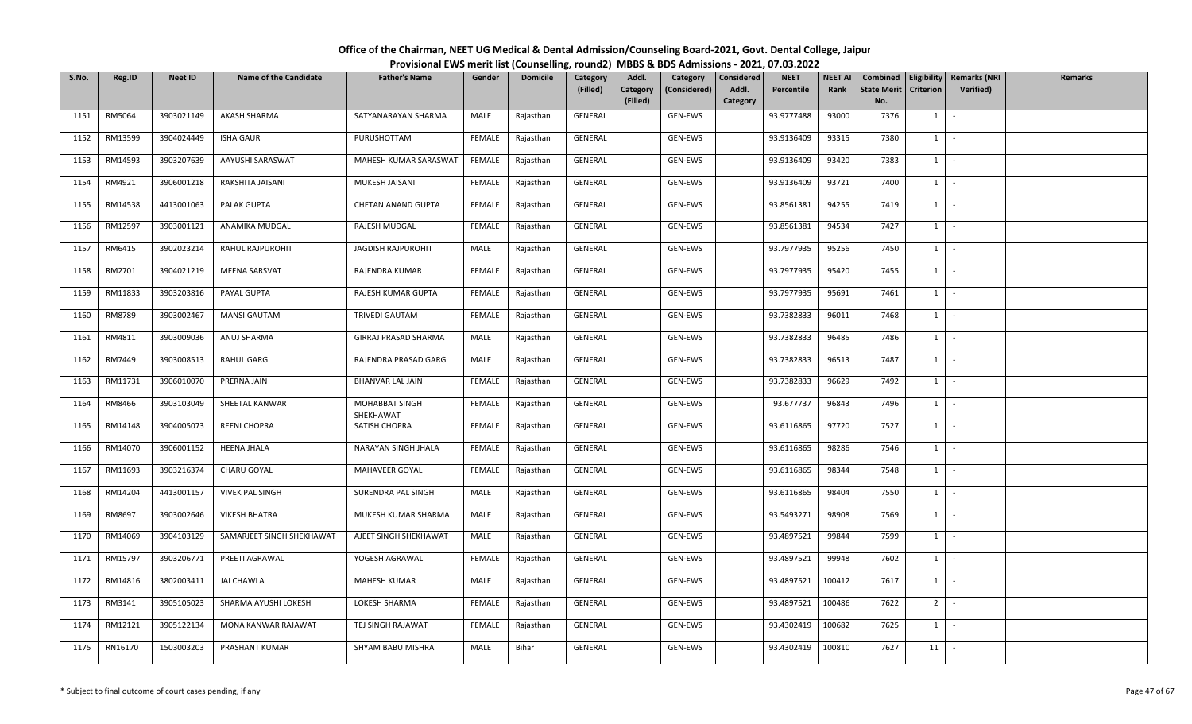# Office of the Chairman, NEET UG Medical & Dental Admission/Counseling Board-2021, Govt. Dental College, Jaipur

## Provisional EWS merit list (Counselling, round2) MBBS & BDS Admissions - 2021, 07.03.2022

| S.No. | Reg.ID | Neet ID | Name of the Candidate | Father's Name | Gender | Domicile | Category (Filled) | Addl. Category (Filled) | Category (Considered) | Considered Addl. Category | NEET Percentile | NEET AI Rank | Combined State Merit No. | Eligibility Criterion | Remarks (NRI Verified) | Remarks |
|---|---|---|---|---|---|---|---|---|---|---|---|---|---|---|---|---|
| 1151 | RM5064 | 3903021149 | AKASH SHARMA | SATYANARAYAN SHARMA | MALE | Rajasthan | GENERAL | | GEN-EWS | | 93.9777488 | 93000 | 7376 | 1 | - | |
| 1152 | RM13599 | 3904024449 | ISHA GAUR | PURUSHOTTAM | FEMALE | Rajasthan | GENERAL | | GEN-EWS | | 93.9136409 | 93315 | 7380 | 1 | - | |
| 1153 | RM14593 | 3903207639 | AAYUSHI SARASWAT | MAHESH KUMAR SARASWAT | FEMALE | Rajasthan | GENERAL | | GEN-EWS | | 93.9136409 | 93420 | 7383 | 1 | - | |
| 1154 | RM4921 | 3906001218 | RAKSHITA JAISANI | MUKESH JAISANI | FEMALE | Rajasthan | GENERAL | | GEN-EWS | | 93.9136409 | 93721 | 7400 | 1 | - | |
| 1155 | RM14538 | 4413001063 | PALAK GUPTA | CHETAN ANAND GUPTA | FEMALE | Rajasthan | GENERAL | | GEN-EWS | | 93.8561381 | 94255 | 7419 | 1 | - | |
| 1156 | RM12597 | 3903001121 | ANAMIKA MUDGAL | RAJESH MUDGAL | FEMALE | Rajasthan | GENERAL | | GEN-EWS | | 93.8561381 | 94534 | 7427 | 1 | - | |
| 1157 | RM6415 | 3902023214 | RAHUL RAJPUROHIT | JAGDISH RAJPUROHIT | MALE | Rajasthan | GENERAL | | GEN-EWS | | 93.7977935 | 95256 | 7450 | 1 | - | |
| 1158 | RM2701 | 3904021219 | MEENA SARSVAT | RAJENDRA KUMAR | FEMALE | Rajasthan | GENERAL | | GEN-EWS | | 93.7977935 | 95420 | 7455 | 1 | - | |
| 1159 | RM11833 | 3903203816 | PAYAL GUPTA | RAJESH KUMAR GUPTA | FEMALE | Rajasthan | GENERAL | | GEN-EWS | | 93.7977935 | 95691 | 7461 | 1 | - | |
| 1160 | RM8789 | 3903002467 | MANSI GAUTAM | TRIVEDI GAUTAM | FEMALE | Rajasthan | GENERAL | | GEN-EWS | | 93.7382833 | 96011 | 7468 | 1 | - | |
| 1161 | RM4811 | 3903009036 | ANUJ SHARMA | GIRRAJ PRASAD SHARMA | MALE | Rajasthan | GENERAL | | GEN-EWS | | 93.7382833 | 96485 | 7486 | 1 | - | |
| 1162 | RM7449 | 3903008513 | RAHUL GARG | RAJENDRA PRASAD GARG | MALE | Rajasthan | GENERAL | | GEN-EWS | | 93.7382833 | 96513 | 7487 | 1 | - | |
| 1163 | RM11731 | 3906010070 | PRERNA JAIN | BHANVAR LAL JAIN | FEMALE | Rajasthan | GENERAL | | GEN-EWS | | 93.7382833 | 96629 | 7492 | 1 | - | |
| 1164 | RM8466 | 3903103049 | SHEETAL KANWAR | MOHABBAT SINGH SHEKHAWAT | FEMALE | Rajasthan | GENERAL | | GEN-EWS | | 93.677737 | 96843 | 7496 | 1 | - | |
| 1165 | RM14148 | 3904005073 | REENI CHOPRA | SATISH CHOPRA | FEMALE | Rajasthan | GENERAL | | GEN-EWS | | 93.6116865 | 97720 | 7527 | 1 | - | |
| 1166 | RM14070 | 3906001152 | HEENA JHALA | NARAYAN SINGH JHALA | FEMALE | Rajasthan | GENERAL | | GEN-EWS | | 93.6116865 | 98286 | 7546 | 1 | - | |
| 1167 | RM11693 | 3903216374 | CHARU GOYAL | MAHAVEER GOYAL | FEMALE | Rajasthan | GENERAL | | GEN-EWS | | 93.6116865 | 98344 | 7548 | 1 | - | |
| 1168 | RM14204 | 4413001157 | VIVEK PAL SINGH | SURENDRA PAL SINGH | MALE | Rajasthan | GENERAL | | GEN-EWS | | 93.6116865 | 98404 | 7550 | 1 | - | |
| 1169 | RM8697 | 3903002646 | VIKESH BHATRA | MUKESH KUMAR SHARMA | MALE | Rajasthan | GENERAL | | GEN-EWS | | 93.5493271 | 98908 | 7569 | 1 | - | |
| 1170 | RM14069 | 3904103129 | SAMARJEET SINGH SHEKHAWAT | AJEET SINGH SHEKHAWAT | MALE | Rajasthan | GENERAL | | GEN-EWS | | 93.4897521 | 99844 | 7599 | 1 | - | |
| 1171 | RM15797 | 3903206771 | PREETI AGRAWAL | YOGESH AGRAWAL | FEMALE | Rajasthan | GENERAL | | GEN-EWS | | 93.4897521 | 99948 | 7602 | 1 | - | |
| 1172 | RM14816 | 3802003411 | JAI CHAWLA | MAHESH KUMAR | MALE | Rajasthan | GENERAL | | GEN-EWS | | 93.4897521 | 100412 | 7617 | 1 | - | |
| 1173 | RM3141 | 3905105023 | SHARMA AYUSHI LOKESH | LOKESH SHARMA | FEMALE | Rajasthan | GENERAL | | GEN-EWS | | 93.4897521 | 100486 | 7622 | 2 | - | |
| 1174 | RM12121 | 3905122134 | MONA KANWAR RAJAWAT | TEJ SINGH RAJAWAT | FEMALE | Rajasthan | GENERAL | | GEN-EWS | | 93.4302419 | 100682 | 7625 | 1 | - | |
| 1175 | RN16170 | 1503003203 | PRASHANT KUMAR | SHYAM BABU MISHRA | MALE | Bihar | GENERAL | | GEN-EWS | | 93.4302419 | 100810 | 7627 | 11 | - | |

\* Subject to final outcome of court cases pending, if any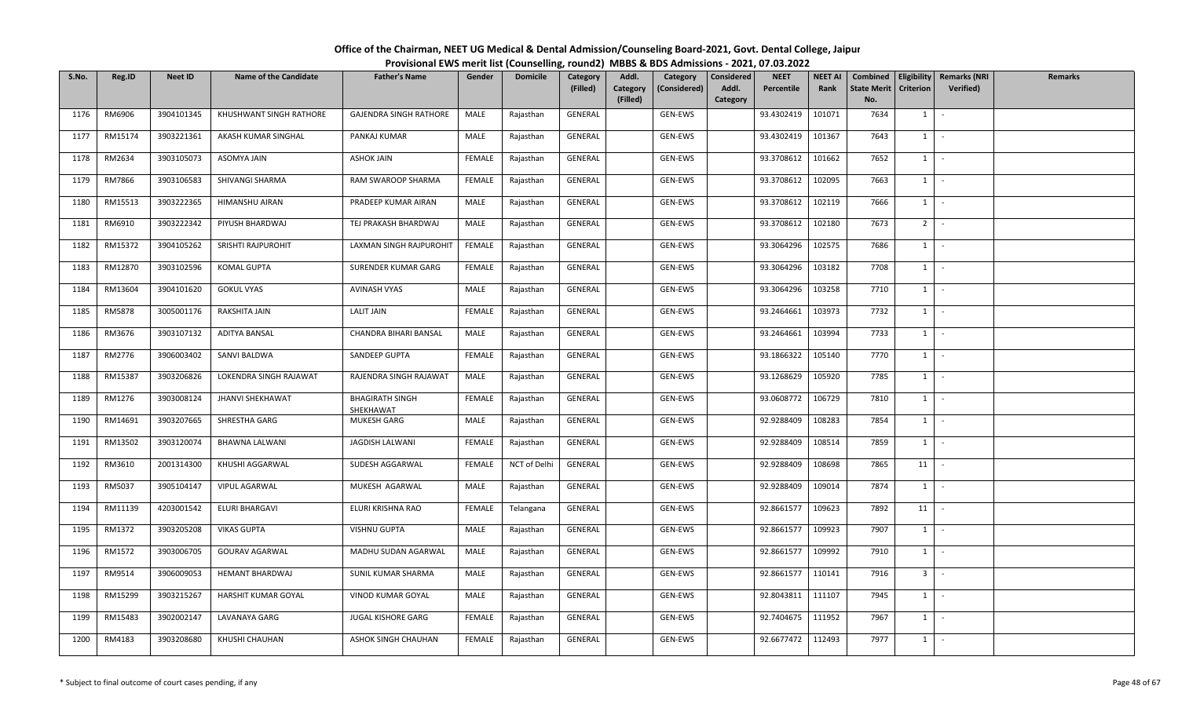# Office of the Chairman, NEET UG Medical & Dental Admission/Counseling Board-2021, Govt. Dental College, Jaipur

## Provisional EWS merit list (Counselling, round2) MBBS & BDS Admissions - 2021, 07.03.2022

| S.No. | Reg.ID | Neet ID | Name of the Candidate | Father's Name | Gender | Domicile | Category (Filled) | Addl. Category (Filled) | Category (Considered) | Considered Addl. Category | NEET Percentile | NEET AI Rank | Combined State Merit No. | Eligibility Criterion | Remarks (NRI Verified) | Remarks |
|---|---|---|---|---|---|---|---|---|---|---|---|---|---|---|---|---|
| 1176 | RM6906 | 3904101345 | KHUSHWANT SINGH RATHORE | GAJENDRA SINGH RATHORE | MALE | Rajasthan | GENERAL | | GEN-EWS | | 93.4302419 | 101071 | 7634 | 1 | - | |
| 1177 | RM15174 | 3903221361 | AKASH KUMAR SINGHAL | PANKAJ KUMAR | MALE | Rajasthan | GENERAL | | GEN-EWS | | 93.4302419 | 101367 | 7643 | 1 | - | |
| 1178 | RM2634 | 3903105073 | ASOMYA JAIN | ASHOK JAIN | FEMALE | Rajasthan | GENERAL | | GEN-EWS | | 93.3708612 | 101662 | 7652 | 1 | - | |
| 1179 | RM7866 | 3903106583 | SHIVANGI SHARMA | RAM SWAROOP SHARMA | FEMALE | Rajasthan | GENERAL | | GEN-EWS | | 93.3708612 | 102095 | 7663 | 1 | - | |
| 1180 | RM15513 | 3903222365 | HIMANSHU AIRAN | PRADEEP KUMAR AIRAN | MALE | Rajasthan | GENERAL | | GEN-EWS | | 93.3708612 | 102119 | 7666 | 1 | - | |
| 1181 | RM6910 | 3903222342 | PIYUSH BHARDWAJ | TEJ PRAKASH BHARDWAJ | MALE | Rajasthan | GENERAL | | GEN-EWS | | 93.3708612 | 102180 | 7673 | 2 | - | |
| 1182 | RM15372 | 3904105262 | SRISHTI RAJPUROHIT | LAXMAN SINGH RAJPUROHIT | FEMALE | Rajasthan | GENERAL | | GEN-EWS | | 93.3064296 | 102575 | 7686 | 1 | - | |
| 1183 | RM12870 | 3903102596 | KOMAL GUPTA | SURENDER KUMAR GARG | FEMALE | Rajasthan | GENERAL | | GEN-EWS | | 93.3064296 | 103182 | 7708 | 1 | - | |
| 1184 | RM13604 | 3904101620 | GOKUL VYAS | AVINASH VYAS | MALE | Rajasthan | GENERAL | | GEN-EWS | | 93.3064296 | 103258 | 7710 | 1 | - | |
| 1185 | RM5878 | 3005001176 | RAKSHITA JAIN | LALIT JAIN | FEMALE | Rajasthan | GENERAL | | GEN-EWS | | 93.2464661 | 103973 | 7732 | 1 | - | |
| 1186 | RM3676 | 3903107132 | ADITYA BANSAL | CHANDRA BIHARI BANSAL | MALE | Rajasthan | GENERAL | | GEN-EWS | | 93.2464661 | 103994 | 7733 | 1 | - | |
| 1187 | RM2776 | 3906003402 | SANVI BALDWA | SANDEEP GUPTA | FEMALE | Rajasthan | GENERAL | | GEN-EWS | | 93.1866322 | 105140 | 7770 | 1 | - | |
| 1188 | RM15387 | 3903206826 | LOKENDRA SINGH RAJAWAT | RAJENDRA SINGH RAJAWAT | MALE | Rajasthan | GENERAL | | GEN-EWS | | 93.1268629 | 105920 | 7785 | 1 | - | |
| 1189 | RM1276 | 3903008124 | JHANVI SHEKHAWAT | BHAGIRATH SINGH SHEKHAWAT | FEMALE | Rajasthan | GENERAL | | GEN-EWS | | 93.0608772 | 106729 | 7810 | 1 | - | |
| 1190 | RM14691 | 3903207665 | SHRESTHA GARG | MUKESH GARG | MALE | Rajasthan | GENERAL | | GEN-EWS | | 92.9288409 | 108283 | 7854 | 1 | - | |
| 1191 | RM13502 | 3903120074 | BHAWNA LALWANI | JAGDISH LALWANI | FEMALE | Rajasthan | GENERAL | | GEN-EWS | | 92.9288409 | 108514 | 7859 | 1 | - | |
| 1192 | RM3610 | 2001314300 | KHUSHI AGGARWAL | SUDESH AGGARWAL | FEMALE | NCT of Delhi | GENERAL | | GEN-EWS | | 92.9288409 | 108698 | 7865 | 11 | - | |
| 1193 | RM5037 | 3905104147 | VIPUL AGARWAL | MUKESH AGARWAL | MALE | Rajasthan | GENERAL | | GEN-EWS | | 92.9288409 | 109014 | 7874 | 1 | - | |
| 1194 | RM11139 | 4203001542 | ELURI BHARGAVI | ELURI KRISHNA RAO | FEMALE | Telangana | GENERAL | | GEN-EWS | | 92.8661577 | 109623 | 7892 | 11 | - | |
| 1195 | RM1372 | 3903205208 | VIKAS GUPTA | VISHNU GUPTA | MALE | Rajasthan | GENERAL | | GEN-EWS | | 92.8661577 | 109923 | 7907 | 1 | - | |
| 1196 | RM1572 | 3903006705 | GOURAV AGARWAL | MADHU SUDAN AGARWAL | MALE | Rajasthan | GENERAL | | GEN-EWS | | 92.8661577 | 109992 | 7910 | 1 | - | |
| 1197 | RM9514 | 3906009053 | HEMANT BHARDWAJ | SUNIL KUMAR SHARMA | MALE | Rajasthan | GENERAL | | GEN-EWS | | 92.8661577 | 110141 | 7916 | 3 | - | |
| 1198 | RM15299 | 3903215267 | HARSHIT KUMAR GOYAL | VINOD KUMAR GOYAL | MALE | Rajasthan | GENERAL | | GEN-EWS | | 92.8043811 | 111107 | 7945 | 1 | - | |
| 1199 | RM15483 | 3902002147 | LAVANAYA GARG | JUGAL KISHORE GARG | FEMALE | Rajasthan | GENERAL | | GEN-EWS | | 92.7404675 | 111952 | 7967 | 1 | - | |
| 1200 | RM4183 | 3903208680 | KHUSHI CHAUHAN | ASHOK SINGH CHAUHAN | FEMALE | Rajasthan | GENERAL | | GEN-EWS | | 92.6677472 | 112493 | 7977 | 1 | - | |

\* Subject to final outcome of court cases pending, if any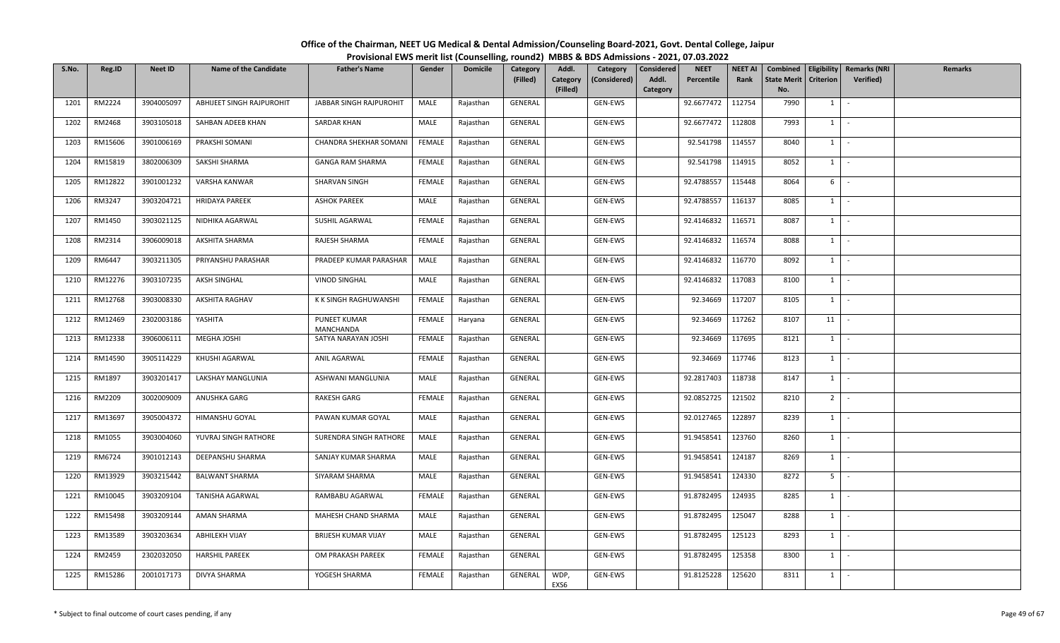**Office of the Chairman, NEET UG Medical & Dental Admission/Counseling Board-2021, Govt. Dental College, Jaipur**
**Provisional EWS merit list (Counselling, round2) MBBS & BDS Admissions - 2021, 07.03.2022**

| S.No. | Reg.ID | Neet ID | Name of the Candidate | Father's Name | Gender | Domicile | Category (Filled) | Addl. Category (Filled) | Category (Considered) | Considered Addl. Category | NEET Percentile | NEET AI Rank | Combined State Merit No. | Eligibility Criterion | Remarks (NRI Verified) | Remarks |
|---|---|---|---|---|---|---|---|---|---|---|---|---|---|---|---|---|
| 1201 | RM2224 | 3904005097 | ABHIJEET SINGH RAJPUROHIT | JABBAR SINGH RAJPUROHIT | MALE | Rajasthan | GENERAL | | GEN-EWS | | 92.6677472 | 112754 | 7990 | 1 | - | |
| 1202 | RM2468 | 3903105018 | SAHBAN ADEEB KHAN | SARDAR KHAN | MALE | Rajasthan | GENERAL | | GEN-EWS | | 92.6677472 | 112808 | 7993 | 1 | - | |
| 1203 | RM15606 | 3901006169 | PRAKSHI SOMANI | CHANDRA SHEKHAR SOMANI | FEMALE | Rajasthan | GENERAL | | GEN-EWS | | 92.541798 | 114557 | 8040 | 1 | - | |
| 1204 | RM15819 | 3802006309 | SAKSHI SHARMA | GANGA RAM SHARMA | FEMALE | Rajasthan | GENERAL | | GEN-EWS | | 92.541798 | 114915 | 8052 | 1 | - | |
| 1205 | RM12822 | 3901001232 | VARSHA KANWAR | SHARVAN SINGH | FEMALE | Rajasthan | GENERAL | | GEN-EWS | | 92.4788557 | 115448 | 8064 | 6 | - | |
| 1206 | RM3247 | 3903204721 | HRIDAYA PAREEK | ASHOK PAREEK | MALE | Rajasthan | GENERAL | | GEN-EWS | | 92.4788557 | 116137 | 8085 | 1 | - | |
| 1207 | RM1450 | 3903021125 | NIDHIKA AGARWAL | SUSHIL AGARWAL | FEMALE | Rajasthan | GENERAL | | GEN-EWS | | 92.4146832 | 116571 | 8087 | 1 | - | |
| 1208 | RM2314 | 3906009018 | AKSHITA SHARMA | RAJESH SHARMA | FEMALE | Rajasthan | GENERAL | | GEN-EWS | | 92.4146832 | 116574 | 8088 | 1 | - | |
| 1209 | RM6447 | 3903211305 | PRIYANSHU PARASHAR | PRADEEP KUMAR PARASHAR | MALE | Rajasthan | GENERAL | | GEN-EWS | | 92.4146832 | 116770 | 8092 | 1 | - | |
| 1210 | RM12276 | 3903107235 | AKSH SINGHAL | VINOD SINGHAL | MALE | Rajasthan | GENERAL | | GEN-EWS | | 92.4146832 | 117083 | 8100 | 1 | - | |
| 1211 | RM12768 | 3903008330 | AKSHITA RAGHAV | K K SINGH RAGHUWANSHI | FEMALE | Rajasthan | GENERAL | | GEN-EWS | | 92.34669 | 117207 | 8105 | 1 | - | |
| 1212 | RM12469 | 2302003186 | YASHITA | PUNEET KUMAR MANCHANDA | FEMALE | Haryana | GENERAL | | GEN-EWS | | 92.34669 | 117262 | 8107 | 11 | - | |
| 1213 | RM12338 | 3906006111 | MEGHA JOSHI | SATYA NARAYAN JOSHI | FEMALE | Rajasthan | GENERAL | | GEN-EWS | | 92.34669 | 117695 | 8121 | 1 | - | |
| 1214 | RM14590 | 3905114229 | KHUSHI AGARWAL | ANIL AGARWAL | FEMALE | Rajasthan | GENERAL | | GEN-EWS | | 92.34669 | 117746 | 8123 | 1 | - | |
| 1215 | RM1897 | 3903201417 | LAKSHAY MANGLUNIA | ASHWANI MANGLUNIA | MALE | Rajasthan | GENERAL | | GEN-EWS | | 92.2817403 | 118738 | 8147 | 1 | - | |
| 1216 | RM2209 | 3002009009 | ANUSHKA GARG | RAKESH GARG | FEMALE | Rajasthan | GENERAL | | GEN-EWS | | 92.0852725 | 121502 | 8210 | 2 | - | |
| 1217 | RM13697 | 3905004372 | HIMANSHU GOYAL | PAWAN KUMAR GOYAL | MALE | Rajasthan | GENERAL | | GEN-EWS | | 92.0127465 | 122897 | 8239 | 1 | - | |
| 1218 | RM1055 | 3903004060 | YUVRAJ SINGH RATHORE | SURENDRA SINGH RATHORE | MALE | Rajasthan | GENERAL | | GEN-EWS | | 91.9458541 | 123760 | 8260 | 1 | - | |
| 1219 | RM6724 | 3901012143 | DEEPANSHU SHARMA | SANJAY KUMAR SHARMA | MALE | Rajasthan | GENERAL | | GEN-EWS | | 91.9458541 | 124187 | 8269 | 1 | - | |
| 1220 | RM13929 | 3903215442 | BALWANT SHARMA | SIYARAM SHARMA | MALE | Rajasthan | GENERAL | | GEN-EWS | | 91.9458541 | 124330 | 8272 | 5 | - | |
| 1221 | RM10045 | 3903209104 | TANISHA AGARWAL | RAMBABU AGARWAL | FEMALE | Rajasthan | GENERAL | | GEN-EWS | | 91.8782495 | 124935 | 8285 | 1 | - | |
| 1222 | RM15498 | 3903209144 | AMAN SHARMA | MAHESH CHAND SHARMA | MALE | Rajasthan | GENERAL | | GEN-EWS | | 91.8782495 | 125047 | 8288 | 1 | - | |
| 1223 | RM13589 | 3903203634 | ABHILEKH VIJAY | BRIJESH KUMAR VIJAY | MALE | Rajasthan | GENERAL | | GEN-EWS | | 91.8782495 | 125123 | 8293 | 1 | - | |
| 1224 | RM2459 | 2302032050 | HARSHIL PAREEK | OM PRAKASH PAREEK | FEMALE | Rajasthan | GENERAL | | GEN-EWS | | 91.8782495 | 125358 | 8300 | 1 | - | |
| 1225 | RM15286 | 2001017173 | DIVYA SHARMA | YOGESH SHARMA | FEMALE | Rajasthan | GENERAL | WDP, EXS6 | GEN-EWS | | 91.8125228 | 125620 | 8311 | 1 | - | |

\* Subject to final outcome of court cases pending, if any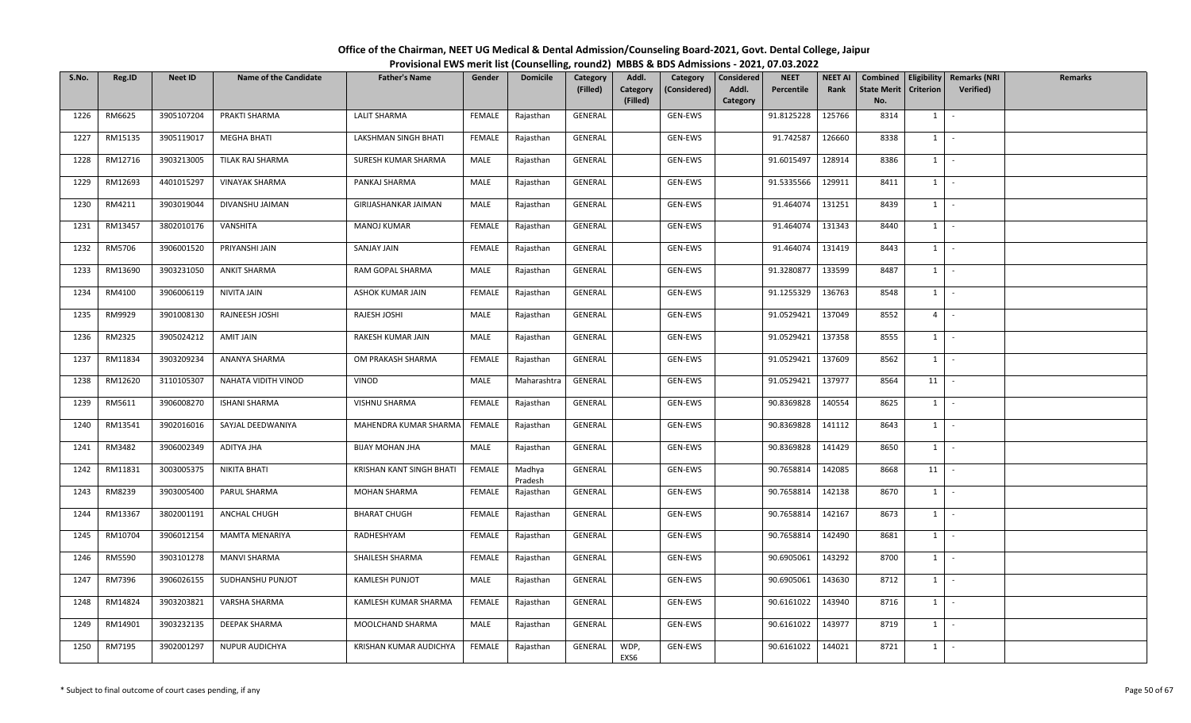# Office of the Chairman, NEET UG Medical & Dental Admission/Counseling Board-2021, Govt. Dental College, Jaipur

## Provisional EWS merit list (Counselling, round2) MBBS & BDS Admissions - 2021, 07.03.2022

| S.No. | Reg.ID | Neet ID | Name of the Candidate | Father's Name | Gender | Domicile | Category (Filled) | Addl. Category (Filled) | Category (Considered) | Considered Addl. Category | NEET Percentile | NEET AI Rank | Combined State Merit No. | Eligibility Criterion | Remarks (NRI Verified) | Remarks |
|---|---|---|---|---|---|---|---|---|---|---|---|---|---|---|---|---|
| 1226 | RM6625 | 3905107204 | PRAKTI SHARMA | LALIT SHARMA | FEMALE | Rajasthan | GENERAL | | GEN-EWS | | 91.8125228 | 125766 | 8314 | 1 | - | |
| 1227 | RM15135 | 3905119017 | MEGHA BHATI | LAKSHMAN SINGH BHATI | FEMALE | Rajasthan | GENERAL | | GEN-EWS | | 91.742587 | 126660 | 8338 | 1 | - | |
| 1228 | RM12716 | 3903213005 | TILAK RAJ SHARMA | SURESH KUMAR SHARMA | MALE | Rajasthan | GENERAL | | GEN-EWS | | 91.6015497 | 128914 | 8386 | 1 | - | |
| 1229 | RM12693 | 4401015297 | VINAYAK SHARMA | PANKAJ SHARMA | MALE | Rajasthan | GENERAL | | GEN-EWS | | 91.5335566 | 129911 | 8411 | 1 | - | |
| 1230 | RM4211 | 3903019044 | DIVANSHU JAIMAN | GIRIJASHANKAR JAIMAN | MALE | Rajasthan | GENERAL | | GEN-EWS | | 91.464074 | 131251 | 8439 | 1 | - | |
| 1231 | RM13457 | 3802010176 | VANSHITA | MANOJ KUMAR | FEMALE | Rajasthan | GENERAL | | GEN-EWS | | 91.464074 | 131343 | 8440 | 1 | - | |
| 1232 | RM5706 | 3906001520 | PRIYANSHI JAIN | SANJAY JAIN | FEMALE | Rajasthan | GENERAL | | GEN-EWS | | 91.464074 | 131419 | 8443 | 1 | - | |
| 1233 | RM13690 | 3903231050 | ANKIT SHARMA | RAM GOPAL SHARMA | MALE | Rajasthan | GENERAL | | GEN-EWS | | 91.3280877 | 133599 | 8487 | 1 | - | |
| 1234 | RM4100 | 3906006119 | NIVITA JAIN | ASHOK KUMAR JAIN | FEMALE | Rajasthan | GENERAL | | GEN-EWS | | 91.1255329 | 136763 | 8548 | 1 | - | |
| 1235 | RM9929 | 3901008130 | RAJNEESH JOSHI | RAJESH JOSHI | MALE | Rajasthan | GENERAL | | GEN-EWS | | 91.0529421 | 137049 | 8552 | 4 | - | |
| 1236 | RM2325 | 3905024212 | AMIT JAIN | RAKESH KUMAR JAIN | MALE | Rajasthan | GENERAL | | GEN-EWS | | 91.0529421 | 137358 | 8555 | 1 | - | |
| 1237 | RM11834 | 3903209234 | ANANYA SHARMA | OM PRAKASH SHARMA | FEMALE | Rajasthan | GENERAL | | GEN-EWS | | 91.0529421 | 137609 | 8562 | 1 | - | |
| 1238 | RM12620 | 3110105307 | NAHATA VIDITH VINOD | VINOD | MALE | Maharashtra | GENERAL | | GEN-EWS | | 91.0529421 | 137977 | 8564 | 11 | - | |
| 1239 | RM5611 | 3906008270 | ISHANI SHARMA | VISHNU SHARMA | FEMALE | Rajasthan | GENERAL | | GEN-EWS | | 90.8369828 | 140554 | 8625 | 1 | - | |
| 1240 | RM13541 | 3902016016 | SAYJAL DEEDWANIYA | MAHENDRA KUMAR SHARMA | FEMALE | Rajasthan | GENERAL | | GEN-EWS | | 90.8369828 | 141112 | 8643 | 1 | - | |
| 1241 | RM3482 | 3906002349 | ADITYA JHA | BIJAY MOHAN JHA | MALE | Rajasthan | GENERAL | | GEN-EWS | | 90.8369828 | 141429 | 8650 | 1 | - | |
| 1242 | RM11831 | 3003005375 | NIKITA BHATI | KRISHAN KANT SINGH BHATI | FEMALE | Madhya Pradesh | GENERAL | | GEN-EWS | | 90.7658814 | 142085 | 8668 | 11 | - | |
| 1243 | RM8239 | 3903005400 | PARUL SHARMA | MOHAN SHARMA | FEMALE | Rajasthan | GENERAL | | GEN-EWS | | 90.7658814 | 142138 | 8670 | 1 | - | |
| 1244 | RM13367 | 3802001191 | ANCHAL CHUGH | BHARAT CHUGH | FEMALE | Rajasthan | GENERAL | | GEN-EWS | | 90.7658814 | 142167 | 8673 | 1 | - | |
| 1245 | RM10704 | 3906012154 | MAMTA MENARIYA | RADHESHYAM | FEMALE | Rajasthan | GENERAL | | GEN-EWS | | 90.7658814 | 142490 | 8681 | 1 | - | |
| 1246 | RM5590 | 3903101278 | MANVI SHARMA | SHAILESH SHARMA | FEMALE | Rajasthan | GENERAL | | GEN-EWS | | 90.6905061 | 143292 | 8700 | 1 | - | |
| 1247 | RM7396 | 3906026155 | SUDHANSHU PUNJOT | KAMLESH PUNJOT | MALE | Rajasthan | GENERAL | | GEN-EWS | | 90.6905061 | 143630 | 8712 | 1 | - | |
| 1248 | RM14824 | 3903203821 | VARSHA SHARMA | KAMLESH KUMAR SHARMA | FEMALE | Rajasthan | GENERAL | | GEN-EWS | | 90.6161022 | 143940 | 8716 | 1 | - | |
| 1249 | RM14901 | 3903232135 | DEEPAK SHARMA | MOOLCHAND SHARMA | MALE | Rajasthan | GENERAL | | GEN-EWS | | 90.6161022 | 143977 | 8719 | 1 | - | |
| 1250 | RM7195 | 3902001297 | NUPUR AUDICHYA | KRISHAN KUMAR AUDICHYA | FEMALE | Rajasthan | GENERAL | WDP, EXS6 | GEN-EWS | | 90.6161022 | 144021 | 8721 | 1 | - | |

\* Subject to final outcome of court cases pending, if any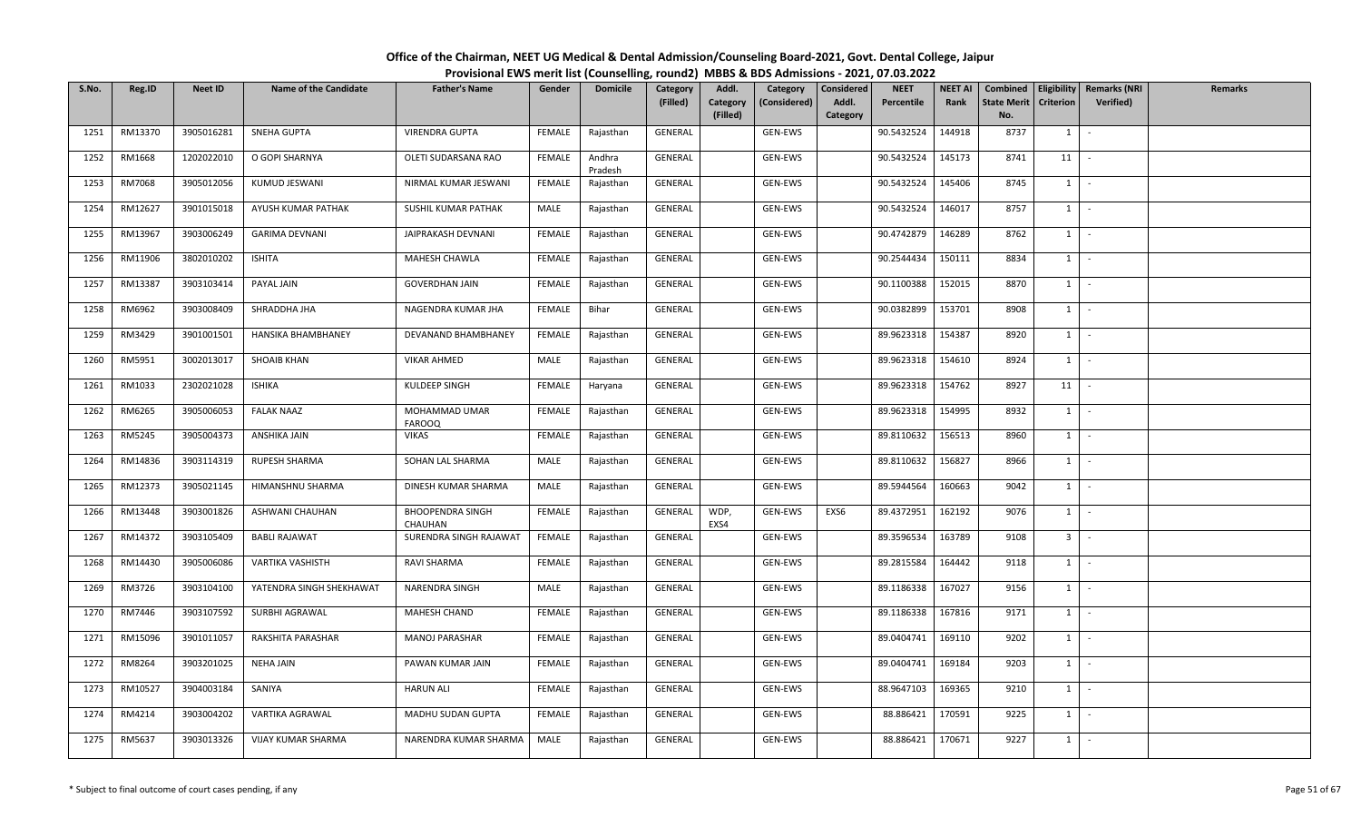# Office of the Chairman, NEET UG Medical & Dental Admission/Counseling Board-2021, Govt. Dental College, Jaipur

## Provisional EWS merit list (Counselling, round2) MBBS & BDS Admissions - 2021, 07.03.2022

| S.No. | Reg.ID | Neet ID | Name of the Candidate | Father's Name | Gender | Domicile | Category (Filled) | Addl. Category (Filled) | Category (Considered) | Considered Addl. Category | NEET Percentile | NEET AI Rank | Combined State Merit No. | Eligibility Criterion | Remarks (NRI Verified) | Remarks |
|---|---|---|---|---|---|---|---|---|---|---|---|---|---|---|---|---|
| 1251 | RM13370 | 3905016281 | SNEHA GUPTA | VIRENDRA GUPTA | FEMALE | Rajasthan | GENERAL | | GEN-EWS | | 90.5432524 | 144918 | 8737 | 1 | - | |
| 1252 | RM1668 | 1202022010 | O GOPI SHARNYA | OLETI SUDARSANA RAO | FEMALE | Andhra Pradesh | GENERAL | | GEN-EWS | | 90.5432524 | 145173 | 8741 | 11 | - | |
| 1253 | RM7068 | 3905012056 | KUMUD JESWANI | NIRMAL KUMAR JESWANI | FEMALE | Rajasthan | GENERAL | | GEN-EWS | | 90.5432524 | 145406 | 8745 | 1 | - | |
| 1254 | RM12627 | 3901015018 | AYUSH KUMAR PATHAK | SUSHIL KUMAR PATHAK | MALE | Rajasthan | GENERAL | | GEN-EWS | | 90.5432524 | 146017 | 8757 | 1 | - | |
| 1255 | RM13967 | 3903006249 | GARIMA DEVNANI | JAIPRAKASH DEVNANI | FEMALE | Rajasthan | GENERAL | | GEN-EWS | | 90.4742879 | 146289 | 8762 | 1 | - | |
| 1256 | RM11906 | 3802010202 | ISHITA | MAHESH CHAWLA | FEMALE | Rajasthan | GENERAL | | GEN-EWS | | 90.2544434 | 150111 | 8834 | 1 | - | |
| 1257 | RM13387 | 3903103414 | PAYAL JAIN | GOVERDHAN JAIN | FEMALE | Rajasthan | GENERAL | | GEN-EWS | | 90.1100388 | 152015 | 8870 | 1 | - | |
| 1258 | RM6962 | 3903008409 | SHRADDHA JHA | NAGENDRA KUMAR JHA | FEMALE | Bihar | GENERAL | | GEN-EWS | | 90.0382899 | 153701 | 8908 | 1 | - | |
| 1259 | RM3429 | 3901001501 | HANSIKA BHAMBHANEY | DEVANAND BHAMBHANEY | FEMALE | Rajasthan | GENERAL | | GEN-EWS | | 89.9623318 | 154387 | 8920 | 1 | - | |
| 1260 | RM5951 | 3002013017 | SHOAIB KHAN | VIKAR AHMED | MALE | Rajasthan | GENERAL | | GEN-EWS | | 89.9623318 | 154610 | 8924 | 1 | - | |
| 1261 | RM1033 | 2302021028 | ISHIKA | KULDEEP SINGH | FEMALE | Haryana | GENERAL | | GEN-EWS | | 89.9623318 | 154762 | 8927 | 11 | - | |
| 1262 | RM6265 | 3905006053 | FALAK NAAZ | MOHAMMAD UMAR FAROOQ | FEMALE | Rajasthan | GENERAL | | GEN-EWS | | 89.9623318 | 154995 | 8932 | 1 | - | |
| 1263 | RM5245 | 3905004373 | ANSHIKA JAIN | VIKAS | FEMALE | Rajasthan | GENERAL | | GEN-EWS | | 89.8110632 | 156513 | 8960 | 1 | - | |
| 1264 | RM14836 | 3903114319 | RUPESH SHARMA | SOHAN LAL SHARMA | MALE | Rajasthan | GENERAL | | GEN-EWS | | 89.8110632 | 156827 | 8966 | 1 | - | |
| 1265 | RM12373 | 3905021145 | HIMANSHNU SHARMA | DINESH KUMAR SHARMA | MALE | Rajasthan | GENERAL | | GEN-EWS | | 89.5944564 | 160663 | 9042 | 1 | - | |
| 1266 | RM13448 | 3903001826 | ASHWANI CHAUHAN | BHOOPENDRA SINGH CHAUHAN | FEMALE | Rajasthan | GENERAL | WDP, EXS4 | GEN-EWS | EXS6 | 89.4372951 | 162192 | 9076 | 1 | - | |
| 1267 | RM14372 | 3903105409 | BABLI RAJAWAT | SURENDRA SINGH RAJAWAT | FEMALE | Rajasthan | GENERAL | | GEN-EWS | | 89.3596534 | 163789 | 9108 | 3 | - | |
| 1268 | RM14430 | 3905006086 | VARTIKA VASHISTH | RAVI SHARMA | FEMALE | Rajasthan | GENERAL | | GEN-EWS | | 89.2815584 | 164442 | 9118 | 1 | - | |
| 1269 | RM3726 | 3903104100 | YATENDRA SINGH SHEKHAWAT | NARENDRA SINGH | MALE | Rajasthan | GENERAL | | GEN-EWS | | 89.1186338 | 167027 | 9156 | 1 | - | |
| 1270 | RM7446 | 3903107592 | SURBHI AGRAWAL | MAHESH CHAND | FEMALE | Rajasthan | GENERAL | | GEN-EWS | | 89.1186338 | 167816 | 9171 | 1 | - | |
| 1271 | RM15096 | 3901011057 | RAKSHITA PARASHAR | MANOJ PARASHAR | FEMALE | Rajasthan | GENERAL | | GEN-EWS | | 89.0404741 | 169110 | 9202 | 1 | - | |
| 1272 | RM8264 | 3903201025 | NEHA JAIN | PAWAN KUMAR JAIN | FEMALE | Rajasthan | GENERAL | | GEN-EWS | | 89.0404741 | 169184 | 9203 | 1 | - | |
| 1273 | RM10527 | 3904003184 | SANIYA | HARUN ALI | FEMALE | Rajasthan | GENERAL | | GEN-EWS | | 88.9647103 | 169365 | 9210 | 1 | - | |
| 1274 | RM4214 | 3903004202 | VARTIKA AGRAWAL | MADHU SUDAN GUPTA | FEMALE | Rajasthan | GENERAL | | GEN-EWS | | 88.886421 | 170591 | 9225 | 1 | - | |
| 1275 | RM5637 | 3903013326 | VIJAY KUMAR SHARMA | NARENDRA KUMAR SHARMA | MALE | Rajasthan | GENERAL | | GEN-EWS | | 88.886421 | 170671 | 9227 | 1 | - | |

\* Subject to final outcome of court cases pending, if any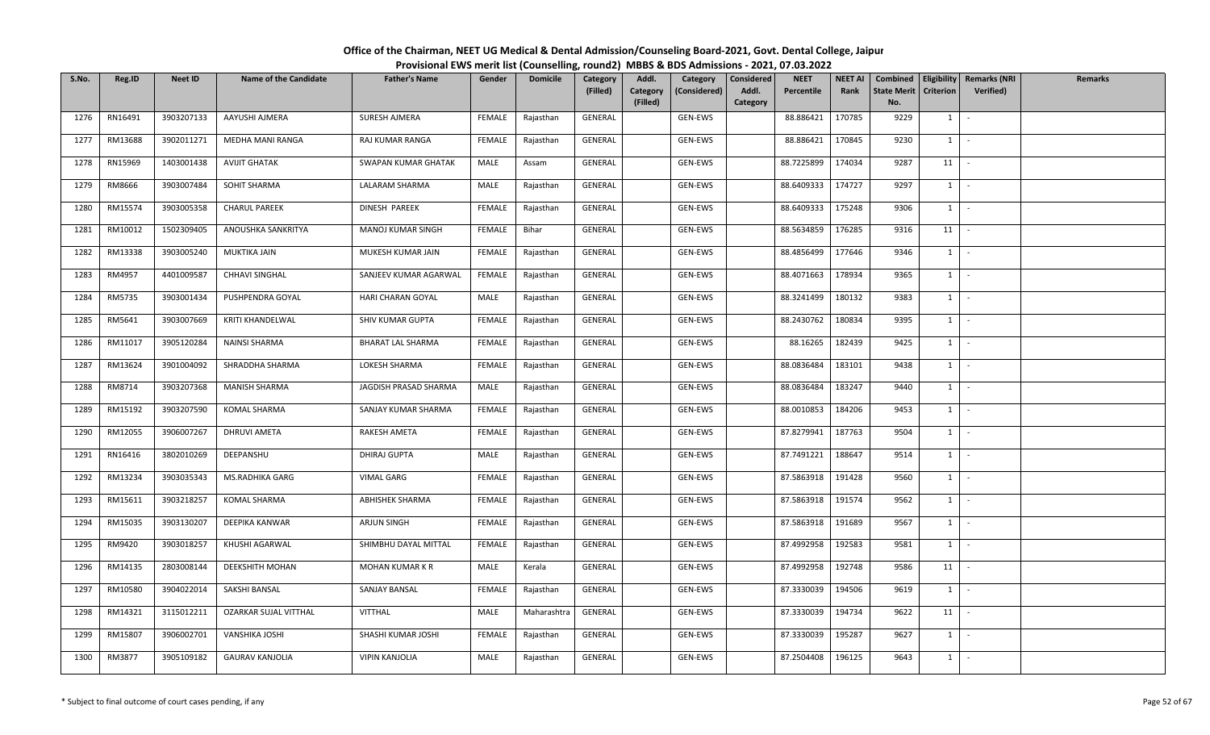# Office of the Chairman, NEET UG Medical & Dental Admission/Counseling Board-2021, Govt. Dental College, Jaipur

## Provisional EWS merit list (Counselling, round2) MBBS & BDS Admissions - 2021, 07.03.2022

| S.No. | Reg.ID | Neet ID | Name of the Candidate | Father's Name | Gender | Domicile | Category (Filled) | Addl. Category (Filled) | Category (Considered) | Considered Addl. Category | NEET Percentile | NEET AI Rank | Combined State Merit No. | Eligibility Criterion | Remarks (NRI Verified) | Remarks |
|---|---|---|---|---|---|---|---|---|---|---|---|---|---|---|---|---|
| 1276 | RN16491 | 3903207133 | AAYUSHI AJMERA | SURESH AJMERA | FEMALE | Rajasthan | GENERAL | | GEN-EWS | | 88.886421 | 170785 | 9229 | 1 | - | |
| 1277 | RM13688 | 3902011271 | MEDHA MANI RANGA | RAJ KUMAR RANGA | FEMALE | Rajasthan | GENERAL | | GEN-EWS | | 88.886421 | 170845 | 9230 | 1 | - | |
| 1278 | RN15969 | 1403001438 | AVIJIT GHATAK | SWAPAN KUMAR GHATAK | MALE | Assam | GENERAL | | GEN-EWS | | 88.7225899 | 174034 | 9287 | 11 | - | |
| 1279 | RM8666 | 3903007484 | SOHIT SHARMA | LALARAM SHARMA | MALE | Rajasthan | GENERAL | | GEN-EWS | | 88.6409333 | 174727 | 9297 | 1 | - | |
| 1280 | RM15574 | 3903005358 | CHARUL PAREEK | DINESH PAREEK | FEMALE | Rajasthan | GENERAL | | GEN-EWS | | 88.6409333 | 175248 | 9306 | 1 | - | |
| 1281 | RM10012 | 1502309405 | ANOUSHKA SANKRITYA | MANOJ KUMAR SINGH | FEMALE | Bihar | GENERAL | | GEN-EWS | | 88.5634859 | 176285 | 9316 | 11 | - | |
| 1282 | RM13338 | 3903005240 | MUKTIKA JAIN | MUKESH KUMAR JAIN | FEMALE | Rajasthan | GENERAL | | GEN-EWS | | 88.4856499 | 177646 | 9346 | 1 | - | |
| 1283 | RM4957 | 4401009587 | CHHAVI SINGHAL | SANJEEV KUMAR AGARWAL | FEMALE | Rajasthan | GENERAL | | GEN-EWS | | 88.4071663 | 178934 | 9365 | 1 | - | |
| 1284 | RM5735 | 3903001434 | PUSHPENDRA GOYAL | HARI CHARAN GOYAL | MALE | Rajasthan | GENERAL | | GEN-EWS | | 88.3241499 | 180132 | 9383 | 1 | - | |
| 1285 | RM5641 | 3903007669 | KRITI KHANDELWAL | SHIV KUMAR GUPTA | FEMALE | Rajasthan | GENERAL | | GEN-EWS | | 88.2430762 | 180834 | 9395 | 1 | - | |
| 1286 | RM11017 | 3905120284 | NAINSI SHARMA | BHARAT LAL SHARMA | FEMALE | Rajasthan | GENERAL | | GEN-EWS | | 88.16265 | 182439 | 9425 | 1 | - | |
| 1287 | RM13624 | 3901004092 | SHRADDHA SHARMA | LOKESH SHARMA | FEMALE | Rajasthan | GENERAL | | GEN-EWS | | 88.0836484 | 183101 | 9438 | 1 | - | |
| 1288 | RM8714 | 3903207368 | MANISH SHARMA | JAGDISH PRASAD SHARMA | MALE | Rajasthan | GENERAL | | GEN-EWS | | 88.0836484 | 183247 | 9440 | 1 | - | |
| 1289 | RM15192 | 3903207590 | KOMAL SHARMA | SANJAY KUMAR SHARMA | FEMALE | Rajasthan | GENERAL | | GEN-EWS | | 88.0010853 | 184206 | 9453 | 1 | - | |
| 1290 | RM12055 | 3906007267 | DHRUVI AMETA | RAKESH AMETA | FEMALE | Rajasthan | GENERAL | | GEN-EWS | | 87.8279941 | 187763 | 9504 | 1 | - | |
| 1291 | RN16416 | 3802010269 | DEEPANSHU | DHIRAJ GUPTA | MALE | Rajasthan | GENERAL | | GEN-EWS | | 87.7491221 | 188647 | 9514 | 1 | - | |
| 1292 | RM13234 | 3903035343 | MS.RADHIKA GARG | VIMAL GARG | FEMALE | Rajasthan | GENERAL | | GEN-EWS | | 87.5863918 | 191428 | 9560 | 1 | - | |
| 1293 | RM15611 | 3903218257 | KOMAL SHARMA | ABHISHEK SHARMA | FEMALE | Rajasthan | GENERAL | | GEN-EWS | | 87.5863918 | 191574 | 9562 | 1 | - | |
| 1294 | RM15035 | 3903130207 | DEEPIKA KANWAR | ARJUN SINGH | FEMALE | Rajasthan | GENERAL | | GEN-EWS | | 87.5863918 | 191689 | 9567 | 1 | - | |
| 1295 | RM9420 | 3903018257 | KHUSHI AGARWAL | SHIMBHU DAYAL MITTAL | FEMALE | Rajasthan | GENERAL | | GEN-EWS | | 87.4992958 | 192583 | 9581 | 1 | - | |
| 1296 | RM14135 | 2803008144 | DEEKSHITH MOHAN | MOHAN KUMAR K R | MALE | Kerala | GENERAL | | GEN-EWS | | 87.4992958 | 192748 | 9586 | 11 | - | |
| 1297 | RM10580 | 3904022014 | SAKSHI BANSAL | SANJAY BANSAL | FEMALE | Rajasthan | GENERAL | | GEN-EWS | | 87.3330039 | 194506 | 9619 | 1 | - | |
| 1298 | RM14321 | 3115012211 | OZARKAR SUJAL VITTHAL | VITTHAL | MALE | Maharashtra | GENERAL | | GEN-EWS | | 87.3330039 | 194734 | 9622 | 11 | - | |
| 1299 | RM15807 | 3906002701 | VANSHIKA JOSHI | SHASHI KUMAR JOSHI | FEMALE | Rajasthan | GENERAL | | GEN-EWS | | 87.3330039 | 195287 | 9627 | 1 | - | |
| 1300 | RM3877 | 3905109182 | GAURAV KANJOLIA | VIPIN KANJOLIA | MALE | Rajasthan | GENERAL | | GEN-EWS | | 87.2504408 | 196125 | 9643 | 1 | - | |

\* Subject to final outcome of court cases pending, if any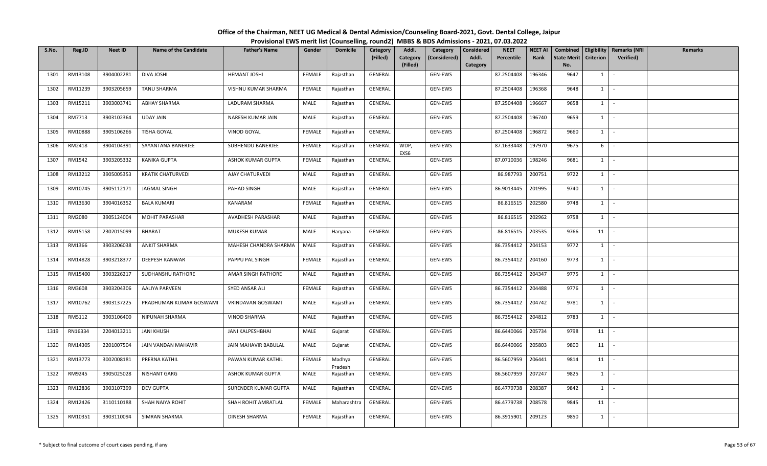# Office of the Chairman, NEET UG Medical & Dental Admission/Counseling Board-2021, Govt. Dental College, Jaipur

## Provisional EWS merit list (Counselling, round2) MBBS & BDS Admissions - 2021, 07.03.2022

| S.No. | Reg.ID | Neet ID | Name of the Candidate | Father's Name | Gender | Domicile | Category (Filled) | Addl. Category (Filled) | Category (Considered) | Considered Addl. Category | NEET Percentile | NEET AI Rank | Combined State Merit No. | Eligibility Criterion | Remarks (NRI Verified) | Remarks |
|---|---|---|---|---|---|---|---|---|---|---|---|---|---|---|---|---|
| 1301 | RM13108 | 3904002281 | DIVA JOSHI | HEMANT JOSHI | FEMALE | Rajasthan | GENERAL | | GEN-EWS | | 87.2504408 | 196346 | 9647 | 1 | - | |
| 1302 | RM11239 | 3903205659 | TANU SHARMA | VISHNU KUMAR SHARMA | FEMALE | Rajasthan | GENERAL | | GEN-EWS | | 87.2504408 | 196368 | 9648 | 1 | - | |
| 1303 | RM15211 | 3903003741 | ABHAY SHARMA | LADURAM SHARMA | MALE | Rajasthan | GENERAL | | GEN-EWS | | 87.2504408 | 196667 | 9658 | 1 | - | |
| 1304 | RM7713 | 3903102364 | UDAY JAIN | NARESH KUMAR JAIN | MALE | Rajasthan | GENERAL | | GEN-EWS | | 87.2504408 | 196740 | 9659 | 1 | - | |
| 1305 | RM10888 | 3905106266 | TISHA GOYAL | VINOD GOYAL | FEMALE | Rajasthan | GENERAL | | GEN-EWS | | 87.2504408 | 196872 | 9660 | 1 | - | |
| 1306 | RM2418 | 3904104391 | SAYANTANA BANERJEE | SUBHENDU BANERJEE | FEMALE | Rajasthan | GENERAL | WDP, EXS6 | GEN-EWS | | 87.1633448 | 197970 | 9675 | 6 | - | |
| 1307 | RM1542 | 3903205332 | KANIKA GUPTA | ASHOK KUMAR GUPTA | FEMALE | Rajasthan | GENERAL | | GEN-EWS | | 87.0710036 | 198246 | 9681 | 1 | - | |
| 1308 | RM13212 | 3905005353 | KRATIK CHATURVEDI | AJAY CHATURVEDI | MALE | Rajasthan | GENERAL | | GEN-EWS | | 86.987793 | 200751 | 9722 | 1 | - | |
| 1309 | RM10745 | 3905112171 | JAGMAL SINGH | PAHAD SINGH | MALE | Rajasthan | GENERAL | | GEN-EWS | | 86.9013445 | 201995 | 9740 | 1 | - | |
| 1310 | RM13630 | 3904016352 | BALA KUMARI | KANARAM | FEMALE | Rajasthan | GENERAL | | GEN-EWS | | 86.816515 | 202580 | 9748 | 1 | - | |
| 1311 | RM2080 | 3905124004 | MOHIT PARASHAR | AVADHESH PARASHAR | MALE | Rajasthan | GENERAL | | GEN-EWS | | 86.816515 | 202962 | 9758 | 1 | - | |
| 1312 | RM15158 | 2302015099 | BHARAT | MUKESH KUMAR | MALE | Haryana | GENERAL | | GEN-EWS | | 86.816515 | 203535 | 9766 | 11 | - | |
| 1313 | RM1366 | 3903206038 | ANKIT SHARMA | MAHESH CHANDRA SHARMA | MALE | Rajasthan | GENERAL | | GEN-EWS | | 86.7354412 | 204153 | 9772 | 1 | - | |
| 1314 | RM14828 | 3903218377 | DEEPESH KANWAR | PAPPU PAL SINGH | FEMALE | Rajasthan | GENERAL | | GEN-EWS | | 86.7354412 | 204160 | 9773 | 1 | - | |
| 1315 | RM15400 | 3903226217 | SUDHANSHU RATHORE | AMAR SINGH RATHORE | MALE | Rajasthan | GENERAL | | GEN-EWS | | 86.7354412 | 204347 | 9775 | 1 | - | |
| 1316 | RM3608 | 3903204306 | AALIYA PARVEEN | SYED ANSAR ALI | FEMALE | Rajasthan | GENERAL | | GEN-EWS | | 86.7354412 | 204488 | 9776 | 1 | - | |
| 1317 | RM10762 | 3903137225 | PRADHUMAN KUMAR GOSWAMI | VRINDAVAN GOSWAMI | MALE | Rajasthan | GENERAL | | GEN-EWS | | 86.7354412 | 204742 | 9781 | 1 | - | |
| 1318 | RM5112 | 3903106400 | NIPUNAH SHARMA | VINOD SHARMA | MALE | Rajasthan | GENERAL | | GEN-EWS | | 86.7354412 | 204812 | 9783 | 1 | - | |
| 1319 | RN16334 | 2204013211 | JANI KHUSH | JANI KALPESHBHAI | MALE | Gujarat | GENERAL | | GEN-EWS | | 86.6440066 | 205734 | 9798 | 11 | - | |
| 1320 | RM14305 | 2201007504 | JAIN VANDAN MAHAVIR | JAIN MAHAVIR BABULAL | MALE | Gujarat | GENERAL | | GEN-EWS | | 86.6440066 | 205803 | 9800 | 11 | - | |
| 1321 | RM13773 | 3002008181 | PRERNA KATHIL | PAWAN KUMAR KATHIL | FEMALE | Madhya Pradesh | GENERAL | | GEN-EWS | | 86.5607959 | 206441 | 9814 | 11 | - | |
| 1322 | RM9245 | 3905025028 | NISHANT GARG | ASHOK KUMAR GUPTA | MALE | Rajasthan | GENERAL | | GEN-EWS | | 86.5607959 | 207247 | 9825 | 1 | - | |
| 1323 | RM12836 | 3903107399 | DEV GUPTA | SURENDER KUMAR GUPTA | MALE | Rajasthan | GENERAL | | GEN-EWS | | 86.4779738 | 208387 | 9842 | 1 | - | |
| 1324 | RM12426 | 3110110188 | SHAH NAIYA ROHIT | SHAH ROHIT AMRATLAL | FEMALE | Maharashtra | GENERAL | | GEN-EWS | | 86.4779738 | 208578 | 9845 | 11 | - | |
| 1325 | RM10351 | 3903110094 | SIMRAN SHARMA | DINESH SHARMA | FEMALE | Rajasthan | GENERAL | | GEN-EWS | | 86.3915901 | 209123 | 9850 | 1 | - | |

\* Subject to final outcome of court cases pending, if any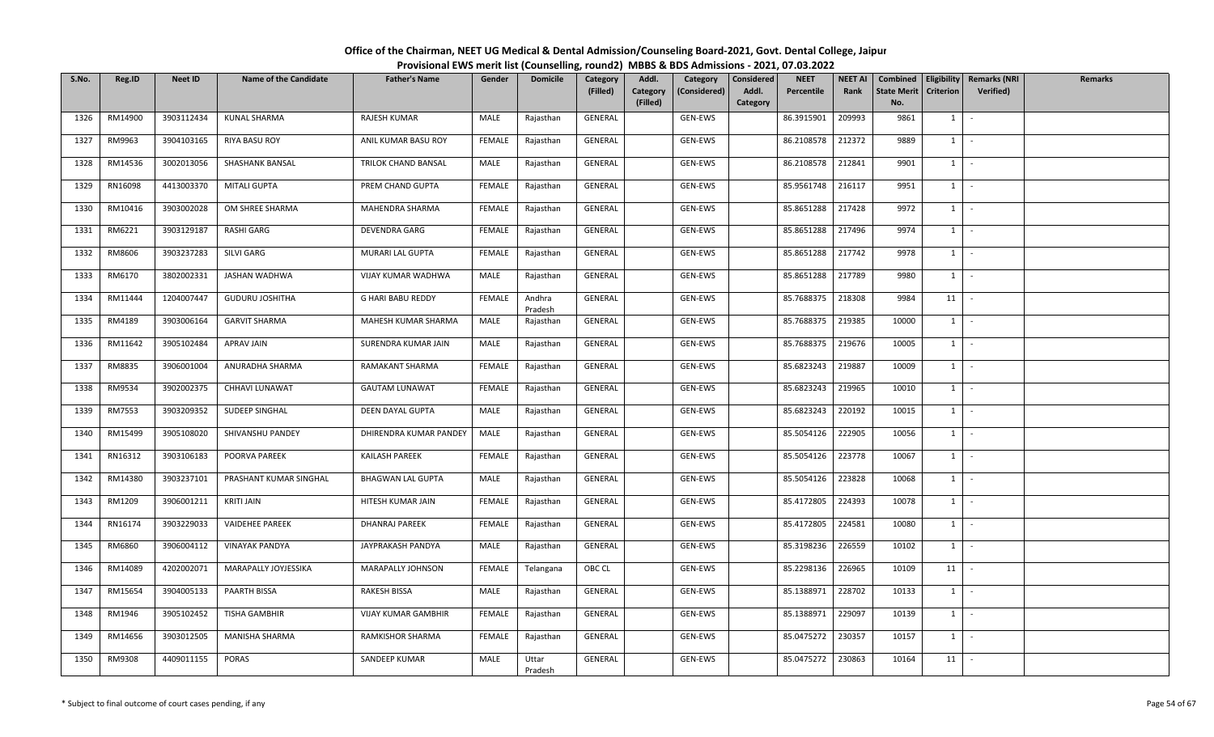# Office of the Chairman, NEET UG Medical & Dental Admission/Counseling Board-2021, Govt. Dental College, Jaipur

## Provisional EWS merit list (Counselling, round2) MBBS & BDS Admissions - 2021, 07.03.2022

| S.No. | Reg.ID | Neet ID | Name of the Candidate | Father's Name | Gender | Domicile | Category (Filled) | Addl. Category (Filled) | Category (Considered) | Considered Addl. Category | NEET Percentile | NEET AI Rank | Combined State Merit No. | Eligibility Criterion | Remarks (NRI Verified) | Remarks |
|---|---|---|---|---|---|---|---|---|---|---|---|---|---|---|---|---|
| 1326 | RM14900 | 3903112434 | KUNAL SHARMA | RAJESH KUMAR | MALE | Rajasthan | GENERAL | | GEN-EWS | | 86.3915901 | 209993 | 9861 | 1 | - | |
| 1327 | RM9963 | 3904103165 | RIYA BASU ROY | ANIL KUMAR BASU ROY | FEMALE | Rajasthan | GENERAL | | GEN-EWS | | 86.2108578 | 212372 | 9889 | 1 | - | |
| 1328 | RM14536 | 3002013056 | SHASHANK BANSAL | TRILOK CHAND BANSAL | MALE | Rajasthan | GENERAL | | GEN-EWS | | 86.2108578 | 212841 | 9901 | 1 | - | |
| 1329 | RN16098 | 4413003370 | MITALI GUPTA | PREM CHAND GUPTA | FEMALE | Rajasthan | GENERAL | | GEN-EWS | | 85.9561748 | 216117 | 9951 | 1 | - | |
| 1330 | RM10416 | 3903002028 | OM SHREE SHARMA | MAHENDRA SHARMA | FEMALE | Rajasthan | GENERAL | | GEN-EWS | | 85.8651288 | 217428 | 9972 | 1 | - | |
| 1331 | RM6221 | 3903129187 | RASHI GARG | DEVENDRA GARG | FEMALE | Rajasthan | GENERAL | | GEN-EWS | | 85.8651288 | 217496 | 9974 | 1 | - | |
| 1332 | RM8606 | 3903237283 | SILVI GARG | MURARI LAL GUPTA | FEMALE | Rajasthan | GENERAL | | GEN-EWS | | 85.8651288 | 217742 | 9978 | 1 | - | |
| 1333 | RM6170 | 3802002331 | JASHAN WADHWA | VIJAY KUMAR WADHWA | MALE | Rajasthan | GENERAL | | GEN-EWS | | 85.8651288 | 217789 | 9980 | 1 | - | |
| 1334 | RM11444 | 1204007447 | GUDURU JOSHITHA | G HARI BABU REDDY | FEMALE | Andhra Pradesh | GENERAL | | GEN-EWS | | 85.7688375 | 218308 | 9984 | 11 | - | |
| 1335 | RM4189 | 3903006164 | GARVIT SHARMA | MAHESH KUMAR SHARMA | MALE | Rajasthan | GENERAL | | GEN-EWS | | 85.7688375 | 219385 | 10000 | 1 | - | |
| 1336 | RM11642 | 3905102484 | APRAV JAIN | SURENDRA KUMAR JAIN | MALE | Rajasthan | GENERAL | | GEN-EWS | | 85.7688375 | 219676 | 10005 | 1 | - | |
| 1337 | RM8835 | 3906001004 | ANURADHA SHARMA | RAMAKANT SHARMA | FEMALE | Rajasthan | GENERAL | | GEN-EWS | | 85.6823243 | 219887 | 10009 | 1 | - | |
| 1338 | RM9534 | 3902002375 | CHHAVI LUNAWAT | GAUTAM LUNAWAT | FEMALE | Rajasthan | GENERAL | | GEN-EWS | | 85.6823243 | 219965 | 10010 | 1 | - | |
| 1339 | RM7553 | 3903209352 | SUDEEP SINGHAL | DEEN DAYAL GUPTA | MALE | Rajasthan | GENERAL | | GEN-EWS | | 85.6823243 | 220192 | 10015 | 1 | - | |
| 1340 | RM15499 | 3905108020 | SHIVANSHU PANDEY | DHIRENDRA KUMAR PANDEY | MALE | Rajasthan | GENERAL | | GEN-EWS | | 85.5054126 | 222905 | 10056 | 1 | - | |
| 1341 | RN16312 | 3903106183 | POORVA PAREEK | KAILASH PAREEK | FEMALE | Rajasthan | GENERAL | | GEN-EWS | | 85.5054126 | 223778 | 10067 | 1 | - | |
| 1342 | RM14380 | 3903237101 | PRASHANT KUMAR SINGHAL | BHAGWAN LAL GUPTA | MALE | Rajasthan | GENERAL | | GEN-EWS | | 85.5054126 | 223828 | 10068 | 1 | - | |
| 1343 | RM1209 | 3906001211 | KRITI JAIN | HITESH KUMAR JAIN | FEMALE | Rajasthan | GENERAL | | GEN-EWS | | 85.4172805 | 224393 | 10078 | 1 | - | |
| 1344 | RN16174 | 3903229033 | VAIDEHEE PAREEK | DHANRAJ PAREEK | FEMALE | Rajasthan | GENERAL | | GEN-EWS | | 85.4172805 | 224581 | 10080 | 1 | - | |
| 1345 | RM6860 | 3906004112 | VINAYAK PANDYA | JAYPRAKASH PANDYA | MALE | Rajasthan | GENERAL | | GEN-EWS | | 85.3198236 | 226559 | 10102 | 1 | - | |
| 1346 | RM14089 | 4202002071 | MARAPALLY JOYJESSIKA | MARAPALLY JOHNSON | FEMALE | Telangana | OBC CL | | GEN-EWS | | 85.2298136 | 226965 | 10109 | 11 | - | |
| 1347 | RM15654 | 3904005133 | PAARTH BISSA | RAKESH BISSA | MALE | Rajasthan | GENERAL | | GEN-EWS | | 85.1388971 | 228702 | 10133 | 1 | - | |
| 1348 | RM1946 | 3905102452 | TISHA GAMBHIR | VIJAY KUMAR GAMBHIR | FEMALE | Rajasthan | GENERAL | | GEN-EWS | | 85.1388971 | 229097 | 10139 | 1 | - | |
| 1349 | RM14656 | 3903012505 | MANISHA SHARMA | RAMKISHOR SHARMA | FEMALE | Rajasthan | GENERAL | | GEN-EWS | | 85.0475272 | 230357 | 10157 | 1 | - | |
| 1350 | RM9308 | 4409011155 | PORAS | SANDEEP KUMAR | MALE | Uttar Pradesh | GENERAL | | GEN-EWS | | 85.0475272 | 230863 | 10164 | 11 | - | |

\* Subject to final outcome of court cases pending, if any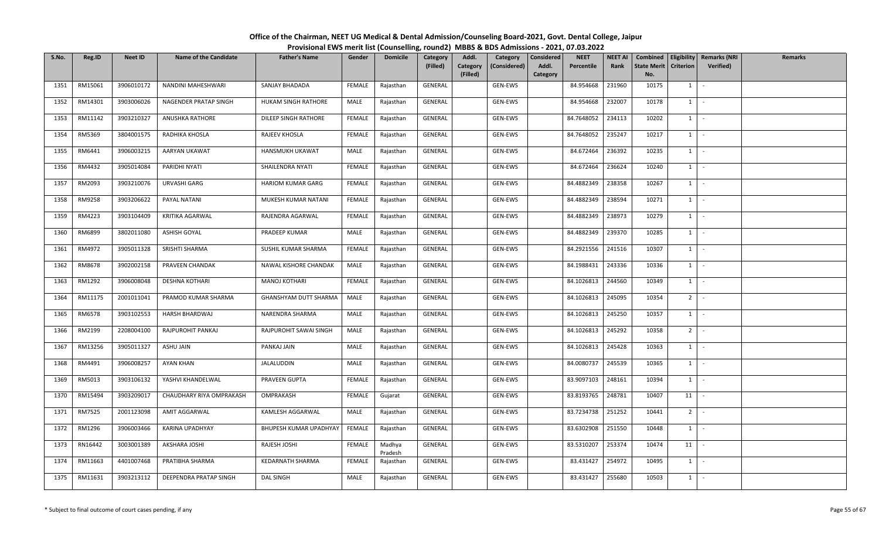# Office of the Chairman, NEET UG Medical & Dental Admission/Counseling Board-2021, Govt. Dental College, Jaipur

## Provisional EWS merit list (Counselling, round2) MBBS & BDS Admissions - 2021, 07.03.2022

| S.No. | Reg.ID | Neet ID | Name of the Candidate | Father's Name | Gender | Domicile | Category (Filled) | Addl. Category (Filled) | Category (Considered) | Considered Addl. Category | NEET Percentile | NEET AI Rank | Combined State Merit No. | Eligibility Criterion | Remarks (NRI Verified) | Remarks |
|---|---|---|---|---|---|---|---|---|---|---|---|---|---|---|---|---|
| 1351 | RM15061 | 3906010172 | NANDINI MAHESHWARI | SANJAY BHADADA | FEMALE | Rajasthan | GENERAL | | GEN-EWS | | 84.954668 | 231960 | 10175 | 1 | - | |
| 1352 | RM14301 | 3903006026 | NAGENDER PRATAP SINGH | HUKAM SINGH RATHORE | MALE | Rajasthan | GENERAL | | GEN-EWS | | 84.954668 | 232007 | 10178 | 1 | - | |
| 1353 | RM11142 | 3903210327 | ANUSHKA RATHORE | DILEEP SINGH RATHORE | FEMALE | Rajasthan | GENERAL | | GEN-EWS | | 84.7648052 | 234113 | 10202 | 1 | - | |
| 1354 | RM5369 | 3804001575 | RADHIKA KHOSLA | RAJEEV KHOSLA | FEMALE | Rajasthan | GENERAL | | GEN-EWS | | 84.7648052 | 235247 | 10217 | 1 | - | |
| 1355 | RM6441 | 3906003215 | AARYAN UKAWAT | HANSMUKH UKAWAT | MALE | Rajasthan | GENERAL | | GEN-EWS | | 84.672464 | 236392 | 10235 | 1 | - | |
| 1356 | RM4432 | 3905014084 | PARIDHI NYATI | SHAILENDRA NYATI | FEMALE | Rajasthan | GENERAL | | GEN-EWS | | 84.672464 | 236624 | 10240 | 1 | - | |
| 1357 | RM2093 | 3903210076 | URVASHI GARG | HARIOM KUMAR GARG | FEMALE | Rajasthan | GENERAL | | GEN-EWS | | 84.4882349 | 238358 | 10267 | 1 | - | |
| 1358 | RM9258 | 3903206622 | PAYAL NATANI | MUKESH KUMAR NATANI | FEMALE | Rajasthan | GENERAL | | GEN-EWS | | 84.4882349 | 238594 | 10271 | 1 | - | |
| 1359 | RM4223 | 3903104409 | KRITIKA AGARWAL | RAJENDRA AGARWAL | FEMALE | Rajasthan | GENERAL | | GEN-EWS | | 84.4882349 | 238973 | 10279 | 1 | - | |
| 1360 | RM6899 | 3802011080 | ASHISH GOYAL | PRADEEP KUMAR | MALE | Rajasthan | GENERAL | | GEN-EWS | | 84.4882349 | 239370 | 10285 | 1 | - | |
| 1361 | RM4972 | 3905011328 | SRISHTI SHARMA | SUSHIL KUMAR SHARMA | FEMALE | Rajasthan | GENERAL | | GEN-EWS | | 84.2921556 | 241516 | 10307 | 1 | - | |
| 1362 | RM8678 | 3902002158 | PRAVEEN CHANDAK | NAWAL KISHORE CHANDAK | MALE | Rajasthan | GENERAL | | GEN-EWS | | 84.1988431 | 243336 | 10336 | 1 | - | |
| 1363 | RM1292 | 3906008048 | DESHNA KOTHARI | MANOJ KOTHARI | FEMALE | Rajasthan | GENERAL | | GEN-EWS | | 84.1026813 | 244560 | 10349 | 1 | - | |
| 1364 | RM11175 | 2001011041 | PRAMOD KUMAR SHARMA | GHANSHYAM DUTT SHARMA | MALE | Rajasthan | GENERAL | | GEN-EWS | | 84.1026813 | 245095 | 10354 | 2 | - | |
| 1365 | RM6578 | 3903102553 | HARSH BHARDWAJ | NARENDRA SHARMA | MALE | Rajasthan | GENERAL | | GEN-EWS | | 84.1026813 | 245250 | 10357 | 1 | - | |
| 1366 | RM2199 | 2208004100 | RAJPUROHIT PANKAJ | RAJPUROHIT SAWAI SINGH | MALE | Rajasthan | GENERAL | | GEN-EWS | | 84.1026813 | 245292 | 10358 | 2 | - | |
| 1367 | RM13256 | 3905011327 | ASHU JAIN | PANKAJ JAIN | MALE | Rajasthan | GENERAL | | GEN-EWS | | 84.1026813 | 245428 | 10363 | 1 | - | |
| 1368 | RM4491 | 3906008257 | AYAN KHAN | JALALUDDIN | MALE | Rajasthan | GENERAL | | GEN-EWS | | 84.0080737 | 245539 | 10365 | 1 | - | |
| 1369 | RM5013 | 3903106132 | YASHVI KHANDELWAL | PRAVEEN GUPTA | FEMALE | Rajasthan | GENERAL | | GEN-EWS | | 83.9097103 | 248161 | 10394 | 1 | - | |
| 1370 | RM15494 | 3903209017 | CHAUDHARY RIYA OMPRAKASH | OMPRAKASH | FEMALE | Gujarat | GENERAL | | GEN-EWS | | 83.8193765 | 248781 | 10407 | 11 | - | |
| 1371 | RM7525 | 2001123098 | AMIT AGGARWAL | KAMLESH AGGARWAL | MALE | Rajasthan | GENERAL | | GEN-EWS | | 83.7234738 | 251252 | 10441 | 2 | - | |
| 1372 | RM1296 | 3906003466 | KARINA UPADHYAY | BHUPESH KUMAR UPADHYAY | FEMALE | Rajasthan | GENERAL | | GEN-EWS | | 83.6302908 | 251550 | 10448 | 1 | - | |
| 1373 | RN16442 | 3003001389 | AKSHARA JOSHI | RAJESH JOSHI | FEMALE | Madhya Pradesh | GENERAL | | GEN-EWS | | 83.5310207 | 253374 | 10474 | 11 | - | |
| 1374 | RM11663 | 4401007468 | PRATIBHA SHARMA | KEDARNATH SHARMA | FEMALE | Rajasthan | GENERAL | | GEN-EWS | | 83.431427 | 254972 | 10495 | 1 | - | |
| 1375 | RM11631 | 3903213112 | DEEPENDRA PRATAP SINGH | DAL SINGH | MALE | Rajasthan | GENERAL | | GEN-EWS | | 83.431427 | 255680 | 10503 | 1 | - | |

\* Subject to final outcome of court cases pending, if any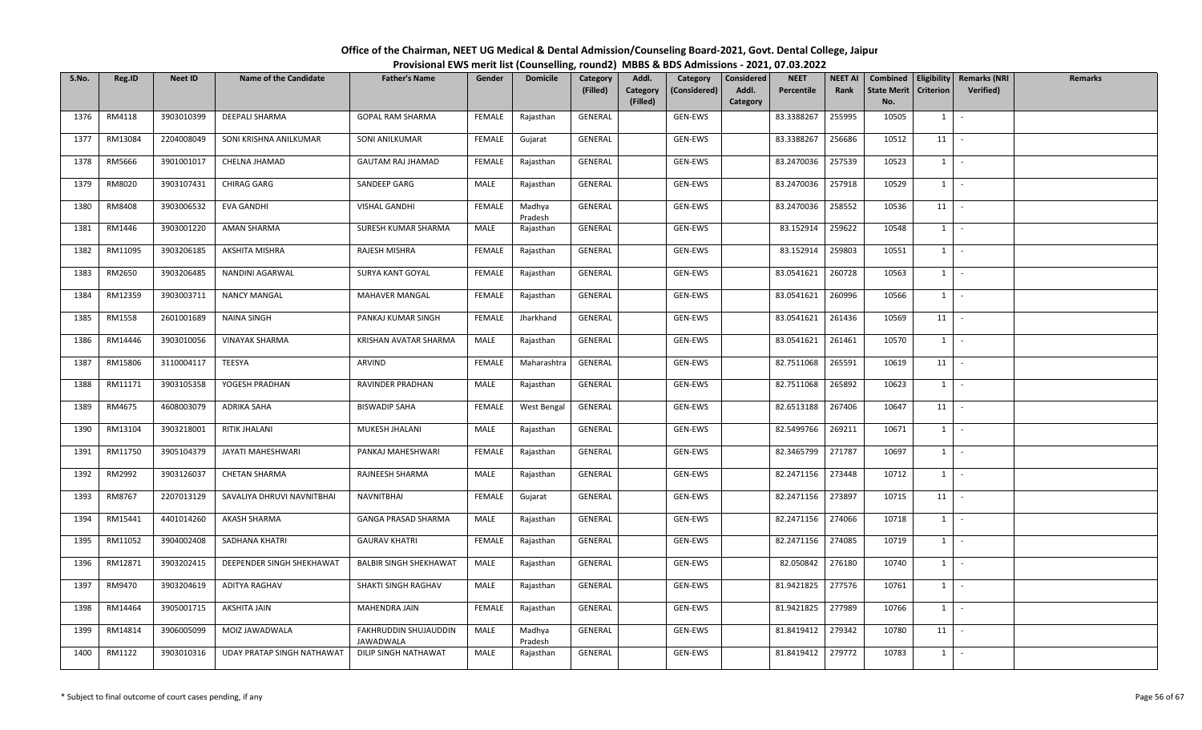# Office of the Chairman, NEET UG Medical & Dental Admission/Counseling Board-2021, Govt. Dental College, Jaipur

## Provisional EWS merit list (Counselling, round2) MBBS & BDS Admissions - 2021, 07.03.2022

| S.No. | Reg.ID | Neet ID | Name of the Candidate | Father's Name | Gender | Domicile | Category (Filled) | Addl. Category (Filled) | Category (Considered) | Considered Addl. Category | NEET Percentile | NEET AI Rank | Combined State Merit No. | Eligibility Criterion | Remarks (NRI Verified) | Remarks |
|---|---|---|---|---|---|---|---|---|---|---|---|---|---|---|---|---|
| 1376 | RM4118 | 3903010399 | DEEPALI SHARMA | GOPAL RAM SHARMA | FEMALE | Rajasthan | GENERAL | | GEN-EWS | | 83.3388267 | 255995 | 10505 | 1 | - | |
| 1377 | RM13084 | 2204008049 | SONI KRISHNA ANILKUMAR | SONI ANILKUMAR | FEMALE | Gujarat | GENERAL | | GEN-EWS | | 83.3388267 | 256686 | 10512 | 11 | - | |
| 1378 | RM5666 | 3901001017 | CHELNA JHAMAD | GAUTAM RAJ JHAMAD | FEMALE | Rajasthan | GENERAL | | GEN-EWS | | 83.2470036 | 257539 | 10523 | 1 | - | |
| 1379 | RM8020 | 3903107431 | CHIRAG GARG | SANDEEP GARG | MALE | Rajasthan | GENERAL | | GEN-EWS | | 83.2470036 | 257918 | 10529 | 1 | - | |
| 1380 | RM8408 | 3903006532 | EVA GANDHI | VISHAL GANDHI | FEMALE | Madhya Pradesh | GENERAL | | GEN-EWS | | 83.2470036 | 258552 | 10536 | 11 | - | |
| 1381 | RM1446 | 3903001220 | AMAN SHARMA | SURESH KUMAR SHARMA | MALE | Rajasthan | GENERAL | | GEN-EWS | | 83.152914 | 259622 | 10548 | 1 | - | |
| 1382 | RM11095 | 3903206185 | AKSHITA MISHRA | RAJESH MISHRA | FEMALE | Rajasthan | GENERAL | | GEN-EWS | | 83.152914 | 259803 | 10551 | 1 | - | |
| 1383 | RM2650 | 3903206485 | NANDINI AGARWAL | SURYA KANT GOYAL | FEMALE | Rajasthan | GENERAL | | GEN-EWS | | 83.0541621 | 260728 | 10563 | 1 | - | |
| 1384 | RM12359 | 3903003711 | NANCY MANGAL | MAHAVER MANGAL | FEMALE | Rajasthan | GENERAL | | GEN-EWS | | 83.0541621 | 260996 | 10566 | 1 | - | |
| 1385 | RM1558 | 2601001689 | NAINA SINGH | PANKAJ KUMAR SINGH | FEMALE | Jharkhand | GENERAL | | GEN-EWS | | 83.0541621 | 261436 | 10569 | 11 | - | |
| 1386 | RM14446 | 3903010056 | VINAYAK SHARMA | KRISHAN AVATAR SHARMA | MALE | Rajasthan | GENERAL | | GEN-EWS | | 83.0541621 | 261461 | 10570 | 1 | - | |
| 1387 | RM15806 | 3110004117 | TEESYA | ARVIND | FEMALE | Maharashtra | GENERAL | | GEN-EWS | | 82.7511068 | 265591 | 10619 | 11 | - | |
| 1388 | RM11171 | 3903105358 | YOGESH PRADHAN | RAVINDER PRADHAN | MALE | Rajasthan | GENERAL | | GEN-EWS | | 82.7511068 | 265892 | 10623 | 1 | - | |
| 1389 | RM4675 | 4608003079 | ADRIKA SAHA | BISWADIP SAHA | FEMALE | West Bengal | GENERAL | | GEN-EWS | | 82.6513188 | 267406 | 10647 | 11 | - | |
| 1390 | RM13104 | 3903218001 | RITIK JHALANI | MUKESH JHALANI | MALE | Rajasthan | GENERAL | | GEN-EWS | | 82.5499766 | 269211 | 10671 | 1 | - | |
| 1391 | RM11750 | 3905104379 | JAYATI MAHESHWARI | PANKAJ MAHESHWARI | FEMALE | Rajasthan | GENERAL | | GEN-EWS | | 82.3465799 | 271787 | 10697 | 1 | - | |
| 1392 | RM2992 | 3903126037 | CHETAN SHARMA | RAJNEESH SHARMA | MALE | Rajasthan | GENERAL | | GEN-EWS | | 82.2471156 | 273448 | 10712 | 1 | - | |
| 1393 | RM8767 | 2207013129 | SAVALIYA DHRUVI NAVNITBHAI | NAVNITBHAI | FEMALE | Gujarat | GENERAL | | GEN-EWS | | 82.2471156 | 273897 | 10715 | 11 | - | |
| 1394 | RM15441 | 4401014260 | AKASH SHARMA | GANGA PRASAD SHARMA | MALE | Rajasthan | GENERAL | | GEN-EWS | | 82.2471156 | 274066 | 10718 | 1 | - | |
| 1395 | RM11052 | 3904002408 | SADHANA KHATRI | GAURAV KHATRI | FEMALE | Rajasthan | GENERAL | | GEN-EWS | | 82.2471156 | 274085 | 10719 | 1 | - | |
| 1396 | RM12871 | 3903202415 | DEEPENDER SINGH SHEKHAWAT | BALBIR SINGH SHEKHAWAT | MALE | Rajasthan | GENERAL | | GEN-EWS | | 82.050842 | 276180 | 10740 | 1 | - | |
| 1397 | RM9470 | 3903204619 | ADITYA RAGHAV | SHAKTI SINGH RAGHAV | MALE | Rajasthan | GENERAL | | GEN-EWS | | 81.9421825 | 277576 | 10761 | 1 | - | |
| 1398 | RM14464 | 3905001715 | AKSHITA JAIN | MAHENDRA JAIN | FEMALE | Rajasthan | GENERAL | | GEN-EWS | | 81.9421825 | 277989 | 10766 | 1 | - | |
| 1399 | RM14814 | 3906005099 | MOIZ JAWADWALA | FAKHRUDDIN SHUJAUDDIN JAWADWALA | MALE | Madhya Pradesh | GENERAL | | GEN-EWS | | 81.8419412 | 279342 | 10780 | 11 | - | |
| 1400 | RM1122 | 3903010316 | UDAY PRATAP SINGH NATHAWAT | DILIP SINGH NATHAWAT | MALE | Rajasthan | GENERAL | | GEN-EWS | | 81.8419412 | 279772 | 10783 | 1 | - | |

\* Subject to final outcome of court cases pending, if any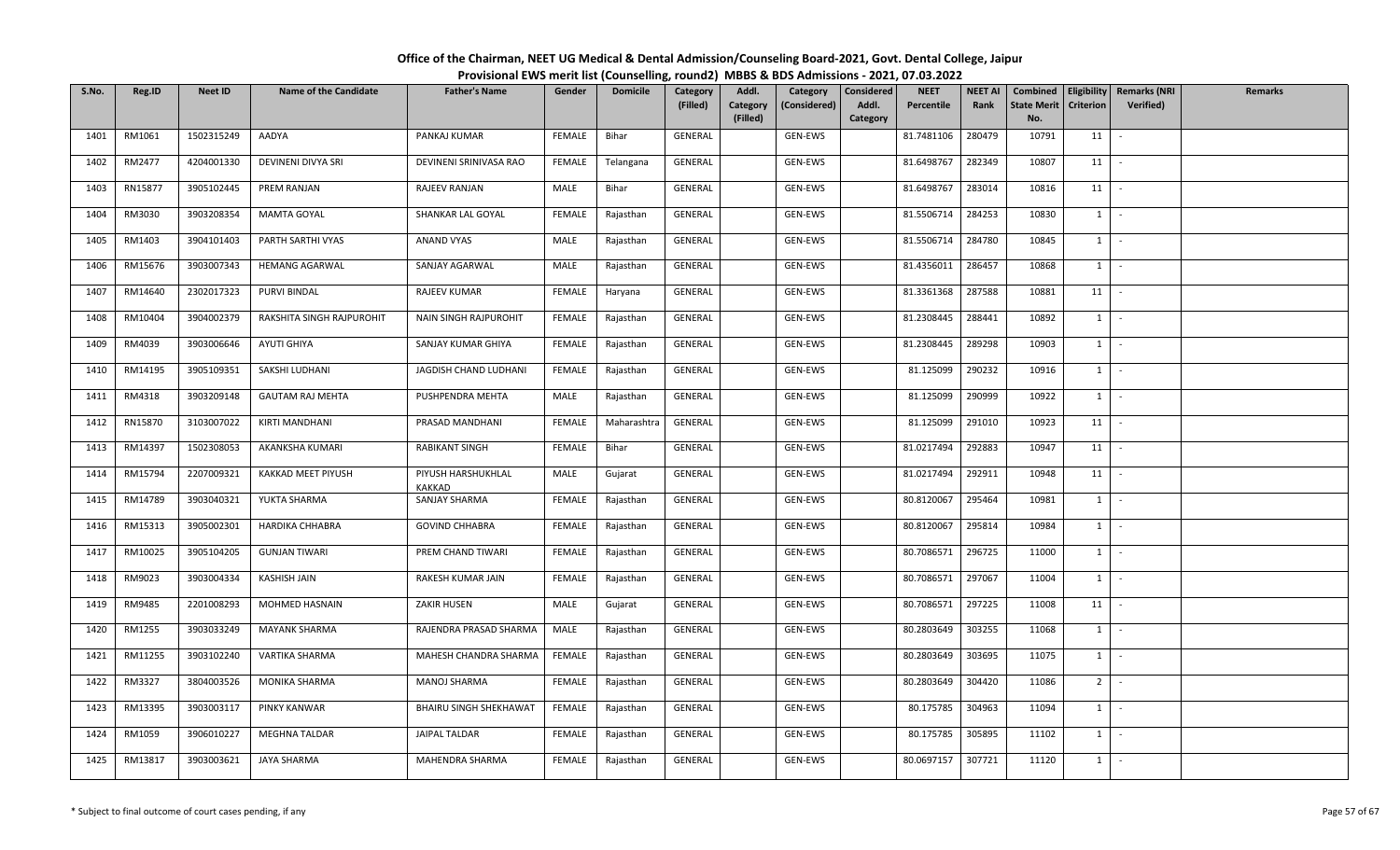# Office of the Chairman, NEET UG Medical & Dental Admission/Counseling Board-2021, Govt. Dental College, Jaipur

## Provisional EWS merit list (Counselling, round2) MBBS & BDS Admissions - 2021, 07.03.2022

| S.No. | Reg.ID | Neet ID | Name of the Candidate | Father's Name | Gender | Domicile | Category (Filled) | Addl. Category (Filled) | Category (Considered) | Considered Addl. Category | NEET Percentile | NEET AI Rank | Combined State Merit No. | Eligibility Criterion | Remarks (NRI Verified) | Remarks |
|---|---|---|---|---|---|---|---|---|---|---|---|---|---|---|---|---|
| 1401 | RM1061 | 1502315249 | AADYA | PANKAJ KUMAR | FEMALE | Bihar | GENERAL | | GEN-EWS | | 81.7481106 | 280479 | 10791 | 11 | - | |
| 1402 | RM2477 | 4204001330 | DEVINENI DIVYA SRI | DEVINENI SRINIVASA RAO | FEMALE | Telangana | GENERAL | | GEN-EWS | | 81.6498767 | 282349 | 10807 | 11 | - | |
| 1403 | RN15877 | 3905102445 | PREM RANJAN | RAJEEV RANJAN | MALE | Bihar | GENERAL | | GEN-EWS | | 81.6498767 | 283014 | 10816 | 11 | - | |
| 1404 | RM3030 | 3903208354 | MAMTA GOYAL | SHANKAR LAL GOYAL | FEMALE | Rajasthan | GENERAL | | GEN-EWS | | 81.5506714 | 284253 | 10830 | 1 | - | |
| 1405 | RM1403 | 3904101403 | PARTH SARTHI VYAS | ANAND VYAS | MALE | Rajasthan | GENERAL | | GEN-EWS | | 81.5506714 | 284780 | 10845 | 1 | - | |
| 1406 | RM15676 | 3903007343 | HEMANG AGARWAL | SANJAY AGARWAL | MALE | Rajasthan | GENERAL | | GEN-EWS | | 81.4356011 | 286457 | 10868 | 1 | - | |
| 1407 | RM14640 | 2302017323 | PURVI BINDAL | RAJEEV KUMAR | FEMALE | Haryana | GENERAL | | GEN-EWS | | 81.3361368 | 287588 | 10881 | 11 | - | |
| 1408 | RM10404 | 3904002379 | RAKSHITA SINGH RAJPUROHIT | NAIN SINGH RAJPUROHIT | FEMALE | Rajasthan | GENERAL | | GEN-EWS | | 81.2308445 | 288441 | 10892 | 1 | - | |
| 1409 | RM4039 | 3903006646 | AYUTI GHIYA | SANJAY KUMAR GHIYA | FEMALE | Rajasthan | GENERAL | | GEN-EWS | | 81.2308445 | 289298 | 10903 | 1 | - | |
| 1410 | RM14195 | 3905109351 | SAKSHI LUDHANI | JAGDISH CHAND LUDHANI | FEMALE | Rajasthan | GENERAL | | GEN-EWS | | 81.125099 | 290232 | 10916 | 1 | - | |
| 1411 | RM4318 | 3903209148 | GAUTAM RAJ MEHTA | PUSHPENDRA MEHTA | MALE | Rajasthan | GENERAL | | GEN-EWS | | 81.125099 | 290999 | 10922 | 1 | - | |
| 1412 | RN15870 | 3103007022 | KIRTI MANDHANI | PRASAD MANDHANI | FEMALE | Maharashtra | GENERAL | | GEN-EWS | | 81.125099 | 291010 | 10923 | 11 | - | |
| 1413 | RM14397 | 1502308053 | AKANKSHA KUMARI | RABIKANT SINGH | FEMALE | Bihar | GENERAL | | GEN-EWS | | 81.0217494 | 292883 | 10947 | 11 | - | |
| 1414 | RM15794 | 2207009321 | KAKKAD MEET PIYUSH | PIYUSH HARSHUKHLAL KAKKAD | MALE | Gujarat | GENERAL | | GEN-EWS | | 81.0217494 | 292911 | 10948 | 11 | - | |
| 1415 | RM14789 | 3903040321 | YUKTA SHARMA | SANJAY SHARMA | FEMALE | Rajasthan | GENERAL | | GEN-EWS | | 80.8120067 | 295464 | 10981 | 1 | - | |
| 1416 | RM15313 | 3905002301 | HARDIKA CHHABRA | GOVIND CHHABRA | FEMALE | Rajasthan | GENERAL | | GEN-EWS | | 80.8120067 | 295814 | 10984 | 1 | - | |
| 1417 | RM10025 | 3905104205 | GUNJAN TIWARI | PREM CHAND TIWARI | FEMALE | Rajasthan | GENERAL | | GEN-EWS | | 80.7086571 | 296725 | 11000 | 1 | - | |
| 1418 | RM9023 | 3903004334 | KASHISH JAIN | RAKESH KUMAR JAIN | FEMALE | Rajasthan | GENERAL | | GEN-EWS | | 80.7086571 | 297067 | 11004 | 1 | - | |
| 1419 | RM9485 | 2201008293 | MOHMED HASNAIN | ZAKIR HUSEN | MALE | Gujarat | GENERAL | | GEN-EWS | | 80.7086571 | 297225 | 11008 | 11 | - | |
| 1420 | RM1255 | 3903033249 | MAYANK SHARMA | RAJENDRA PRASAD SHARMA | MALE | Rajasthan | GENERAL | | GEN-EWS | | 80.2803649 | 303255 | 11068 | 1 | - | |
| 1421 | RM11255 | 3903102240 | VARTIKA SHARMA | MAHESH CHANDRA SHARMA | FEMALE | Rajasthan | GENERAL | | GEN-EWS | | 80.2803649 | 303695 | 11075 | 1 | - | |
| 1422 | RM3327 | 3804003526 | MONIKA SHARMA | MANOJ SHARMA | FEMALE | Rajasthan | GENERAL | | GEN-EWS | | 80.2803649 | 304420 | 11086 | 2 | - | |
| 1423 | RM13395 | 3903003117 | PINKY KANWAR | BHAIRU SINGH SHEKHAWAT | FEMALE | Rajasthan | GENERAL | | GEN-EWS | | 80.175785 | 304963 | 11094 | 1 | - | |
| 1424 | RM1059 | 3906010227 | MEGHNA TALDAR | JAIPAL TALDAR | FEMALE | Rajasthan | GENERAL | | GEN-EWS | | 80.175785 | 305895 | 11102 | 1 | - | |
| 1425 | RM13817 | 3903003621 | JAYA SHARMA | MAHENDRA SHARMA | FEMALE | Rajasthan | GENERAL | | GEN-EWS | | 80.0697157 | 307721 | 11120 | 1 | - | |

\* Subject to final outcome of court cases pending, if any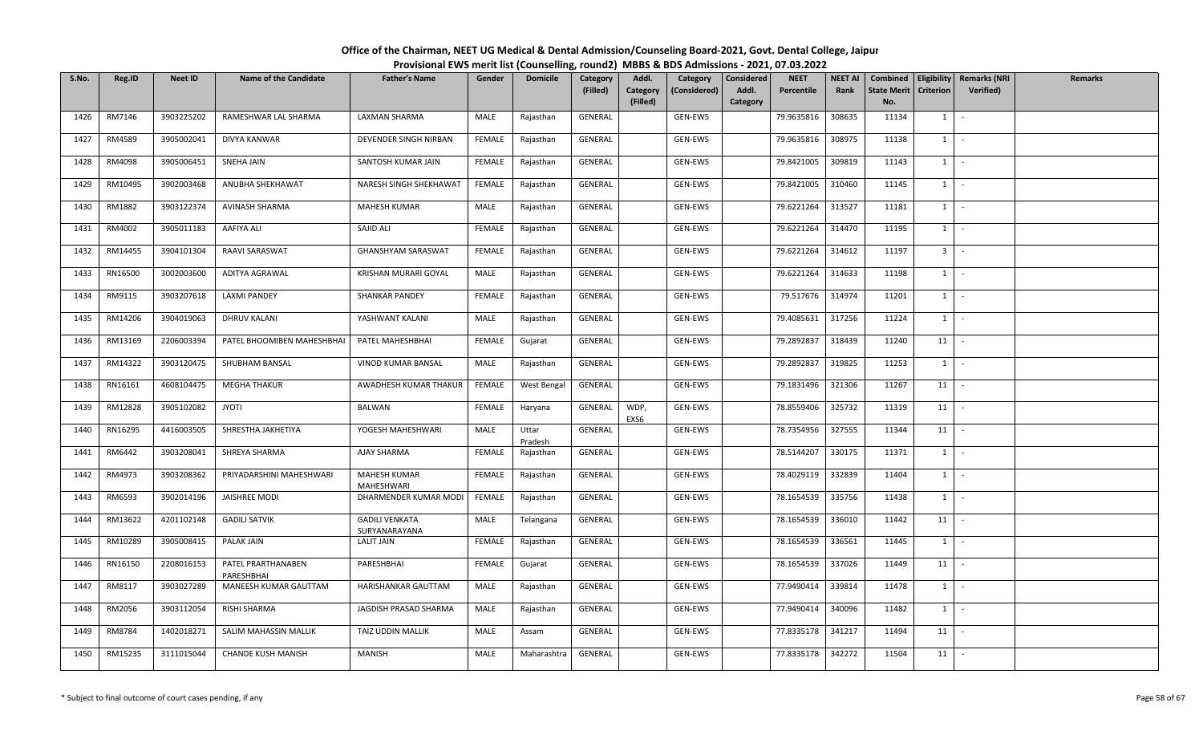# Office of the Chairman, NEET UG Medical & Dental Admission/Counseling Board-2021, Govt. Dental College, Jaipur

## Provisional EWS merit list (Counselling, round2) MBBS & BDS Admissions - 2021, 07.03.2022

| S.No. | Reg.ID | Neet ID | Name of the Candidate | Father's Name | Gender | Domicile | Category (Filled) | Addl. Category (Filled) | Category (Considered) | Considered Addl. Category | NEET Percentile | NEET AI Rank | Combined State Merit No. | Eligibility Criterion | Remarks (NRI Verified) | Remarks |
|---|---|---|---|---|---|---|---|---|---|---|---|---|---|---|---|---|
| 1426 | RM7146 | 3903225202 | RAMESHWAR LAL SHARMA | LAXMAN SHARMA | MALE | Rajasthan | GENERAL | | GEN-EWS | | 79.9635816 | 308635 | 11134 | 1 | - | |
| 1427 | RM4589 | 3905002041 | DIVYA KANWAR | DEVENDER SINGH NIRBAN | FEMALE | Rajasthan | GENERAL | | GEN-EWS | | 79.9635816 | 308975 | 11138 | 1 | - | |
| 1428 | RM4098 | 3905006451 | SNEHA JAIN | SANTOSH KUMAR JAIN | FEMALE | Rajasthan | GENERAL | | GEN-EWS | | 79.8421005 | 309819 | 11143 | 1 | - | |
| 1429 | RM10495 | 3902003468 | ANUBHA SHEKHAWAT | NARESH SINGH SHEKHAWAT | FEMALE | Rajasthan | GENERAL | | GEN-EWS | | 79.8421005 | 310460 | 11145 | 1 | - | |
| 1430 | RM1882 | 3903122374 | AVINASH SHARMA | MAHESH KUMAR | MALE | Rajasthan | GENERAL | | GEN-EWS | | 79.6221264 | 313527 | 11181 | 1 | - | |
| 1431 | RM4002 | 3905011183 | AAFIYA ALI | SAJID ALI | FEMALE | Rajasthan | GENERAL | | GEN-EWS | | 79.6221264 | 314470 | 11195 | 1 | - | |
| 1432 | RM14455 | 3904101304 | RAAVI SARASWAT | GHANSHYAM SARASWAT | FEMALE | Rajasthan | GENERAL | | GEN-EWS | | 79.6221264 | 314612 | 11197 | 3 | - | |
| 1433 | RN16500 | 3002003600 | ADITYA AGRAWAL | KRISHAN MURARI GOYAL | MALE | Rajasthan | GENERAL | | GEN-EWS | | 79.6221264 | 314633 | 11198 | 1 | - | |
| 1434 | RM9115 | 3903207618 | LAXMI PANDEY | SHANKAR PANDEY | FEMALE | Rajasthan | GENERAL | | GEN-EWS | | 79.517676 | 314974 | 11201 | 1 | - | |
| 1435 | RM14206 | 3904019063 | DHRUV KALANI | YASHWANT KALANI | MALE | Rajasthan | GENERAL | | GEN-EWS | | 79.4085631 | 317256 | 11224 | 1 | - | |
| 1436 | RM13169 | 2206003394 | PATEL BHOOMIBEN MAHESHBHAI | PATEL MAHESHBHAI | FEMALE | Gujarat | GENERAL | | GEN-EWS | | 79.2892837 | 318439 | 11240 | 11 | - | |
| 1437 | RM14322 | 3903120475 | SHUBHAM BANSAL | VINOD KUMAR BANSAL | MALE | Rajasthan | GENERAL | | GEN-EWS | | 79.2892837 | 319825 | 11253 | 1 | - | |
| 1438 | RN16161 | 4608104475 | MEGHA THAKUR | AWADHESH KUMAR THAKUR | FEMALE | West Bengal | GENERAL | | GEN-EWS | | 79.1831496 | 321306 | 11267 | 11 | - | |
| 1439 | RM12828 | 3905102082 | JYOTI | BALWAN | FEMALE | Haryana | GENERAL | WDP, EXS6 | GEN-EWS | | 78.8559406 | 325732 | 11319 | 11 | - | |
| 1440 | RN16295 | 4416003505 | SHRESTHA JAKHETIYA | YOGESH MAHESHWARI | MALE | Uttar Pradesh | GENERAL | | GEN-EWS | | 78.7354956 | 327555 | 11344 | 11 | - | |
| 1441 | RM6442 | 3903208041 | SHREYA SHARMA | AJAY SHARMA | FEMALE | Rajasthan | GENERAL | | GEN-EWS | | 78.5144207 | 330175 | 11371 | 1 | - | |
| 1442 | RM4973 | 3903208362 | PRIYADARSHINI MAHESHWARI | MAHESH KUMAR MAHESHWARI | FEMALE | Rajasthan | GENERAL | | GEN-EWS | | 78.4029119 | 332839 | 11404 | 1 | - | |
| 1443 | RM6593 | 3902014196 | JAISHREE MODI | DHARMENDER KUMAR MODI | FEMALE | Rajasthan | GENERAL | | GEN-EWS | | 78.1654539 | 335756 | 11438 | 1 | - | |
| 1444 | RM13622 | 4201102148 | GADILI SATVIK | GADILI VENKATA SURYANARAYANA | MALE | Telangana | GENERAL | | GEN-EWS | | 78.1654539 | 336010 | 11442 | 11 | - | |
| 1445 | RM10289 | 3905008415 | PALAK JAIN | LALIT JAIN | FEMALE | Rajasthan | GENERAL | | GEN-EWS | | 78.1654539 | 336561 | 11445 | 1 | - | |
| 1446 | RN16150 | 2208016153 | PATEL PRARTHANABEN PARESHBHAI | PARESHBHAI | FEMALE | Gujarat | GENERAL | | GEN-EWS | | 78.1654539 | 337026 | 11449 | 11 | - | |
| 1447 | RM8117 | 3903027289 | MANEESH KUMAR GAUTTAM | HARISHANKAR GAUTTAM | MALE | Rajasthan | GENERAL | | GEN-EWS | | 77.9490414 | 339814 | 11478 | 1 | - | |
| 1448 | RM2056 | 3903112054 | RISHI SHARMA | JAGDISH PRASAD SHARMA | MALE | Rajasthan | GENERAL | | GEN-EWS | | 77.9490414 | 340096 | 11482 | 1 | - | |
| 1449 | RM8784 | 1402018271 | SALIM MAHASSIN MALLIK | TAIZ UDDIN MALLIK | MALE | Assam | GENERAL | | GEN-EWS | | 77.8335178 | 341217 | 11494 | 11 | - | |
| 1450 | RM15235 | 3111015044 | CHANDE KUSH MANISH | MANISH | MALE | Maharashtra | GENERAL | | GEN-EWS | | 77.8335178 | 342272 | 11504 | 11 | - | |

\* Subject to final outcome of court cases pending, if any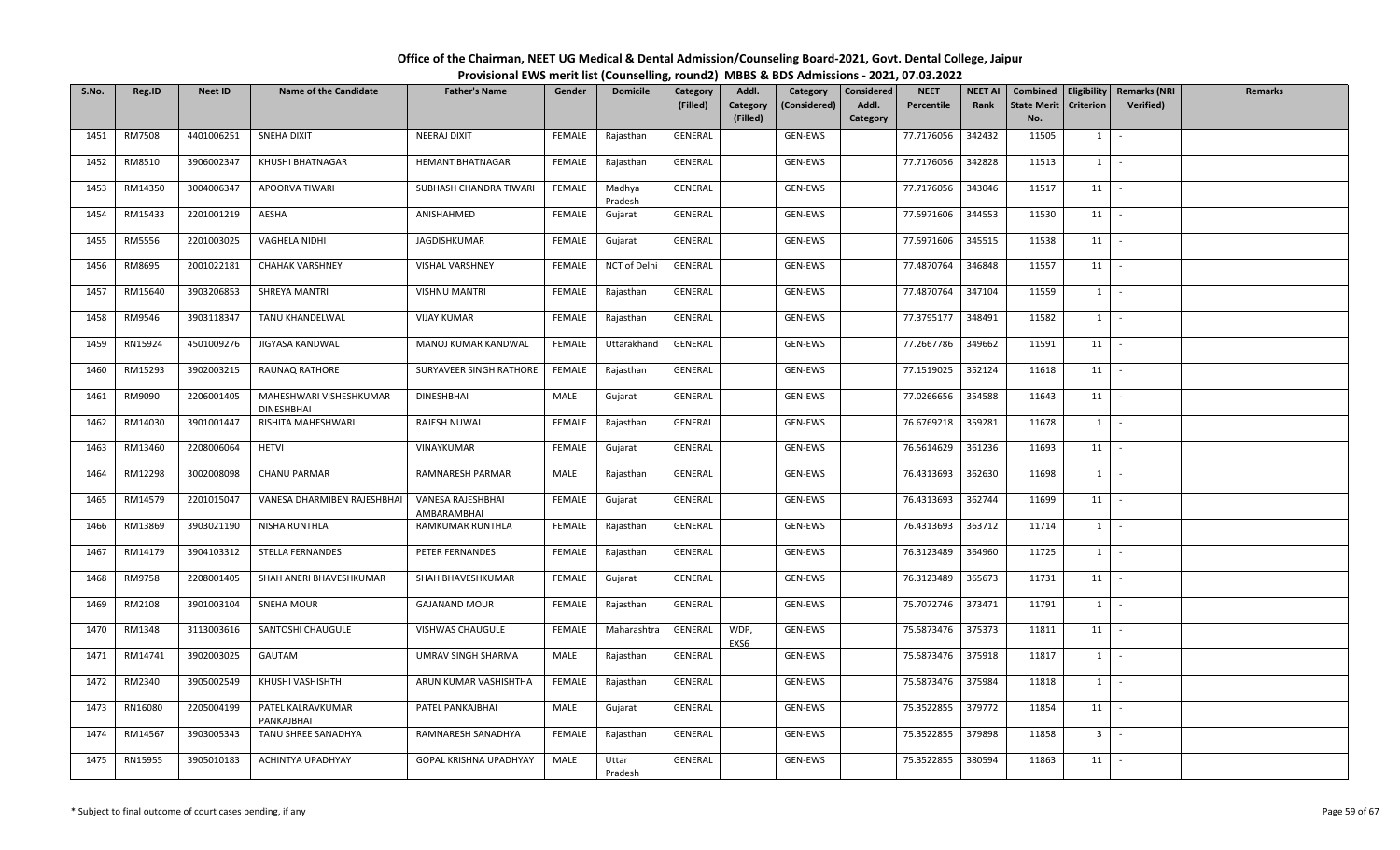# Office of the Chairman, NEET UG Medical & Dental Admission/Counseling Board-2021, Govt. Dental College, Jaipur

## Provisional EWS merit list (Counselling, round2) MBBS & BDS Admissions - 2021, 07.03.2022

| S.No. | Reg.ID | Neet ID | Name of the Candidate | Father's Name | Gender | Domicile | Category (Filled) | Addl. Category (Filled) | Category (Considered) | Considered Addl. Category | NEET Percentile | NEET AI Rank | Combined State Merit No. | Eligibility Criterion | Remarks (NRI Verified) | Remarks |
|---|---|---|---|---|---|---|---|---|---|---|---|---|---|---|---|---|
| 1451 | RM7508 | 4401006251 | SNEHA DIXIT | NEERAJ DIXIT | FEMALE | Rajasthan | GENERAL | | GEN-EWS | | 77.7176056 | 342432 | 11505 | 1 | - | |
| 1452 | RM8510 | 3906002347 | KHUSHI BHATNAGAR | HEMANT BHATNAGAR | FEMALE | Rajasthan | GENERAL | | GEN-EWS | | 77.7176056 | 342828 | 11513 | 1 | - | |
| 1453 | RM14350 | 3004006347 | APOORVA TIWARI | SUBHASH CHANDRA TIWARI | FEMALE | Madhya Pradesh | GENERAL | | GEN-EWS | | 77.7176056 | 343046 | 11517 | 11 | - | |
| 1454 | RM15433 | 2201001219 | AESHA | ANISHAHMED | FEMALE | Gujarat | GENERAL | | GEN-EWS | | 77.5971606 | 344553 | 11530 | 11 | - | |
| 1455 | RM5556 | 2201003025 | VAGHELA NIDHI | JAGDISHKUMAR | FEMALE | Gujarat | GENERAL | | GEN-EWS | | 77.5971606 | 345515 | 11538 | 11 | - | |
| 1456 | RM8695 | 2001022181 | CHAHAK VARSHNEY | VISHAL VARSHNEY | FEMALE | NCT of Delhi | GENERAL | | GEN-EWS | | 77.4870764 | 346848 | 11557 | 11 | - | |
| 1457 | RM15640 | 3903206853 | SHREYA MANTRI | VISHNU MANTRI | FEMALE | Rajasthan | GENERAL | | GEN-EWS | | 77.4870764 | 347104 | 11559 | 1 | - | |
| 1458 | RM9546 | 3903118347 | TANU KHANDELWAL | VIJAY KUMAR | FEMALE | Rajasthan | GENERAL | | GEN-EWS | | 77.3795177 | 348491 | 11582 | 1 | - | |
| 1459 | RN15924 | 4501009276 | JIGYASA KANDWAL | MANOJ KUMAR KANDWAL | FEMALE | Uttarakhand | GENERAL | | GEN-EWS | | 77.2667786 | 349662 | 11591 | 11 | - | |
| 1460 | RM15293 | 3902003215 | RAUNAQ RATHORE | SURYAVEER SINGH RATHORE | FEMALE | Rajasthan | GENERAL | | GEN-EWS | | 77.1519025 | 352124 | 11618 | 11 | - | |
| 1461 | RM9090 | 2206001405 | MAHESHWARI VISHESHKUMAR DINESHBHAI | DINESHBHAI | MALE | Gujarat | GENERAL | | GEN-EWS | | 77.0266656 | 354588 | 11643 | 11 | - | |
| 1462 | RM14030 | 3901001447 | RISHITA MAHESHWARI | RAJESH NUWAL | FEMALE | Rajasthan | GENERAL | | GEN-EWS | | 76.6769218 | 359281 | 11678 | 1 | - | |
| 1463 | RM13460 | 2208006064 | HETVI | VINAYKUMAR | FEMALE | Gujarat | GENERAL | | GEN-EWS | | 76.5614629 | 361236 | 11693 | 11 | - | |
| 1464 | RM12298 | 3002008098 | CHANU PARMAR | RAMNARESH PARMAR | MALE | Rajasthan | GENERAL | | GEN-EWS | | 76.4313693 | 362630 | 11698 | 1 | - | |
| 1465 | RM14579 | 2201015047 | VANESA DHARMIBEN RAJESHBHAI | VANESA RAJESHBHAI AMBARAMBHAI | FEMALE | Gujarat | GENERAL | | GEN-EWS | | 76.4313693 | 362744 | 11699 | 11 | - | |
| 1466 | RM13869 | 3903021190 | NISHA RUNTHLA | RAMKUMAR RUNTHLA | FEMALE | Rajasthan | GENERAL | | GEN-EWS | | 76.4313693 | 363712 | 11714 | 1 | - | |
| 1467 | RM14179 | 3904103312 | STELLA FERNANDES | PETER FERNANDES | FEMALE | Rajasthan | GENERAL | | GEN-EWS | | 76.3123489 | 364960 | 11725 | 1 | - | |
| 1468 | RM9758 | 2208001405 | SHAH ANERI BHAVESHKUMAR | SHAH BHAVESHKUMAR | FEMALE | Gujarat | GENERAL | | GEN-EWS | | 76.3123489 | 365673 | 11731 | 11 | - | |
| 1469 | RM2108 | 3901003104 | SNEHA MOUR | GAJANAND MOUR | FEMALE | Rajasthan | GENERAL | | GEN-EWS | | 75.7072746 | 373471 | 11791 | 1 | - | |
| 1470 | RM1348 | 3113003616 | SANTOSHI CHAUGULE | VISHWAS CHAUGULE | FEMALE | Maharashtra | GENERAL | WDP, EXS6 | GEN-EWS | | 75.5873476 | 375373 | 11811 | 11 | - | |
| 1471 | RM14741 | 3902003025 | GAUTAM | UMRAV SINGH SHARMA | MALE | Rajasthan | GENERAL | | GEN-EWS | | 75.5873476 | 375918 | 11817 | 1 | - | |
| 1472 | RM2340 | 3905002549 | KHUSHI VASHISHTH | ARUN KUMAR VASHISHTHA | FEMALE | Rajasthan | GENERAL | | GEN-EWS | | 75.5873476 | 375984 | 11818 | 1 | - | |
| 1473 | RN16080 | 2205004199 | PATEL KALRAVKUMAR PANKAJBHAI | PATEL PANKAJBHAI | MALE | Gujarat | GENERAL | | GEN-EWS | | 75.3522855 | 379772 | 11854 | 11 | - | |
| 1474 | RM14567 | 3903005343 | TANU SHREE SANADHYA | RAMNARESH SANADHYA | FEMALE | Rajasthan | GENERAL | | GEN-EWS | | 75.3522855 | 379898 | 11858 | 3 | - | |
| 1475 | RN15955 | 3905010183 | ACHINTYA UPADHYAY | GOPAL KRISHNA UPADHYAY | MALE | Uttar Pradesh | GENERAL | | GEN-EWS | | 75.3522855 | 380594 | 11863 | 11 | - | |

\* Subject to final outcome of court cases pending, if any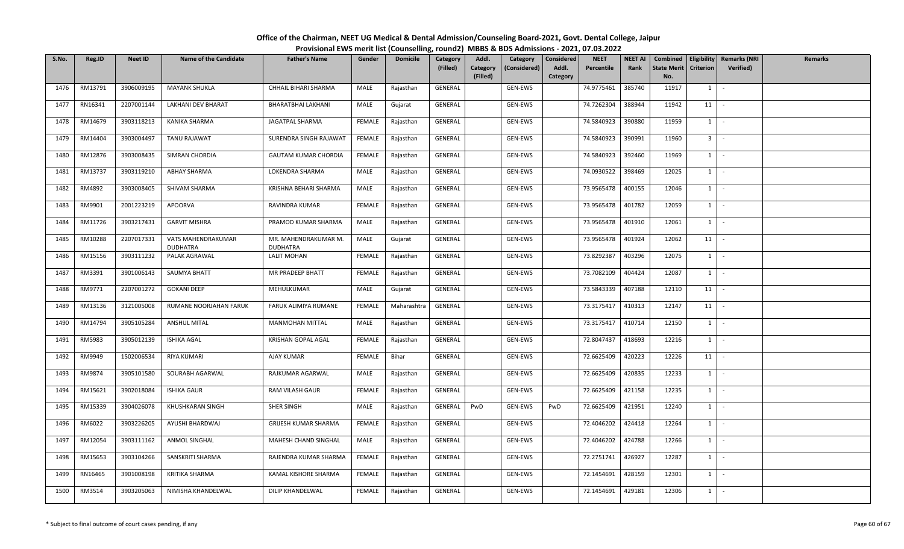# Office of the Chairman, NEET UG Medical & Dental Admission/Counseling Board-2021, Govt. Dental College, Jaipur

## Provisional EWS merit list (Counselling, round2) MBBS & BDS Admissions - 2021, 07.03.2022

| S.No. | Reg.ID | Neet ID | Name of the Candidate | Father's Name | Gender | Domicile | Category (Filled) | Addl. Category (Filled) | Category (Considered) | Considered Addl. Category | NEET Percentile | NEET AI Rank | Combined State Merit No. | Eligibility Criterion | Remarks (NRI Verified) | Remarks |
|---|---|---|---|---|---|---|---|---|---|---|---|---|---|---|---|---|
| 1476 | RM13791 | 3906009195 | MAYANK SHUKLA | CHHAIL BIHARI SHARMA | MALE | Rajasthan | GENERAL | | GEN-EWS | | 74.9775461 | 385740 | 11917 | 1 | - | |
| 1477 | RN16341 | 2207001144 | LAKHANI DEV BHARAT | BHARATBHAI LAKHANI | MALE | Gujarat | GENERAL | | GEN-EWS | | 74.7262304 | 388944 | 11942 | 11 | - | |
| 1478 | RM14679 | 3903118213 | KANIKA SHARMA | JAGATPAL SHARMA | FEMALE | Rajasthan | GENERAL | | GEN-EWS | | 74.5840923 | 390880 | 11959 | 1 | - | |
| 1479 | RM14404 | 3903004497 | TANU RAJAWAT | SURENDRA SINGH RAJAWAT | FEMALE | Rajasthan | GENERAL | | GEN-EWS | | 74.5840923 | 390991 | 11960 | 3 | - | |
| 1480 | RM12876 | 3903008435 | SIMRAN CHORDIA | GAUTAM KUMAR CHORDIA | FEMALE | Rajasthan | GENERAL | | GEN-EWS | | 74.5840923 | 392460 | 11969 | 1 | - | |
| 1481 | RM13737 | 3903119210 | ABHAY SHARMA | LOKENDRA SHARMA | MALE | Rajasthan | GENERAL | | GEN-EWS | | 74.0930522 | 398469 | 12025 | 1 | - | |
| 1482 | RM4892 | 3903008405 | SHIVAM SHARMA | KRISHNA BEHARI SHARMA | MALE | Rajasthan | GENERAL | | GEN-EWS | | 73.9565478 | 400155 | 12046 | 1 | - | |
| 1483 | RM9901 | 2001223219 | APOORVA | RAVINDRA KUMAR | FEMALE | Rajasthan | GENERAL | | GEN-EWS | | 73.9565478 | 401782 | 12059 | 1 | - | |
| 1484 | RM11726 | 3903217431 | GARVIT MISHRA | PRAMOD KUMAR SHARMA | MALE | Rajasthan | GENERAL | | GEN-EWS | | 73.9565478 | 401910 | 12061 | 1 | - | |
| 1485 | RM10288 | 2207017331 | VATS MAHENDRAKUMAR DUDHATRA | MR. MAHENDRAKUMAR M. DUDHATRA | MALE | Gujarat | GENERAL | | GEN-EWS | | 73.9565478 | 401924 | 12062 | 11 | - | |
| 1486 | RM15156 | 3903111232 | PALAK AGRAWAL | LALIT MOHAN | FEMALE | Rajasthan | GENERAL | | GEN-EWS | | 73.8292387 | 403296 | 12075 | 1 | - | |
| 1487 | RM3391 | 3901006143 | SAUMYA BHATT | MR PRADEEP BHATT | FEMALE | Rajasthan | GENERAL | | GEN-EWS | | 73.7082109 | 404424 | 12087 | 1 | - | |
| 1488 | RM9771 | 2207001272 | GOKANI DEEP | MEHULKUMAR | MALE | Gujarat | GENERAL | | GEN-EWS | | 73.5843339 | 407188 | 12110 | 11 | - | |
| 1489 | RM13136 | 3121005008 | RUMANE NOORJAHAN FARUK | FARUK ALIMIYA RUMANE | FEMALE | Maharashtra | GENERAL | | GEN-EWS | | 73.3175417 | 410313 | 12147 | 11 | - | |
| 1490 | RM14794 | 3905105284 | ANSHUL MITAL | MANMOHAN MITTAL | MALE | Rajasthan | GENERAL | | GEN-EWS | | 73.3175417 | 410714 | 12150 | 1 | - | |
| 1491 | RM5983 | 3905012139 | ISHIKA AGAL | KRISHAN GOPAL AGAL | FEMALE | Rajasthan | GENERAL | | GEN-EWS | | 72.8047437 | 418693 | 12216 | 1 | - | |
| 1492 | RM9949 | 1502006534 | RIYA KUMARI | AJAY KUMAR | FEMALE | Bihar | GENERAL | | GEN-EWS | | 72.6625409 | 420223 | 12226 | 11 | - | |
| 1493 | RM9874 | 3905101580 | SOURABH AGARWAL | RAJKUMAR AGARWAL | MALE | Rajasthan | GENERAL | | GEN-EWS | | 72.6625409 | 420835 | 12233 | 1 | - | |
| 1494 | RM15621 | 3902018084 | ISHIKA GAUR | RAM VILASH GAUR | FEMALE | Rajasthan | GENERAL | | GEN-EWS | | 72.6625409 | 421158 | 12235 | 1 | - | |
| 1495 | RM15339 | 3904026078 | KHUSHKARAN SINGH | SHER SINGH | MALE | Rajasthan | GENERAL | PwD | GEN-EWS | PwD | 72.6625409 | 421951 | 12240 | 1 | - | |
| 1496 | RM6022 | 3903226205 | AYUSHI BHARDWAJ | GRIJESH KUMAR SHARMA | FEMALE | Rajasthan | GENERAL | | GEN-EWS | | 72.4046202 | 424418 | 12264 | 1 | - | |
| 1497 | RM12054 | 3903111162 | ANMOL SINGHAL | MAHESH CHAND SINGHAL | MALE | Rajasthan | GENERAL | | GEN-EWS | | 72.4046202 | 424788 | 12266 | 1 | - | |
| 1498 | RM15653 | 3903104266 | SANSKRITI SHARMA | RAJENDRA KUMAR SHARMA | FEMALE | Rajasthan | GENERAL | | GEN-EWS | | 72.2751741 | 426927 | 12287 | 1 | - | |
| 1499 | RN16465 | 3901008198 | KRITIKA SHARMA | KAMAL KISHORE SHARMA | FEMALE | Rajasthan | GENERAL | | GEN-EWS | | 72.1454691 | 428159 | 12301 | 1 | - | |
| 1500 | RM3514 | 3903205063 | NIMISHA KHANDELWAL | DILIP KHANDELWAL | FEMALE | Rajasthan | GENERAL | | GEN-EWS | | 72.1454691 | 429181 | 12306 | 1 | - | |

\* Subject to final outcome of court cases pending, if any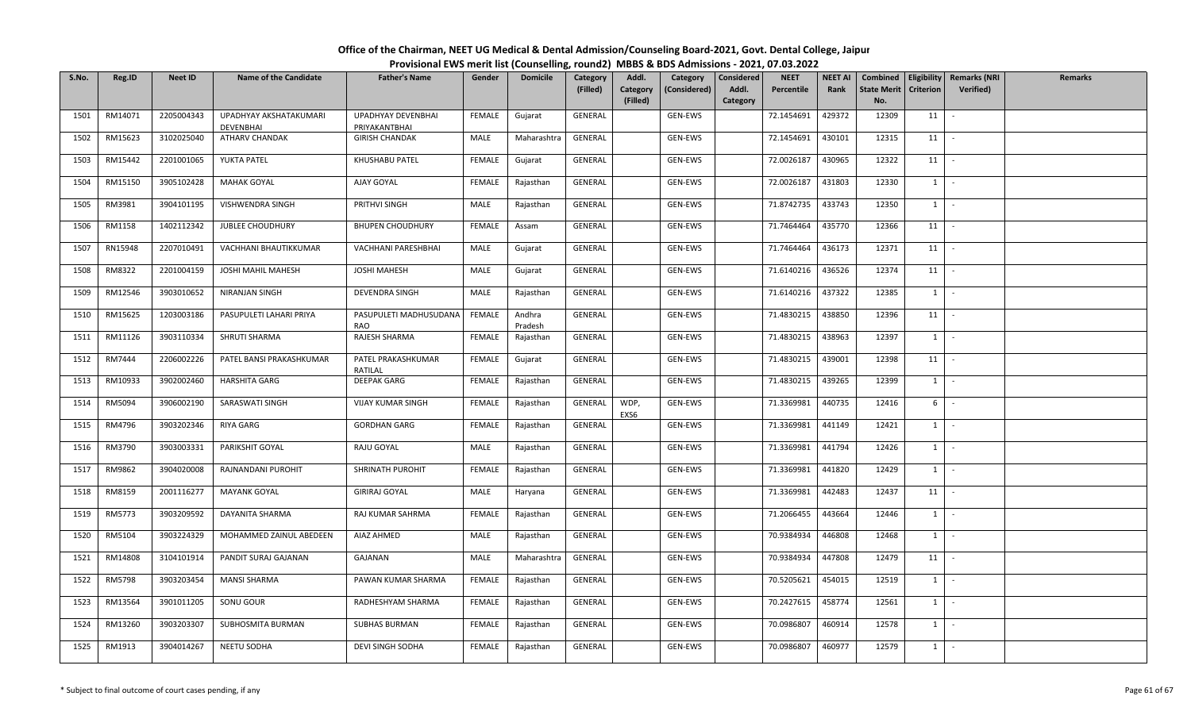# Office of the Chairman, NEET UG Medical & Dental Admission/Counseling Board-2021, Govt. Dental College, Jaipur

## Provisional EWS merit list (Counselling, round2) MBBS & BDS Admissions - 2021, 07.03.2022

| S.No. | Reg.ID | Neet ID | Name of the Candidate | Father's Name | Gender | Domicile | Category (Filled) | Addl. Category (Filled) | Category (Considered) | Considered Addl. Category | NEET Percentile | NEET AI Rank | Combined State Merit No. | Eligibility Criterion | Remarks (NRI Verified) | Remarks |
|---|---|---|---|---|---|---|---|---|---|---|---|---|---|---|---|---|
| 1501 | RM14071 | 2205004343 | UPADHYAY AKSHATAKUMARI DEVENBHAI | UPADHYAY DEVENBHAI PRIYAKANTBHAI | FEMALE | Gujarat | GENERAL | | GEN-EWS | | 72.1454691 | 429372 | 12309 | 11 | - | |
| 1502 | RM15623 | 3102025040 | ATHARV CHANDAK | GIRISH CHANDAK | MALE | Maharashtra | GENERAL | | GEN-EWS | | 72.1454691 | 430101 | 12315 | 11 | - | |
| 1503 | RM15442 | 2201001065 | YUKTA PATEL | KHUSHABU PATEL | FEMALE | Gujarat | GENERAL | | GEN-EWS | | 72.0026187 | 430965 | 12322 | 11 | - | |
| 1504 | RM15150 | 3905102428 | MAHAK GOYAL | AJAY GOYAL | FEMALE | Rajasthan | GENERAL | | GEN-EWS | | 72.0026187 | 431803 | 12330 | 1 | - | |
| 1505 | RM3981 | 3904101195 | VISHWENDRA SINGH | PRITHVI SINGH | MALE | Rajasthan | GENERAL | | GEN-EWS | | 71.8742735 | 433743 | 12350 | 1 | - | |
| 1506 | RM1158 | 1402112342 | JUBLEE CHOUDHURY | BHUPEN CHOUDHURY | FEMALE | Assam | GENERAL | | GEN-EWS | | 71.7464464 | 435770 | 12366 | 11 | - | |
| 1507 | RN15948 | 2207010491 | VACHHANI BHAUTIKKUMAR | VACHHANI PARESHBHAI | MALE | Gujarat | GENERAL | | GEN-EWS | | 71.7464464 | 436173 | 12371 | 11 | - | |
| 1508 | RM8322 | 2201004159 | JOSHI MAHIL MAHESH | JOSHI MAHESH | MALE | Gujarat | GENERAL | | GEN-EWS | | 71.6140216 | 436526 | 12374 | 11 | - | |
| 1509 | RM12546 | 3903010652 | NIRANJAN SINGH | DEVENDRA SINGH | MALE | Rajasthan | GENERAL | | GEN-EWS | | 71.6140216 | 437322 | 12385 | 1 | - | |
| 1510 | RM15625 | 1203003186 | PASUPULETI LAHARI PRIYA | PASUPULETI MADHUSUDANA RAO | FEMALE | Andhra Pradesh | GENERAL | | GEN-EWS | | 71.4830215 | 438850 | 12396 | 11 | - | |
| 1511 | RM11126 | 3903110334 | SHRUTI SHARMA | RAJESH SHARMA | FEMALE | Rajasthan | GENERAL | | GEN-EWS | | 71.4830215 | 438963 | 12397 | 1 | - | |
| 1512 | RM7444 | 2206002226 | PATEL BANSI PRAKASHKUMAR | PATEL PRAKASHKUMAR RATILAL | FEMALE | Gujarat | GENERAL | | GEN-EWS | | 71.4830215 | 439001 | 12398 | 11 | - | |
| 1513 | RM10933 | 3902002460 | HARSHITA GARG | DEEPAK GARG | FEMALE | Rajasthan | GENERAL | | GEN-EWS | | 71.4830215 | 439265 | 12399 | 1 | - | |
| 1514 | RM5094 | 3906002190 | SARASWATI SINGH | VIJAY KUMAR SINGH | FEMALE | Rajasthan | GENERAL | WDP, EXS6 | GEN-EWS | | 71.3369981 | 440735 | 12416 | 6 | - | |
| 1515 | RM4796 | 3903202346 | RIYA GARG | GORDHAN GARG | FEMALE | Rajasthan | GENERAL | | GEN-EWS | | 71.3369981 | 441149 | 12421 | 1 | - | |
| 1516 | RM3790 | 3903003331 | PARIKSHIT GOYAL | RAJU GOYAL | MALE | Rajasthan | GENERAL | | GEN-EWS | | 71.3369981 | 441794 | 12426 | 1 | - | |
| 1517 | RM9862 | 3904020008 | RAJNANDANI PUROHIT | SHRINATH PUROHIT | FEMALE | Rajasthan | GENERAL | | GEN-EWS | | 71.3369981 | 441820 | 12429 | 1 | - | |
| 1518 | RM8159 | 2001116277 | MAYANK GOYAL | GIRIRAJ GOYAL | MALE | Haryana | GENERAL | | GEN-EWS | | 71.3369981 | 442483 | 12437 | 11 | - | |
| 1519 | RM5773 | 3903209592 | DAYANITA SHARMA | RAJ KUMAR SAHRMA | FEMALE | Rajasthan | GENERAL | | GEN-EWS | | 71.2066455 | 443664 | 12446 | 1 | - | |
| 1520 | RM5104 | 3903224329 | MOHAMMED ZAINUL ABEDEEN | AIAZ AHMED | MALE | Rajasthan | GENERAL | | GEN-EWS | | 70.9384934 | 446808 | 12468 | 1 | - | |
| 1521 | RM14808 | 3104101914 | PANDIT SURAJ GAJANAN | GAJANAN | MALE | Maharashtra | GENERAL | | GEN-EWS | | 70.9384934 | 447808 | 12479 | 11 | - | |
| 1522 | RM5798 | 3903203454 | MANSI SHARMA | PAWAN KUMAR SHARMA | FEMALE | Rajasthan | GENERAL | | GEN-EWS | | 70.5205621 | 454015 | 12519 | 1 | - | |
| 1523 | RM13564 | 3901011205 | SONU GOUR | RADHESHYAM SHARMA | FEMALE | Rajasthan | GENERAL | | GEN-EWS | | 70.2427615 | 458774 | 12561 | 1 | - | |
| 1524 | RM13260 | 3903203307 | SUBHOSMITA BURMAN | SUBHAS BURMAN | FEMALE | Rajasthan | GENERAL | | GEN-EWS | | 70.0986807 | 460914 | 12578 | 1 | - | |
| 1525 | RM1913 | 3904014267 | NEETU SODHA | DEVI SINGH SODHA | FEMALE | Rajasthan | GENERAL | | GEN-EWS | | 70.0986807 | 460977 | 12579 | 1 | - | |

\* Subject to final outcome of court cases pending, if any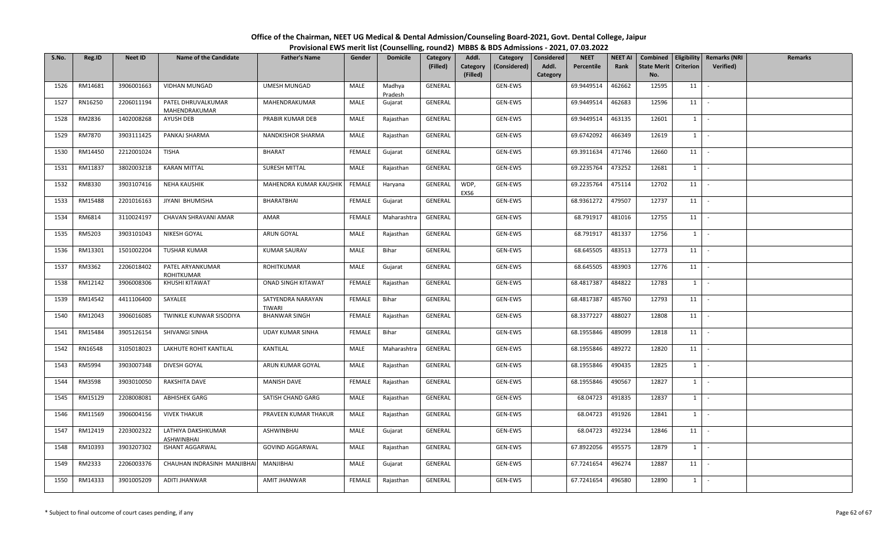# Office of the Chairman, NEET UG Medical & Dental Admission/Counseling Board-2021, Govt. Dental College, Jaipur

## Provisional EWS merit list (Counselling, round2) MBBS & BDS Admissions - 2021, 07.03.2022

| S.No. | Reg.ID | Neet ID | Name of the Candidate | Father's Name | Gender | Domicile | Category (Filled) | Addl. Category (Filled) | Category (Considered) | Considered Addl. Category | NEET Percentile | NEET AI Rank | Combined State Merit No. | Eligibility Criterion | Remarks (NRI Verified) | Remarks |
|---|---|---|---|---|---|---|---|---|---|---|---|---|---|---|---|---|
| 1526 | RM14681 | 3906001663 | VIDHAN MUNGAD | UMESH MUNGAD | MALE | Madhya Pradesh | GENERAL | | GEN-EWS | | 69.9449514 | 462662 | 12595 | 11 | - | |
| 1527 | RN16250 | 2206011194 | PATEL DHRUVALKUMAR MAHENDRAKUMAR | MAHENDRAKUMAR | MALE | Gujarat | GENERAL | | GEN-EWS | | 69.9449514 | 462683 | 12596 | 11 | - | |
| 1528 | RM2836 | 1402008268 | AYUSH DEB | PRABIR KUMAR DEB | MALE | Rajasthan | GENERAL | | GEN-EWS | | 69.9449514 | 463135 | 12601 | 1 | - | |
| 1529 | RM7870 | 3903111425 | PANKAJ SHARMA | NANDKISHOR SHARMA | MALE | Rajasthan | GENERAL | | GEN-EWS | | 69.6742092 | 466349 | 12619 | 1 | - | |
| 1530 | RM14450 | 2212001024 | TISHA | BHARAT | FEMALE | Gujarat | GENERAL | | GEN-EWS | | 69.3911634 | 471746 | 12660 | 11 | - | |
| 1531 | RM11837 | 3802003218 | KARAN MITTAL | SURESH MITTAL | MALE | Rajasthan | GENERAL | | GEN-EWS | | 69.2235764 | 473252 | 12681 | 1 | - | |
| 1532 | RM8330 | 3903107416 | NEHA KAUSHIK | MAHENDRA KUMAR KAUSHIK | FEMALE | Haryana | GENERAL | WDP, EXS6 | GEN-EWS | | 69.2235764 | 475114 | 12702 | 11 | - | |
| 1533 | RM15488 | 2201016163 | JIYANI BHUMISHA | BHARATBHAI | FEMALE | Gujarat | GENERAL | | GEN-EWS | | 68.9361272 | 479507 | 12737 | 11 | - | |
| 1534 | RM6814 | 3110024197 | CHAVAN SHRAVANI AMAR | AMAR | FEMALE | Maharashtra | GENERAL | | GEN-EWS | | 68.791917 | 481016 | 12755 | 11 | - | |
| 1535 | RM5203 | 3903101043 | NIKESH GOYAL | ARUN GOYAL | MALE | Rajasthan | GENERAL | | GEN-EWS | | 68.791917 | 481337 | 12756 | 1 | - | |
| 1536 | RM13301 | 1501002204 | TUSHAR KUMAR | KUMAR SAURAV | MALE | Bihar | GENERAL | | GEN-EWS | | 68.645505 | 483513 | 12773 | 11 | - | |
| 1537 | RM3362 | 2206018402 | PATEL ARYANKUMAR ROHITKUMAR | ROHITKUMAR | MALE | Gujarat | GENERAL | | GEN-EWS | | 68.645505 | 483903 | 12776 | 11 | - | |
| 1538 | RM12142 | 3906008306 | KHUSHI KITAWAT | ONAD SINGH KITAWAT | FEMALE | Rajasthan | GENERAL | | GEN-EWS | | 68.4817387 | 484822 | 12783 | 1 | - | |
| 1539 | RM14542 | 4411106400 | SAYALEE | SATYENDRA NARAYAN TIWARI | FEMALE | Bihar | GENERAL | | GEN-EWS | | 68.4817387 | 485760 | 12793 | 11 | - | |
| 1540 | RM12043 | 3906016085 | TWINKLE KUNWAR SISODIYA | BHANWAR SINGH | FEMALE | Rajasthan | GENERAL | | GEN-EWS | | 68.3377227 | 488027 | 12808 | 11 | - | |
| 1541 | RM15484 | 3905126154 | SHIVANGI SINHA | UDAY KUMAR SINHA | FEMALE | Bihar | GENERAL | | GEN-EWS | | 68.1955846 | 489099 | 12818 | 11 | - | |
| 1542 | RN16548 | 3105018023 | LAKHUTE ROHIT KANTILAL | KANTILAL | MALE | Maharashtra | GENERAL | | GEN-EWS | | 68.1955846 | 489272 | 12820 | 11 | - | |
| 1543 | RM5994 | 3903007348 | DIVESH GOYAL | ARUN KUMAR GOYAL | MALE | Rajasthan | GENERAL | | GEN-EWS | | 68.1955846 | 490435 | 12825 | 1 | - | |
| 1544 | RM3598 | 3903010050 | RAKSHITA DAVE | MANISH DAVE | FEMALE | Rajasthan | GENERAL | | GEN-EWS | | 68.1955846 | 490567 | 12827 | 1 | - | |
| 1545 | RM15129 | 2208008081 | ABHISHEK GARG | SATISH CHAND GARG | MALE | Rajasthan | GENERAL | | GEN-EWS | | 68.04723 | 491835 | 12837 | 1 | - | |
| 1546 | RM11569 | 3906004156 | VIVEK THAKUR | PRAVEEN KUMAR THAKUR | MALE | Rajasthan | GENERAL | | GEN-EWS | | 68.04723 | 491926 | 12841 | 1 | - | |
| 1547 | RM12419 | 2203002322 | LATHIYA DAKSHKUMAR ASHWINBHAI | ASHWINBHAI | MALE | Gujarat | GENERAL | | GEN-EWS | | 68.04723 | 492234 | 12846 | 11 | - | |
| 1548 | RM10393 | 3903207302 | ISHANT AGGARWAL | GOVIND AGGARWAL | MALE | Rajasthan | GENERAL | | GEN-EWS | | 67.8922056 | 495575 | 12879 | 1 | - | |
| 1549 | RM2333 | 2206003376 | CHAUHAN INDRASINH MANJIBHAI | MANJIBHAI | MALE | Gujarat | GENERAL | | GEN-EWS | | 67.7241654 | 496274 | 12887 | 11 | - | |
| 1550 | RM14333 | 3901005209 | ADITI JHANWAR | AMIT JHANWAR | FEMALE | Rajasthan | GENERAL | | GEN-EWS | | 67.7241654 | 496580 | 12890 | 1 | - | |

\* Subject to final outcome of court cases pending, if any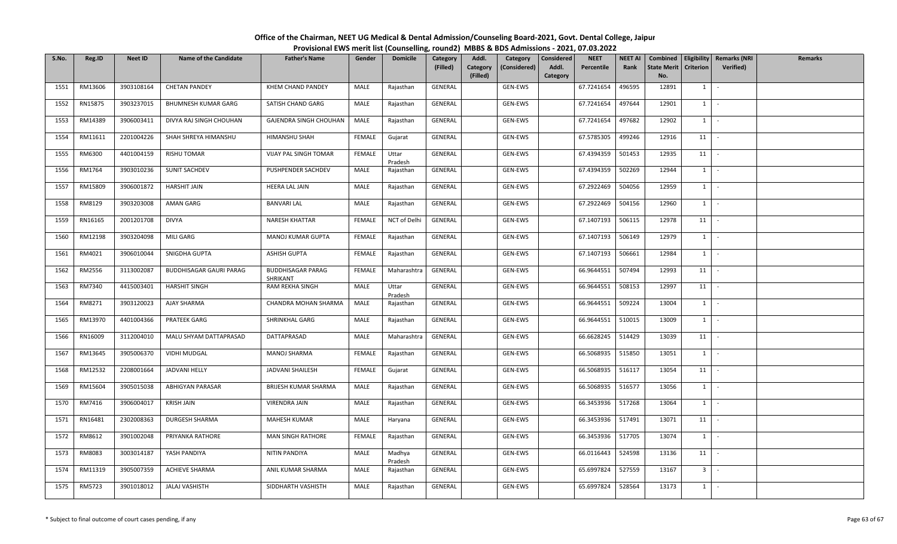# Office of the Chairman, NEET UG Medical & Dental Admission/Counseling Board-2021, Govt. Dental College, Jaipur

## Provisional EWS merit list (Counselling, round2) MBBS & BDS Admissions - 2021, 07.03.2022

| S.No. | Reg.ID | Neet ID | Name of the Candidate | Father's Name | Gender | Domicile | Category (Filled) | Addl. Category (Filled) | Category (Considered) | Considered Addl. Category | NEET Percentile | NEET AI Rank | Combined State Merit No. | Eligibility Criterion | Remarks (NRI Verified) | Remarks |
|---|---|---|---|---|---|---|---|---|---|---|---|---|---|---|---|---|
| 1551 | RM13606 | 3903108164 | CHETAN PANDEY | KHEM CHAND PANDEY | MALE | Rajasthan | GENERAL | | GEN-EWS | | 67.7241654 | 496595 | 12891 | 1 | - | |
| 1552 | RN15875 | 3903237015 | BHUMNESH KUMAR GARG | SATISH CHAND GARG | MALE | Rajasthan | GENERAL | | GEN-EWS | | 67.7241654 | 497644 | 12901 | 1 | - | |
| 1553 | RM14389 | 3906003411 | DIVYA RAJ SINGH CHOUHAN | GAJENDRA SINGH CHOUHAN | MALE | Rajasthan | GENERAL | | GEN-EWS | | 67.7241654 | 497682 | 12902 | 1 | - | |
| 1554 | RM11611 | 2201004226 | SHAH SHREYA HIMANSHU | HIMANSHU SHAH | FEMALE | Gujarat | GENERAL | | GEN-EWS | | 67.5785305 | 499246 | 12916 | 11 | - | |
| 1555 | RM6300 | 4401004159 | RISHU TOMAR | VIJAY PAL SINGH TOMAR | FEMALE | Uttar Pradesh | GENERAL | | GEN-EWS | | 67.4394359 | 501453 | 12935 | 11 | - | |
| 1556 | RM1764 | 3903010236 | SUNIT SACHDEV | PUSHPENDER SACHDEV | MALE | Rajasthan | GENERAL | | GEN-EWS | | 67.4394359 | 502269 | 12944 | 1 | - | |
| 1557 | RM15809 | 3906001872 | HARSHIT JAIN | HEERA LAL JAIN | MALE | Rajasthan | GENERAL | | GEN-EWS | | 67.2922469 | 504056 | 12959 | 1 | - | |
| 1558 | RM8129 | 3903203008 | AMAN GARG | BANVARI LAL | MALE | Rajasthan | GENERAL | | GEN-EWS | | 67.2922469 | 504156 | 12960 | 1 | - | |
| 1559 | RN16165 | 2001201708 | DIVYA | NARESH KHATTAR | FEMALE | NCT of Delhi | GENERAL | | GEN-EWS | | 67.1407193 | 506115 | 12978 | 11 | - | |
| 1560 | RM12198 | 3903204098 | MILI GARG | MANOJ KUMAR GUPTA | FEMALE | Rajasthan | GENERAL | | GEN-EWS | | 67.1407193 | 506149 | 12979 | 1 | - | |
| 1561 | RM4021 | 3906010044 | SNIGDHA GUPTA | ASHISH GUPTA | FEMALE | Rajasthan | GENERAL | | GEN-EWS | | 67.1407193 | 506661 | 12984 | 1 | - | |
| 1562 | RM2556 | 3113002087 | BUDDHISAGAR GAURI PARAG | BUDDHISAGAR PARAG SHRIKANT | FEMALE | Maharashtra | GENERAL | | GEN-EWS | | 66.9644551 | 507494 | 12993 | 11 | - | |
| 1563 | RM7340 | 4415003401 | HARSHIT SINGH | RAM REKHA SINGH | MALE | Uttar Pradesh | GENERAL | | GEN-EWS | | 66.9644551 | 508153 | 12997 | 11 | - | |
| 1564 | RM8271 | 3903120023 | AJAY SHARMA | CHANDRA MOHAN SHARMA | MALE | Rajasthan | GENERAL | | GEN-EWS | | 66.9644551 | 509224 | 13004 | 1 | - | |
| 1565 | RM13970 | 4401004366 | PRATEEK GARG | SHRINKHAL GARG | MALE | Rajasthan | GENERAL | | GEN-EWS | | 66.9644551 | 510015 | 13009 | 1 | - | |
| 1566 | RN16009 | 3112004010 | MALU SHYAM DATTAPRASAD | DATTAPRASAD | MALE | Maharashtra | GENERAL | | GEN-EWS | | 66.6628245 | 514429 | 13039 | 11 | - | |
| 1567 | RM13645 | 3905006370 | VIDHI MUDGAL | MANOJ SHARMA | FEMALE | Rajasthan | GENERAL | | GEN-EWS | | 66.5068935 | 515850 | 13051 | 1 | - | |
| 1568 | RM12532 | 2208001664 | JADVANI HELLY | JADVANI SHAILESH | FEMALE | Gujarat | GENERAL | | GEN-EWS | | 66.5068935 | 516117 | 13054 | 11 | - | |
| 1569 | RM15604 | 3905015038 | ABHIGYAN PARASAR | BRIJESH KUMAR SHARMA | MALE | Rajasthan | GENERAL | | GEN-EWS | | 66.5068935 | 516577 | 13056 | 1 | - | |
| 1570 | RM7416 | 3906004017 | KRISH JAIN | VIRENDRA JAIN | MALE | Rajasthan | GENERAL | | GEN-EWS | | 66.3453936 | 517268 | 13064 | 1 | - | |
| 1571 | RN16481 | 2302008363 | DURGESH SHARMA | MAHESH KUMAR | MALE | Haryana | GENERAL | | GEN-EWS | | 66.3453936 | 517491 | 13071 | 11 | - | |
| 1572 | RM8612 | 3901002048 | PRIYANKA RATHORE | MAN SINGH RATHORE | FEMALE | Rajasthan | GENERAL | | GEN-EWS | | 66.3453936 | 517705 | 13074 | 1 | - | |
| 1573 | RM8083 | 3003014187 | YASH PANDIYA | NITIN PANDIYA | MALE | Madhya Pradesh | GENERAL | | GEN-EWS | | 66.0116443 | 524598 | 13136 | 11 | - | |
| 1574 | RM11319 | 3905007359 | ACHIEVE SHARMA | ANIL KUMAR SHARMA | MALE | Rajasthan | GENERAL | | GEN-EWS | | 65.6997824 | 527559 | 13167 | 3 | - | |
| 1575 | RM5723 | 3901018012 | JALAJ VASHISTH | SIDDHARTH VASHISTH | MALE | Rajasthan | GENERAL | | GEN-EWS | | 65.6997824 | 528564 | 13173 | 1 | - | |

\* Subject to final outcome of court cases pending, if any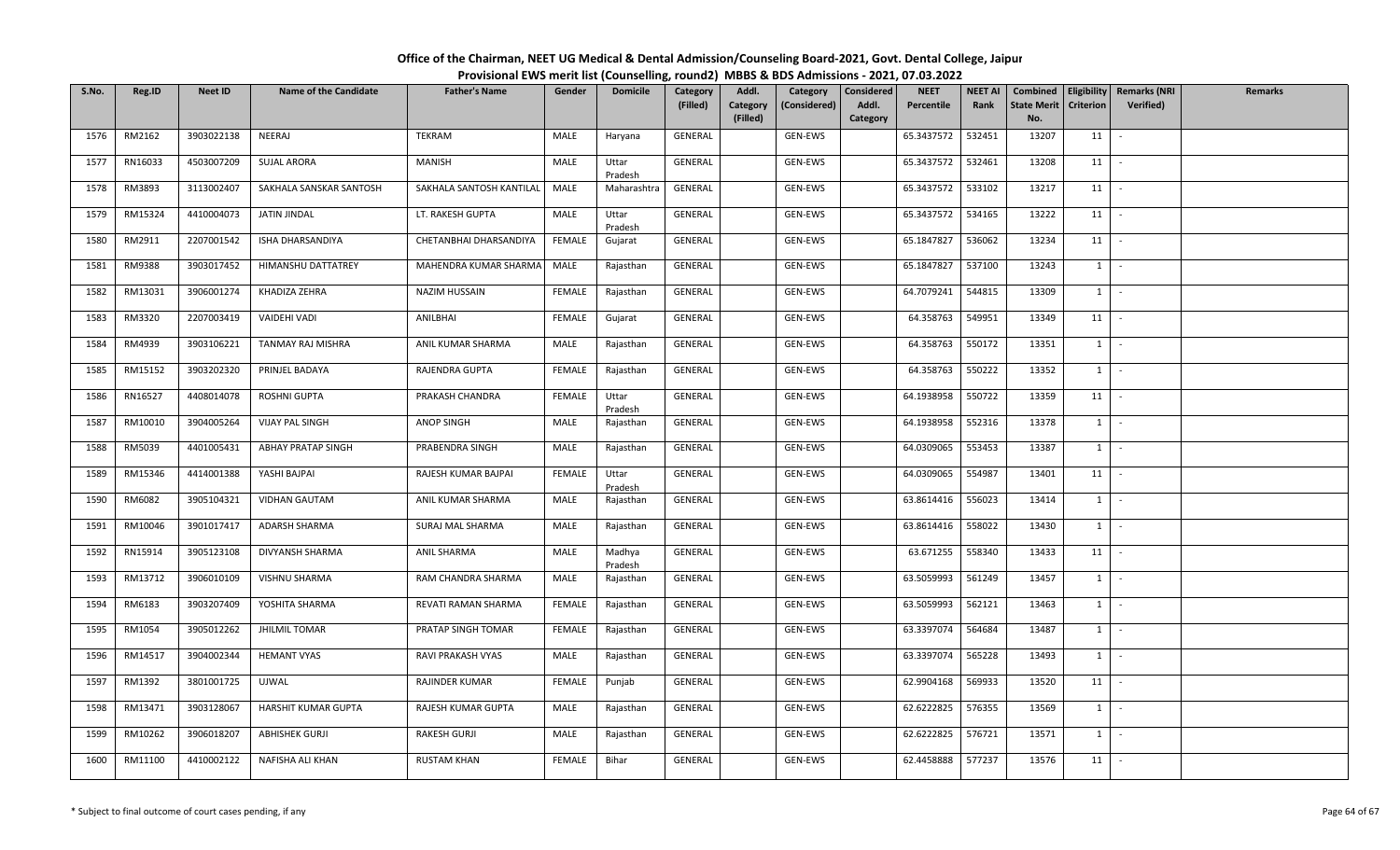# Office of the Chairman, NEET UG Medical & Dental Admission/Counseling Board-2021, Govt. Dental College, Jaipur

## Provisional EWS merit list (Counselling, round2) MBBS & BDS Admissions - 2021, 07.03.2022

| S.No. | Reg.ID | Neet ID | Name of the Candidate | Father's Name | Gender | Domicile | Category (Filled) | Addl. Category (Filled) | Category (Considered) | Considered Addl. Category | NEET Percentile | NEET AI Rank | Combined State Merit No. | Eligibility Criterion | Remarks (NRI Verified) | Remarks |
|---|---|---|---|---|---|---|---|---|---|---|---|---|---|---|---|---|
| 1576 | RM2162 | 3903022138 | NEERAJ | TEKRAM | MALE | Haryana | GENERAL | | GEN-EWS | | 65.3437572 | 532451 | 13207 | 11 | - | |
| 1577 | RN16033 | 4503007209 | SUJAL ARORA | MANISH | MALE | Uttar Pradesh | GENERAL | | GEN-EWS | | 65.3437572 | 532461 | 13208 | 11 | - | |
| 1578 | RM3893 | 3113002407 | SAKHALA SANSKAR SANTOSH | SAKHALA SANTOSH KANTILAL | MALE | Maharashtra | GENERAL | | GEN-EWS | | 65.3437572 | 533102 | 13217 | 11 | - | |
| 1579 | RM15324 | 4410004073 | JATIN JINDAL | LT. RAKESH GUPTA | MALE | Uttar Pradesh | GENERAL | | GEN-EWS | | 65.3437572 | 534165 | 13222 | 11 | - | |
| 1580 | RM2911 | 2207001542 | ISHA DHARSANDIYA | CHETANBHAI DHARSANDIYA | FEMALE | Gujarat | GENERAL | | GEN-EWS | | 65.1847827 | 536062 | 13234 | 11 | - | |
| 1581 | RM9388 | 3903017452 | HIMANSHU DATTATREY | MAHENDRA KUMAR SHARMA | MALE | Rajasthan | GENERAL | | GEN-EWS | | 65.1847827 | 537100 | 13243 | 1 | - | |
| 1582 | RM13031 | 3906001274 | KHADIZA ZEHRA | NAZIM HUSSAIN | FEMALE | Rajasthan | GENERAL | | GEN-EWS | | 64.7079241 | 544815 | 13309 | 1 | - | |
| 1583 | RM3320 | 2207003419 | VAIDEHI VADI | ANILBHAI | FEMALE | Gujarat | GENERAL | | GEN-EWS | | 64.358763 | 549951 | 13349 | 11 | - | |
| 1584 | RM4939 | 3903106221 | TANMAY RAJ MISHRA | ANIL KUMAR SHARMA | MALE | Rajasthan | GENERAL | | GEN-EWS | | 64.358763 | 550172 | 13351 | 1 | - | |
| 1585 | RM15152 | 3903202320 | PRINJEL BADAYA | RAJENDRA GUPTA | FEMALE | Rajasthan | GENERAL | | GEN-EWS | | 64.358763 | 550222 | 13352 | 1 | - | |
| 1586 | RN16527 | 4408014078 | ROSHNI GUPTA | PRAKASH CHANDRA | FEMALE | Uttar Pradesh | GENERAL | | GEN-EWS | | 64.1938958 | 550722 | 13359 | 11 | - | |
| 1587 | RM10010 | 3904005264 | VIJAY PAL SINGH | ANOP SINGH | MALE | Rajasthan | GENERAL | | GEN-EWS | | 64.1938958 | 552316 | 13378 | 1 | - | |
| 1588 | RM5039 | 4401005431 | ABHAY PRATAP SINGH | PRABENDRA SINGH | MALE | Rajasthan | GENERAL | | GEN-EWS | | 64.0309065 | 553453 | 13387 | 1 | - | |
| 1589 | RM15346 | 4414001388 | YASHI BAJPAI | RAJESH KUMAR BAJPAI | FEMALE | Uttar Pradesh | GENERAL | | GEN-EWS | | 64.0309065 | 554987 | 13401 | 11 | - | |
| 1590 | RM6082 | 3905104321 | VIDHAN GAUTAM | ANIL KUMAR SHARMA | MALE | Rajasthan | GENERAL | | GEN-EWS | | 63.8614416 | 556023 | 13414 | 1 | - | |
| 1591 | RM10046 | 3901017417 | ADARSH SHARMA | SURAJ MAL SHARMA | MALE | Rajasthan | GENERAL | | GEN-EWS | | 63.8614416 | 558022 | 13430 | 1 | - | |
| 1592 | RN15914 | 3905123108 | DIVYANSH SHARMA | ANIL SHARMA | MALE | Madhya Pradesh | GENERAL | | GEN-EWS | | 63.671255 | 558340 | 13433 | 11 | - | |
| 1593 | RM13712 | 3906010109 | VISHNU SHARMA | RAM CHANDRA SHARMA | MALE | Rajasthan | GENERAL | | GEN-EWS | | 63.5059993 | 561249 | 13457 | 1 | - | |
| 1594 | RM6183 | 3903207409 | YOSHITA SHARMA | REVATI RAMAN SHARMA | FEMALE | Rajasthan | GENERAL | | GEN-EWS | | 63.5059993 | 562121 | 13463 | 1 | - | |
| 1595 | RM1054 | 3905012262 | JHILMIL TOMAR | PRATAP SINGH TOMAR | FEMALE | Rajasthan | GENERAL | | GEN-EWS | | 63.3397074 | 564684 | 13487 | 1 | - | |
| 1596 | RM14517 | 3904002344 | HEMANT VYAS | RAVI PRAKASH VYAS | MALE | Rajasthan | GENERAL | | GEN-EWS | | 63.3397074 | 565228 | 13493 | 1 | - | |
| 1597 | RM1392 | 3801001725 | UJWAL | RAJINDER KUMAR | FEMALE | Punjab | GENERAL | | GEN-EWS | | 62.9904168 | 569933 | 13520 | 11 | - | |
| 1598 | RM13471 | 3903128067 | HARSHIT KUMAR GUPTA | RAJESH KUMAR GUPTA | MALE | Rajasthan | GENERAL | | GEN-EWS | | 62.6222825 | 576355 | 13569 | 1 | - | |
| 1599 | RM10262 | 3906018207 | ABHISHEK GURJI | RAKESH GURJI | MALE | Rajasthan | GENERAL | | GEN-EWS | | 62.6222825 | 576721 | 13571 | 1 | - | |
| 1600 | RM11100 | 4410002122 | NAFISHA ALI KHAN | RUSTAM KHAN | FEMALE | Bihar | GENERAL | | GEN-EWS | | 62.4458888 | 577237 | 13576 | 11 | - | |

\* Subject to final outcome of court cases pending, if any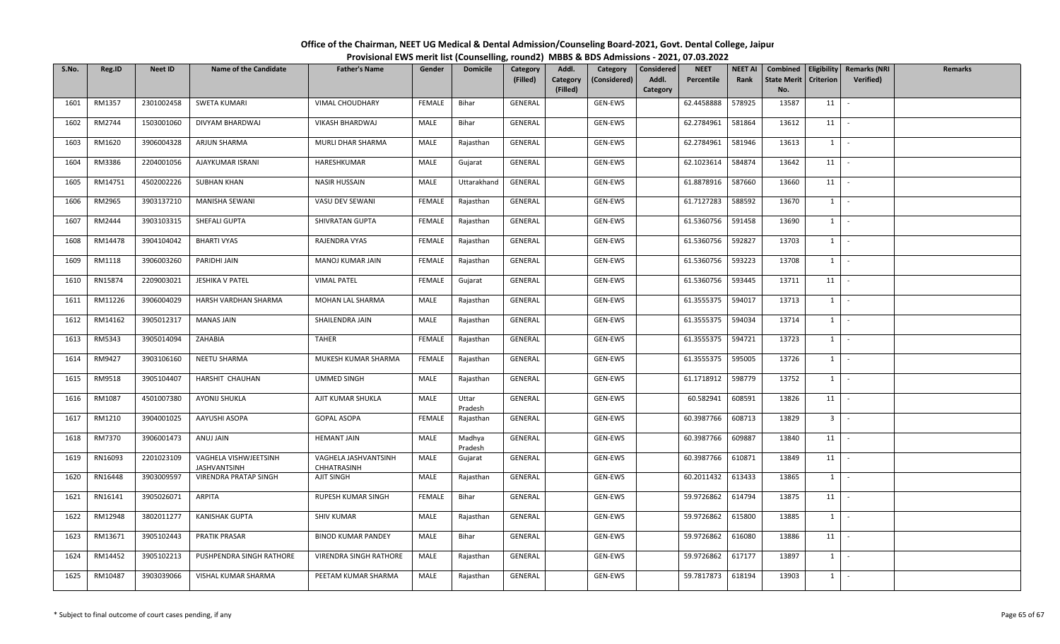**Office of the Chairman, NEET UG Medical & Dental Admission/Counseling Board-2021, Govt. Dental College, Jaipur**

**Provisional EWS merit list (Counselling, round2) MBBS & BDS Admissions - 2021, 07.03.2022**

| S.No. | Reg.ID | Neet ID | Name of the Candidate | Father's Name | Gender | Domicile | Category (Filled) | Addl. Category (Filled) | Category (Considered) | Considered Addl. Category | NEET Percentile | NEET AI Rank | Combined State Merit No. | Eligibility Criterion | Remarks (NRI Verified) | Remarks |
|---|---|---|---|---|---|---|---|---|---|---|---|---|---|---|---|---|
| 1601 | RM1357 | 2301002458 | SWETA KUMARI | VIMAL CHOUDHARY | FEMALE | Bihar | GENERAL | | GEN-EWS | | 62.4458888 | 578925 | 13587 | 11 | - | |
| 1602 | RM2744 | 1503001060 | DIVYAM BHARDWAJ | VIKASH BHARDWAJ | MALE | Bihar | GENERAL | | GEN-EWS | | 62.2784961 | 581864 | 13612 | 11 | - | |
| 1603 | RM1620 | 3906004328 | ARJUN SHARMA | MURLI DHAR SHARMA | MALE | Rajasthan | GENERAL | | GEN-EWS | | 62.2784961 | 581946 | 13613 | 1 | - | |
| 1604 | RM3386 | 2204001056 | AJAYKUMAR ISRANI | HARESHKUMAR | MALE | Gujarat | GENERAL | | GEN-EWS | | 62.1023614 | 584874 | 13642 | 11 | - | |
| 1605 | RM14751 | 4502002226 | SUBHAN KHAN | NASIR HUSSAIN | MALE | Uttarakhand | GENERAL | | GEN-EWS | | 61.8878916 | 587660 | 13660 | 11 | - | |
| 1606 | RM2965 | 3903137210 | MANISHA SEWANI | VASU DEV SEWANI | FEMALE | Rajasthan | GENERAL | | GEN-EWS | | 61.7127283 | 588592 | 13670 | 1 | - | |
| 1607 | RM2444 | 3903103315 | SHEFALI GUPTA | SHIVRATAN GUPTA | FEMALE | Rajasthan | GENERAL | | GEN-EWS | | 61.5360756 | 591458 | 13690 | 1 | - | |
| 1608 | RM14478 | 3904104042 | BHARTI VYAS | RAJENDRA VYAS | FEMALE | Rajasthan | GENERAL | | GEN-EWS | | 61.5360756 | 592827 | 13703 | 1 | - | |
| 1609 | RM1118 | 3906003260 | PARIDHI JAIN | MANOJ KUMAR JAIN | FEMALE | Rajasthan | GENERAL | | GEN-EWS | | 61.5360756 | 593223 | 13708 | 1 | - | |
| 1610 | RN15874 | 2209003021 | JESHIKA V PATEL | VIMAL PATEL | FEMALE | Gujarat | GENERAL | | GEN-EWS | | 61.5360756 | 593445 | 13711 | 11 | - | |
| 1611 | RM11226 | 3906004029 | HARSH VARDHAN SHARMA | MOHAN LAL SHARMA | MALE | Rajasthan | GENERAL | | GEN-EWS | | 61.3555375 | 594017 | 13713 | 1 | - | |
| 1612 | RM14162 | 3905012317 | MANAS JAIN | SHAILENDRA JAIN | MALE | Rajasthan | GENERAL | | GEN-EWS | | 61.3555375 | 594034 | 13714 | 1 | - | |
| 1613 | RM5343 | 3905014094 | ZAHABIA | TAHER | FEMALE | Rajasthan | GENERAL | | GEN-EWS | | 61.3555375 | 594721 | 13723 | 1 | - | |
| 1614 | RM9427 | 3903106160 | NEETU SHARMA | MUKESH KUMAR SHARMA | FEMALE | Rajasthan | GENERAL | | GEN-EWS | | 61.3555375 | 595005 | 13726 | 1 | - | |
| 1615 | RM9518 | 3905104407 | HARSHIT CHAUHAN | UMMED SINGH | MALE | Rajasthan | GENERAL | | GEN-EWS | | 61.1718912 | 598779 | 13752 | 1 | - | |
| 1616 | RM1087 | 4501007380 | AYONIJ SHUKLA | AJIT KUMAR SHUKLA | MALE | Uttar Pradesh | GENERAL | | GEN-EWS | | 60.582941 | 608591 | 13826 | 11 | - | |
| 1617 | RM1210 | 3904001025 | AAYUSHI ASOPA | GOPAL ASOPA | FEMALE | Rajasthan | GENERAL | | GEN-EWS | | 60.3987766 | 608713 | 13829 | 3 | - | |
| 1618 | RM7370 | 3906001473 | ANUJ JAIN | HEMANT JAIN | MALE | Madhya Pradesh | GENERAL | | GEN-EWS | | 60.3987766 | 609887 | 13840 | 11 | - | |
| 1619 | RN16093 | 2201023109 | VAGHELA VISHWJEETSINH JASHVANTSINH | VAGHELA JASHVANTSINH CHHATRASINH | MALE | Gujarat | GENERAL | | GEN-EWS | | 60.3987766 | 610871 | 13849 | 11 | - | |
| 1620 | RN16448 | 3903009597 | VIRENDRA PRATAP SINGH | AJIT SINGH | MALE | Rajasthan | GENERAL | | GEN-EWS | | 60.2011432 | 613433 | 13865 | 1 | - | |
| 1621 | RN16141 | 3905026071 | ARPITA | RUPESH KUMAR SINGH | FEMALE | Bihar | GENERAL | | GEN-EWS | | 59.9726862 | 614794 | 13875 | 11 | - | |
| 1622 | RM12948 | 3802011277 | KANISHAK GUPTA | SHIV KUMAR | MALE | Rajasthan | GENERAL | | GEN-EWS | | 59.9726862 | 615800 | 13885 | 1 | - | |
| 1623 | RM13671 | 3905102443 | PRATIK PRASAR | BINOD KUMAR PANDEY | MALE | Bihar | GENERAL | | GEN-EWS | | 59.9726862 | 616080 | 13886 | 11 | - | |
| 1624 | RM14452 | 3905102213 | PUSHPENDRA SINGH RATHORE | VIRENDRA SINGH RATHORE | MALE | Rajasthan | GENERAL | | GEN-EWS | | 59.9726862 | 617177 | 13897 | 1 | - | |
| 1625 | RM10487 | 3903039066 | VISHAL KUMAR SHARMA | PEETAM KUMAR SHARMA | MALE | Rajasthan | GENERAL | | GEN-EWS | | 59.7817873 | 618194 | 13903 | 1 | - | |

\* Subject to final outcome of court cases pending, if any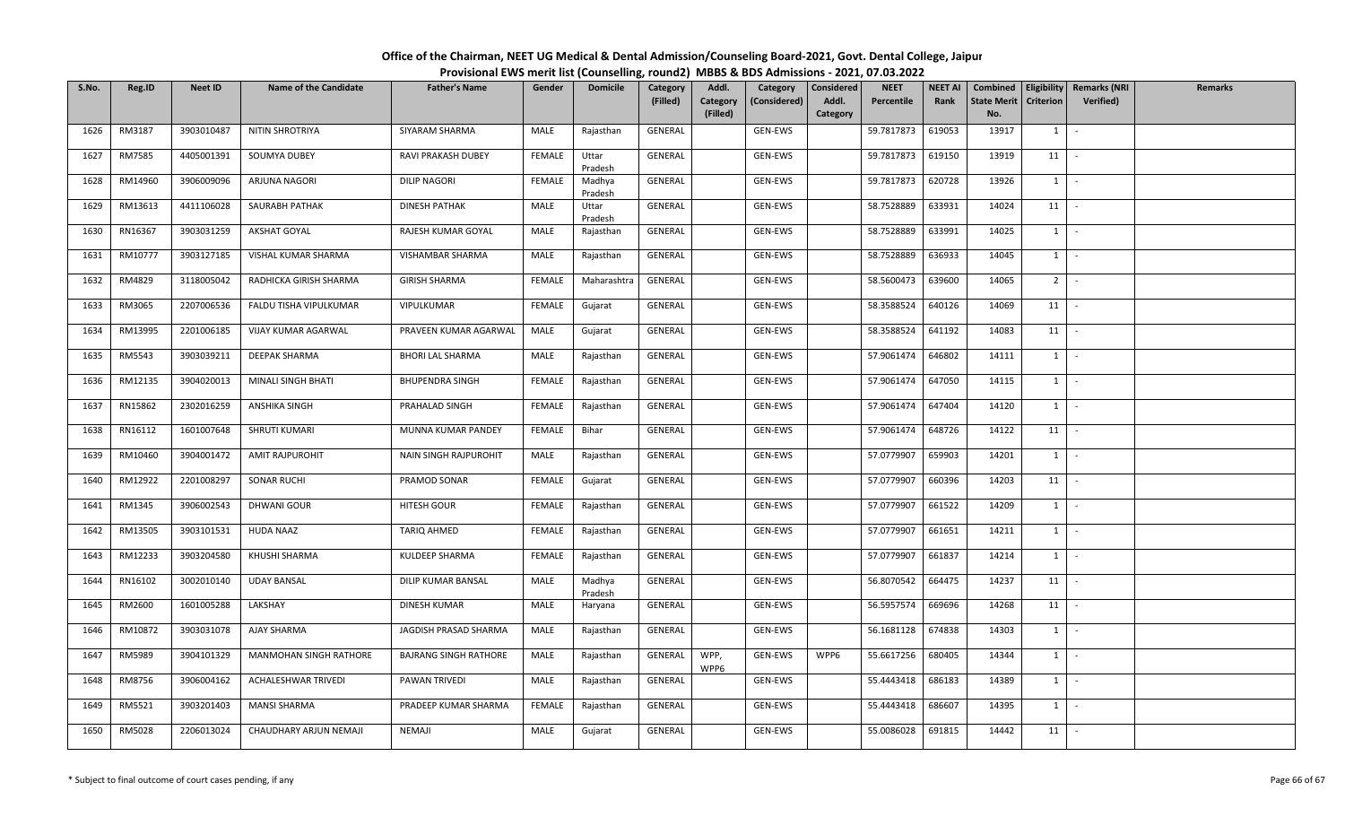# Office of the Chairman, NEET UG Medical & Dental Admission/Counseling Board-2021, Govt. Dental College, Jaipur

## Provisional EWS merit list (Counselling, round2) MBBS & BDS Admissions - 2021, 07.03.2022

| S.No. | Reg.ID | Neet ID | Name of the Candidate | Father's Name | Gender | Domicile | Category (Filled) | Addl. Category (Filled) | Category (Considered) | Considered Addl. Category | NEET Percentile | NEET AI Rank | Combined State Merit No. | Eligibility Criterion | Remarks (NRI Verified) | Remarks |
|---|---|---|---|---|---|---|---|---|---|---|---|---|---|---|---|---|
| 1626 | RM3187 | 3903010487 | NITIN SHROTRIYA | SIYARAM SHARMA | MALE | Rajasthan | GENERAL | | GEN-EWS | | 59.7817873 | 619053 | 13917 | 1 | - | |
| 1627 | RM7585 | 4405001391 | SOUMYA DUBEY | RAVI PRAKASH DUBEY | FEMALE | Uttar Pradesh | GENERAL | | GEN-EWS | | 59.7817873 | 619150 | 13919 | 11 | - | |
| 1628 | RM14960 | 3906009096 | ARJUNA NAGORI | DILIP NAGORI | FEMALE | Madhya Pradesh | GENERAL | | GEN-EWS | | 59.7817873 | 620728 | 13926 | 1 | - | |
| 1629 | RM13613 | 4411106028 | SAURABH PATHAK | DINESH PATHAK | MALE | Uttar Pradesh | GENERAL | | GEN-EWS | | 58.7528889 | 633931 | 14024 | 11 | - | |
| 1630 | RN16367 | 3903031259 | AKSHAT GOYAL | RAJESH KUMAR GOYAL | MALE | Rajasthan | GENERAL | | GEN-EWS | | 58.7528889 | 633991 | 14025 | 1 | - | |
| 1631 | RM10777 | 3903127185 | VISHAL KUMAR SHARMA | VISHAMBAR SHARMA | MALE | Rajasthan | GENERAL | | GEN-EWS | | 58.7528889 | 636933 | 14045 | 1 | - | |
| 1632 | RM4829 | 3118005042 | RADHICKA GIRISH SHARMA | GIRISH SHARMA | FEMALE | Maharashtra | GENERAL | | GEN-EWS | | 58.5600473 | 639600 | 14065 | 2 | - | |
| 1633 | RM3065 | 2207006536 | FALDU TISHA VIPULKUMAR | VIPULKUMAR | FEMALE | Gujarat | GENERAL | | GEN-EWS | | 58.3588524 | 640126 | 14069 | 11 | - | |
| 1634 | RM13995 | 2201006185 | VIJAY KUMAR AGARWAL | PRAVEEN KUMAR AGARWAL | MALE | Gujarat | GENERAL | | GEN-EWS | | 58.3588524 | 641192 | 14083 | 11 | - | |
| 1635 | RM5543 | 3903039211 | DEEPAK SHARMA | BHORI LAL SHARMA | MALE | Rajasthan | GENERAL | | GEN-EWS | | 57.9061474 | 646802 | 14111 | 1 | - | |
| 1636 | RM12135 | 3904020013 | MINALI SINGH BHATI | BHUPENDRA SINGH | FEMALE | Rajasthan | GENERAL | | GEN-EWS | | 57.9061474 | 647050 | 14115 | 1 | - | |
| 1637 | RN15862 | 2302016259 | ANSHIKA SINGH | PRAHALAD SINGH | FEMALE | Rajasthan | GENERAL | | GEN-EWS | | 57.9061474 | 647404 | 14120 | 1 | - | |
| 1638 | RN16112 | 1601007648 | SHRUTI KUMARI | MUNNA KUMAR PANDEY | FEMALE | Bihar | GENERAL | | GEN-EWS | | 57.9061474 | 648726 | 14122 | 11 | - | |
| 1639 | RM10460 | 3904001472 | AMIT RAJPUROHIT | NAIN SINGH RAJPUROHIT | MALE | Rajasthan | GENERAL | | GEN-EWS | | 57.0779907 | 659903 | 14201 | 1 | - | |
| 1640 | RM12922 | 2201008297 | SONAR RUCHI | PRAMOD SONAR | FEMALE | Gujarat | GENERAL | | GEN-EWS | | 57.0779907 | 660396 | 14203 | 11 | - | |
| 1641 | RM1345 | 3906002543 | DHWANI GOUR | HITESH GOUR | FEMALE | Rajasthan | GENERAL | | GEN-EWS | | 57.0779907 | 661522 | 14209 | 1 | - | |
| 1642 | RM13505 | 3903101531 | HUDA NAAZ | TARIQ AHMED | FEMALE | Rajasthan | GENERAL | | GEN-EWS | | 57.0779907 | 661651 | 14211 | 1 | - | |
| 1643 | RM12233 | 3903204580 | KHUSHI SHARMA | KULDEEP SHARMA | FEMALE | Rajasthan | GENERAL | | GEN-EWS | | 57.0779907 | 661837 | 14214 | 1 | - | |
| 1644 | RN16102 | 3002010140 | UDAY BANSAL | DILIP KUMAR BANSAL | MALE | Madhya Pradesh | GENERAL | | GEN-EWS | | 56.8070542 | 664475 | 14237 | 11 | - | |
| 1645 | RM2600 | 1601005288 | LAKSHAY | DINESH KUMAR | MALE | Haryana | GENERAL | | GEN-EWS | | 56.5957574 | 669696 | 14268 | 11 | - | |
| 1646 | RM10872 | 3903031078 | AJAY SHARMA | JAGDISH PRASAD SHARMA | MALE | Rajasthan | GENERAL | | GEN-EWS | | 56.1681128 | 674838 | 14303 | 1 | - | |
| 1647 | RM5989 | 3904101329 | MANMOHAN SINGH RATHORE | BAJRANG SINGH RATHORE | MALE | Rajasthan | GENERAL | WPP, WPP6 | GEN-EWS | WPP6 | 55.6617256 | 680405 | 14344 | 1 | - | |
| 1648 | RM8756 | 3906004162 | ACHALESHWAR TRIVEDI | PAWAN TRIVEDI | MALE | Rajasthan | GENERAL | | GEN-EWS | | 55.4443418 | 686183 | 14389 | 1 | - | |
| 1649 | RM5521 | 3903201403 | MANSI SHARMA | PRADEEP KUMAR SHARMA | FEMALE | Rajasthan | GENERAL | | GEN-EWS | | 55.4443418 | 686607 | 14395 | 1 | - | |
| 1650 | RM5028 | 2206013024 | CHAUDHARY ARJUN NEMAJI | NEMAJI | MALE | Gujarat | GENERAL | | GEN-EWS | | 55.0086028 | 691815 | 14442 | 11 | - | |

\* Subject to final outcome of court cases pending, if any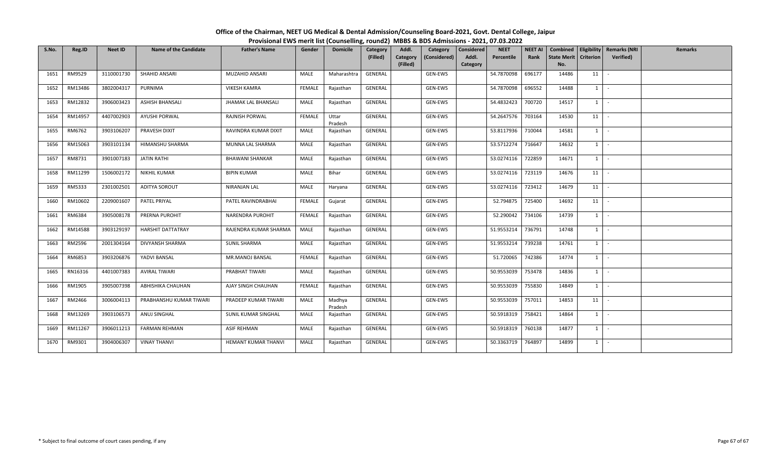# Office of the Chairman, NEET UG Medical & Dental Admission/Counseling Board-2021, Govt. Dental College, Jaipur

## Provisional EWS merit list (Counselling, round2) MBBS & BDS Admissions - 2021, 07.03.2022

| S.No. | Reg.ID | Neet ID | Name of the Candidate | Father's Name | Gender | Domicile | Category (Filled) | Addl. Category (Filled) | Category (Considered) | Considered Addl. Category | NEET Percentile | NEET AI Rank | Combined State Merit No. | Eligibility Criterion | Remarks (NRI Verified) | Remarks |
|---|---|---|---|---|---|---|---|---|---|---|---|---|---|---|---|---|
| 1651 | RM9529 | 3110001730 | SHAHID ANSARI | MUZAHID ANSARI | MALE | Maharashtra | GENERAL | | GEN-EWS | | 54.7870098 | 696177 | 14486 | 11 | - | |
| 1652 | RM13486 | 3802004317 | PURNIMA | VIKESH KAMRA | FEMALE | Rajasthan | GENERAL | | GEN-EWS | | 54.7870098 | 696552 | 14488 | 1 | - | |
| 1653 | RM12832 | 3906003423 | ASHISH BHANSALI | JHAMAK LAL BHANSALI | MALE | Rajasthan | GENERAL | | GEN-EWS | | 54.4832423 | 700720 | 14517 | 1 | - | |
| 1654 | RM14957 | 4407002903 | AYUSHI PORWAL | RAJNISH PORWAL | FEMALE | Uttar Pradesh | GENERAL | | GEN-EWS | | 54.2647576 | 703164 | 14530 | 11 | - | |
| 1655 | RM6762 | 3903106207 | PRAVESH DIXIT | RAVINDRA KUMAR DIXIT | MALE | Rajasthan | GENERAL | | GEN-EWS | | 53.8117936 | 710044 | 14581 | 1 | - | |
| 1656 | RM15063 | 3903101134 | HIMANSHU SHARMA | MUNNA LAL SHARMA | MALE | Rajasthan | GENERAL | | GEN-EWS | | 53.5712274 | 716647 | 14632 | 1 | - | |
| 1657 | RM8731 | 3901007183 | JATIN RATHI | BHAWANI SHANKAR | MALE | Rajasthan | GENERAL | | GEN-EWS | | 53.0274116 | 722859 | 14671 | 1 | - | |
| 1658 | RM11299 | 1506002172 | NIKHIL KUMAR | BIPIN KUMAR | MALE | Bihar | GENERAL | | GEN-EWS | | 53.0274116 | 723119 | 14676 | 11 | - | |
| 1659 | RM5333 | 2301002501 | ADITYA SOROUT | NIRANJAN LAL | MALE | Haryana | GENERAL | | GEN-EWS | | 53.0274116 | 723412 | 14679 | 11 | - | |
| 1660 | RM10602 | 2209001607 | PATEL PRIYAL | PATEL RAVINDRABHAI | FEMALE | Gujarat | GENERAL | | GEN-EWS | | 52.794875 | 725400 | 14692 | 11 | - | |
| 1661 | RM6384 | 3905008178 | PRERNA PUROHIT | NARENDRA PUROHIT | FEMALE | Rajasthan | GENERAL | | GEN-EWS | | 52.290042 | 734106 | 14739 | 1 | - | |
| 1662 | RM14588 | 3903129197 | HARSHIT DATTATRAY | RAJENDRA KUMAR SHARMA | MALE | Rajasthan | GENERAL | | GEN-EWS | | 51.9553214 | 736791 | 14748 | 1 | - | |
| 1663 | RM2596 | 2001304164 | DIVYANSH SHARMA | SUNIL SHARMA | MALE | Rajasthan | GENERAL | | GEN-EWS | | 51.9553214 | 739238 | 14761 | 1 | - | |
| 1664 | RM6853 | 3903206876 | YADVI BANSAL | MR.MANOJ BANSAL | FEMALE | Rajasthan | GENERAL | | GEN-EWS | | 51.720065 | 742386 | 14774 | 1 | - | |
| 1665 | RN16316 | 4401007383 | AVIRAL TIWARI | PRABHAT TIWARI | MALE | Rajasthan | GENERAL | | GEN-EWS | | 50.9553039 | 753478 | 14836 | 1 | - | |
| 1666 | RM1905 | 3905007398 | ABHISHIKA CHAUHAN | AJAY SINGH CHAUHAN | FEMALE | Rajasthan | GENERAL | | GEN-EWS | | 50.9553039 | 755830 | 14849 | 1 | - | |
| 1667 | RM2466 | 3006004113 | PRABHANSHU KUMAR TIWARI | PRADEEP KUMAR TIWARI | MALE | Madhya Pradesh | GENERAL | | GEN-EWS | | 50.9553039 | 757011 | 14853 | 11 | - | |
| 1668 | RM13269 | 3903106573 | ANUJ SINGHAL | SUNIL KUMAR SINGHAL | MALE | Rajasthan | GENERAL | | GEN-EWS | | 50.5918319 | 758421 | 14864 | 1 | - | |
| 1669 | RM11267 | 3906011213 | FARMAN REHMAN | ASIF REHMAN | MALE | Rajasthan | GENERAL | | GEN-EWS | | 50.5918319 | 760138 | 14877 | 1 | - | |
| 1670 | RM9301 | 3904006307 | VINAY THANVI | HEMANT KUMAR THANVI | MALE | Rajasthan | GENERAL | | GEN-EWS | | 50.3363719 | 764897 | 14899 | 1 | - | |

\* Subject to final outcome of court cases pending, if any